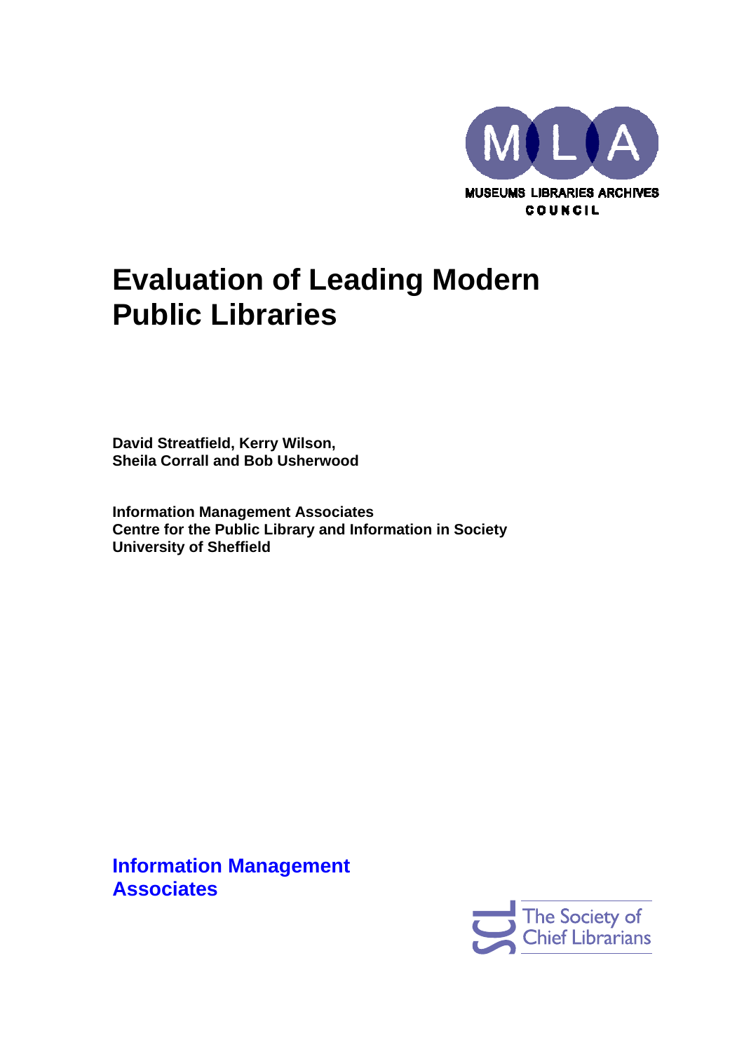MUSEUMS LIBRARIES ARCHIVES COUNCIL

# Evaluation of Leading Modern Public Libraries

**David Streatfield, Kerry Wilson, Sheila Corrall and Bob Usherwood**

**Information Management Associates**
**Centre for the Public Library and Information in Society**
**University of Sheffield**

**Information Management Associates**

The Society of Chief Librarians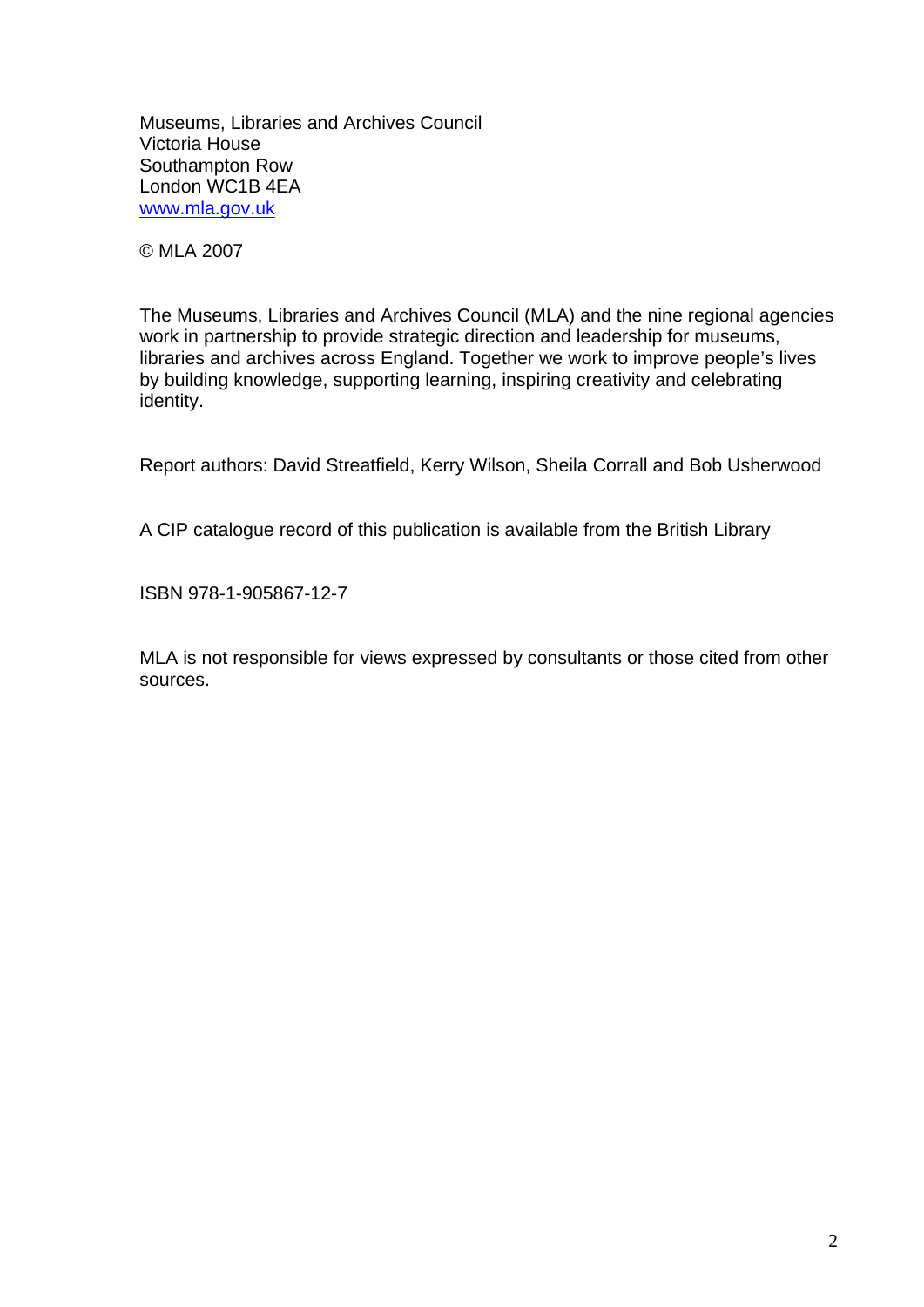Museums, Libraries and Archives Council
Victoria House
Southampton Row
London WC1B 4EA
[www.mla.gov.uk](http://www.mla.gov.uk)

© MLA 2007

The Museums, Libraries and Archives Council (MLA) and the nine regional agencies work in partnership to provide strategic direction and leadership for museums, libraries and archives across England. Together we work to improve people's lives by building knowledge, supporting learning, inspiring creativity and celebrating identity.

Report authors: David Streatfield, Kerry Wilson, Sheila Corrall and Bob Usherwood

A CIP catalogue record of this publication is available from the British Library

ISBN 978-1-905867-12-7

MLA is not responsible for views expressed by consultants or those cited from other sources.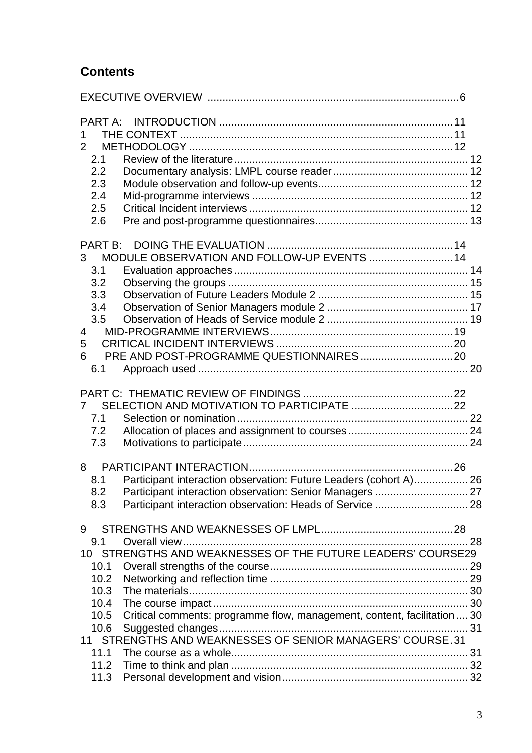## Contents

EXECUTIVE OVERVIEW ....................................................................................6

PART A: INTRODUCTION ..............................................................................11
1 THE CONTEXT ...........................................................................................11
2 METHODOLOGY .........................................................................................12
- 2.1 Review of the literature ............................................................................. 12
- 2.2 Documentary analysis: LMPL course reader ............................................. 12
- 2.3 Module observation and follow-up events.................................................. 12
- 2.4 Mid-programme interviews ....................................................................... 12
- 2.5 Critical Incident interviews ........................................................................ 12
- 2.6 Pre and post-programme questionnaires................................................... 13

PART B: DOING THE EVALUATION ..............................................................14
3 MODULE OBSERVATION AND FOLLOW-UP EVENTS ............................14
- 3.1 Evaluation approaches .............................................................................. 14
- 3.2 Observing the groups ................................................................................ 15
- 3.3 Observation of Future Leaders Module 2 .................................................. 15
- 3.4 Observation of Senior Managers module 2 ............................................... 17
- 3.5 Observation of Heads of Service module 2 ............................................... 19

4 MID-PROGRAMME INTERVIEWS.............................................................19
5 CRITICAL INCIDENT INTERVIEWS ...........................................................20
6 PRE AND POST-PROGRAMME QUESTIONNAIRES ................................20
- 6.1 Approach used .......................................................................................... 20

PART C: THEMATIC REVIEW OF FINDINGS ..................................................22
7 SELECTION AND MOTIVATION TO PARTICIPATE ..................................22
- 7.1 Selection or nomination ............................................................................. 22
- 7.2 Allocation of places and assignment to courses ........................................ 24
- 7.3 Motivations to participate ........................................................................... 24

8 PARTICIPANT INTERACTION.....................................................................26
- 8.1 Participant interaction observation: Future Leaders (cohort A).................. 26
- 8.2 Participant interaction observation: Senior Managers ............................... 27
- 8.3 Participant interaction observation: Heads of Service ............................... 28

9 STRENGTHS AND WEAKNESSES OF LMPL............................................28
- 9.1 Overall view .............................................................................................. 28

10 STRENGTHS AND WEAKNESSES OF THE FUTURE LEADERS' COURSE29
- 10.1 Overall strengths of the course.................................................................. 29
- 10.2 Networking and reflection time .................................................................. 29
- 10.3 The materials............................................................................................. 30
- 10.4 The course impact ..................................................................................... 30
- 10.5 Critical comments: programme flow, management, content, facilitation .... 30
- 10.6 Suggested changes ................................................................................... 31

11 STRENGTHS AND WEAKNESSES OF SENIOR MANAGERS' COURSE .31
- 11.1 The course as a whole............................................................................... 31
- 11.2 Time to think and plan ............................................................................... 32
- 11.3 Personal development and vision.............................................................. 32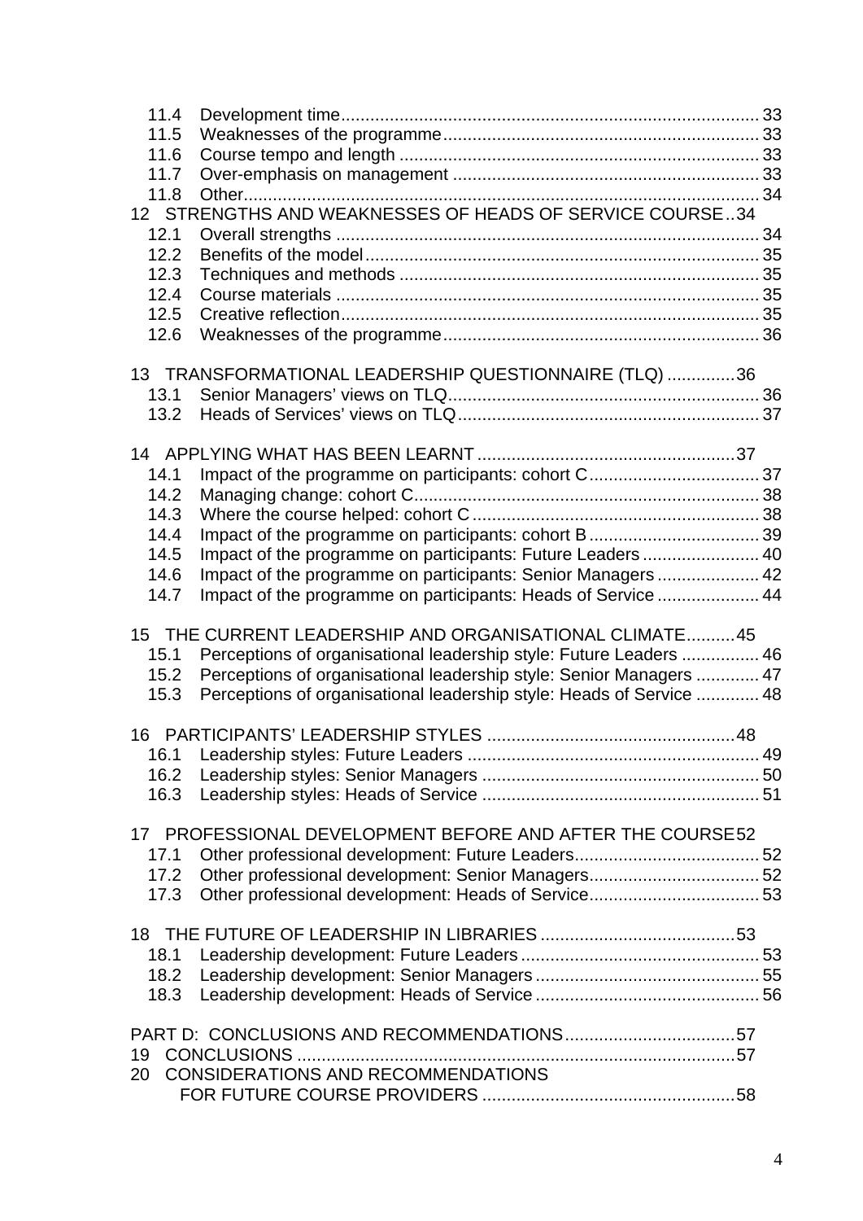11.4 Development time ..................................................................................... 33
11.5 Weaknesses of the programme ................................................................. 33
11.6 Course tempo and length .......................................................................... 33
11.7 Over-emphasis on management ............................................................... 33
11.8 Other .......................................................................................................... 34

12 STRENGTHS AND WEAKNESSES OF HEADS OF SERVICE COURSE .. 34
12.1 Overall strengths ....................................................................................... 34
12.2 Benefits of the model ................................................................................. 35
12.3 Techniques and methods .......................................................................... 35
12.4 Course materials ....................................................................................... 35
12.5 Creative reflection ...................................................................................... 35
12.6 Weaknesses of the programme ................................................................. 36

13 TRANSFORMATIONAL LEADERSHIP QUESTIONNAIRE (TLQ) .............. 36
13.1 Senior Managers' views on TLQ ................................................................ 36
13.2 Heads of Services' views on TLQ .............................................................. 37

14 APPLYING WHAT HAS BEEN LEARNT ..................................................... 37
14.1 Impact of the programme on participants: cohort C ................................... 37
14.2 Managing change: cohort C ....................................................................... 38
14.3 Where the course helped: cohort C ........................................................... 38
14.4 Impact of the programme on participants: cohort B ................................... 39
14.5 Impact of the programme on participants: Future Leaders ........................ 40
14.6 Impact of the programme on participants: Senior Managers ...................... 42
14.7 Impact of the programme on participants: Heads of Service ..................... 44

15 THE CURRENT LEADERSHIP AND ORGANISATIONAL CLIMATE .......... 45
15.1 Perceptions of organisational leadership style: Future Leaders ................ 46
15.2 Perceptions of organisational leadership style: Senior Managers ............. 47
15.3 Perceptions of organisational leadership style: Heads of Service ............. 48

16 PARTICIPANTS' LEADERSHIP STYLES ................................................... 48
16.1 Leadership styles: Future Leaders ............................................................ 49
16.2 Leadership styles: Senior Managers ......................................................... 50
16.3 Leadership styles: Heads of Service ......................................................... 51

17 PROFESSIONAL DEVELOPMENT BEFORE AND AFTER THE COURSE 52
17.1 Other professional development: Future Leaders ...................................... 52
17.2 Other professional development: Senior Managers ................................... 52
17.3 Other professional development: Heads of Service ................................... 53

18 THE FUTURE OF LEADERSHIP IN LIBRARIES ........................................ 53
18.1 Leadership development: Future Leaders ................................................. 53
18.2 Leadership development: Senior Managers .............................................. 55
18.3 Leadership development: Heads of Service .............................................. 56

PART D: CONCLUSIONS AND RECOMMENDATIONS ................................... 57
19 CONCLUSIONS ........................................................................................... 57
20 CONSIDERATIONS AND RECOMMENDATIONS FOR FUTURE COURSE PROVIDERS .................................................... 58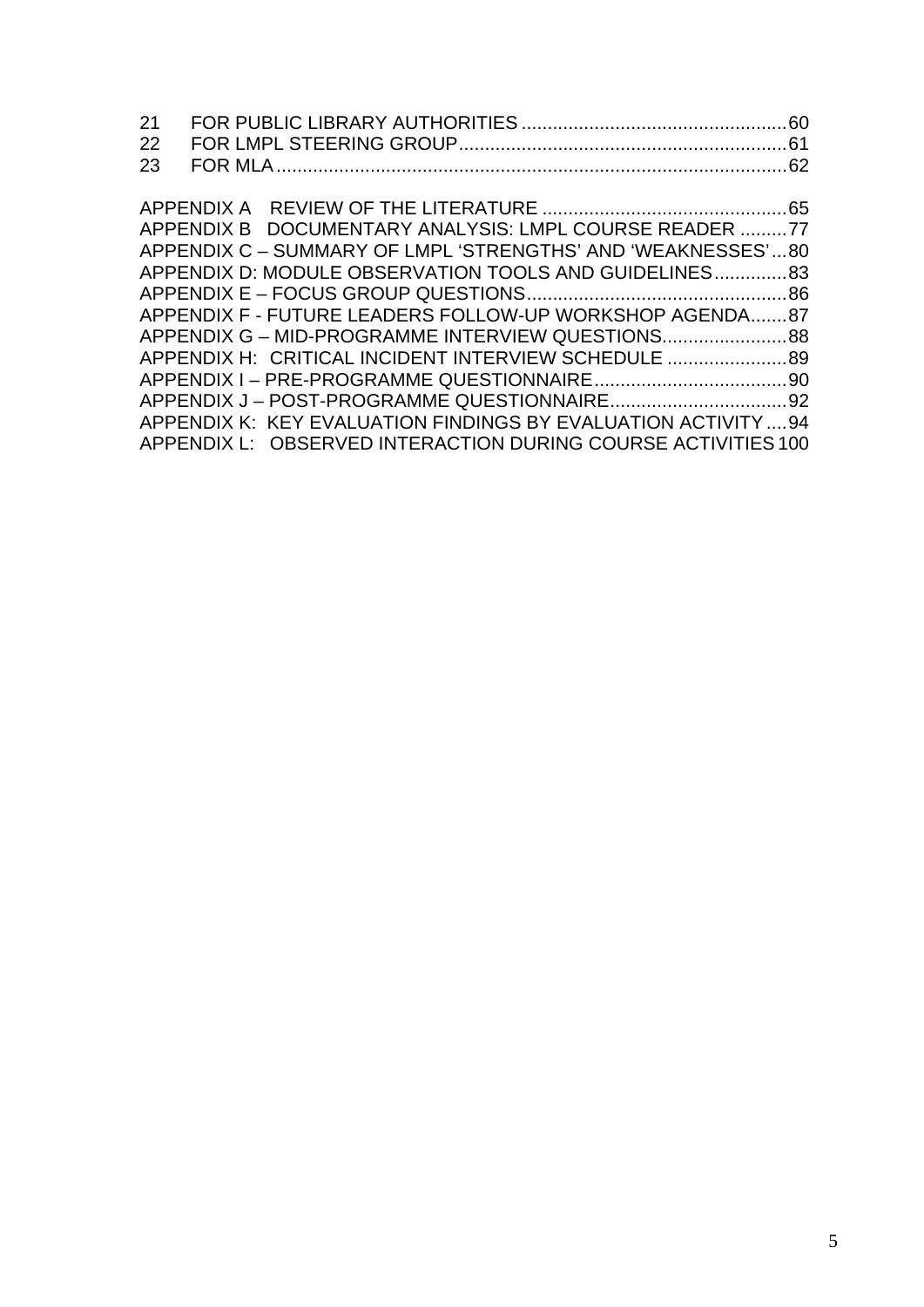21 FOR PUBLIC LIBRARY AUTHORITIES ........................................................60
22 FOR LMPL STEERING GROUP..................................................................61
23 FOR MLA ...............................................................................................62

APPENDIX A REVIEW OF THE LITERATURE ...............................................65
APPENDIX B DOCUMENTARY ANALYSIS: LMPL COURSE READER .........77
APPENDIX C – SUMMARY OF LMPL 'STRENGTHS' AND 'WEAKNESSES'...80
APPENDIX D: MODULE OBSERVATION TOOLS AND GUIDELINES..............83
APPENDIX E – FOCUS GROUP QUESTIONS..................................................86
APPENDIX F - FUTURE LEADERS FOLLOW-UP WORKSHOP AGENDA.......87
APPENDIX G – MID-PROGRAMME INTERVIEW QUESTIONS........................88
APPENDIX H: CRITICAL INCIDENT INTERVIEW SCHEDULE .......................89
APPENDIX I – PRE-PROGRAMME QUESTIONNAIRE.....................................90
APPENDIX J – POST-PROGRAMME QUESTIONNAIRE..................................92
APPENDIX K: KEY EVALUATION FINDINGS BY EVALUATION ACTIVITY ....94
APPENDIX L: OBSERVED INTERACTION DURING COURSE ACTIVITIES 100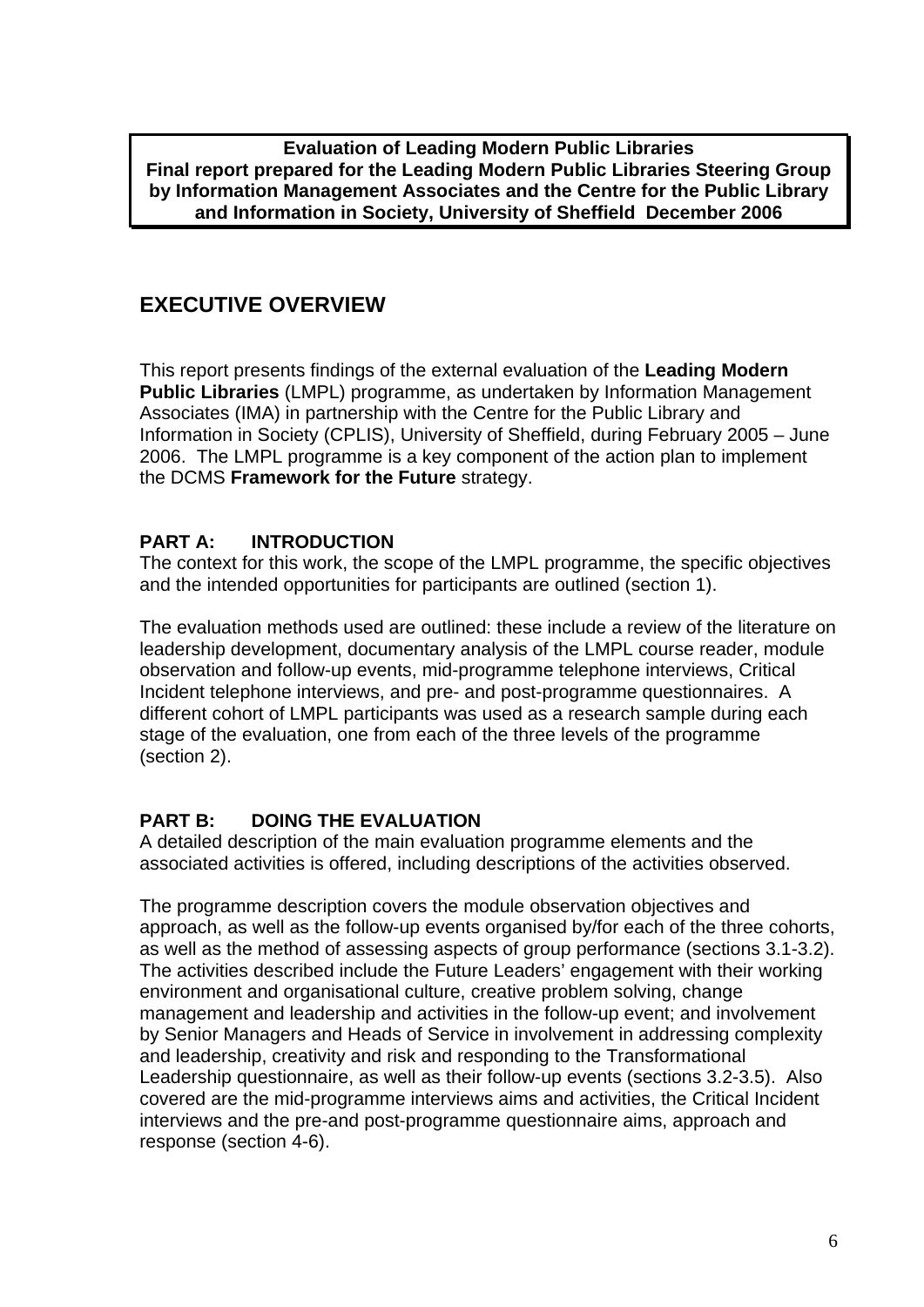**Evaluation of Leading Modern Public Libraries**
**Final report prepared for the Leading Modern Public Libraries Steering Group by Information Management Associates and the Centre for the Public Library and Information in Society, University of Sheffield December 2006**

## EXECUTIVE OVERVIEW

This report presents findings of the external evaluation of the **Leading Modern Public Libraries** (LMPL) programme, as undertaken by Information Management Associates (IMA) in partnership with the Centre for the Public Library and Information in Society (CPLIS), University of Sheffield, during February 2005 – June 2006. The LMPL programme is a key component of the action plan to implement the DCMS **Framework for the Future** strategy.

### PART A: INTRODUCTION

The context for this work, the scope of the LMPL programme, the specific objectives and the intended opportunities for participants are outlined (section 1).

The evaluation methods used are outlined: these include a review of the literature on leadership development, documentary analysis of the LMPL course reader, module observation and follow-up events, mid-programme telephone interviews, Critical Incident telephone interviews, and pre- and post-programme questionnaires. A different cohort of LMPL participants was used as a research sample during each stage of the evaluation, one from each of the three levels of the programme (section 2).

### PART B: DOING THE EVALUATION

A detailed description of the main evaluation programme elements and the associated activities is offered, including descriptions of the activities observed.

The programme description covers the module observation objectives and approach, as well as the follow-up events organised by/for each of the three cohorts, as well as the method of assessing aspects of group performance (sections 3.1-3.2). The activities described include the Future Leaders' engagement with their working environment and organisational culture, creative problem solving, change management and leadership and activities in the follow-up event; and involvement by Senior Managers and Heads of Service in involvement in addressing complexity and leadership, creativity and risk and responding to the Transformational Leadership questionnaire, as well as their follow-up events (sections 3.2-3.5). Also covered are the mid-programme interviews aims and activities, the Critical Incident interviews and the pre-and post-programme questionnaire aims, approach and response (section 4-6).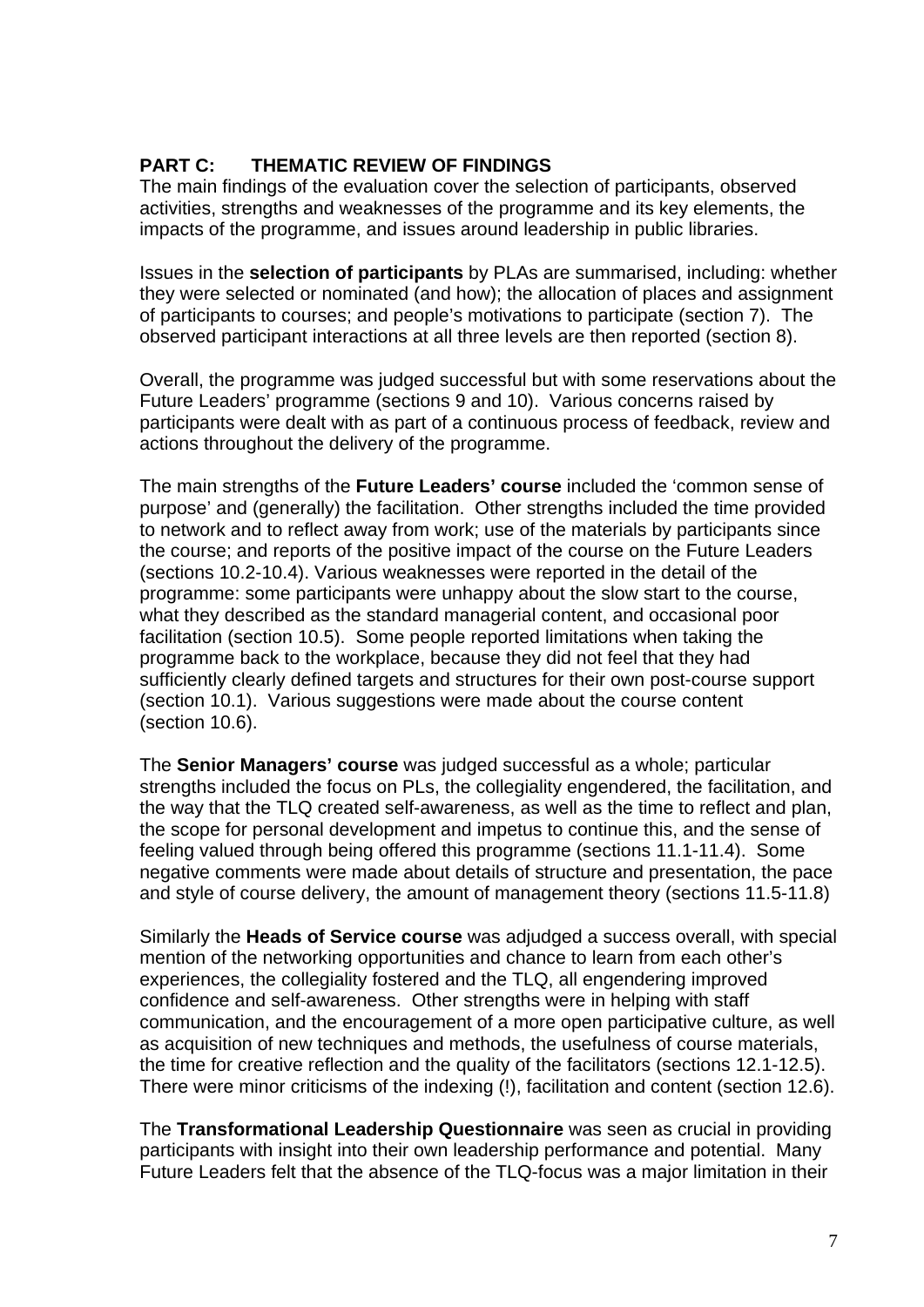## PART C: THEMATIC REVIEW OF FINDINGS

The main findings of the evaluation cover the selection of participants, observed activities, strengths and weaknesses of the programme and its key elements, the impacts of the programme, and issues around leadership in public libraries.

Issues in the **selection of participants** by PLAs are summarised, including: whether they were selected or nominated (and how); the allocation of places and assignment of participants to courses; and people's motivations to participate (section 7). The observed participant interactions at all three levels are then reported (section 8).

Overall, the programme was judged successful but with some reservations about the Future Leaders' programme (sections 9 and 10). Various concerns raised by participants were dealt with as part of a continuous process of feedback, review and actions throughout the delivery of the programme.

The main strengths of the **Future Leaders' course** included the 'common sense of purpose' and (generally) the facilitation. Other strengths included the time provided to network and to reflect away from work; use of the materials by participants since the course; and reports of the positive impact of the course on the Future Leaders (sections 10.2-10.4). Various weaknesses were reported in the detail of the programme: some participants were unhappy about the slow start to the course, what they described as the standard managerial content, and occasional poor facilitation (section 10.5). Some people reported limitations when taking the programme back to the workplace, because they did not feel that they had sufficiently clearly defined targets and structures for their own post-course support (section 10.1). Various suggestions were made about the course content (section 10.6).

The **Senior Managers' course** was judged successful as a whole; particular strengths included the focus on PLs, the collegiality engendered, the facilitation, and the way that the TLQ created self-awareness, as well as the time to reflect and plan, the scope for personal development and impetus to continue this, and the sense of feeling valued through being offered this programme (sections 11.1-11.4). Some negative comments were made about details of structure and presentation, the pace and style of course delivery, the amount of management theory (sections 11.5-11.8)

Similarly the **Heads of Service course** was adjudged a success overall, with special mention of the networking opportunities and chance to learn from each other's experiences, the collegiality fostered and the TLQ, all engendering improved confidence and self-awareness. Other strengths were in helping with staff communication, and the encouragement of a more open participative culture, as well as acquisition of new techniques and methods, the usefulness of course materials, the time for creative reflection and the quality of the facilitators (sections 12.1-12.5). There were minor criticisms of the indexing (!), facilitation and content (section 12.6).

The **Transformational Leadership Questionnaire** was seen as crucial in providing participants with insight into their own leadership performance and potential. Many Future Leaders felt that the absence of the TLQ-focus was a major limitation in their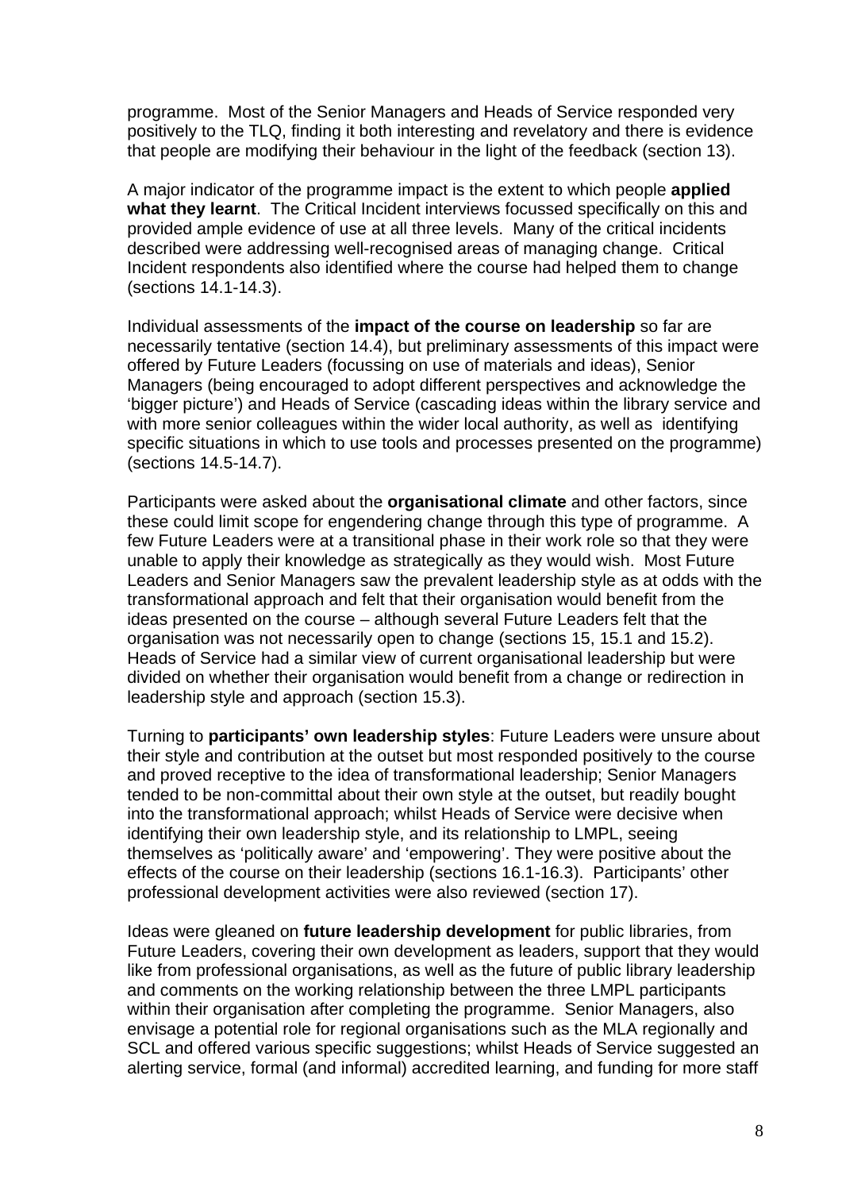programme. Most of the Senior Managers and Heads of Service responded very positively to the TLQ, finding it both interesting and revelatory and there is evidence that people are modifying their behaviour in the light of the feedback (section 13).

A major indicator of the programme impact is the extent to which people **applied what they learnt**. The Critical Incident interviews focussed specifically on this and provided ample evidence of use at all three levels. Many of the critical incidents described were addressing well-recognised areas of managing change. Critical Incident respondents also identified where the course had helped them to change (sections 14.1-14.3).

Individual assessments of the **impact of the course on leadership** so far are necessarily tentative (section 14.4), but preliminary assessments of this impact were offered by Future Leaders (focussing on use of materials and ideas), Senior Managers (being encouraged to adopt different perspectives and acknowledge the 'bigger picture') and Heads of Service (cascading ideas within the library service and with more senior colleagues within the wider local authority, as well as identifying specific situations in which to use tools and processes presented on the programme) (sections 14.5-14.7).

Participants were asked about the **organisational climate** and other factors, since these could limit scope for engendering change through this type of programme. A few Future Leaders were at a transitional phase in their work role so that they were unable to apply their knowledge as strategically as they would wish. Most Future Leaders and Senior Managers saw the prevalent leadership style as at odds with the transformational approach and felt that their organisation would benefit from the ideas presented on the course – although several Future Leaders felt that the organisation was not necessarily open to change (sections 15, 15.1 and 15.2). Heads of Service had a similar view of current organisational leadership but were divided on whether their organisation would benefit from a change or redirection in leadership style and approach (section 15.3).

Turning to **participants' own leadership styles**: Future Leaders were unsure about their style and contribution at the outset but most responded positively to the course and proved receptive to the idea of transformational leadership; Senior Managers tended to be non-committal about their own style at the outset, but readily bought into the transformational approach; whilst Heads of Service were decisive when identifying their own leadership style, and its relationship to LMPL, seeing themselves as 'politically aware' and 'empowering'. They were positive about the effects of the course on their leadership (sections 16.1-16.3). Participants' other professional development activities were also reviewed (section 17).

Ideas were gleaned on **future leadership development** for public libraries, from Future Leaders, covering their own development as leaders, support that they would like from professional organisations, as well as the future of public library leadership and comments on the working relationship between the three LMPL participants within their organisation after completing the programme. Senior Managers, also envisage a potential role for regional organisations such as the MLA regionally and SCL and offered various specific suggestions; whilst Heads of Service suggested an alerting service, formal (and informal) accredited learning, and funding for more staff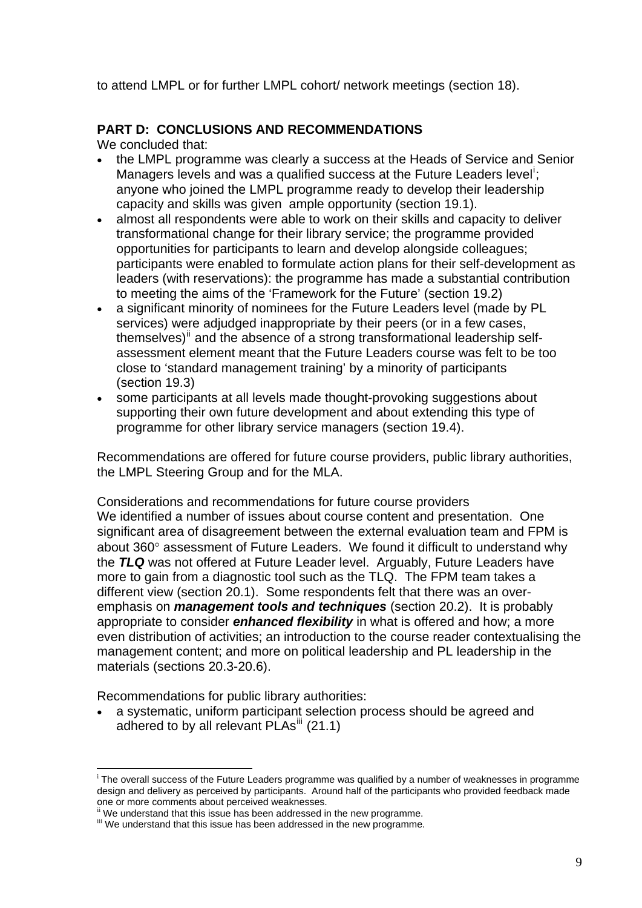to attend LMPL or for further LMPL cohort/ network meetings (section 18).

## PART D: CONCLUSIONS AND RECOMMENDATIONS

We concluded that:

- the LMPL programme was clearly a success at the Heads of Service and Senior Managers levels and was a qualified success at the Future Leaders level[i]; anyone who joined the LMPL programme ready to develop their leadership capacity and skills was given ample opportunity (section 19.1).
- almost all respondents were able to work on their skills and capacity to deliver transformational change for their library service; the programme provided opportunities for participants to learn and develop alongside colleagues; participants were enabled to formulate action plans for their self-development as leaders (with reservations): the programme has made a substantial contribution to meeting the aims of the 'Framework for the Future' (section 19.2)
- a significant minority of nominees for the Future Leaders level (made by PL services) were adjudged inappropriate by their peers (or in a few cases, themselves)[ii] and the absence of a strong transformational leadership self-assessment element meant that the Future Leaders course was felt to be too close to 'standard management training' by a minority of participants (section 19.3)
- some participants at all levels made thought-provoking suggestions about supporting their own future development and about extending this type of programme for other library service managers (section 19.4).

Recommendations are offered for future course providers, public library authorities, the LMPL Steering Group and for the MLA.

Considerations and recommendations for future course providers

We identified a number of issues about course content and presentation. One significant area of disagreement between the external evaluation team and FPM is about 360° assessment of Future Leaders. We found it difficult to understand why the ***TLQ*** was not offered at Future Leader level. Arguably, Future Leaders have more to gain from a diagnostic tool such as the TLQ. The FPM team takes a different view (section 20.1). Some respondents felt that there was an over-emphasis on ***management tools and techniques*** (section 20.2). It is probably appropriate to consider ***enhanced flexibility*** in what is offered and how; a more even distribution of activities; an introduction to the course reader contextualising the management content; and more on political leadership and PL leadership in the materials (sections 20.3-20.6).

Recommendations for public library authorities:

- a systematic, uniform participant selection process should be agreed and adhered to by all relevant PLAs[iii] (21.1)

---

[i] The overall success of the Future Leaders programme was qualified by a number of weaknesses in programme design and delivery as perceived by participants. Around half of the participants who provided feedback made one or more comments about perceived weaknesses.

[ii] We understand that this issue has been addressed in the new programme.

[iii] We understand that this issue has been addressed in the new programme.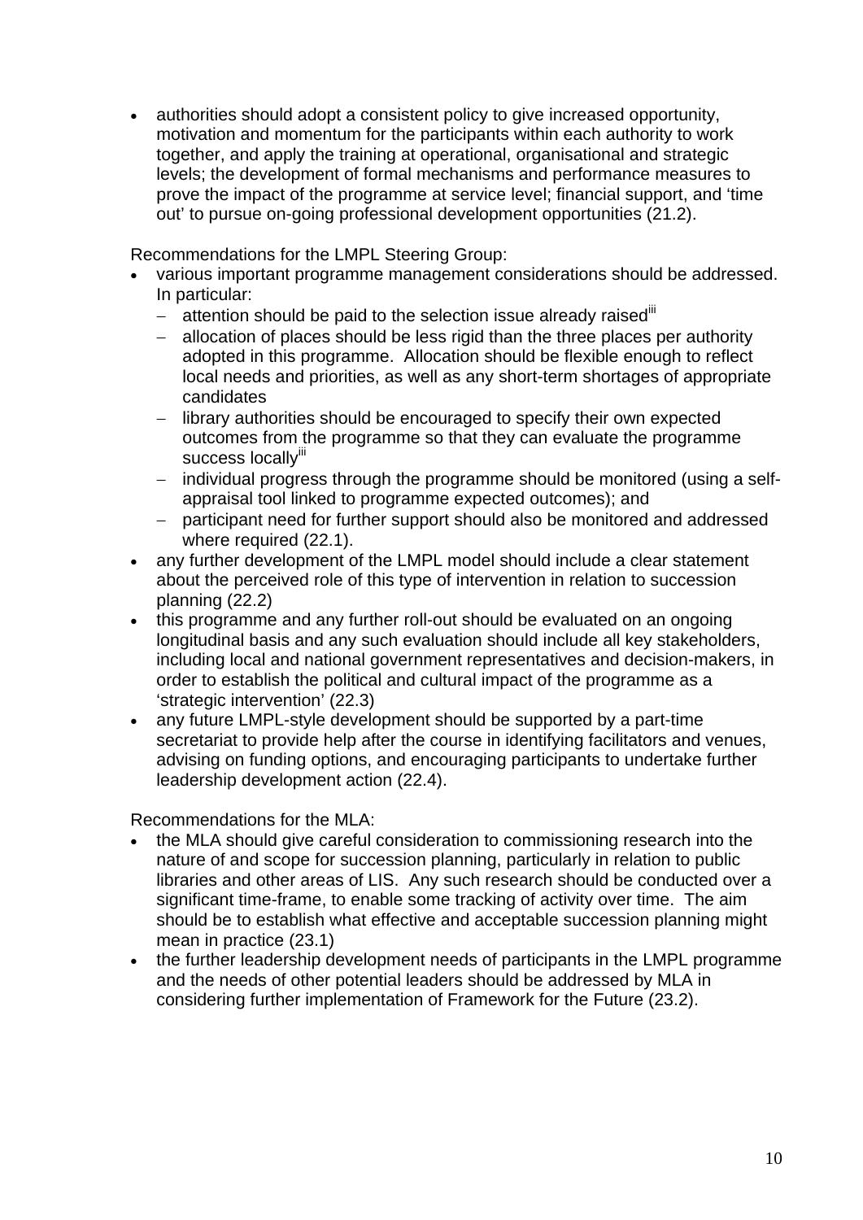- authorities should adopt a consistent policy to give increased opportunity, motivation and momentum for the participants within each authority to work together, and apply the training at operational, organisational and strategic levels; the development of formal mechanisms and performance measures to prove the impact of the programme at service level; financial support, and 'time out' to pursue on-going professional development opportunities (21.2).

Recommendations for the LMPL Steering Group:

- various important programme management considerations should be addressed. In particular:
  - attention should be paid to the selection issue already raised[iii]
  - allocation of places should be less rigid than the three places per authority adopted in this programme. Allocation should be flexible enough to reflect local needs and priorities, as well as any short-term shortages of appropriate candidates
  - library authorities should be encouraged to specify their own expected outcomes from the programme so that they can evaluate the programme success locally[iii]
  - individual progress through the programme should be monitored (using a self-appraisal tool linked to programme expected outcomes); and
  - participant need for further support should also be monitored and addressed where required (22.1).
- any further development of the LMPL model should include a clear statement about the perceived role of this type of intervention in relation to succession planning (22.2)
- this programme and any further roll-out should be evaluated on an ongoing longitudinal basis and any such evaluation should include all key stakeholders, including local and national government representatives and decision-makers, in order to establish the political and cultural impact of the programme as a 'strategic intervention' (22.3)
- any future LMPL-style development should be supported by a part-time secretariat to provide help after the course in identifying facilitators and venues, advising on funding options, and encouraging participants to undertake further leadership development action (22.4).

Recommendations for the MLA:

- the MLA should give careful consideration to commissioning research into the nature of and scope for succession planning, particularly in relation to public libraries and other areas of LIS. Any such research should be conducted over a significant time-frame, to enable some tracking of activity over time. The aim should be to establish what effective and acceptable succession planning might mean in practice (23.1)
- the further leadership development needs of participants in the LMPL programme and the needs of other potential leaders should be addressed by MLA in considering further implementation of Framework for the Future (23.2).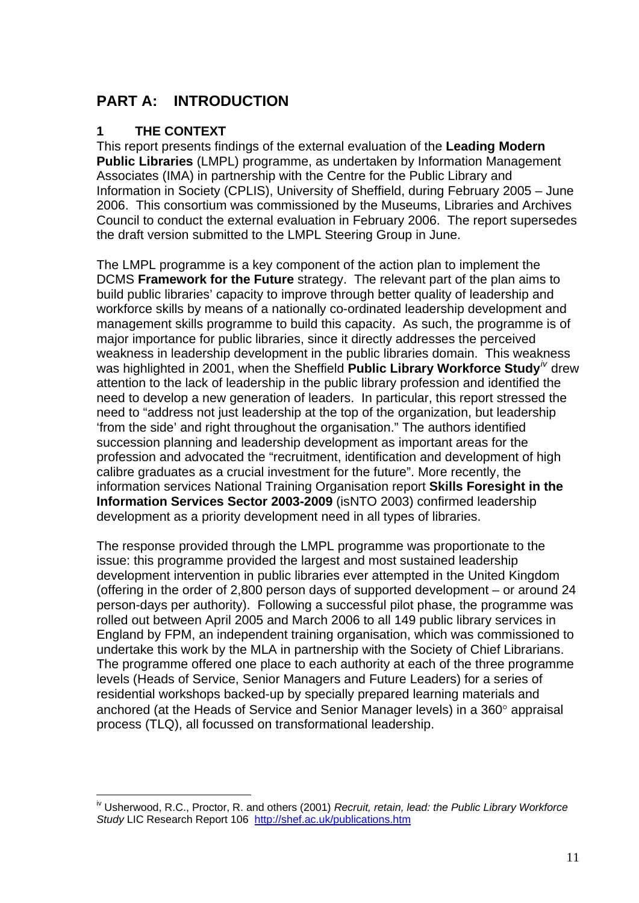# PART A: INTRODUCTION

## 1 THE CONTEXT

This report presents findings of the external evaluation of the **Leading Modern Public Libraries** (LMPL) programme, as undertaken by Information Management Associates (IMA) in partnership with the Centre for the Public Library and Information in Society (CPLIS), University of Sheffield, during February 2005 – June 2006. This consortium was commissioned by the Museums, Libraries and Archives Council to conduct the external evaluation in February 2006. The report supersedes the draft version submitted to the LMPL Steering Group in June.

The LMPL programme is a key component of the action plan to implement the DCMS **Framework for the Future** strategy. The relevant part of the plan aims to build public libraries' capacity to improve through better quality of leadership and workforce skills by means of a nationally co-ordinated leadership development and management skills programme to build this capacity. As such, the programme is of major importance for public libraries, since it directly addresses the perceived weakness in leadership development in the public libraries domain. This weakness was highlighted in 2001, when the Sheffield **Public Library Workforce Study**[iv] drew attention to the lack of leadership in the public library profession and identified the need to develop a new generation of leaders. In particular, this report stressed the need to "address not just leadership at the top of the organization, but leadership 'from the side' and right throughout the organisation." The authors identified succession planning and leadership development as important areas for the profession and advocated the "recruitment, identification and development of high calibre graduates as a crucial investment for the future". More recently, the information services National Training Organisation report **Skills Foresight in the Information Services Sector 2003-2009** (isNTO 2003) confirmed leadership development as a priority development need in all types of libraries.

The response provided through the LMPL programme was proportionate to the issue: this programme provided the largest and most sustained leadership development intervention in public libraries ever attempted in the United Kingdom (offering in the order of 2,800 person days of supported development – or around 24 person-days per authority). Following a successful pilot phase, the programme was rolled out between April 2005 and March 2006 to all 149 public library services in England by FPM, an independent training organisation, which was commissioned to undertake this work by the MLA in partnership with the Society of Chief Librarians. The programme offered one place to each authority at each of the three programme levels (Heads of Service, Senior Managers and Future Leaders) for a series of residential workshops backed-up by specially prepared learning materials and anchored (at the Heads of Service and Senior Manager levels) in a 360° appraisal process (TLQ), all focussed on transformational leadership.

---

[iv] Usherwood, R.C., Proctor, R. and others (2001) *Recruit, retain, lead: the Public Library Workforce Study* LIC Research Report 106 http://shef.ac.uk/publications.htm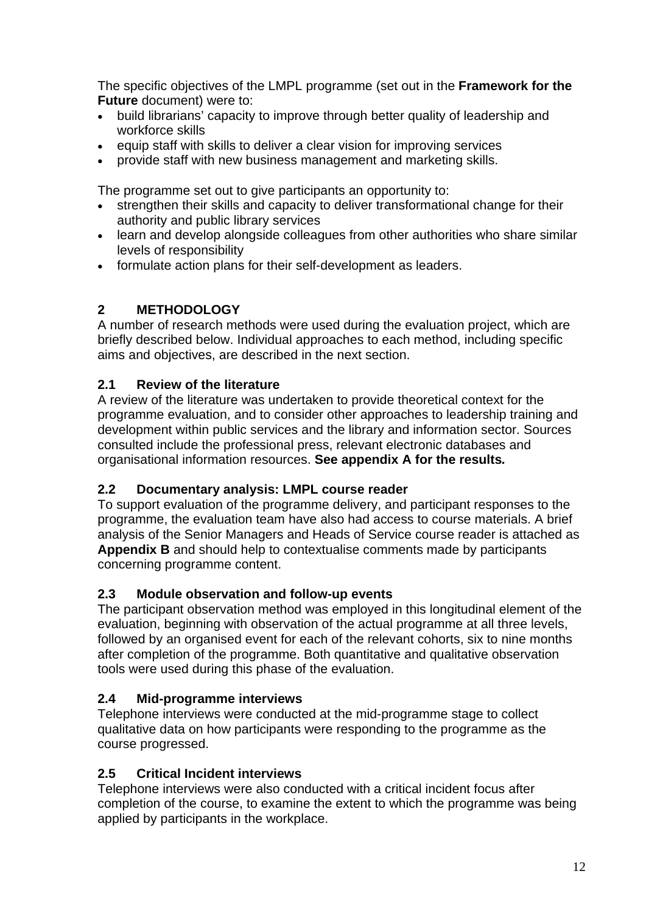The specific objectives of the LMPL programme (set out in the **Framework for the Future** document) were to:

- build librarians' capacity to improve through better quality of leadership and workforce skills
- equip staff with skills to deliver a clear vision for improving services
- provide staff with new business management and marketing skills.

The programme set out to give participants an opportunity to:

- strengthen their skills and capacity to deliver transformational change for their authority and public library services
- learn and develop alongside colleagues from other authorities who share similar levels of responsibility
- formulate action plans for their self-development as leaders.

## 2 METHODOLOGY

A number of research methods were used during the evaluation project, which are briefly described below. Individual approaches to each method, including specific aims and objectives, are described in the next section.

### 2.1 Review of the literature

A review of the literature was undertaken to provide theoretical context for the programme evaluation, and to consider other approaches to leadership training and development within public services and the library and information sector. Sources consulted include the professional press, relevant electronic databases and organisational information resources. **See appendix A for the results*.***

### 2.2 Documentary analysis: LMPL course reader

To support evaluation of the programme delivery, and participant responses to the programme, the evaluation team have also had access to course materials. A brief analysis of the Senior Managers and Heads of Service course reader is attached as **Appendix B** and should help to contextualise comments made by participants concerning programme content.

### 2.3 Module observation and follow-up events

The participant observation method was employed in this longitudinal element of the evaluation, beginning with observation of the actual programme at all three levels, followed by an organised event for each of the relevant cohorts, six to nine months after completion of the programme. Both quantitative and qualitative observation tools were used during this phase of the evaluation.

### 2.4 Mid-programme interviews

Telephone interviews were conducted at the mid-programme stage to collect qualitative data on how participants were responding to the programme as the course progressed.

### 2.5 Critical Incident interviews

Telephone interviews were also conducted with a critical incident focus after completion of the course, to examine the extent to which the programme was being applied by participants in the workplace.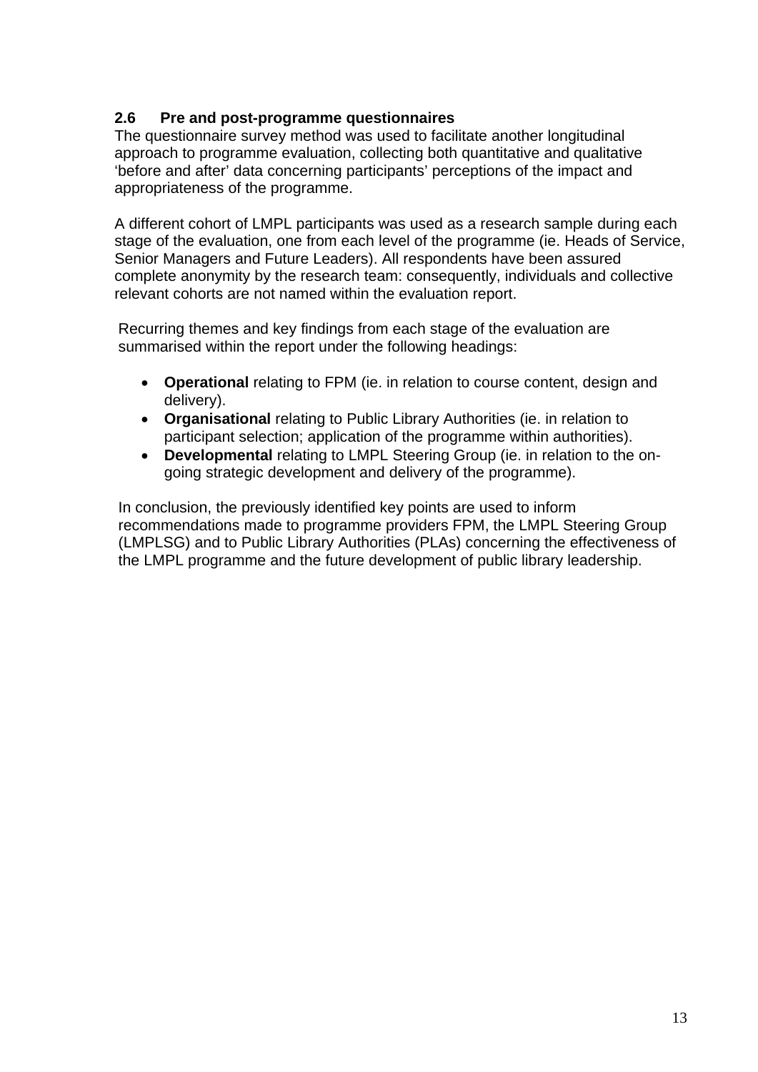## 2.6 Pre and post-programme questionnaires

The questionnaire survey method was used to facilitate another longitudinal approach to programme evaluation, collecting both quantitative and qualitative 'before and after' data concerning participants' perceptions of the impact and appropriateness of the programme.

A different cohort of LMPL participants was used as a research sample during each stage of the evaluation, one from each level of the programme (ie. Heads of Service, Senior Managers and Future Leaders). All respondents have been assured complete anonymity by the research team: consequently, individuals and collective relevant cohorts are not named within the evaluation report.

Recurring themes and key findings from each stage of the evaluation are summarised within the report under the following headings:

- **Operational** relating to FPM (ie. in relation to course content, design and delivery).
- **Organisational** relating to Public Library Authorities (ie. in relation to participant selection; application of the programme within authorities).
- **Developmental** relating to LMPL Steering Group (ie. in relation to the on-going strategic development and delivery of the programme).

In conclusion, the previously identified key points are used to inform recommendations made to programme providers FPM, the LMPL Steering Group (LMPLSG) and to Public Library Authorities (PLAs) concerning the effectiveness of the LMPL programme and the future development of public library leadership.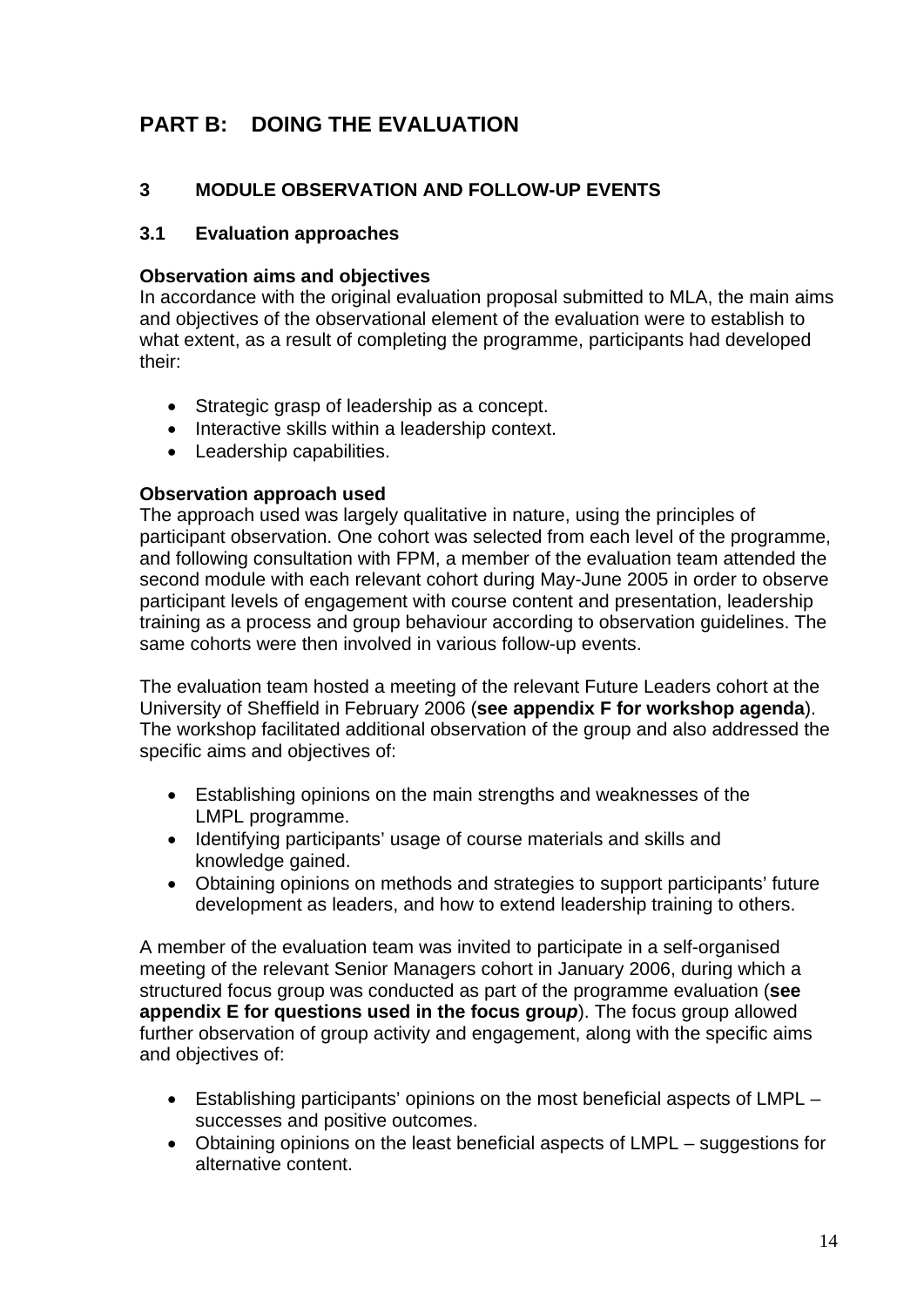# PART B: DOING THE EVALUATION

## 3 MODULE OBSERVATION AND FOLLOW-UP EVENTS

### 3.1 Evaluation approaches

**Observation aims and objectives**

In accordance with the original evaluation proposal submitted to MLA, the main aims and objectives of the observational element of the evaluation were to establish to what extent, as a result of completing the programme, participants had developed their:

- Strategic grasp of leadership as a concept.
- Interactive skills within a leadership context.
- Leadership capabilities.

**Observation approach used**

The approach used was largely qualitative in nature, using the principles of participant observation. One cohort was selected from each level of the programme, and following consultation with FPM, a member of the evaluation team attended the second module with each relevant cohort during May-June 2005 in order to observe participant levels of engagement with course content and presentation, leadership training as a process and group behaviour according to observation guidelines. The same cohorts were then involved in various follow-up events.

The evaluation team hosted a meeting of the relevant Future Leaders cohort at the University of Sheffield in February 2006 (**see appendix F for workshop agenda**). The workshop facilitated additional observation of the group and also addressed the specific aims and objectives of:

- Establishing opinions on the main strengths and weaknesses of the LMPL programme.
- Identifying participants' usage of course materials and skills and knowledge gained.
- Obtaining opinions on methods and strategies to support participants' future development as leaders, and how to extend leadership training to others.

A member of the evaluation team was invited to participate in a self-organised meeting of the relevant Senior Managers cohort in January 2006, during which a structured focus group was conducted as part of the programme evaluation (**see appendix E for questions used in the focus grou*p***). The focus group allowed further observation of group activity and engagement, along with the specific aims and objectives of:

- Establishing participants' opinions on the most beneficial aspects of LMPL – successes and positive outcomes.
- Obtaining opinions on the least beneficial aspects of LMPL – suggestions for alternative content.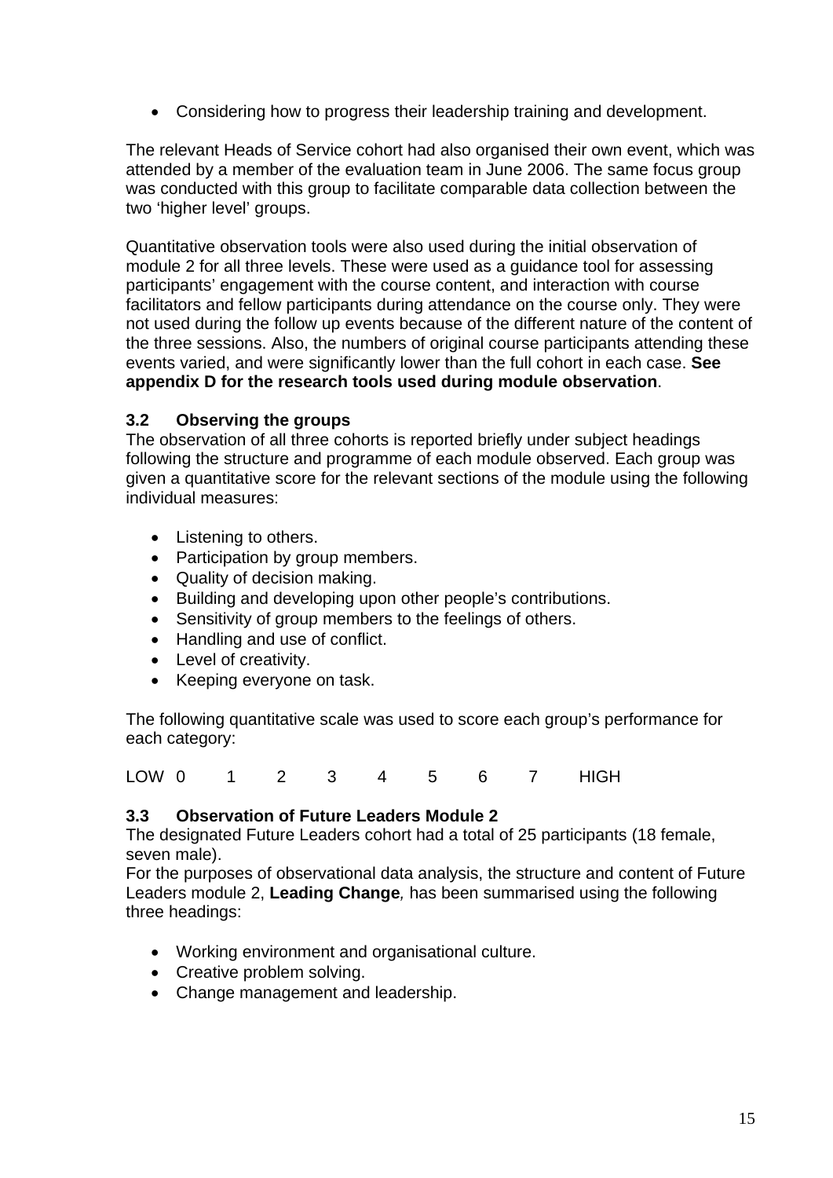- Considering how to progress their leadership training and development.

The relevant Heads of Service cohort had also organised their own event, which was attended by a member of the evaluation team in June 2006. The same focus group was conducted with this group to facilitate comparable data collection between the two 'higher level' groups.

Quantitative observation tools were also used during the initial observation of module 2 for all three levels. These were used as a guidance tool for assessing participants' engagement with the course content, and interaction with course facilitators and fellow participants during attendance on the course only. They were not used during the follow up events because of the different nature of the content of the three sessions. Also, the numbers of original course participants attending these events varied, and were significantly lower than the full cohort in each case. **See appendix D for the research tools used during module observation**.

### 3.2 Observing the groups

The observation of all three cohorts is reported briefly under subject headings following the structure and programme of each module observed. Each group was given a quantitative score for the relevant sections of the module using the following individual measures:

- Listening to others.
- Participation by group members.
- Quality of decision making.
- Building and developing upon other people's contributions.
- Sensitivity of group members to the feelings of others.
- Handling and use of conflict.
- Level of creativity.
- Keeping everyone on task.

The following quantitative scale was used to score each group's performance for each category:

LOW 0 1 2 3 4 5 6 7 HIGH

### 3.3 Observation of Future Leaders Module 2

The designated Future Leaders cohort had a total of 25 participants (18 female, seven male).

For the purposes of observational data analysis, the structure and content of Future Leaders module 2, ***Leading Change***, has been summarised using the following three headings:

- Working environment and organisational culture.
- Creative problem solving.
- Change management and leadership.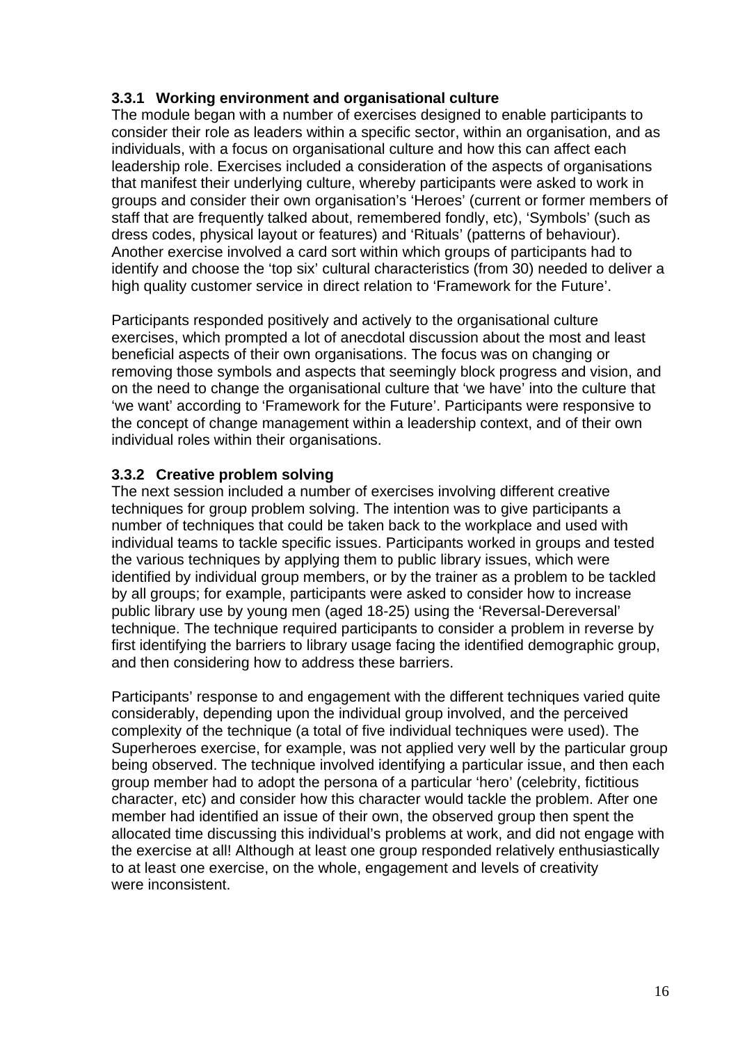### 3.3.1 Working environment and organisational culture

The module began with a number of exercises designed to enable participants to consider their role as leaders within a specific sector, within an organisation, and as individuals, with a focus on organisational culture and how this can affect each leadership role. Exercises included a consideration of the aspects of organisations that manifest their underlying culture, whereby participants were asked to work in groups and consider their own organisation's 'Heroes' (current or former members of staff that are frequently talked about, remembered fondly, etc), 'Symbols' (such as dress codes, physical layout or features) and 'Rituals' (patterns of behaviour). Another exercise involved a card sort within which groups of participants had to identify and choose the 'top six' cultural characteristics (from 30) needed to deliver a high quality customer service in direct relation to 'Framework for the Future'.

Participants responded positively and actively to the organisational culture exercises, which prompted a lot of anecdotal discussion about the most and least beneficial aspects of their own organisations. The focus was on changing or removing those symbols and aspects that seemingly block progress and vision, and on the need to change the organisational culture that 'we have' into the culture that 'we want' according to 'Framework for the Future'. Participants were responsive to the concept of change management within a leadership context, and of their own individual roles within their organisations.

### 3.3.2 Creative problem solving

The next session included a number of exercises involving different creative techniques for group problem solving. The intention was to give participants a number of techniques that could be taken back to the workplace and used with individual teams to tackle specific issues. Participants worked in groups and tested the various techniques by applying them to public library issues, which were identified by individual group members, or by the trainer as a problem to be tackled by all groups; for example, participants were asked to consider how to increase public library use by young men (aged 18-25) using the 'Reversal-Dereversal' technique. The technique required participants to consider a problem in reverse by first identifying the barriers to library usage facing the identified demographic group, and then considering how to address these barriers.

Participants' response to and engagement with the different techniques varied quite considerably, depending upon the individual group involved, and the perceived complexity of the technique (a total of five individual techniques were used). The Superheroes exercise, for example, was not applied very well by the particular group being observed. The technique involved identifying a particular issue, and then each group member had to adopt the persona of a particular 'hero' (celebrity, fictitious character, etc) and consider how this character would tackle the problem. After one member had identified an issue of their own, the observed group then spent the allocated time discussing this individual's problems at work, and did not engage with the exercise at all! Although at least one group responded relatively enthusiastically to at least one exercise, on the whole, engagement and levels of creativity were inconsistent.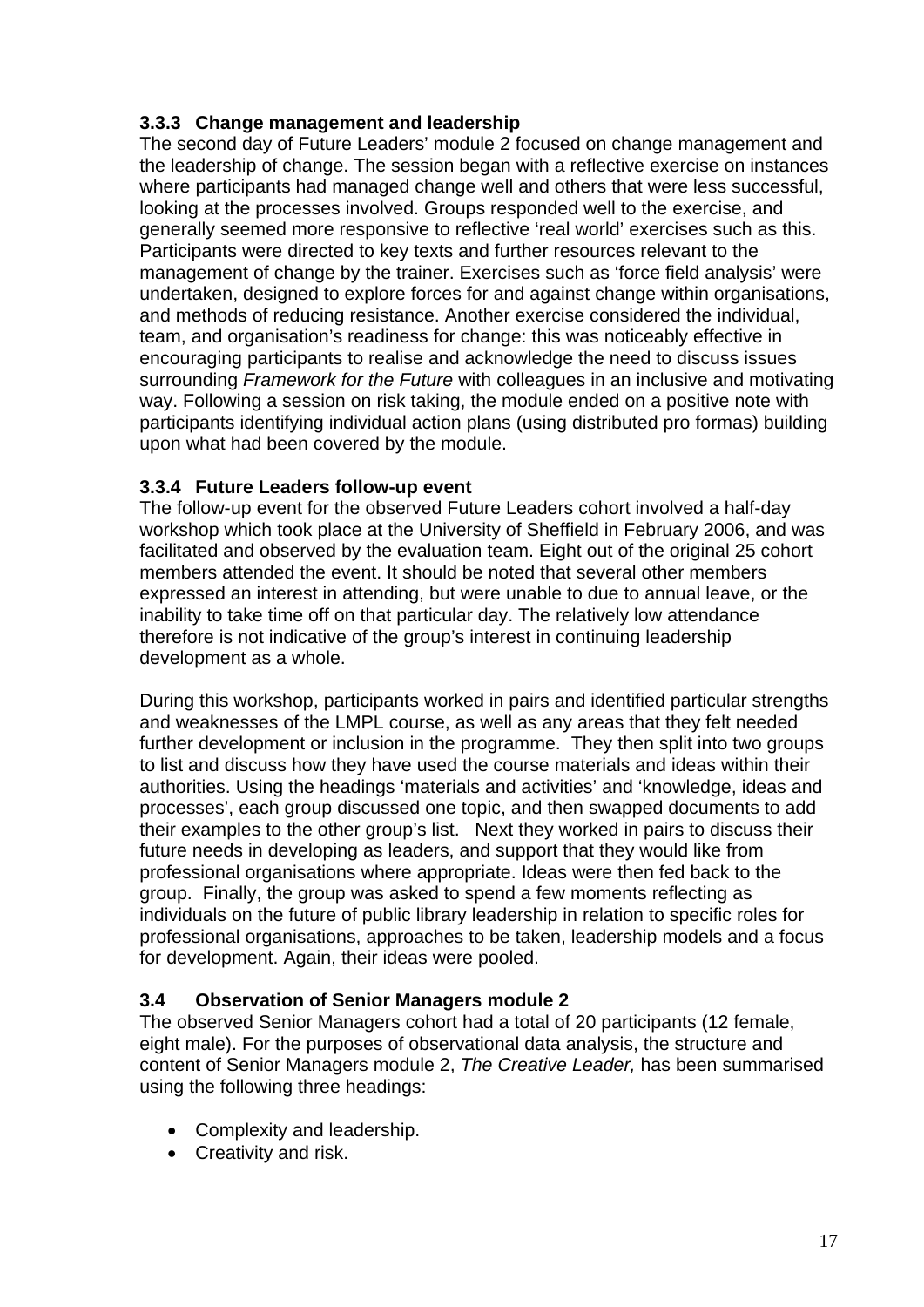### 3.3.3 Change management and leadership

The second day of Future Leaders' module 2 focused on change management and the leadership of change. The session began with a reflective exercise on instances where participants had managed change well and others that were less successful, looking at the processes involved. Groups responded well to the exercise, and generally seemed more responsive to reflective 'real world' exercises such as this. Participants were directed to key texts and further resources relevant to the management of change by the trainer. Exercises such as 'force field analysis' were undertaken, designed to explore forces for and against change within organisations, and methods of reducing resistance. Another exercise considered the individual, team, and organisation's readiness for change: this was noticeably effective in encouraging participants to realise and acknowledge the need to discuss issues surrounding *Framework for the Future* with colleagues in an inclusive and motivating way. Following a session on risk taking, the module ended on a positive note with participants identifying individual action plans (using distributed pro formas) building upon what had been covered by the module.

### 3.3.4 Future Leaders follow-up event

The follow-up event for the observed Future Leaders cohort involved a half-day workshop which took place at the University of Sheffield in February 2006, and was facilitated and observed by the evaluation team. Eight out of the original 25 cohort members attended the event. It should be noted that several other members expressed an interest in attending, but were unable to due to annual leave, or the inability to take time off on that particular day. The relatively low attendance therefore is not indicative of the group's interest in continuing leadership development as a whole.

During this workshop, participants worked in pairs and identified particular strengths and weaknesses of the LMPL course, as well as any areas that they felt needed further development or inclusion in the programme. They then split into two groups to list and discuss how they have used the course materials and ideas within their authorities. Using the headings 'materials and activities' and 'knowledge, ideas and processes', each group discussed one topic, and then swapped documents to add their examples to the other group's list. Next they worked in pairs to discuss their future needs in developing as leaders, and support that they would like from professional organisations where appropriate. Ideas were then fed back to the group. Finally, the group was asked to spend a few moments reflecting as individuals on the future of public library leadership in relation to specific roles for professional organisations, approaches to be taken, leadership models and a focus for development. Again, their ideas were pooled.

### 3.4 Observation of Senior Managers module 2

The observed Senior Managers cohort had a total of 20 participants (12 female, eight male). For the purposes of observational data analysis, the structure and content of Senior Managers module 2, *The Creative Leader,* has been summarised using the following three headings:

- Complexity and leadership.
- Creativity and risk.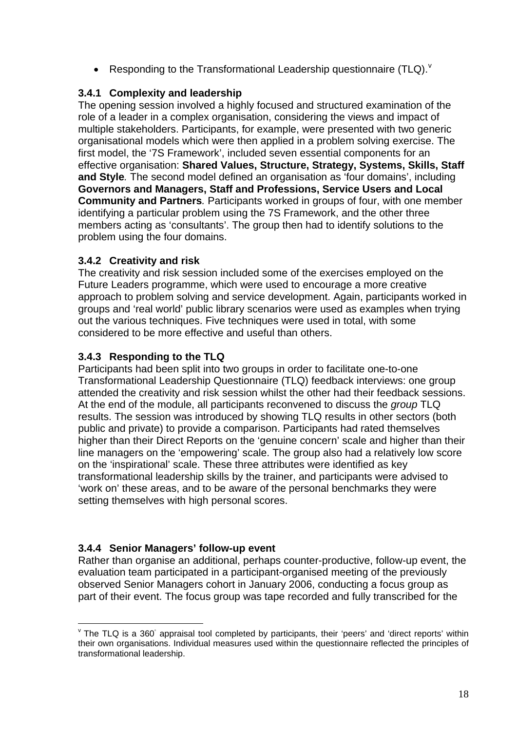- Responding to the Transformational Leadership questionnaire (TLQ).[v]

### 3.4.1 Complexity and leadership

The opening session involved a highly focused and structured examination of the role of a leader in a complex organisation, considering the views and impact of multiple stakeholders. Participants, for example, were presented with two generic organisational models which were then applied in a problem solving exercise. The first model, the '7S Framework', included seven essential components for an effective organisation: **Shared Values, Structure, Strategy, Systems, Skills, Staff and Style**. The second model defined an organisation as 'four domains', including **Governors and Managers, Staff and Professions, Service Users and Local Community and Partners**. Participants worked in groups of four, with one member identifying a particular problem using the 7S Framework, and the other three members acting as 'consultants'. The group then had to identify solutions to the problem using the four domains.

### 3.4.2 Creativity and risk

The creativity and risk session included some of the exercises employed on the Future Leaders programme, which were used to encourage a more creative approach to problem solving and service development. Again, participants worked in groups and 'real world' public library scenarios were used as examples when trying out the various techniques. Five techniques were used in total, with some considered to be more effective and useful than others.

### 3.4.3 Responding to the TLQ

Participants had been split into two groups in order to facilitate one-to-one Transformational Leadership Questionnaire (TLQ) feedback interviews: one group attended the creativity and risk session whilst the other had their feedback sessions. At the end of the module, all participants reconvened to discuss the *group* TLQ results. The session was introduced by showing TLQ results in other sectors (both public and private) to provide a comparison. Participants had rated themselves higher than their Direct Reports on the 'genuine concern' scale and higher than their line managers on the 'empowering' scale. The group also had a relatively low score on the 'inspirational' scale. These three attributes were identified as key transformational leadership skills by the trainer, and participants were advised to 'work on' these areas, and to be aware of the personal benchmarks they were setting themselves with high personal scores.

### 3.4.4 Senior Managers' follow-up event

Rather than organise an additional, perhaps counter-productive, follow-up event, the evaluation team participated in a participant-organised meeting of the previously observed Senior Managers cohort in January 2006, conducting a focus group as part of their event. The focus group was tape recorded and fully transcribed for the

---

[v] The TLQ is a 360° appraisal tool completed by participants, their 'peers' and 'direct reports' within their own organisations. Individual measures used within the questionnaire reflected the principles of transformational leadership.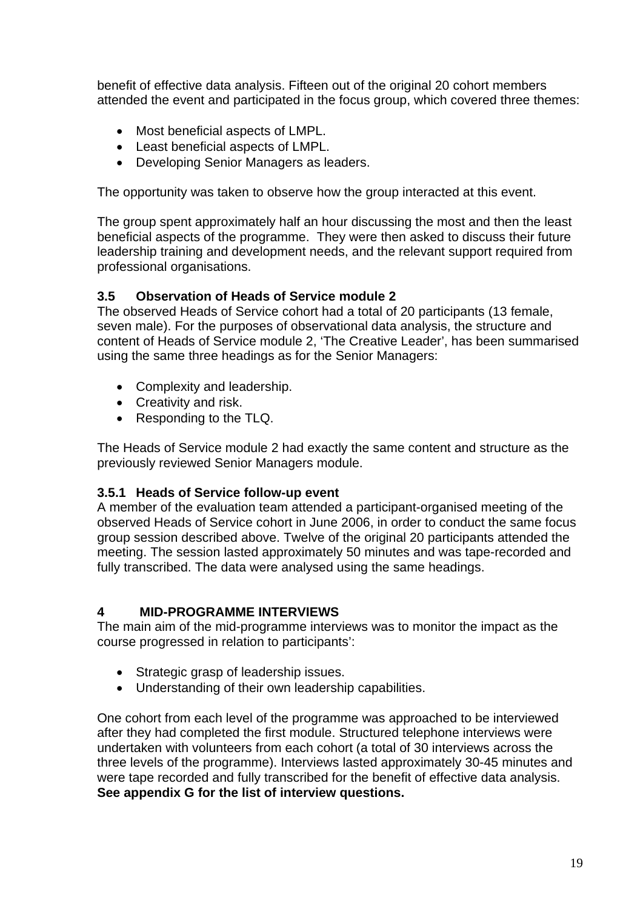benefit of effective data analysis. Fifteen out of the original 20 cohort members attended the event and participated in the focus group, which covered three themes:

- Most beneficial aspects of LMPL.
- Least beneficial aspects of LMPL.
- Developing Senior Managers as leaders.

The opportunity was taken to observe how the group interacted at this event.

The group spent approximately half an hour discussing the most and then the least beneficial aspects of the programme. They were then asked to discuss their future leadership training and development needs, and the relevant support required from professional organisations.

### 3.5 Observation of Heads of Service module 2

The observed Heads of Service cohort had a total of 20 participants (13 female, seven male). For the purposes of observational data analysis, the structure and content of Heads of Service module 2, 'The Creative Leader', has been summarised using the same three headings as for the Senior Managers:

- Complexity and leadership.
- Creativity and risk.
- Responding to the TLQ.

The Heads of Service module 2 had exactly the same content and structure as the previously reviewed Senior Managers module.

#### 3.5.1 Heads of Service follow-up event

A member of the evaluation team attended a participant-organised meeting of the observed Heads of Service cohort in June 2006, in order to conduct the same focus group session described above. Twelve of the original 20 participants attended the meeting. The session lasted approximately 50 minutes and was tape-recorded and fully transcribed. The data were analysed using the same headings.

## 4 MID-PROGRAMME INTERVIEWS

The main aim of the mid-programme interviews was to monitor the impact as the course progressed in relation to participants':

- Strategic grasp of leadership issues.
- Understanding of their own leadership capabilities.

One cohort from each level of the programme was approached to be interviewed after they had completed the first module. Structured telephone interviews were undertaken with volunteers from each cohort (a total of 30 interviews across the three levels of the programme). Interviews lasted approximately 30-45 minutes and were tape recorded and fully transcribed for the benefit of effective data analysis. **See appendix G for the list of interview questions.**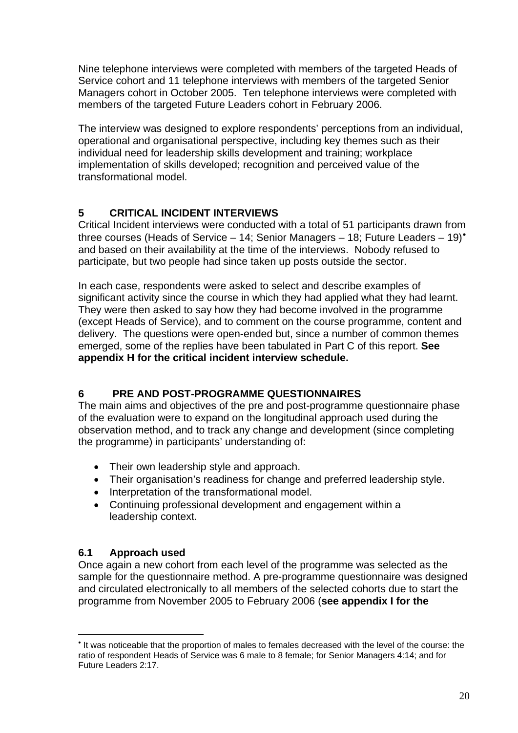Nine telephone interviews were completed with members of the targeted Heads of Service cohort and 11 telephone interviews with members of the targeted Senior Managers cohort in October 2005. Ten telephone interviews were completed with members of the targeted Future Leaders cohort in February 2006.

The interview was designed to explore respondents' perceptions from an individual, operational and organisational perspective, including key themes such as their individual need for leadership skills development and training; workplace implementation of skills developed; recognition and perceived value of the transformational model.

## 5 CRITICAL INCIDENT INTERVIEWS

Critical Incident interviews were conducted with a total of 51 participants drawn from three courses (Heads of Service – 14; Senior Managers – 18; Future Leaders – 19)[•] and based on their availability at the time of the interviews. Nobody refused to participate, but two people had since taken up posts outside the sector.

In each case, respondents were asked to select and describe examples of significant activity since the course in which they had applied what they had learnt. They were then asked to say how they had become involved in the programme (except Heads of Service), and to comment on the course programme, content and delivery. The questions were open-ended but, since a number of common themes emerged, some of the replies have been tabulated in Part C of this report. **See appendix H for the critical incident interview schedule.**

## 6 PRE AND POST-PROGRAMME QUESTIONNAIRES

The main aims and objectives of the pre and post-programme questionnaire phase of the evaluation were to expand on the longitudinal approach used during the observation method, and to track any change and development (since completing the programme) in participants' understanding of:

- Their own leadership style and approach.
- Their organisation's readiness for change and preferred leadership style.
- Interpretation of the transformational model.
- Continuing professional development and engagement within a leadership context.

### 6.1 Approach used

Once again a new cohort from each level of the programme was selected as the sample for the questionnaire method. A pre-programme questionnaire was designed and circulated electronically to all members of the selected cohorts due to start the programme from November 2005 to February 2006 (**see appendix I for the**

---

[•] It was noticeable that the proportion of males to females decreased with the level of the course: the ratio of respondent Heads of Service was 6 male to 8 female; for Senior Managers 4:14; and for Future Leaders 2:17.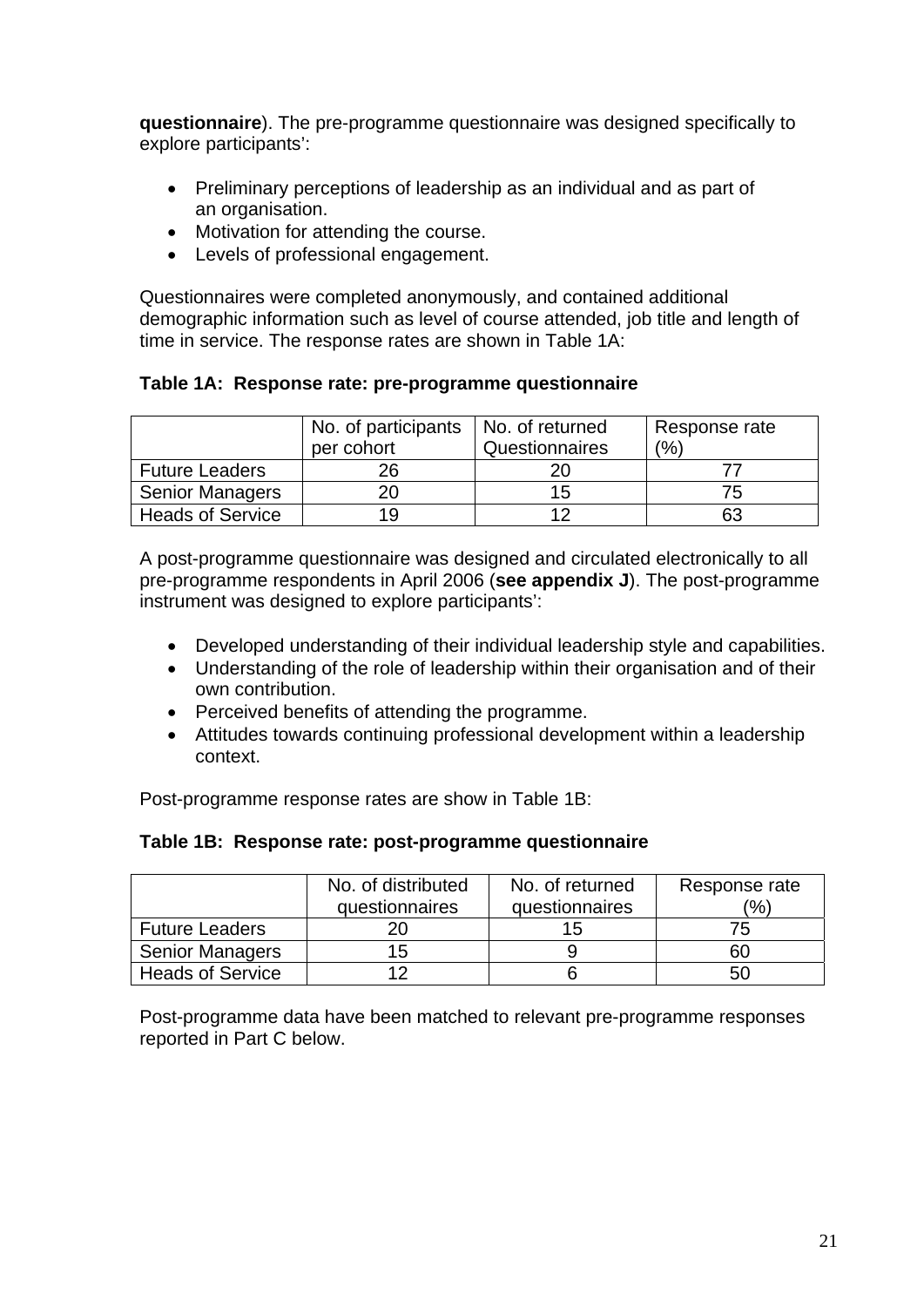**questionnaire**). The pre-programme questionnaire was designed specifically to explore participants':

- Preliminary perceptions of leadership as an individual and as part of an organisation.
- Motivation for attending the course.
- Levels of professional engagement.

Questionnaires were completed anonymously, and contained additional demographic information such as level of course attended, job title and length of time in service. The response rates are shown in Table 1A:

**Table 1A: Response rate: pre-programme questionnaire**

| | No. of participants per cohort | No. of returned Questionnaires | Response rate (%) |
|---|---|---|---|
| Future Leaders | 26 | 20 | 77 |
| Senior Managers | 20 | 15 | 75 |
| Heads of Service | 19 | 12 | 63 |

A post-programme questionnaire was designed and circulated electronically to all pre-programme respondents in April 2006 (**see appendix J**). The post-programme instrument was designed to explore participants':

- Developed understanding of their individual leadership style and capabilities.
- Understanding of the role of leadership within their organisation and of their own contribution.
- Perceived benefits of attending the programme.
- Attitudes towards continuing professional development within a leadership context.

Post-programme response rates are show in Table 1B:

**Table 1B: Response rate: post-programme questionnaire**

| | No. of distributed questionnaires | No. of returned questionnaires | Response rate (%) |
|---|---|---|---|
| Future Leaders | 20 | 15 | 75 |
| Senior Managers | 15 | 9 | 60 |
| Heads of Service | 12 | 6 | 50 |

Post-programme data have been matched to relevant pre-programme responses reported in Part C below.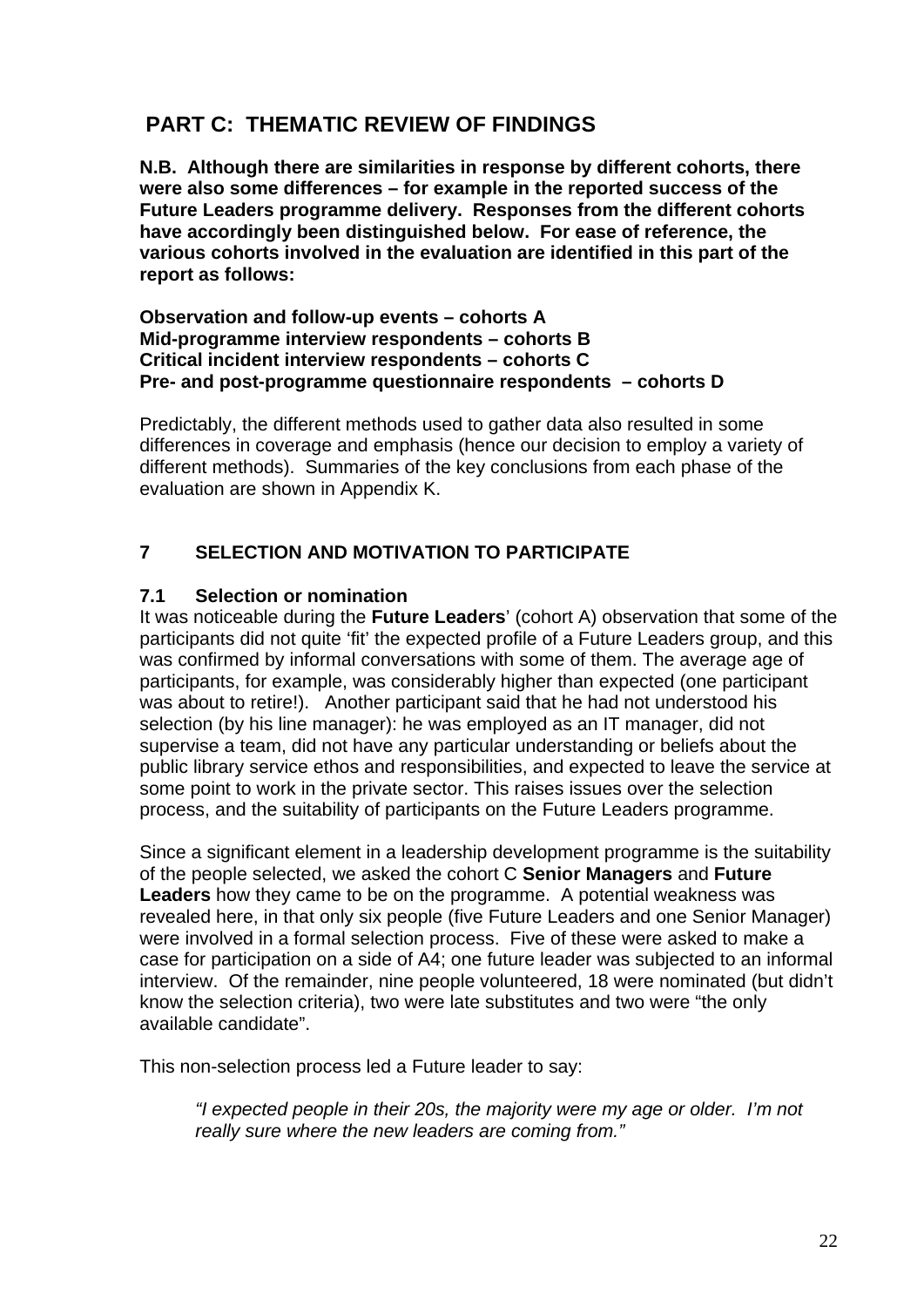# PART C: THEMATIC REVIEW OF FINDINGS

**N.B. Although there are similarities in response by different cohorts, there were also some differences – for example in the reported success of the Future Leaders programme delivery. Responses from the different cohorts have accordingly been distinguished below. For ease of reference, the various cohorts involved in the evaluation are identified in this part of the report as follows:**

**Observation and follow-up events – cohorts A**
**Mid-programme interview respondents – cohorts B**
**Critical incident interview respondents – cohorts C**
**Pre- and post-programme questionnaire respondents – cohorts D**

Predictably, the different methods used to gather data also resulted in some differences in coverage and emphasis (hence our decision to employ a variety of different methods). Summaries of the key conclusions from each phase of the evaluation are shown in Appendix K.

## 7 SELECTION AND MOTIVATION TO PARTICIPATE

### 7.1 Selection or nomination

It was noticeable during the **Future Leaders**' (cohort A) observation that some of the participants did not quite 'fit' the expected profile of a Future Leaders group, and this was confirmed by informal conversations with some of them. The average age of participants, for example, was considerably higher than expected (one participant was about to retire!). Another participant said that he had not understood his selection (by his line manager): he was employed as an IT manager, did not supervise a team, did not have any particular understanding or beliefs about the public library service ethos and responsibilities, and expected to leave the service at some point to work in the private sector. This raises issues over the selection process, and the suitability of participants on the Future Leaders programme.

Since a significant element in a leadership development programme is the suitability of the people selected, we asked the cohort C **Senior Managers** and **Future Leaders** how they came to be on the programme. A potential weakness was revealed here, in that only six people (five Future Leaders and one Senior Manager) were involved in a formal selection process. Five of these were asked to make a case for participation on a side of A4; one future leader was subjected to an informal interview. Of the remainder, nine people volunteered, 18 were nominated (but didn't know the selection criteria), two were late substitutes and two were "the only available candidate".

This non-selection process led a Future leader to say:

> *"I expected people in their 20s, the majority were my age or older. I'm not really sure where the new leaders are coming from."*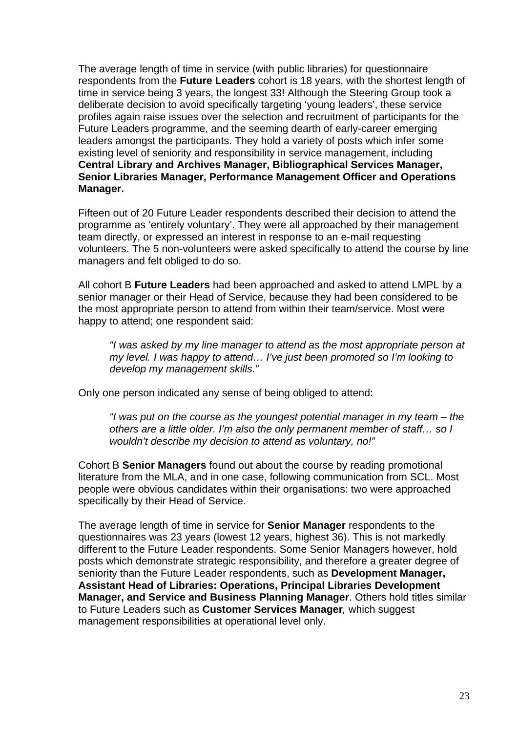The average length of time in service (with public libraries) for questionnaire respondents from the **Future Leaders** cohort is 18 years, with the shortest length of time in service being 3 years, the longest 33! Although the Steering Group took a deliberate decision to avoid specifically targeting 'young leaders', these service profiles again raise issues over the selection and recruitment of participants for the Future Leaders programme, and the seeming dearth of early-career emerging leaders amongst the participants. They hold a variety of posts which infer some existing level of seniority and responsibility in service management, including **Central Library and Archives Manager, Bibliographical Services Manager, Senior Libraries Manager, Performance Management Officer and Operations Manager.**

Fifteen out of 20 Future Leader respondents described their decision to attend the programme as 'entirely voluntary'. They were all approached by their management team directly, or expressed an interest in response to an e-mail requesting volunteers. The 5 non-volunteers were asked specifically to attend the course by line managers and felt obliged to do so.

All cohort B **Future Leaders** had been approached and asked to attend LMPL by a senior manager or their Head of Service, because they had been considered to be the most appropriate person to attend from within their team/service. Most were happy to attend; one respondent said:

> *"I was asked by my line manager to attend as the most appropriate person at my level. I was happy to attend… I've just been promoted so I'm looking to develop my management skills."*

Only one person indicated any sense of being obliged to attend:

> *"I was put on the course as the youngest potential manager in my team – the others are a little older. I'm also the only permanent member of staff… so I wouldn't describe my decision to attend as voluntary, no!"*

Cohort B **Senior Managers** found out about the course by reading promotional literature from the MLA, and in one case, following communication from SCL. Most people were obvious candidates within their organisations: two were approached specifically by their Head of Service.

The average length of time in service for **Senior Manager** respondents to the questionnaires was 23 years (lowest 12 years, highest 36). This is not markedly different to the Future Leader respondents. Some Senior Managers however, hold posts which demonstrate strategic responsibility, and therefore a greater degree of seniority than the Future Leader respondents, such as **Development Manager, Assistant Head of Libraries: Operations, Principal Libraries Development Manager, and Service and Business Planning Manager**. Others hold titles similar to Future Leaders such as **Customer Services Manager***,* which suggest management responsibilities at operational level only.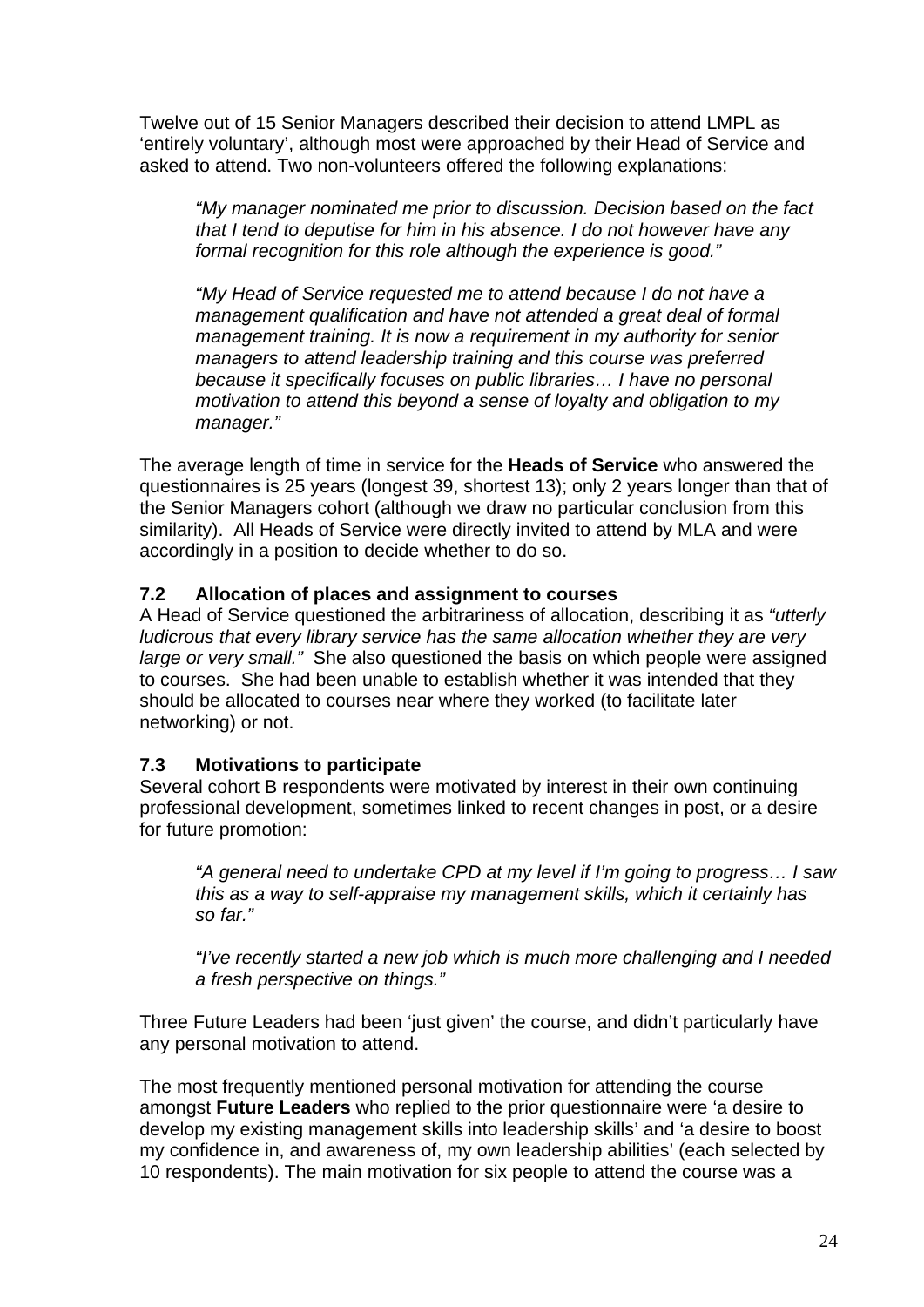Twelve out of 15 Senior Managers described their decision to attend LMPL as 'entirely voluntary', although most were approached by their Head of Service and asked to attend. Two non-volunteers offered the following explanations:

> *"My manager nominated me prior to discussion. Decision based on the fact that I tend to deputise for him in his absence. I do not however have any formal recognition for this role although the experience is good."*

> *"My Head of Service requested me to attend because I do not have a management qualification and have not attended a great deal of formal management training. It is now a requirement in my authority for senior managers to attend leadership training and this course was preferred because it specifically focuses on public libraries… I have no personal motivation to attend this beyond a sense of loyalty and obligation to my manager."*

The average length of time in service for the **Heads of Service** who answered the questionnaires is 25 years (longest 39, shortest 13); only 2 years longer than that of the Senior Managers cohort (although we draw no particular conclusion from this similarity). All Heads of Service were directly invited to attend by MLA and were accordingly in a position to decide whether to do so.

### 7.2 Allocation of places and assignment to courses

A Head of Service questioned the arbitrariness of allocation, describing it as *"utterly ludicrous that every library service has the same allocation whether they are very large or very small."* She also questioned the basis on which people were assigned to courses. She had been unable to establish whether it was intended that they should be allocated to courses near where they worked (to facilitate later networking) or not.

### 7.3 Motivations to participate

Several cohort B respondents were motivated by interest in their own continuing professional development, sometimes linked to recent changes in post, or a desire for future promotion:

> *"A general need to undertake CPD at my level if I'm going to progress… I saw this as a way to self-appraise my management skills, which it certainly has so far."*

> *"I've recently started a new job which is much more challenging and I needed a fresh perspective on things."*

Three Future Leaders had been 'just given' the course, and didn't particularly have any personal motivation to attend.

The most frequently mentioned personal motivation for attending the course amongst **Future Leaders** who replied to the prior questionnaire were 'a desire to develop my existing management skills into leadership skills' and 'a desire to boost my confidence in, and awareness of, my own leadership abilities' (each selected by 10 respondents). The main motivation for six people to attend the course was a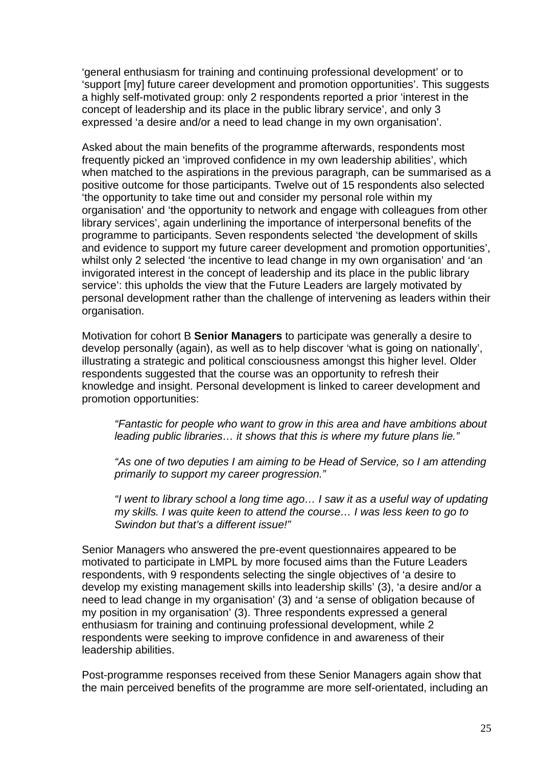'general enthusiasm for training and continuing professional development' or to 'support [my] future career development and promotion opportunities'. This suggests a highly self-motivated group: only 2 respondents reported a prior 'interest in the concept of leadership and its place in the public library service', and only 3 expressed 'a desire and/or a need to lead change in my own organisation'.

Asked about the main benefits of the programme afterwards, respondents most frequently picked an 'improved confidence in my own leadership abilities', which when matched to the aspirations in the previous paragraph, can be summarised as a positive outcome for those participants. Twelve out of 15 respondents also selected 'the opportunity to take time out and consider my personal role within my organisation' and 'the opportunity to network and engage with colleagues from other library services', again underlining the importance of interpersonal benefits of the programme to participants. Seven respondents selected 'the development of skills and evidence to support my future career development and promotion opportunities', whilst only 2 selected 'the incentive to lead change in my own organisation' and 'an invigorated interest in the concept of leadership and its place in the public library service': this upholds the view that the Future Leaders are largely motivated by personal development rather than the challenge of intervening as leaders within their organisation.

Motivation for cohort B **Senior Managers** to participate was generally a desire to develop personally (again), as well as to help discover 'what is going on nationally', illustrating a strategic and political consciousness amongst this higher level. Older respondents suggested that the course was an opportunity to refresh their knowledge and insight. Personal development is linked to career development and promotion opportunities:

> *"Fantastic for people who want to grow in this area and have ambitions about leading public libraries… it shows that this is where my future plans lie."*
>
> *"As one of two deputies I am aiming to be Head of Service, so I am attending primarily to support my career progression."*
>
> *"I went to library school a long time ago… I saw it as a useful way of updating my skills. I was quite keen to attend the course… I was less keen to go to Swindon but that's a different issue!"*

Senior Managers who answered the pre-event questionnaires appeared to be motivated to participate in LMPL by more focused aims than the Future Leaders respondents, with 9 respondents selecting the single objectives of 'a desire to develop my existing management skills into leadership skills' (3), 'a desire and/or a need to lead change in my organisation' (3) and 'a sense of obligation because of my position in my organisation' (3). Three respondents expressed a general enthusiasm for training and continuing professional development, while 2 respondents were seeking to improve confidence in and awareness of their leadership abilities.

Post-programme responses received from these Senior Managers again show that the main perceived benefits of the programme are more self-orientated, including an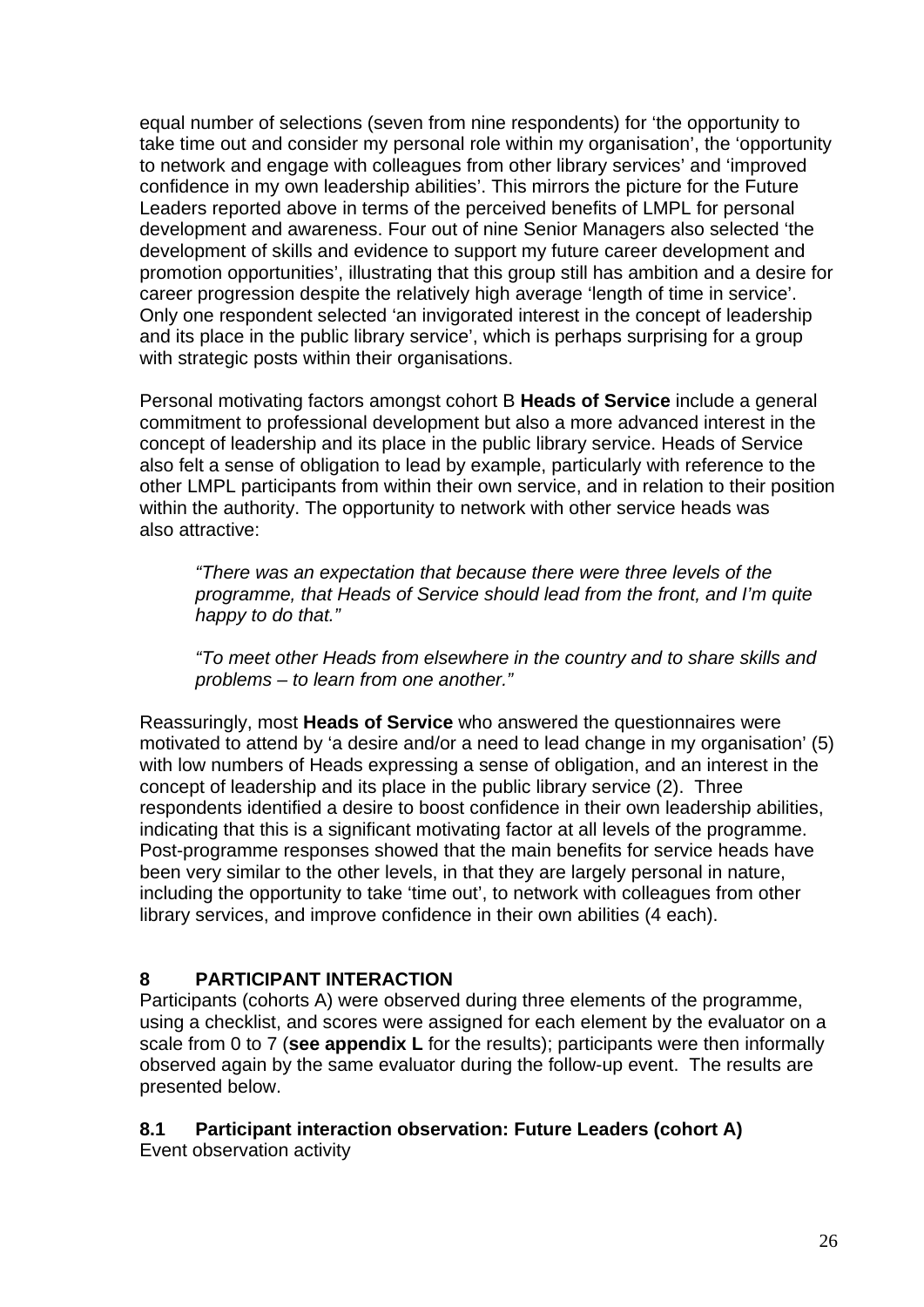equal number of selections (seven from nine respondents) for 'the opportunity to take time out and consider my personal role within my organisation', the 'opportunity to network and engage with colleagues from other library services' and 'improved confidence in my own leadership abilities'. This mirrors the picture for the Future Leaders reported above in terms of the perceived benefits of LMPL for personal development and awareness. Four out of nine Senior Managers also selected 'the development of skills and evidence to support my future career development and promotion opportunities', illustrating that this group still has ambition and a desire for career progression despite the relatively high average 'length of time in service'. Only one respondent selected 'an invigorated interest in the concept of leadership and its place in the public library service', which is perhaps surprising for a group with strategic posts within their organisations.

Personal motivating factors amongst cohort B **Heads of Service** include a general commitment to professional development but also a more advanced interest in the concept of leadership and its place in the public library service. Heads of Service also felt a sense of obligation to lead by example, particularly with reference to the other LMPL participants from within their own service, and in relation to their position within the authority. The opportunity to network with other service heads was also attractive:

> *"There was an expectation that because there were three levels of the programme, that Heads of Service should lead from the front, and I'm quite happy to do that."*

> *"To meet other Heads from elsewhere in the country and to share skills and problems – to learn from one another."*

Reassuringly, most **Heads of Service** who answered the questionnaires were motivated to attend by 'a desire and/or a need to lead change in my organisation' (5) with low numbers of Heads expressing a sense of obligation, and an interest in the concept of leadership and its place in the public library service (2). Three respondents identified a desire to boost confidence in their own leadership abilities, indicating that this is a significant motivating factor at all levels of the programme. Post-programme responses showed that the main benefits for service heads have been very similar to the other levels, in that they are largely personal in nature, including the opportunity to take 'time out', to network with colleagues from other library services, and improve confidence in their own abilities (4 each).

## 8 PARTICIPANT INTERACTION

Participants (cohorts A) were observed during three elements of the programme, using a checklist, and scores were assigned for each element by the evaluator on a scale from 0 to 7 (**see appendix L** for the results); participants were then informally observed again by the same evaluator during the follow-up event. The results are presented below.

### 8.1 Participant interaction observation: Future Leaders (cohort A)

Event observation activity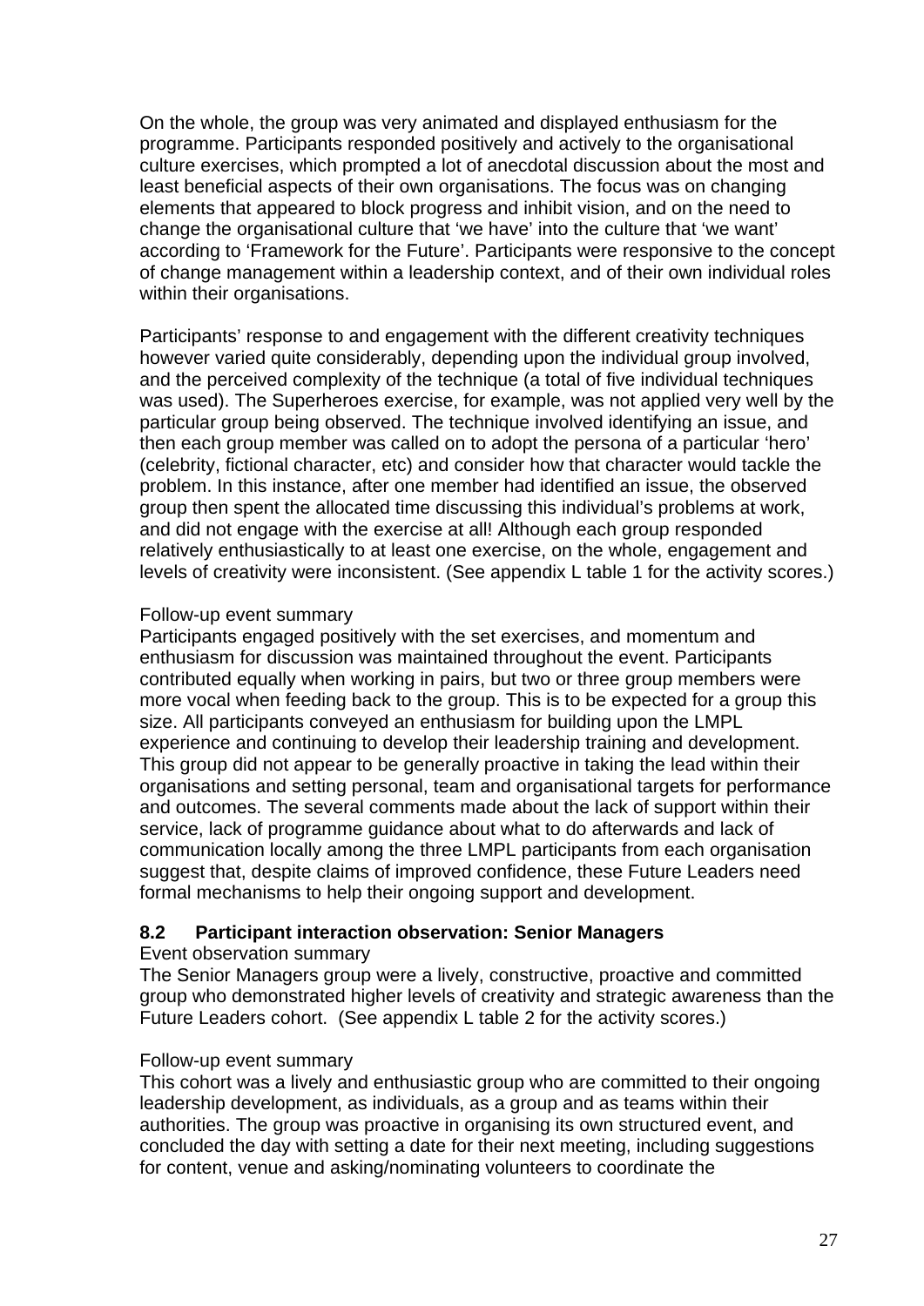On the whole, the group was very animated and displayed enthusiasm for the programme. Participants responded positively and actively to the organisational culture exercises, which prompted a lot of anecdotal discussion about the most and least beneficial aspects of their own organisations. The focus was on changing elements that appeared to block progress and inhibit vision, and on the need to change the organisational culture that 'we have' into the culture that 'we want' according to 'Framework for the Future'. Participants were responsive to the concept of change management within a leadership context, and of their own individual roles within their organisations.

Participants' response to and engagement with the different creativity techniques however varied quite considerably, depending upon the individual group involved, and the perceived complexity of the technique (a total of five individual techniques was used). The Superheroes exercise, for example, was not applied very well by the particular group being observed. The technique involved identifying an issue, and then each group member was called on to adopt the persona of a particular 'hero' (celebrity, fictional character, etc) and consider how that character would tackle the problem. In this instance, after one member had identified an issue, the observed group then spent the allocated time discussing this individual's problems at work, and did not engage with the exercise at all! Although each group responded relatively enthusiastically to at least one exercise, on the whole, engagement and levels of creativity were inconsistent. (See appendix L table 1 for the activity scores.)

Follow-up event summary

Participants engaged positively with the set exercises, and momentum and enthusiasm for discussion was maintained throughout the event. Participants contributed equally when working in pairs, but two or three group members were more vocal when feeding back to the group. This is to be expected for a group this size. All participants conveyed an enthusiasm for building upon the LMPL experience and continuing to develop their leadership training and development. This group did not appear to be generally proactive in taking the lead within their organisations and setting personal, team and organisational targets for performance and outcomes. The several comments made about the lack of support within their service, lack of programme guidance about what to do afterwards and lack of communication locally among the three LMPL participants from each organisation suggest that, despite claims of improved confidence, these Future Leaders need formal mechanisms to help their ongoing support and development.

### 8.2 Participant interaction observation: Senior Managers

Event observation summary

The Senior Managers group were a lively, constructive, proactive and committed group who demonstrated higher levels of creativity and strategic awareness than the Future Leaders cohort. (See appendix L table 2 for the activity scores.)

Follow-up event summary

This cohort was a lively and enthusiastic group who are committed to their ongoing leadership development, as individuals, as a group and as teams within their authorities. The group was proactive in organising its own structured event, and concluded the day with setting a date for their next meeting, including suggestions for content, venue and asking/nominating volunteers to coordinate the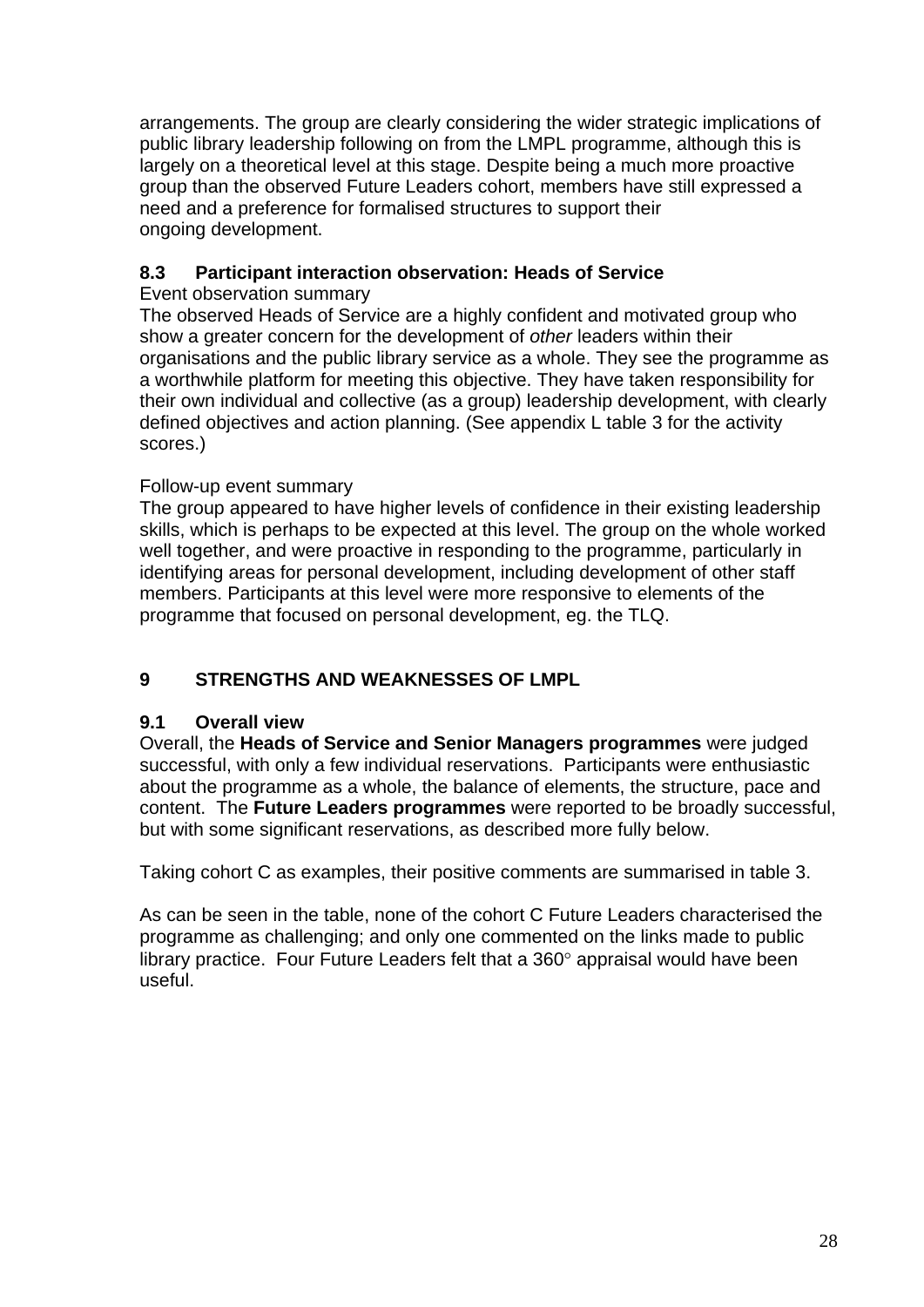arrangements. The group are clearly considering the wider strategic implications of public library leadership following on from the LMPL programme, although this is largely on a theoretical level at this stage. Despite being a much more proactive group than the observed Future Leaders cohort, members have still expressed a need and a preference for formalised structures to support their ongoing development.

### 8.3 Participant interaction observation: Heads of Service

Event observation summary

The observed Heads of Service are a highly confident and motivated group who show a greater concern for the development of *other* leaders within their organisations and the public library service as a whole. They see the programme as a worthwhile platform for meeting this objective. They have taken responsibility for their own individual and collective (as a group) leadership development, with clearly defined objectives and action planning. (See appendix L table 3 for the activity scores.)

Follow-up event summary

The group appeared to have higher levels of confidence in their existing leadership skills, which is perhaps to be expected at this level. The group on the whole worked well together, and were proactive in responding to the programme, particularly in identifying areas for personal development, including development of other staff members. Participants at this level were more responsive to elements of the programme that focused on personal development, eg. the TLQ.

## 9 STRENGTHS AND WEAKNESSES OF LMPL

### 9.1 Overall view

Overall, the **Heads of Service and Senior Managers programmes** were judged successful, with only a few individual reservations. Participants were enthusiastic about the programme as a whole, the balance of elements, the structure, pace and content. The **Future Leaders programmes** were reported to be broadly successful, but with some significant reservations, as described more fully below.

Taking cohort C as examples, their positive comments are summarised in table 3.

As can be seen in the table, none of the cohort C Future Leaders characterised the programme as challenging; and only one commented on the links made to public library practice. Four Future Leaders felt that a 360° appraisal would have been useful.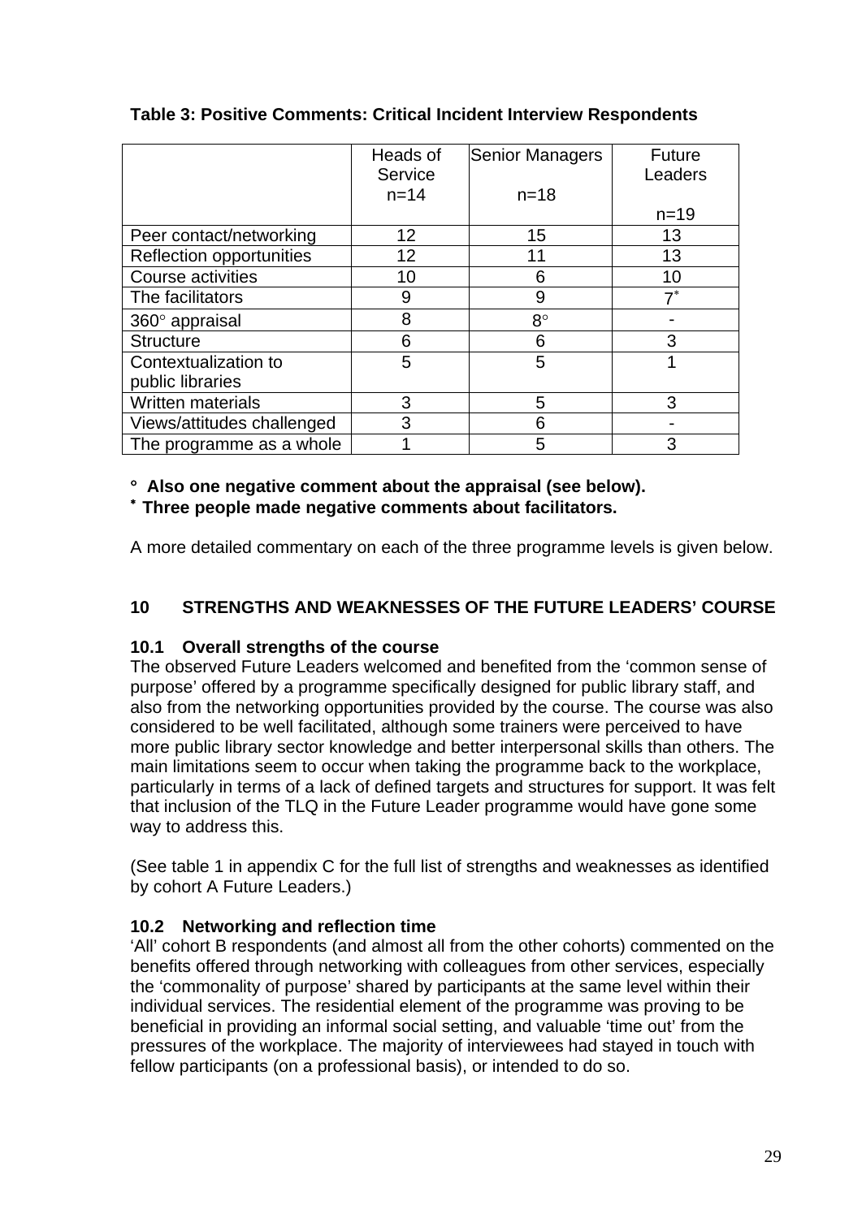**Table 3: Positive Comments: Critical Incident Interview Respondents**

| | Heads of Service n=14 | Senior Managers n=18 | Future Leaders n=19 |
|---|---|---|---|
| Peer contact/networking | 12 | 15 | 13 |
| Reflection opportunities | 12 | 11 | 13 |
| Course activities | 10 | 6 | 10 |
| The facilitators | 9 | 9 | 7* |
| 360° appraisal | 8 | 8° | - |
| Structure | 6 | 6 | 3 |
| Contextualization to public libraries | 5 | 5 | 1 |
| Written materials | 3 | 5 | 3 |
| Views/attitudes challenged | 3 | 6 | - |
| The programme as a whole | 1 | 5 | 3 |

**° Also one negative comment about the appraisal (see below).**
**\* Three people made negative comments about facilitators.**

A more detailed commentary on each of the three programme levels is given below.

## 10 STRENGTHS AND WEAKNESSES OF THE FUTURE LEADERS' COURSE

### 10.1 Overall strengths of the course

The observed Future Leaders welcomed and benefited from the 'common sense of purpose' offered by a programme specifically designed for public library staff, and also from the networking opportunities provided by the course. The course was also considered to be well facilitated, although some trainers were perceived to have more public library sector knowledge and better interpersonal skills than others. The main limitations seem to occur when taking the programme back to the workplace, particularly in terms of a lack of defined targets and structures for support. It was felt that inclusion of the TLQ in the Future Leader programme would have gone some way to address this.

(See table 1 in appendix C for the full list of strengths and weaknesses as identified by cohort A Future Leaders.)

### 10.2 Networking and reflection time

'All' cohort B respondents (and almost all from the other cohorts) commented on the benefits offered through networking with colleagues from other services, especially the 'commonality of purpose' shared by participants at the same level within their individual services. The residential element of the programme was proving to be beneficial in providing an informal social setting, and valuable 'time out' from the pressures of the workplace. The majority of interviewees had stayed in touch with fellow participants (on a professional basis), or intended to do so.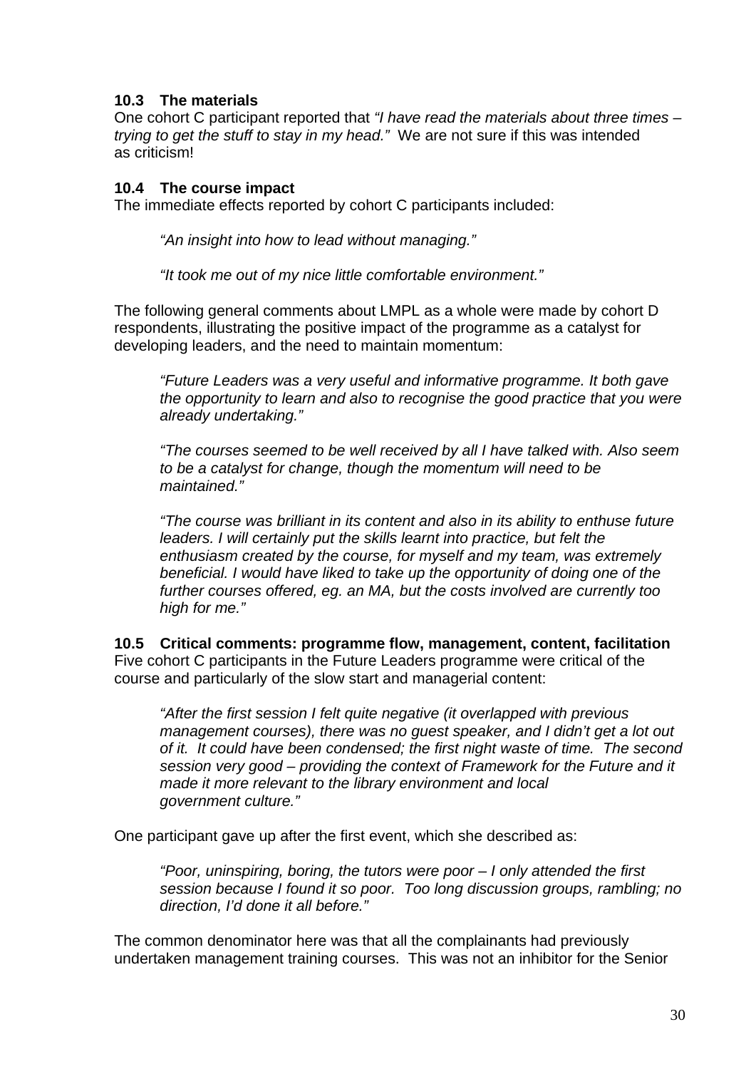### 10.3 The materials

One cohort C participant reported that *"I have read the materials about three times – trying to get the stuff to stay in my head."* We are not sure if this was intended as criticism!

### 10.4 The course impact

The immediate effects reported by cohort C participants included:

> *"An insight into how to lead without managing."*
>
> *"It took me out of my nice little comfortable environment."*

The following general comments about LMPL as a whole were made by cohort D respondents, illustrating the positive impact of the programme as a catalyst for developing leaders, and the need to maintain momentum:

> *"Future Leaders was a very useful and informative programme. It both gave the opportunity to learn and also to recognise the good practice that you were already undertaking."*
>
> *"The courses seemed to be well received by all I have talked with. Also seem to be a catalyst for change, though the momentum will need to be maintained."*
>
> *"The course was brilliant in its content and also in its ability to enthuse future leaders. I will certainly put the skills learnt into practice, but felt the enthusiasm created by the course, for myself and my team, was extremely beneficial. I would have liked to take up the opportunity of doing one of the further courses offered, eg. an MA, but the costs involved are currently too high for me."*

### 10.5 Critical comments: programme flow, management, content, facilitation

Five cohort C participants in the Future Leaders programme were critical of the course and particularly of the slow start and managerial content:

> *"After the first session I felt quite negative (it overlapped with previous management courses), there was no guest speaker, and I didn't get a lot out of it. It could have been condensed; the first night waste of time. The second session very good – providing the context of Framework for the Future and it made it more relevant to the library environment and local government culture."*

One participant gave up after the first event, which she described as:

> *"Poor, uninspiring, boring, the tutors were poor – I only attended the first session because I found it so poor. Too long discussion groups, rambling; no direction, I'd done it all before."*

The common denominator here was that all the complainants had previously undertaken management training courses. This was not an inhibitor for the Senior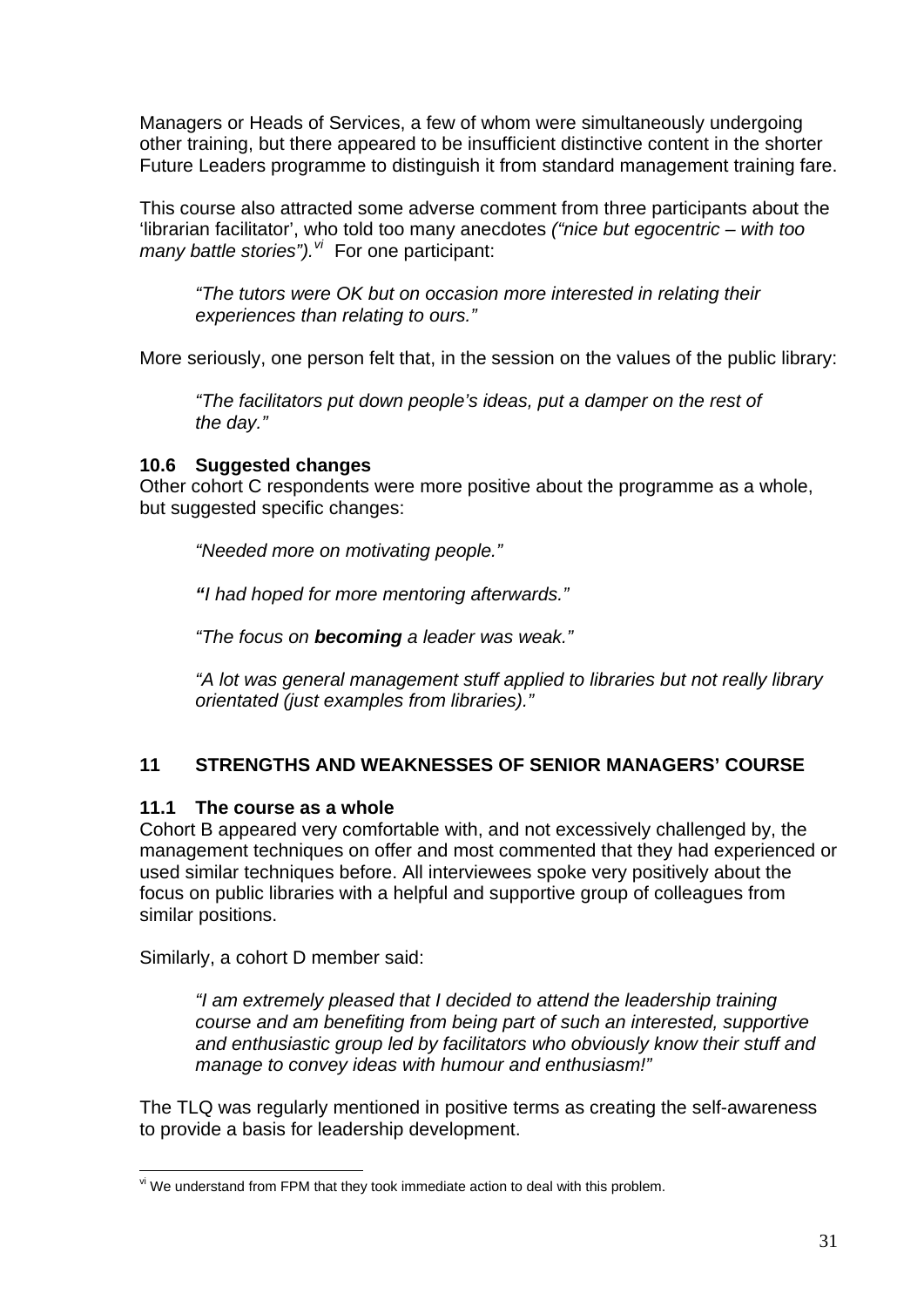Managers or Heads of Services, a few of whom were simultaneously undergoing other training, but there appeared to be insufficient distinctive content in the shorter Future Leaders programme to distinguish it from standard management training fare.

This course also attracted some adverse comment from three participants about the 'librarian facilitator', who told too many anecdotes *("nice but egocentric – with too many battle stories").*[vi] For one participant:

> *"The tutors were OK but on occasion more interested in relating their experiences than relating to ours."*

More seriously, one person felt that, in the session on the values of the public library:

> *"The facilitators put down people's ideas, put a damper on the rest of the day."*

### 10.6 Suggested changes

Other cohort C respondents were more positive about the programme as a whole, but suggested specific changes:

> *"Needed more on motivating people."*

> ***"****I had hoped for more mentoring afterwards."*

> *"The focus on* ***becoming*** *a leader was weak."*

> *"A lot was general management stuff applied to libraries but not really library orientated (just examples from libraries)."*

## 11 STRENGTHS AND WEAKNESSES OF SENIOR MANAGERS' COURSE

### 11.1 The course as a whole

Cohort B appeared very comfortable with, and not excessively challenged by, the management techniques on offer and most commented that they had experienced or used similar techniques before. All interviewees spoke very positively about the focus on public libraries with a helpful and supportive group of colleagues from similar positions.

Similarly, a cohort D member said:

> *"I am extremely pleased that I decided to attend the leadership training course and am benefiting from being part of such an interested, supportive and enthusiastic group led by facilitators who obviously know their stuff and manage to convey ideas with humour and enthusiasm!"*

The TLQ was regularly mentioned in positive terms as creating the self-awareness to provide a basis for leadership development.

---

[vi] We understand from FPM that they took immediate action to deal with this problem.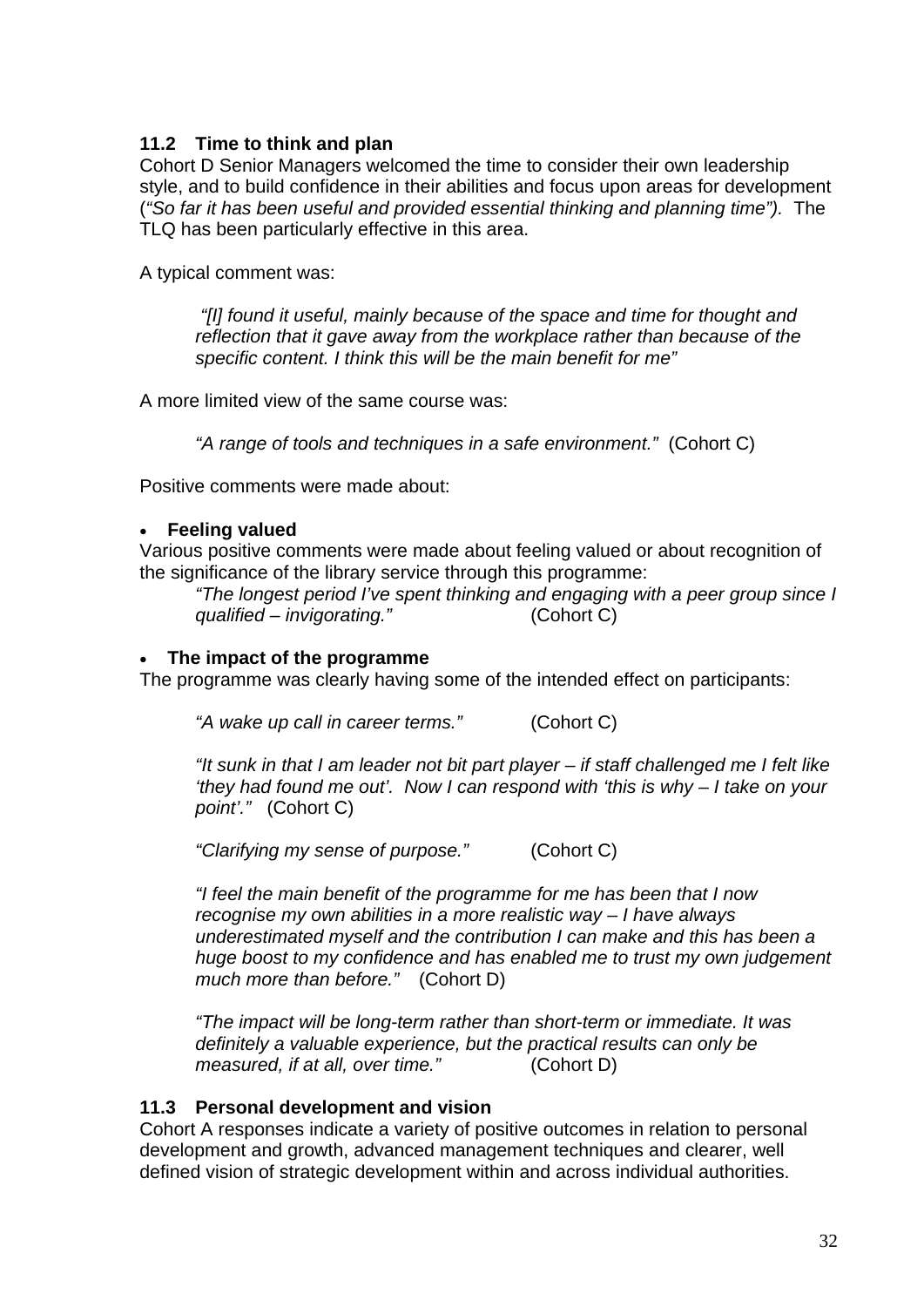### 11.2 Time to think and plan

Cohort D Senior Managers welcomed the time to consider their own leadership style, and to build confidence in their abilities and focus upon areas for development (*"So far it has been useful and provided essential thinking and planning time").* The TLQ has been particularly effective in this area.

A typical comment was:

> *"[I] found it useful, mainly because of the space and time for thought and reflection that it gave away from the workplace rather than because of the specific content. I think this will be the main benefit for me"*

A more limited view of the same course was:

> *"A range of tools and techniques in a safe environment."* (Cohort C)

Positive comments were made about:

- **Feeling valued**

Various positive comments were made about feeling valued or about recognition of the significance of the library service through this programme:

> *"The longest period I've spent thinking and engaging with a peer group since I qualified – invigorating."* (Cohort C)

- **The impact of the programme**

The programme was clearly having some of the intended effect on participants:

> *"A wake up call in career terms."* (Cohort C)
>
> *"It sunk in that I am leader not bit part player – if staff challenged me I felt like 'they had found me out'. Now I can respond with 'this is why – I take on your point'."* (Cohort C)
>
> *"Clarifying my sense of purpose."* (Cohort C)
>
> *"I feel the main benefit of the programme for me has been that I now recognise my own abilities in a more realistic way – I have always underestimated myself and the contribution I can make and this has been a huge boost to my confidence and has enabled me to trust my own judgement much more than before."* (Cohort D)
>
> *"The impact will be long-term rather than short-term or immediate. It was definitely a valuable experience, but the practical results can only be measured, if at all, over time."* (Cohort D)

### 11.3 Personal development and vision

Cohort A responses indicate a variety of positive outcomes in relation to personal development and growth, advanced management techniques and clearer, well defined vision of strategic development within and across individual authorities.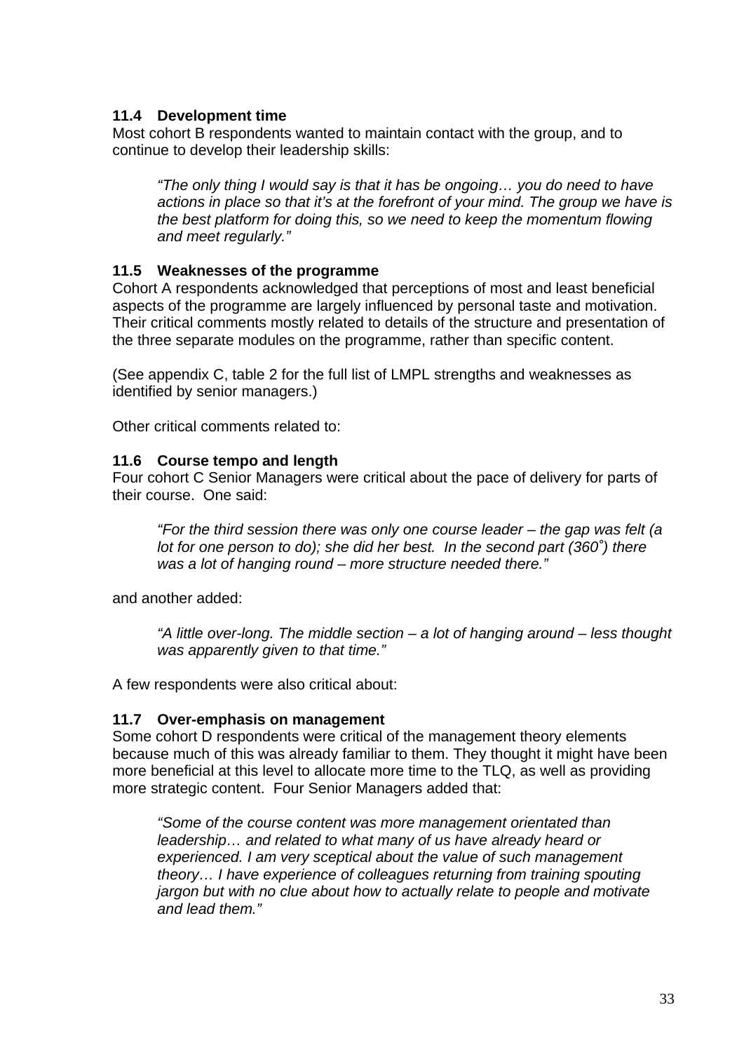### 11.4 Development time

Most cohort B respondents wanted to maintain contact with the group, and to continue to develop their leadership skills:

> *"The only thing I would say is that it has be ongoing… you do need to have actions in place so that it's at the forefront of your mind. The group we have is the best platform for doing this, so we need to keep the momentum flowing and meet regularly."*

### 11.5 Weaknesses of the programme

Cohort A respondents acknowledged that perceptions of most and least beneficial aspects of the programme are largely influenced by personal taste and motivation. Their critical comments mostly related to details of the structure and presentation of the three separate modules on the programme, rather than specific content.

(See appendix C, table 2 for the full list of LMPL strengths and weaknesses as identified by senior managers.)

Other critical comments related to:

### 11.6 Course tempo and length

Four cohort C Senior Managers were critical about the pace of delivery for parts of their course. One said:

> *"For the third session there was only one course leader – the gap was felt (a lot for one person to do); she did her best. In the second part (360˚) there was a lot of hanging round – more structure needed there."*

and another added:

> *"A little over-long. The middle section – a lot of hanging around – less thought was apparently given to that time."*

A few respondents were also critical about:

### 11.7 Over-emphasis on management

Some cohort D respondents were critical of the management theory elements because much of this was already familiar to them. They thought it might have been more beneficial at this level to allocate more time to the TLQ, as well as providing more strategic content. Four Senior Managers added that:

> *"Some of the course content was more management orientated than leadership… and related to what many of us have already heard or experienced. I am very sceptical about the value of such management theory… I have experience of colleagues returning from training spouting jargon but with no clue about how to actually relate to people and motivate and lead them."*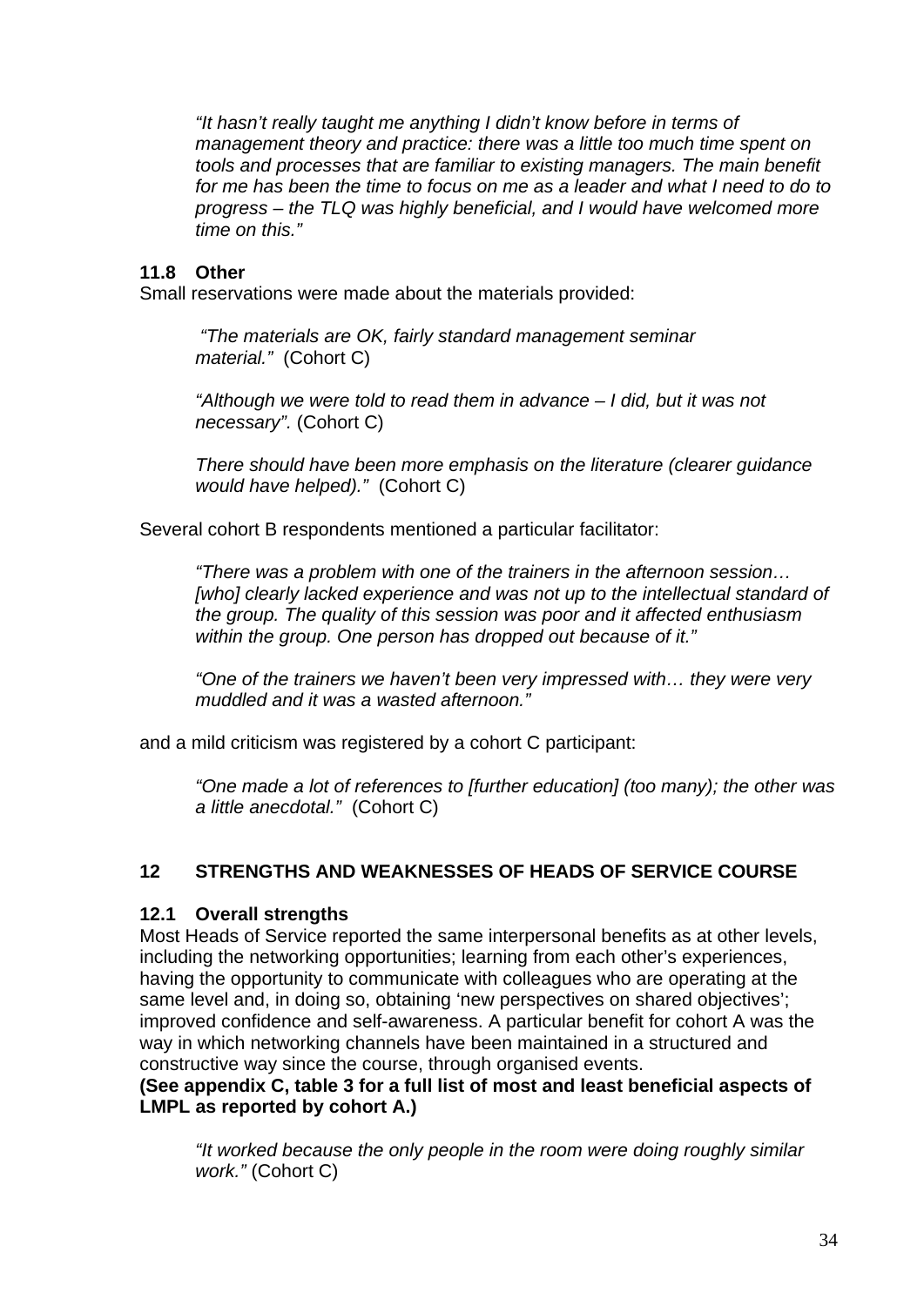*"It hasn't really taught me anything I didn't know before in terms of management theory and practice: there was a little too much time spent on tools and processes that are familiar to existing managers. The main benefit for me has been the time to focus on me as a leader and what I need to do to progress – the TLQ was highly beneficial, and I would have welcomed more time on this."*

### 11.8 Other

Small reservations were made about the materials provided:

> *"The materials are OK, fairly standard management seminar material."* (Cohort C)
>
> *"Although we were told to read them in advance – I did, but it was not necessary".* (Cohort C)
>
> *There should have been more emphasis on the literature (clearer guidance would have helped)."* (Cohort C)

Several cohort B respondents mentioned a particular facilitator:

> *"There was a problem with one of the trainers in the afternoon session… [who] clearly lacked experience and was not up to the intellectual standard of the group. The quality of this session was poor and it affected enthusiasm within the group. One person has dropped out because of it."*
>
> *"One of the trainers we haven't been very impressed with… they were very muddled and it was a wasted afternoon."*

and a mild criticism was registered by a cohort C participant:

> *"One made a lot of references to [further education] (too many); the other was a little anecdotal."* (Cohort C)

## 12 STRENGTHS AND WEAKNESSES OF HEADS OF SERVICE COURSE

### 12.1 Overall strengths

Most Heads of Service reported the same interpersonal benefits as at other levels, including the networking opportunities; learning from each other's experiences, having the opportunity to communicate with colleagues who are operating at the same level and, in doing so, obtaining 'new perspectives on shared objectives'; improved confidence and self-awareness. A particular benefit for cohort A was the way in which networking channels have been maintained in a structured and constructive way since the course, through organised events.

**(See appendix C, table 3 for a full list of most and least beneficial aspects of LMPL as reported by cohort A.)**

> *"It worked because the only people in the room were doing roughly similar work."* (Cohort C)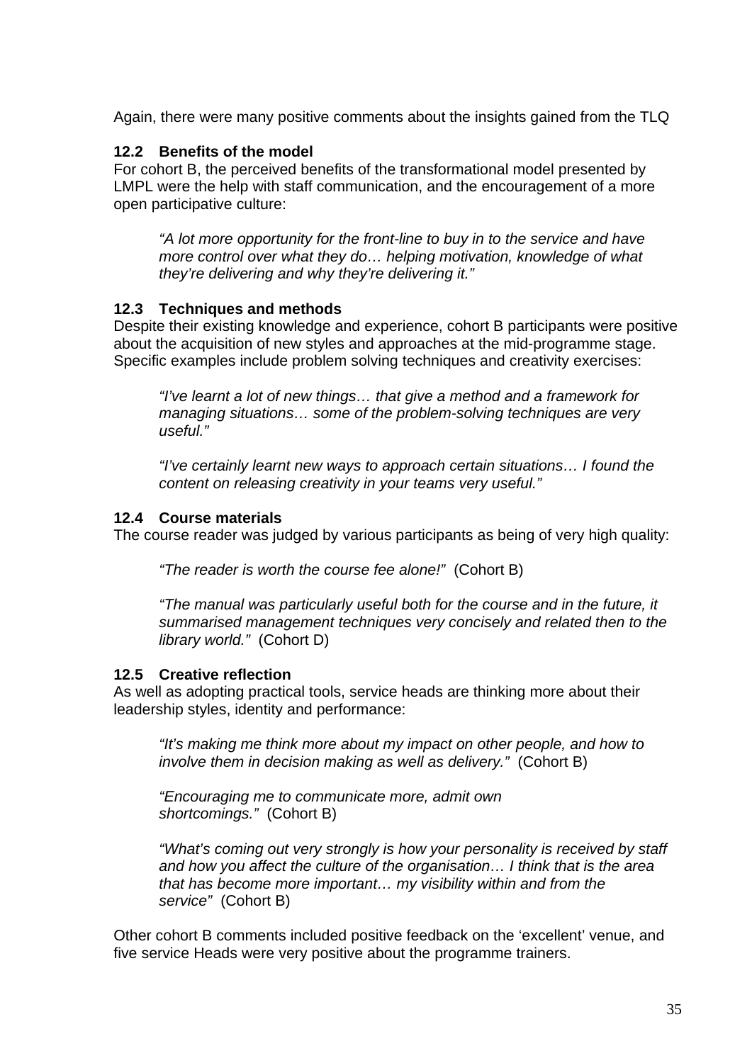Again, there were many positive comments about the insights gained from the TLQ

### 12.2 Benefits of the model

For cohort B, the perceived benefits of the transformational model presented by LMPL were the help with staff communication, and the encouragement of a more open participative culture:

> *"A lot more opportunity for the front-line to buy in to the service and have more control over what they do… helping motivation, knowledge of what they're delivering and why they're delivering it."*

### 12.3 Techniques and methods

Despite their existing knowledge and experience, cohort B participants were positive about the acquisition of new styles and approaches at the mid-programme stage. Specific examples include problem solving techniques and creativity exercises:

> *"I've learnt a lot of new things… that give a method and a framework for managing situations… some of the problem-solving techniques are very useful."*

> *"I've certainly learnt new ways to approach certain situations… I found the content on releasing creativity in your teams very useful."*

### 12.4 Course materials

The course reader was judged by various participants as being of very high quality:

> *"The reader is worth the course fee alone!"* (Cohort B)

> *"The manual was particularly useful both for the course and in the future, it summarised management techniques very concisely and related then to the library world."* (Cohort D)

### 12.5 Creative reflection

As well as adopting practical tools, service heads are thinking more about their leadership styles, identity and performance:

> *"It's making me think more about my impact on other people, and how to involve them in decision making as well as delivery."* (Cohort B)

> *"Encouraging me to communicate more, admit own shortcomings."* (Cohort B)

> *"What's coming out very strongly is how your personality is received by staff and how you affect the culture of the organisation… I think that is the area that has become more important… my visibility within and from the service"* (Cohort B)

Other cohort B comments included positive feedback on the 'excellent' venue, and five service Heads were very positive about the programme trainers.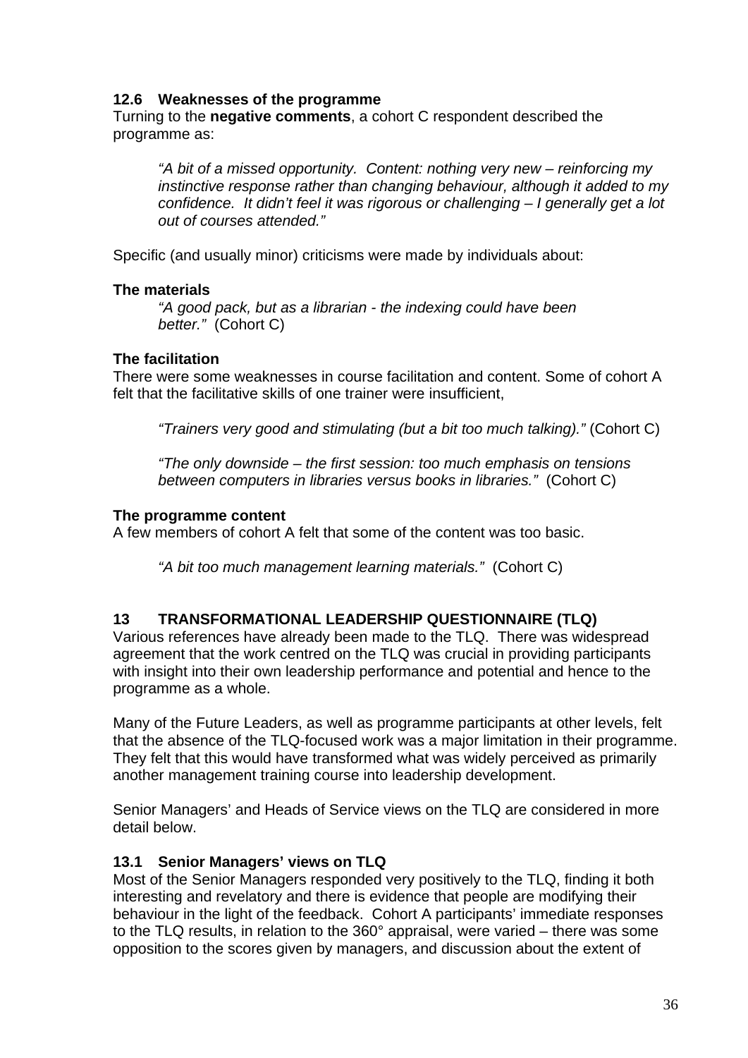### 12.6 Weaknesses of the programme

Turning to the **negative comments**, a cohort C respondent described the programme as:

> *"A bit of a missed opportunity. Content: nothing very new – reinforcing my instinctive response rather than changing behaviour, although it added to my confidence. It didn't feel it was rigorous or challenging – I generally get a lot out of courses attended."*

Specific (and usually minor) criticisms were made by individuals about:

**The materials**

> *"A good pack, but as a librarian - the indexing could have been better."* (Cohort C)

**The facilitation**

There were some weaknesses in course facilitation and content. Some of cohort A felt that the facilitative skills of one trainer were insufficient,

> *"Trainers very good and stimulating (but a bit too much talking)."* (Cohort C)

> *"The only downside – the first session: too much emphasis on tensions between computers in libraries versus books in libraries."* (Cohort C)

**The programme content**

A few members of cohort A felt that some of the content was too basic.

> *"A bit too much management learning materials."* (Cohort C)

## 13 TRANSFORMATIONAL LEADERSHIP QUESTIONNAIRE (TLQ)

Various references have already been made to the TLQ. There was widespread agreement that the work centred on the TLQ was crucial in providing participants with insight into their own leadership performance and potential and hence to the programme as a whole.

Many of the Future Leaders, as well as programme participants at other levels, felt that the absence of the TLQ-focused work was a major limitation in their programme. They felt that this would have transformed what was widely perceived as primarily another management training course into leadership development.

Senior Managers' and Heads of Service views on the TLQ are considered in more detail below.

### 13.1 Senior Managers' views on TLQ

Most of the Senior Managers responded very positively to the TLQ, finding it both interesting and revelatory and there is evidence that people are modifying their behaviour in the light of the feedback. Cohort A participants' immediate responses to the TLQ results, in relation to the 360° appraisal, were varied – there was some opposition to the scores given by managers, and discussion about the extent of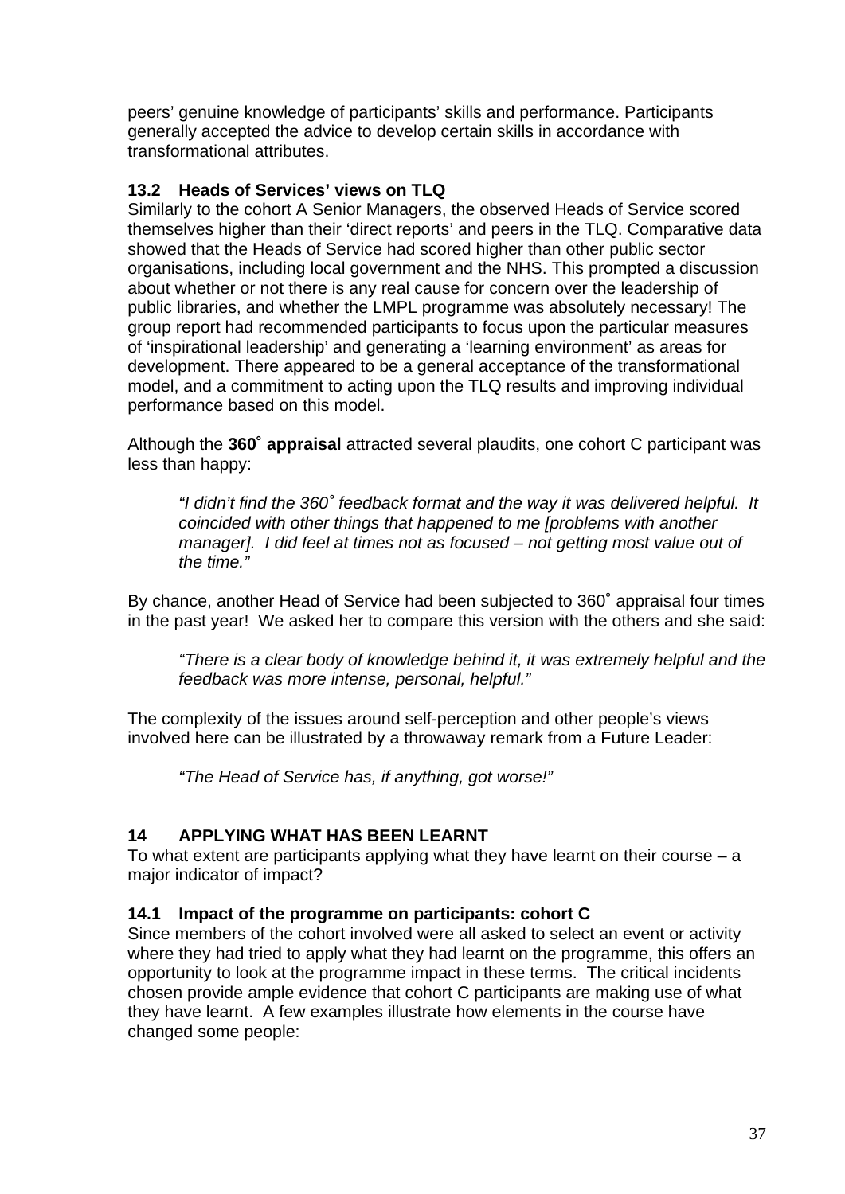peers' genuine knowledge of participants' skills and performance. Participants generally accepted the advice to develop certain skills in accordance with transformational attributes.

### 13.2 Heads of Services' views on TLQ

Similarly to the cohort A Senior Managers, the observed Heads of Service scored themselves higher than their 'direct reports' and peers in the TLQ. Comparative data showed that the Heads of Service had scored higher than other public sector organisations, including local government and the NHS. This prompted a discussion about whether or not there is any real cause for concern over the leadership of public libraries, and whether the LMPL programme was absolutely necessary! The group report had recommended participants to focus upon the particular measures of 'inspirational leadership' and generating a 'learning environment' as areas for development. There appeared to be a general acceptance of the transformational model, and a commitment to acting upon the TLQ results and improving individual performance based on this model.

Although the **360˚ appraisal** attracted several plaudits, one cohort C participant was less than happy:

> *"I didn't find the 360˚ feedback format and the way it was delivered helpful. It coincided with other things that happened to me [problems with another manager]. I did feel at times not as focused – not getting most value out of the time."*

By chance, another Head of Service had been subjected to 360˚ appraisal four times in the past year! We asked her to compare this version with the others and she said:

> *"There is a clear body of knowledge behind it, it was extremely helpful and the feedback was more intense, personal, helpful."*

The complexity of the issues around self-perception and other people's views involved here can be illustrated by a throwaway remark from a Future Leader:

> *"The Head of Service has, if anything, got worse!"*

## 14 APPLYING WHAT HAS BEEN LEARNT

To what extent are participants applying what they have learnt on their course – a major indicator of impact?

### 14.1 Impact of the programme on participants: cohort C

Since members of the cohort involved were all asked to select an event or activity where they had tried to apply what they had learnt on the programme, this offers an opportunity to look at the programme impact in these terms. The critical incidents chosen provide ample evidence that cohort C participants are making use of what they have learnt. A few examples illustrate how elements in the course have changed some people: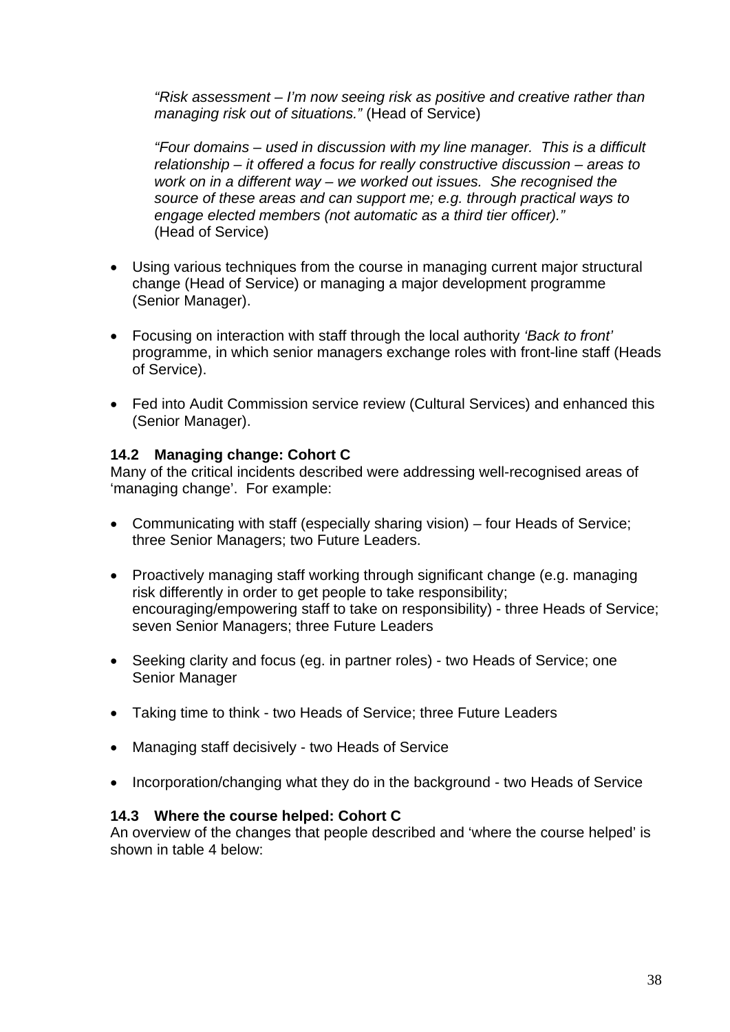> *"Risk assessment – I'm now seeing risk as positive and creative rather than managing risk out of situations."* (Head of Service)
>
> *"Four domains – used in discussion with my line manager. This is a difficult relationship – it offered a focus for really constructive discussion – areas to work on in a different way – we worked out issues. She recognised the source of these areas and can support me; e.g. through practical ways to engage elected members (not automatic as a third tier officer)."* (Head of Service)

- Using various techniques from the course in managing current major structural change (Head of Service) or managing a major development programme (Senior Manager).
- Focusing on interaction with staff through the local authority *'Back to front'* programme, in which senior managers exchange roles with front-line staff (Heads of Service).
- Fed into Audit Commission service review (Cultural Services) and enhanced this (Senior Manager).

### 14.2 Managing change: Cohort C

Many of the critical incidents described were addressing well-recognised areas of 'managing change'. For example:

- Communicating with staff (especially sharing vision) – four Heads of Service; three Senior Managers; two Future Leaders.
- Proactively managing staff working through significant change (e.g. managing risk differently in order to get people to take responsibility; encouraging/empowering staff to take on responsibility) - three Heads of Service; seven Senior Managers; three Future Leaders
- Seeking clarity and focus (eg. in partner roles) - two Heads of Service; one Senior Manager
- Taking time to think - two Heads of Service; three Future Leaders
- Managing staff decisively - two Heads of Service
- Incorporation/changing what they do in the background - two Heads of Service

### 14.3 Where the course helped: Cohort C

An overview of the changes that people described and 'where the course helped' is shown in table 4 below: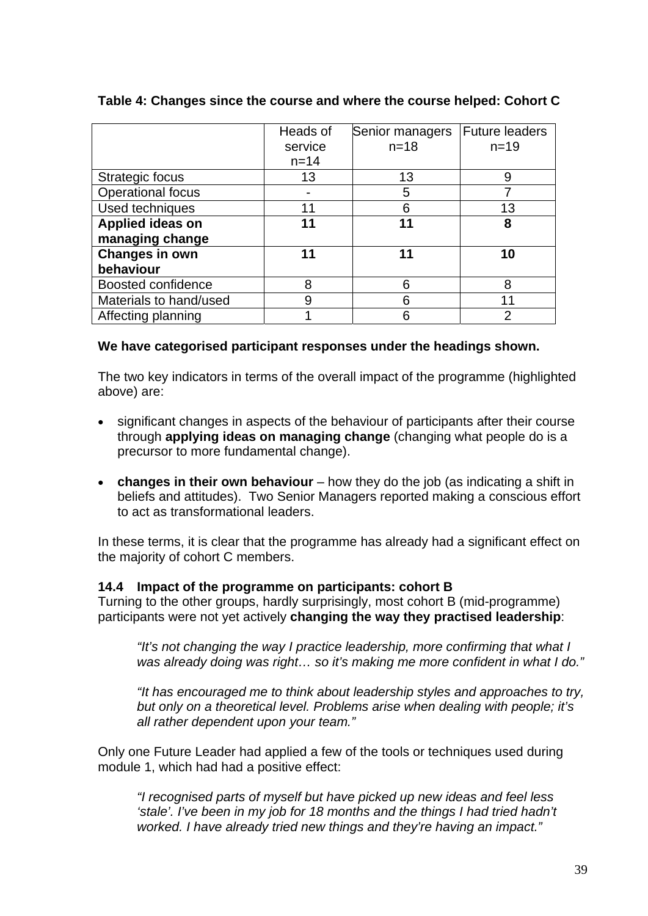**Table 4: Changes since the course and where the course helped: Cohort C**

| | Heads of service n=14 | Senior managers n=18 | Future leaders n=19 |
|---|---|---|---|
| Strategic focus | 13 | 13 | 9 |
| Operational focus | - | 5 | 7 |
| Used techniques | 11 | 6 | 13 |
| **Applied ideas on managing change** | **11** | **11** | **8** |
| **Changes in own behaviour** | **11** | **11** | **10** |
| Boosted confidence | 8 | 6 | 8 |
| Materials to hand/used | 9 | 6 | 11 |
| Affecting planning | 1 | 6 | 2 |

**We have categorised participant responses under the headings shown.**

The two key indicators in terms of the overall impact of the programme (highlighted above) are:

- significant changes in aspects of the behaviour of participants after their course through **applying ideas on managing change** (changing what people do is a precursor to more fundamental change).

- **changes in their own behaviour** – how they do the job (as indicating a shift in beliefs and attitudes). Two Senior Managers reported making a conscious effort to act as transformational leaders.

In these terms, it is clear that the programme has already had a significant effect on the majority of cohort C members.

### 14.4 Impact of the programme on participants: cohort B

Turning to the other groups, hardly surprisingly, most cohort B (mid-programme) participants were not yet actively **changing the way they practised leadership**:

> *"It's not changing the way I practice leadership, more confirming that what I was already doing was right… so it's making me more confident in what I do."*

> *"It has encouraged me to think about leadership styles and approaches to try, but only on a theoretical level. Problems arise when dealing with people; it's all rather dependent upon your team."*

Only one Future Leader had applied a few of the tools or techniques used during module 1, which had had a positive effect:

> *"I recognised parts of myself but have picked up new ideas and feel less 'stale'. I've been in my job for 18 months and the things I had tried hadn't worked. I have already tried new things and they're having an impact."*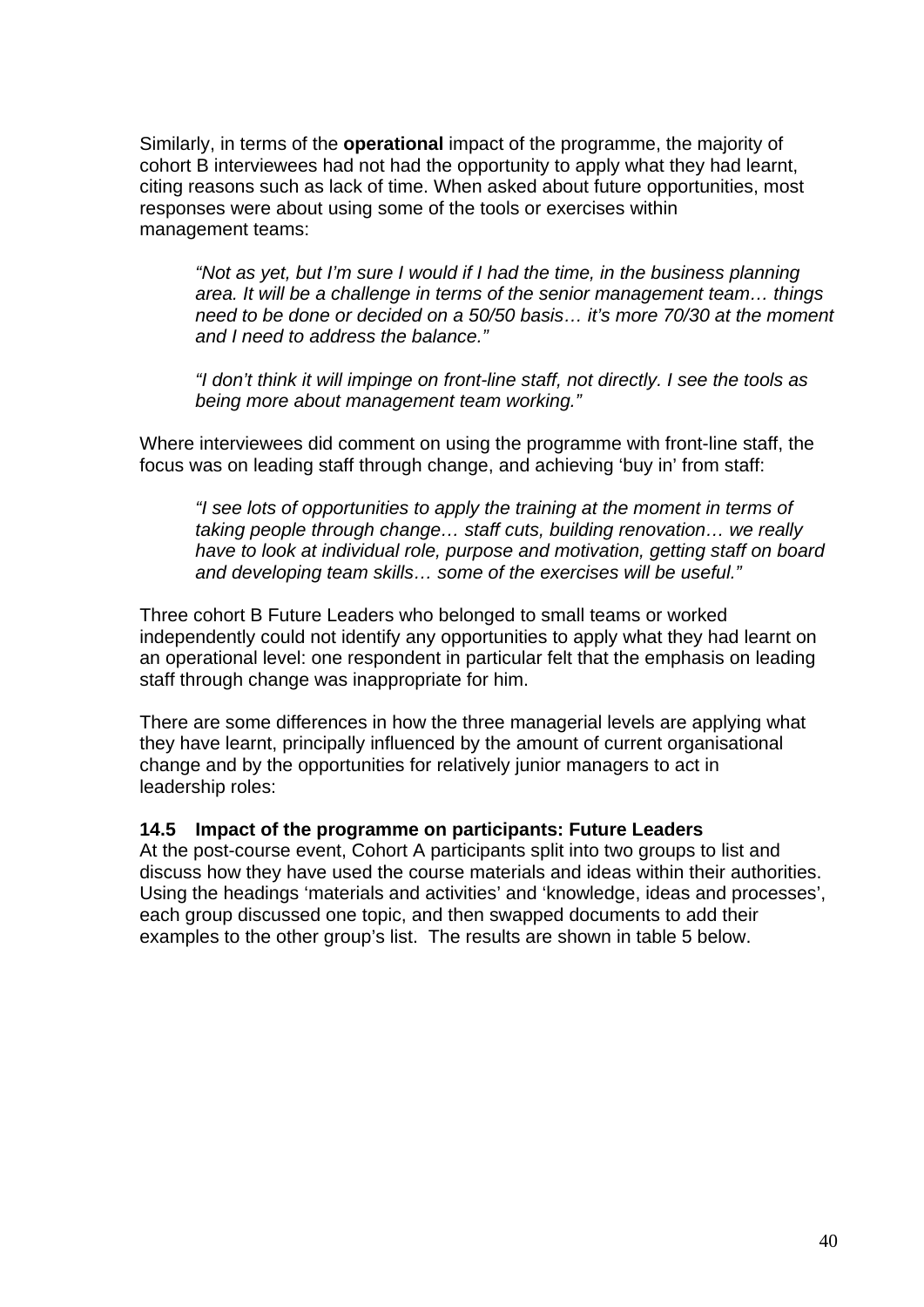Similarly, in terms of the **operational** impact of the programme, the majority of cohort B interviewees had not had the opportunity to apply what they had learnt, citing reasons such as lack of time. When asked about future opportunities, most responses were about using some of the tools or exercises within management teams:

> *"Not as yet, but I'm sure I would if I had the time, in the business planning area. It will be a challenge in terms of the senior management team… things need to be done or decided on a 50/50 basis… it's more 70/30 at the moment and I need to address the balance."*

> *"I don't think it will impinge on front-line staff, not directly. I see the tools as being more about management team working."*

Where interviewees did comment on using the programme with front-line staff, the focus was on leading staff through change, and achieving 'buy in' from staff:

> *"I see lots of opportunities to apply the training at the moment in terms of taking people through change… staff cuts, building renovation… we really have to look at individual role, purpose and motivation, getting staff on board and developing team skills… some of the exercises will be useful."*

Three cohort B Future Leaders who belonged to small teams or worked independently could not identify any opportunities to apply what they had learnt on an operational level: one respondent in particular felt that the emphasis on leading staff through change was inappropriate for him.

There are some differences in how the three managerial levels are applying what they have learnt, principally influenced by the amount of current organisational change and by the opportunities for relatively junior managers to act in leadership roles:

### 14.5 Impact of the programme on participants: Future Leaders

At the post-course event, Cohort A participants split into two groups to list and discuss how they have used the course materials and ideas within their authorities. Using the headings 'materials and activities' and 'knowledge, ideas and processes', each group discussed one topic, and then swapped documents to add their examples to the other group's list. The results are shown in table 5 below.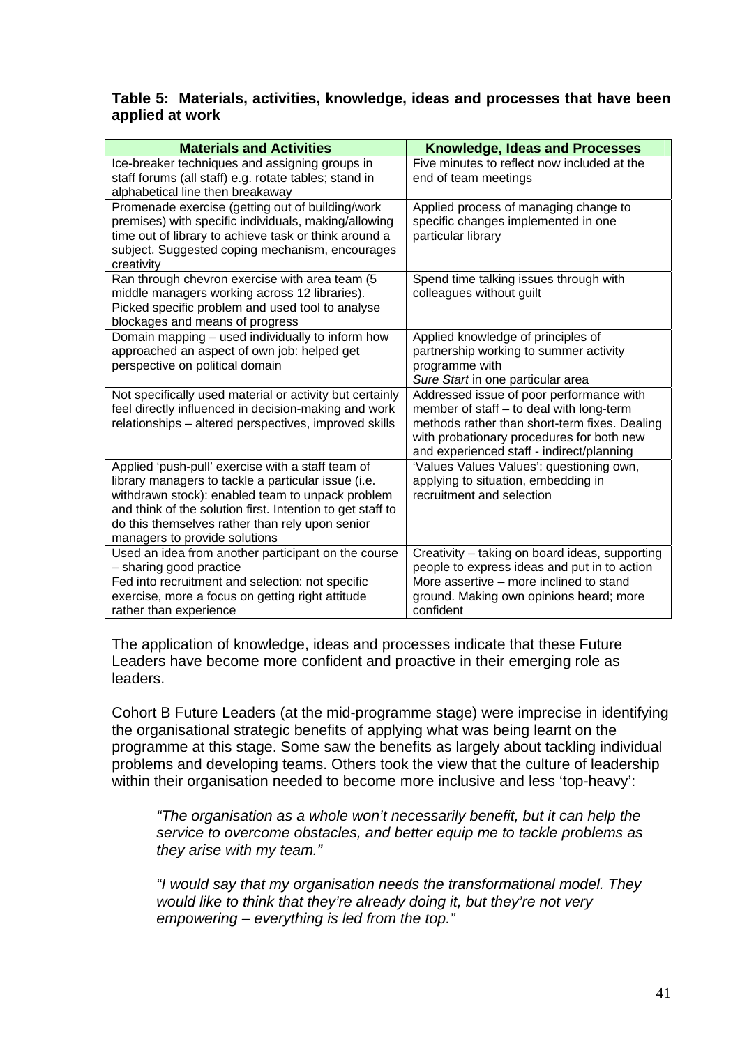**Table 5: Materials, activities, knowledge, ideas and processes that have been applied at work**

| Materials and Activities | Knowledge, Ideas and Processes |
|---|---|
| Ice-breaker techniques and assigning groups in staff forums (all staff) e.g. rotate tables; stand in alphabetical line then breakaway | Five minutes to reflect now included at the end of team meetings |
| Promenade exercise (getting out of building/work premises) with specific individuals, making/allowing time out of library to achieve task or think around a subject. Suggested coping mechanism, encourages creativity | Applied process of managing change to specific changes implemented in one particular library |
| Ran through chevron exercise with area team (5 middle managers working across 12 libraries). Picked specific problem and used tool to analyse blockages and means of progress | Spend time talking issues through with colleagues without guilt |
| Domain mapping – used individually to inform how approached an aspect of own job: helped get perspective on political domain | Applied knowledge of principles of partnership working to summer activity programme with *Sure Start* in one particular area |
| Not specifically used material or activity but certainly feel directly influenced in decision-making and work relationships – altered perspectives, improved skills | Addressed issue of poor performance with member of staff – to deal with long-term methods rather than short-term fixes. Dealing with probationary procedures for both new and experienced staff - indirect/planning |
| Applied 'push-pull' exercise with a staff team of library managers to tackle a particular issue (i.e. withdrawn stock): enabled team to unpack problem and think of the solution first. Intention to get staff to do this themselves rather than rely upon senior managers to provide solutions | 'Values Values Values': questioning own, applying to situation, embedding in recruitment and selection |
| Used an idea from another participant on the course – sharing good practice | Creativity – taking on board ideas, supporting people to express ideas and put in to action |
| Fed into recruitment and selection: not specific exercise, more a focus on getting right attitude rather than experience | More assertive – more inclined to stand ground. Making own opinions heard; more confident |

The application of knowledge, ideas and processes indicate that these Future Leaders have become more confident and proactive in their emerging role as leaders.

Cohort B Future Leaders (at the mid-programme stage) were imprecise in identifying the organisational strategic benefits of applying what was being learnt on the programme at this stage. Some saw the benefits as largely about tackling individual problems and developing teams. Others took the view that the culture of leadership within their organisation needed to become more inclusive and less 'top-heavy':

> *"The organisation as a whole won't necessarily benefit, but it can help the service to overcome obstacles, and better equip me to tackle problems as they arise with my team."*

> *"I would say that my organisation needs the transformational model. They would like to think that they're already doing it, but they're not very empowering – everything is led from the top."*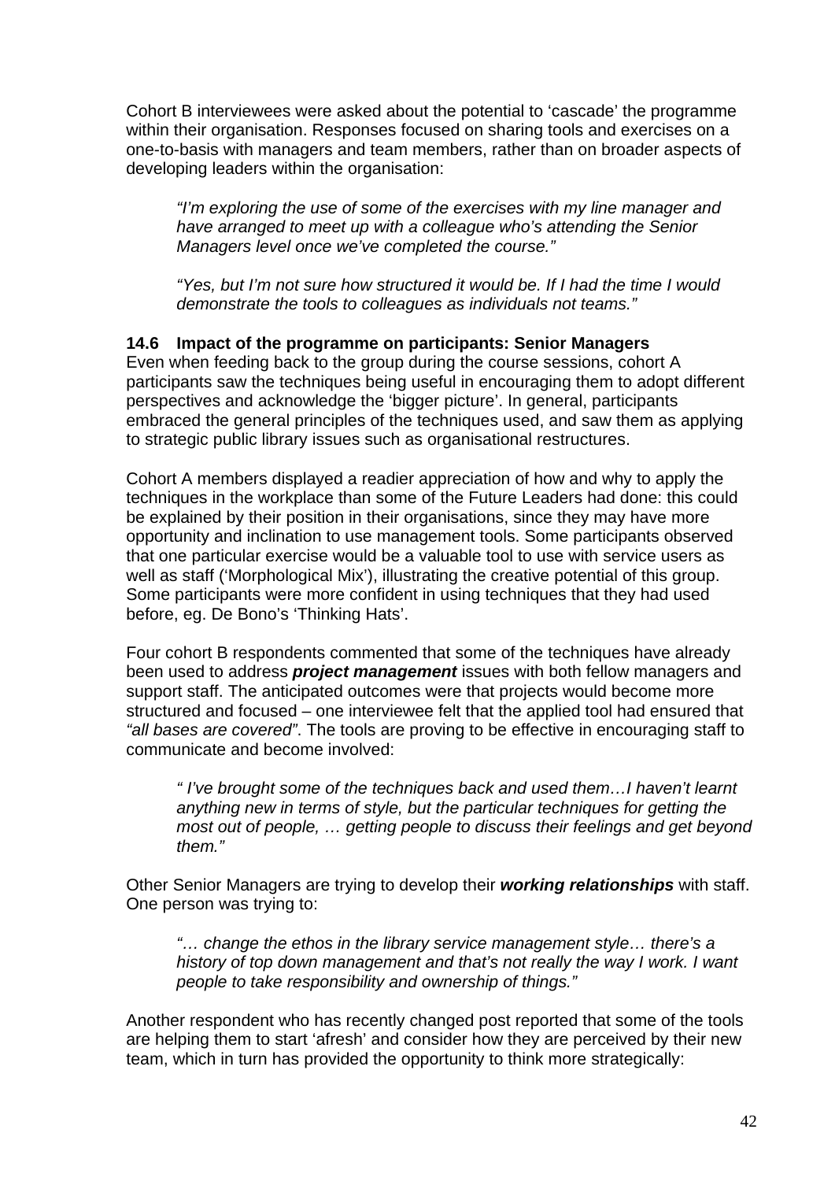Cohort B interviewees were asked about the potential to 'cascade' the programme within their organisation. Responses focused on sharing tools and exercises on a one-to-basis with managers and team members, rather than on broader aspects of developing leaders within the organisation:

> *"I'm exploring the use of some of the exercises with my line manager and have arranged to meet up with a colleague who's attending the Senior Managers level once we've completed the course."*

> *"Yes, but I'm not sure how structured it would be. If I had the time I would demonstrate the tools to colleagues as individuals not teams."*

### 14.6 Impact of the programme on participants: Senior Managers

Even when feeding back to the group during the course sessions, cohort A participants saw the techniques being useful in encouraging them to adopt different perspectives and acknowledge the 'bigger picture'. In general, participants embraced the general principles of the techniques used, and saw them as applying to strategic public library issues such as organisational restructures.

Cohort A members displayed a readier appreciation of how and why to apply the techniques in the workplace than some of the Future Leaders had done: this could be explained by their position in their organisations, since they may have more opportunity and inclination to use management tools. Some participants observed that one particular exercise would be a valuable tool to use with service users as well as staff ('Morphological Mix'), illustrating the creative potential of this group. Some participants were more confident in using techniques that they had used before, eg. De Bono's 'Thinking Hats'.

Four cohort B respondents commented that some of the techniques have already been used to address ***project management*** issues with both fellow managers and support staff. The anticipated outcomes were that projects would become more structured and focused – one interviewee felt that the applied tool had ensured that *"all bases are covered"*. The tools are proving to be effective in encouraging staff to communicate and become involved:

> *" I've brought some of the techniques back and used them…I haven't learnt anything new in terms of style, but the particular techniques for getting the most out of people, … getting people to discuss their feelings and get beyond them."*

Other Senior Managers are trying to develop their ***working relationships*** with staff. One person was trying to:

> *"… change the ethos in the library service management style… there's a history of top down management and that's not really the way I work. I want people to take responsibility and ownership of things."*

Another respondent who has recently changed post reported that some of the tools are helping them to start 'afresh' and consider how they are perceived by their new team, which in turn has provided the opportunity to think more strategically: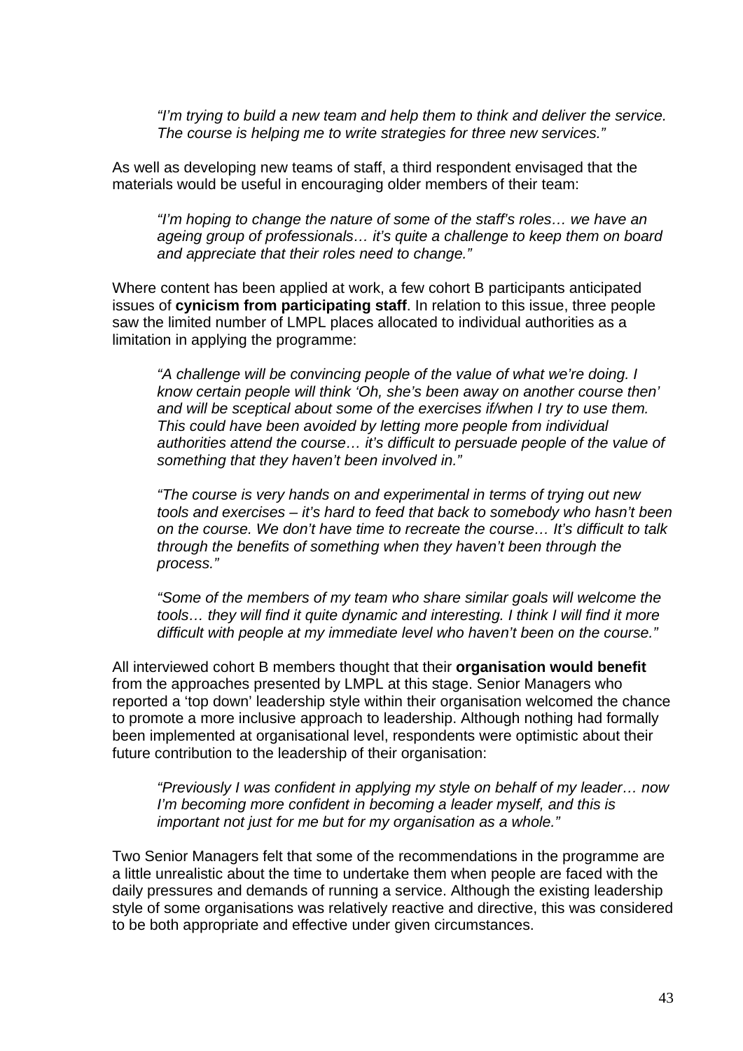> *"I'm trying to build a new team and help them to think and deliver the service. The course is helping me to write strategies for three new services."*

As well as developing new teams of staff, a third respondent envisaged that the materials would be useful in encouraging older members of their team:

> *"I'm hoping to change the nature of some of the staff's roles… we have an ageing group of professionals… it's quite a challenge to keep them on board and appreciate that their roles need to change."*

Where content has been applied at work, a few cohort B participants anticipated issues of **cynicism from participating staff**. In relation to this issue, three people saw the limited number of LMPL places allocated to individual authorities as a limitation in applying the programme:

> *"A challenge will be convincing people of the value of what we're doing. I know certain people will think 'Oh, she's been away on another course then' and will be sceptical about some of the exercises if/when I try to use them. This could have been avoided by letting more people from individual authorities attend the course… it's difficult to persuade people of the value of something that they haven't been involved in."*

> *"The course is very hands on and experimental in terms of trying out new tools and exercises – it's hard to feed that back to somebody who hasn't been on the course. We don't have time to recreate the course… It's difficult to talk through the benefits of something when they haven't been through the process."*

> *"Some of the members of my team who share similar goals will welcome the tools… they will find it quite dynamic and interesting. I think I will find it more difficult with people at my immediate level who haven't been on the course."*

All interviewed cohort B members thought that their **organisation would benefit** from the approaches presented by LMPL at this stage. Senior Managers who reported a 'top down' leadership style within their organisation welcomed the chance to promote a more inclusive approach to leadership. Although nothing had formally been implemented at organisational level, respondents were optimistic about their future contribution to the leadership of their organisation:

> *"Previously I was confident in applying my style on behalf of my leader… now I'm becoming more confident in becoming a leader myself, and this is important not just for me but for my organisation as a whole."*

Two Senior Managers felt that some of the recommendations in the programme are a little unrealistic about the time to undertake them when people are faced with the daily pressures and demands of running a service. Although the existing leadership style of some organisations was relatively reactive and directive, this was considered to be both appropriate and effective under given circumstances.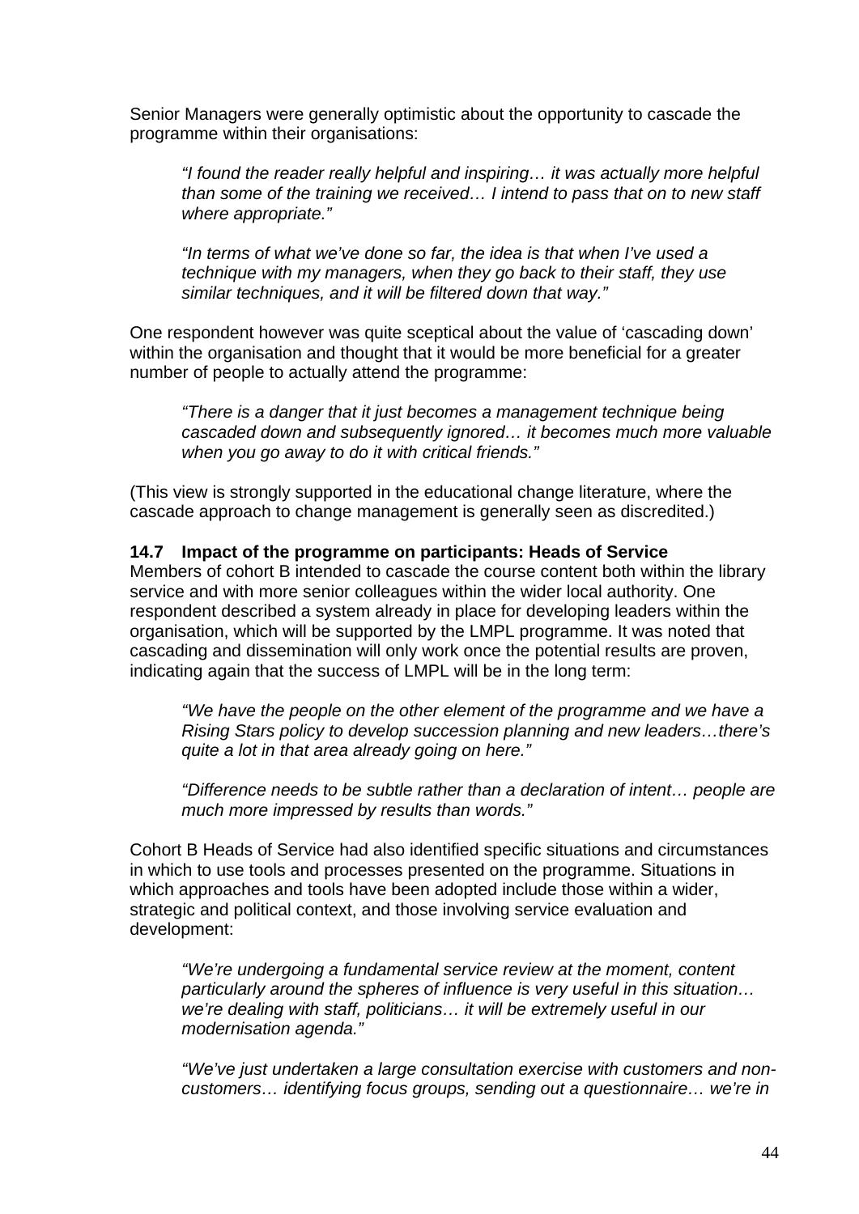Senior Managers were generally optimistic about the opportunity to cascade the programme within their organisations:

> *"I found the reader really helpful and inspiring… it was actually more helpful than some of the training we received… I intend to pass that on to new staff where appropriate."*

> *"In terms of what we've done so far, the idea is that when I've used a technique with my managers, when they go back to their staff, they use similar techniques, and it will be filtered down that way."*

One respondent however was quite sceptical about the value of 'cascading down' within the organisation and thought that it would be more beneficial for a greater number of people to actually attend the programme:

> *"There is a danger that it just becomes a management technique being cascaded down and subsequently ignored… it becomes much more valuable when you go away to do it with critical friends."*

(This view is strongly supported in the educational change literature, where the cascade approach to change management is generally seen as discredited.)

### 14.7 Impact of the programme on participants: Heads of Service

Members of cohort B intended to cascade the course content both within the library service and with more senior colleagues within the wider local authority. One respondent described a system already in place for developing leaders within the organisation, which will be supported by the LMPL programme. It was noted that cascading and dissemination will only work once the potential results are proven, indicating again that the success of LMPL will be in the long term:

> *"We have the people on the other element of the programme and we have a Rising Stars policy to develop succession planning and new leaders…there's quite a lot in that area already going on here."*

> *"Difference needs to be subtle rather than a declaration of intent… people are much more impressed by results than words."*

Cohort B Heads of Service had also identified specific situations and circumstances in which to use tools and processes presented on the programme. Situations in which approaches and tools have been adopted include those within a wider, strategic and political context, and those involving service evaluation and development:

> *"We're undergoing a fundamental service review at the moment, content particularly around the spheres of influence is very useful in this situation… we're dealing with staff, politicians… it will be extremely useful in our modernisation agenda."*

> *"We've just undertaken a large consultation exercise with customers and non-customers… identifying focus groups, sending out a questionnaire… we're in*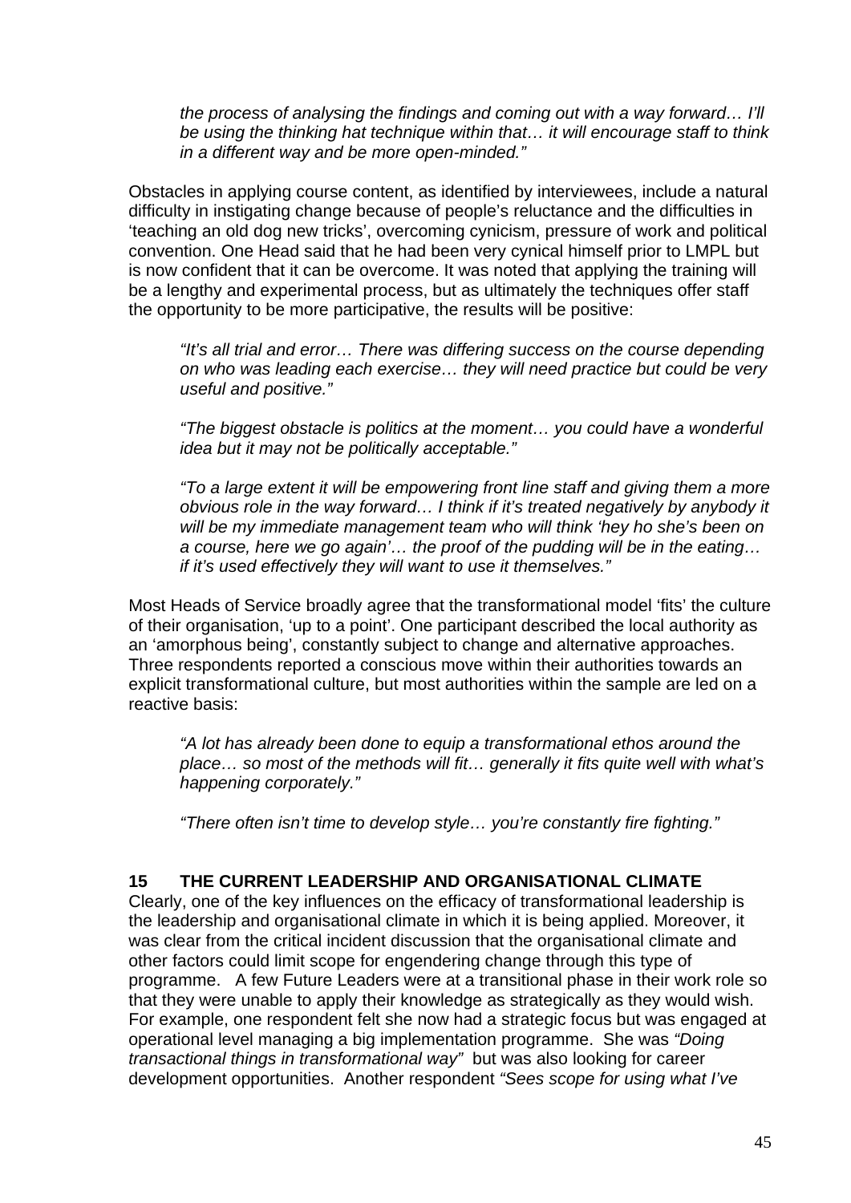*the process of analysing the findings and coming out with a way forward… I'll be using the thinking hat technique within that… it will encourage staff to think in a different way and be more open-minded."*

Obstacles in applying course content, as identified by interviewees, include a natural difficulty in instigating change because of people's reluctance and the difficulties in 'teaching an old dog new tricks', overcoming cynicism, pressure of work and political convention. One Head said that he had been very cynical himself prior to LMPL but is now confident that it can be overcome. It was noted that applying the training will be a lengthy and experimental process, but as ultimately the techniques offer staff the opportunity to be more participative, the results will be positive:

*"It's all trial and error… There was differing success on the course depending on who was leading each exercise… they will need practice but could be very useful and positive."*

*"The biggest obstacle is politics at the moment… you could have a wonderful idea but it may not be politically acceptable."*

*"To a large extent it will be empowering front line staff and giving them a more obvious role in the way forward… I think if it's treated negatively by anybody it will be my immediate management team who will think 'hey ho she's been on a course, here we go again'… the proof of the pudding will be in the eating… if it's used effectively they will want to use it themselves."*

Most Heads of Service broadly agree that the transformational model 'fits' the culture of their organisation, 'up to a point'. One participant described the local authority as an 'amorphous being', constantly subject to change and alternative approaches. Three respondents reported a conscious move within their authorities towards an explicit transformational culture, but most authorities within the sample are led on a reactive basis:

*"A lot has already been done to equip a transformational ethos around the place… so most of the methods will fit… generally it fits quite well with what's happening corporately."*

*"There often isn't time to develop style… you're constantly fire fighting."*

## 15 THE CURRENT LEADERSHIP AND ORGANISATIONAL CLIMATE

Clearly, one of the key influences on the efficacy of transformational leadership is the leadership and organisational climate in which it is being applied. Moreover, it was clear from the critical incident discussion that the organisational climate and other factors could limit scope for engendering change through this type of programme. A few Future Leaders were at a transitional phase in their work role so that they were unable to apply their knowledge as strategically as they would wish. For example, one respondent felt she now had a strategic focus but was engaged at operational level managing a big implementation programme. She was *"Doing transactional things in transformational way"* but was also looking for career development opportunities. Another respondent *"Sees scope for using what I've*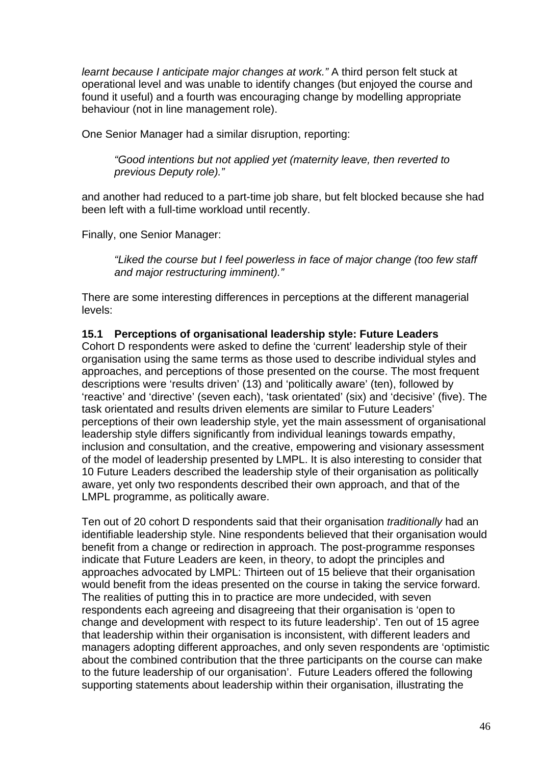*learnt because I anticipate major changes at work."* A third person felt stuck at operational level and was unable to identify changes (but enjoyed the course and found it useful) and a fourth was encouraging change by modelling appropriate behaviour (not in line management role).

One Senior Manager had a similar disruption, reporting:

> *"Good intentions but not applied yet (maternity leave, then reverted to previous Deputy role)."*

and another had reduced to a part-time job share, but felt blocked because she had been left with a full-time workload until recently.

Finally, one Senior Manager:

> *"Liked the course but I feel powerless in face of major change (too few staff and major restructuring imminent)."*

There are some interesting differences in perceptions at the different managerial levels:

### 15.1 Perceptions of organisational leadership style: Future Leaders

Cohort D respondents were asked to define the 'current' leadership style of their organisation using the same terms as those used to describe individual styles and approaches, and perceptions of those presented on the course. The most frequent descriptions were 'results driven' (13) and 'politically aware' (ten), followed by 'reactive' and 'directive' (seven each), 'task orientated' (six) and 'decisive' (five). The task orientated and results driven elements are similar to Future Leaders' perceptions of their own leadership style, yet the main assessment of organisational leadership style differs significantly from individual leanings towards empathy, inclusion and consultation, and the creative, empowering and visionary assessment of the model of leadership presented by LMPL. It is also interesting to consider that 10 Future Leaders described the leadership style of their organisation as politically aware, yet only two respondents described their own approach, and that of the LMPL programme, as politically aware.

Ten out of 20 cohort D respondents said that their organisation *traditionally* had an identifiable leadership style. Nine respondents believed that their organisation would benefit from a change or redirection in approach. The post-programme responses indicate that Future Leaders are keen, in theory, to adopt the principles and approaches advocated by LMPL: Thirteen out of 15 believe that their organisation would benefit from the ideas presented on the course in taking the service forward. The realities of putting this in to practice are more undecided, with seven respondents each agreeing and disagreeing that their organisation is 'open to change and development with respect to its future leadership'. Ten out of 15 agree that leadership within their organisation is inconsistent, with different leaders and managers adopting different approaches, and only seven respondents are 'optimistic about the combined contribution that the three participants on the course can make to the future leadership of our organisation'. Future Leaders offered the following supporting statements about leadership within their organisation, illustrating the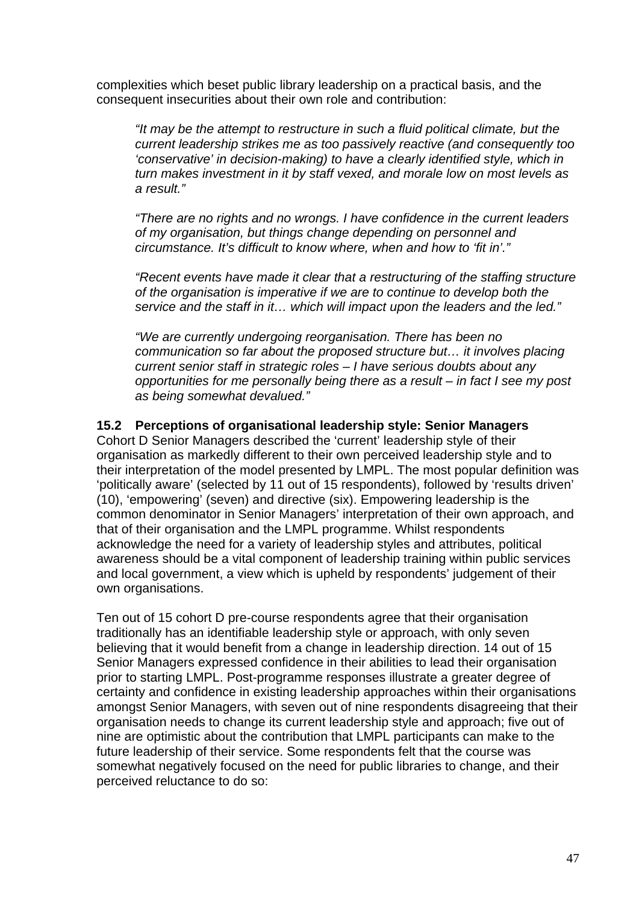complexities which beset public library leadership on a practical basis, and the consequent insecurities about their own role and contribution:

> *"It may be the attempt to restructure in such a fluid political climate, but the current leadership strikes me as too passively reactive (and consequently too 'conservative' in decision-making) to have a clearly identified style, which in turn makes investment in it by staff vexed, and morale low on most levels as a result."*

> *"There are no rights and no wrongs. I have confidence in the current leaders of my organisation, but things change depending on personnel and circumstance. It's difficult to know where, when and how to 'fit in'."*

> *"Recent events have made it clear that a restructuring of the staffing structure of the organisation is imperative if we are to continue to develop both the service and the staff in it… which will impact upon the leaders and the led."*

> *"We are currently undergoing reorganisation. There has been no communication so far about the proposed structure but… it involves placing current senior staff in strategic roles – I have serious doubts about any opportunities for me personally being there as a result – in fact I see my post as being somewhat devalued."*

### 15.2 Perceptions of organisational leadership style: Senior Managers

Cohort D Senior Managers described the 'current' leadership style of their organisation as markedly different to their own perceived leadership style and to their interpretation of the model presented by LMPL. The most popular definition was 'politically aware' (selected by 11 out of 15 respondents), followed by 'results driven' (10), 'empowering' (seven) and directive (six). Empowering leadership is the common denominator in Senior Managers' interpretation of their own approach, and that of their organisation and the LMPL programme. Whilst respondents acknowledge the need for a variety of leadership styles and attributes, political awareness should be a vital component of leadership training within public services and local government, a view which is upheld by respondents' judgement of their own organisations.

Ten out of 15 cohort D pre-course respondents agree that their organisation traditionally has an identifiable leadership style or approach, with only seven believing that it would benefit from a change in leadership direction. 14 out of 15 Senior Managers expressed confidence in their abilities to lead their organisation prior to starting LMPL. Post-programme responses illustrate a greater degree of certainty and confidence in existing leadership approaches within their organisations amongst Senior Managers, with seven out of nine respondents disagreeing that their organisation needs to change its current leadership style and approach; five out of nine are optimistic about the contribution that LMPL participants can make to the future leadership of their service. Some respondents felt that the course was somewhat negatively focused on the need for public libraries to change, and their perceived reluctance to do so: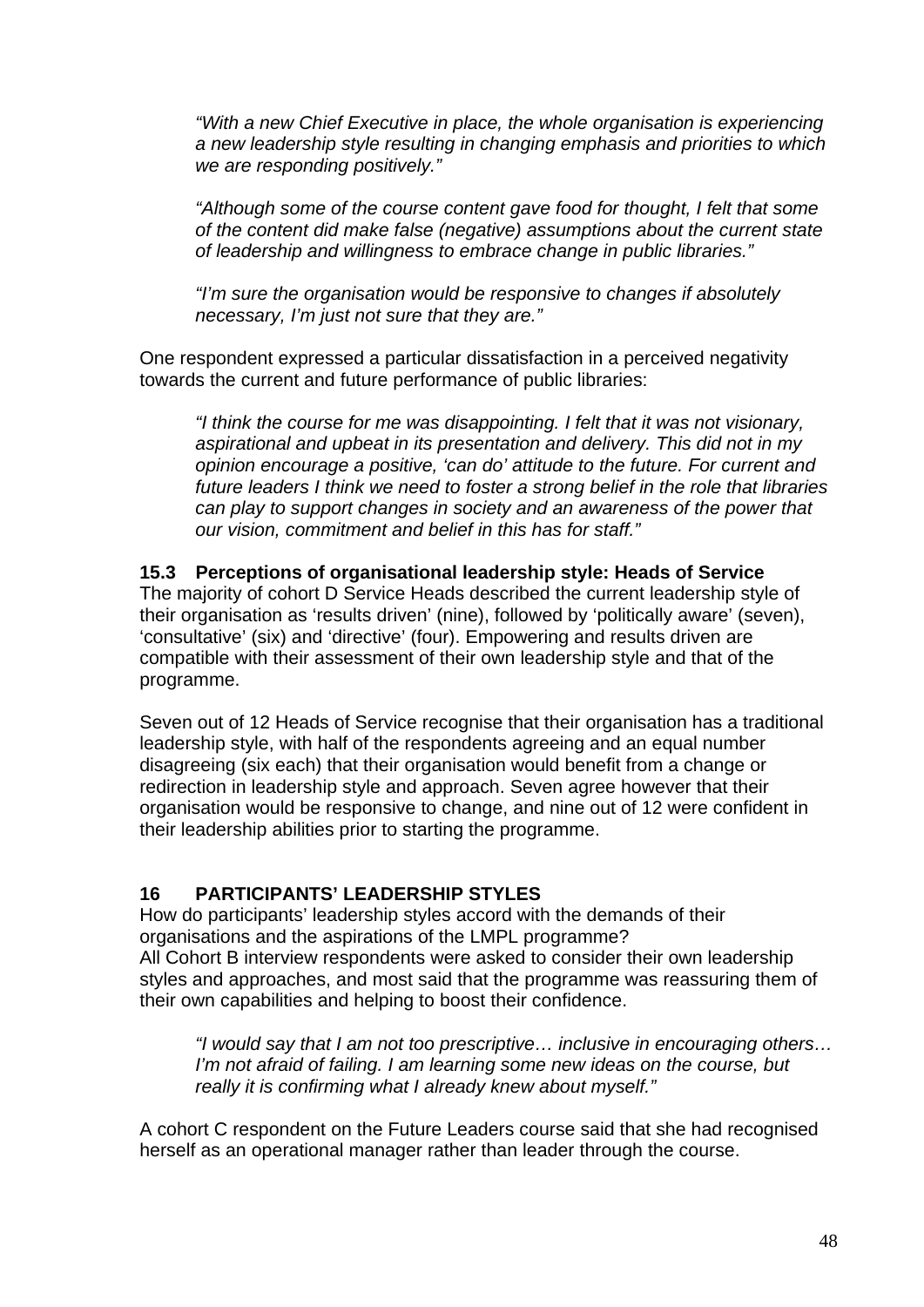*"With a new Chief Executive in place, the whole organisation is experiencing a new leadership style resulting in changing emphasis and priorities to which we are responding positively."*

*"Although some of the course content gave food for thought, I felt that some of the content did make false (negative) assumptions about the current state of leadership and willingness to embrace change in public libraries."*

*"I'm sure the organisation would be responsive to changes if absolutely necessary, I'm just not sure that they are."*

One respondent expressed a particular dissatisfaction in a perceived negativity towards the current and future performance of public libraries:

*"I think the course for me was disappointing. I felt that it was not visionary, aspirational and upbeat in its presentation and delivery. This did not in my opinion encourage a positive, 'can do' attitude to the future. For current and future leaders I think we need to foster a strong belief in the role that libraries can play to support changes in society and an awareness of the power that our vision, commitment and belief in this has for staff."*

### 15.3 Perceptions of organisational leadership style: Heads of Service

The majority of cohort D Service Heads described the current leadership style of their organisation as 'results driven' (nine), followed by 'politically aware' (seven), 'consultative' (six) and 'directive' (four). Empowering and results driven are compatible with their assessment of their own leadership style and that of the programme.

Seven out of 12 Heads of Service recognise that their organisation has a traditional leadership style, with half of the respondents agreeing and an equal number disagreeing (six each) that their organisation would benefit from a change or redirection in leadership style and approach. Seven agree however that their organisation would be responsive to change, and nine out of 12 were confident in their leadership abilities prior to starting the programme.

## 16 PARTICIPANTS' LEADERSHIP STYLES

How do participants' leadership styles accord with the demands of their organisations and the aspirations of the LMPL programme?

All Cohort B interview respondents were asked to consider their own leadership styles and approaches, and most said that the programme was reassuring them of their own capabilities and helping to boost their confidence.

*"I would say that I am not too prescriptive… inclusive in encouraging others… I'm not afraid of failing. I am learning some new ideas on the course, but really it is confirming what I already knew about myself."*

A cohort C respondent on the Future Leaders course said that she had recognised herself as an operational manager rather than leader through the course.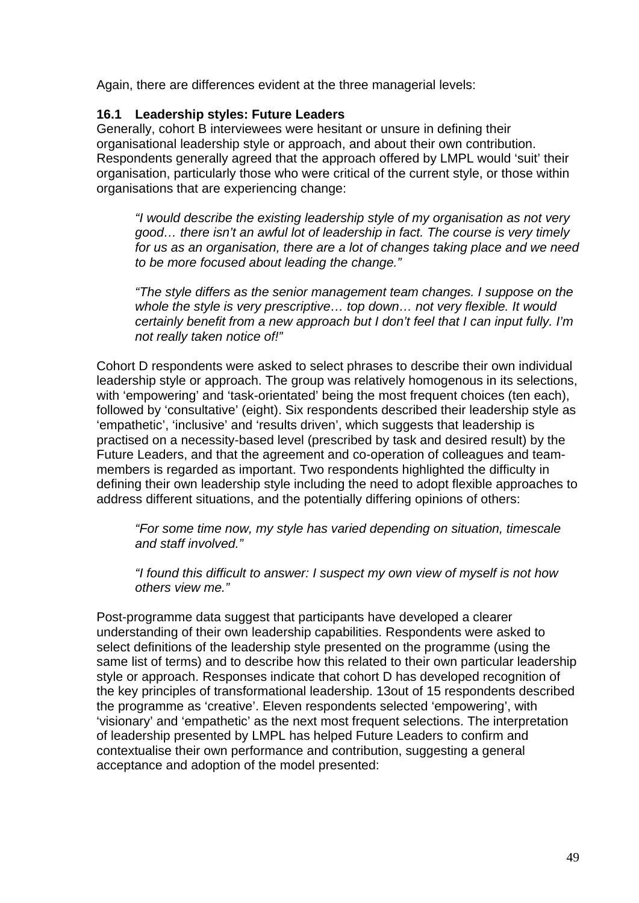Again, there are differences evident at the three managerial levels:

### 16.1 Leadership styles: Future Leaders

Generally, cohort B interviewees were hesitant or unsure in defining their organisational leadership style or approach, and about their own contribution. Respondents generally agreed that the approach offered by LMPL would 'suit' their organisation, particularly those who were critical of the current style, or those within organisations that are experiencing change:

> *"I would describe the existing leadership style of my organisation as not very good… there isn't an awful lot of leadership in fact. The course is very timely for us as an organisation, there are a lot of changes taking place and we need to be more focused about leading the change."*

> *"The style differs as the senior management team changes. I suppose on the whole the style is very prescriptive… top down… not very flexible. It would certainly benefit from a new approach but I don't feel that I can input fully. I'm not really taken notice of!"*

Cohort D respondents were asked to select phrases to describe their own individual leadership style or approach. The group was relatively homogenous in its selections, with 'empowering' and 'task-orientated' being the most frequent choices (ten each), followed by 'consultative' (eight). Six respondents described their leadership style as 'empathetic', 'inclusive' and 'results driven', which suggests that leadership is practised on a necessity-based level (prescribed by task and desired result) by the Future Leaders, and that the agreement and co-operation of colleagues and team-members is regarded as important. Two respondents highlighted the difficulty in defining their own leadership style including the need to adopt flexible approaches to address different situations, and the potentially differing opinions of others:

> *"For some time now, my style has varied depending on situation, timescale and staff involved."*

> *"I found this difficult to answer: I suspect my own view of myself is not how others view me."*

Post-programme data suggest that participants have developed a clearer understanding of their own leadership capabilities. Respondents were asked to select definitions of the leadership style presented on the programme (using the same list of terms) and to describe how this related to their own particular leadership style or approach. Responses indicate that cohort D has developed recognition of the key principles of transformational leadership. 13out of 15 respondents described the programme as 'creative'. Eleven respondents selected 'empowering', with 'visionary' and 'empathetic' as the next most frequent selections. The interpretation of leadership presented by LMPL has helped Future Leaders to confirm and contextualise their own performance and contribution, suggesting a general acceptance and adoption of the model presented: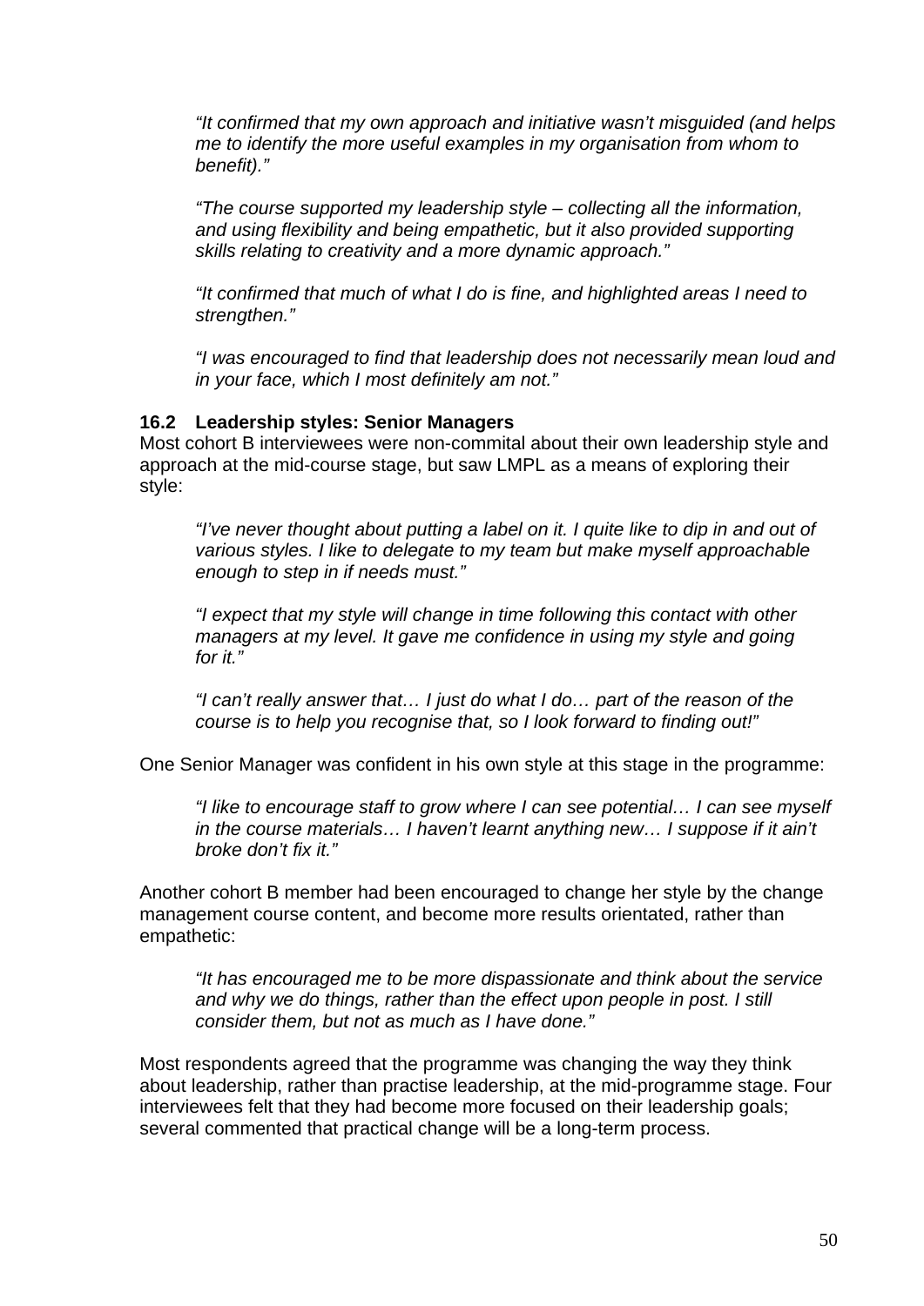*"It confirmed that my own approach and initiative wasn't misguided (and helps me to identify the more useful examples in my organisation from whom to benefit)."*

*"The course supported my leadership style – collecting all the information, and using flexibility and being empathetic, but it also provided supporting skills relating to creativity and a more dynamic approach."*

*"It confirmed that much of what I do is fine, and highlighted areas I need to strengthen."*

*"I was encouraged to find that leadership does not necessarily mean loud and in your face, which I most definitely am not."*

### 16.2 Leadership styles: Senior Managers

Most cohort B interviewees were non-commital about their own leadership style and approach at the mid-course stage, but saw LMPL as a means of exploring their style:

*"I've never thought about putting a label on it. I quite like to dip in and out of various styles. I like to delegate to my team but make myself approachable enough to step in if needs must."*

*"I expect that my style will change in time following this contact with other managers at my level. It gave me confidence in using my style and going for it."*

*"I can't really answer that… I just do what I do… part of the reason of the course is to help you recognise that, so I look forward to finding out!"*

One Senior Manager was confident in his own style at this stage in the programme:

*"I like to encourage staff to grow where I can see potential… I can see myself in the course materials… I haven't learnt anything new… I suppose if it ain't broke don't fix it."*

Another cohort B member had been encouraged to change her style by the change management course content, and become more results orientated, rather than empathetic:

*"It has encouraged me to be more dispassionate and think about the service and why we do things, rather than the effect upon people in post. I still consider them, but not as much as I have done."*

Most respondents agreed that the programme was changing the way they think about leadership, rather than practise leadership, at the mid-programme stage. Four interviewees felt that they had become more focused on their leadership goals; several commented that practical change will be a long-term process.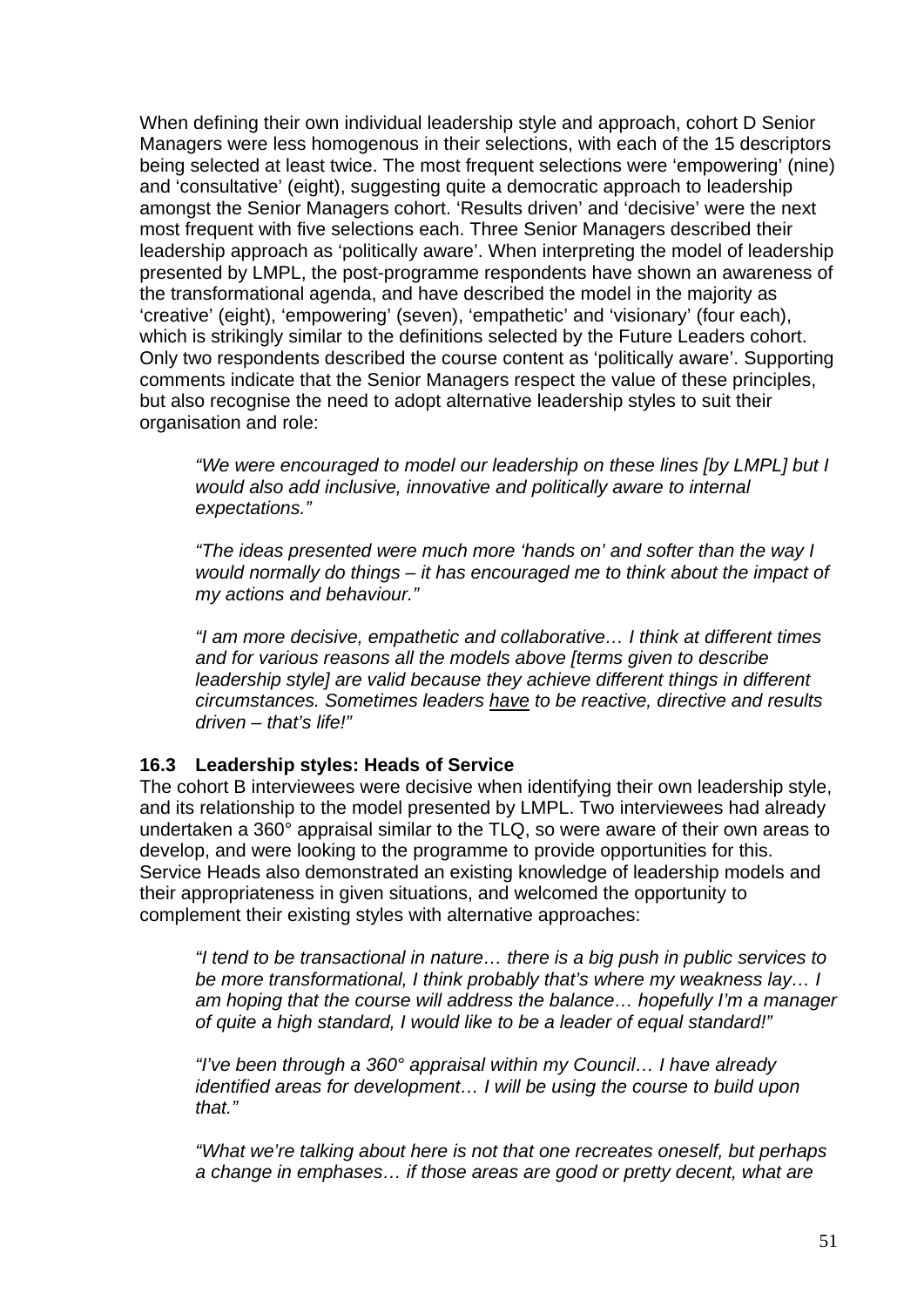When defining their own individual leadership style and approach, cohort D Senior Managers were less homogenous in their selections, with each of the 15 descriptors being selected at least twice. The most frequent selections were 'empowering' (nine) and 'consultative' (eight), suggesting quite a democratic approach to leadership amongst the Senior Managers cohort. 'Results driven' and 'decisive' were the next most frequent with five selections each. Three Senior Managers described their leadership approach as 'politically aware'. When interpreting the model of leadership presented by LMPL, the post-programme respondents have shown an awareness of the transformational agenda, and have described the model in the majority as 'creative' (eight), 'empowering' (seven), 'empathetic' and 'visionary' (four each), which is strikingly similar to the definitions selected by the Future Leaders cohort. Only two respondents described the course content as 'politically aware'. Supporting comments indicate that the Senior Managers respect the value of these principles, but also recognise the need to adopt alternative leadership styles to suit their organisation and role:

> *"We were encouraged to model our leadership on these lines [by LMPL] but I would also add inclusive, innovative and politically aware to internal expectations."*

> *"The ideas presented were much more 'hands on' and softer than the way I would normally do things – it has encouraged me to think about the impact of my actions and behaviour."*

> *"I am more decisive, empathetic and collaborative… I think at different times and for various reasons all the models above [terms given to describe leadership style] are valid because they achieve different things in different circumstances. Sometimes leaders <u>have</u> to be reactive, directive and results driven – that's life!"*

### 16.3 Leadership styles: Heads of Service

The cohort B interviewees were decisive when identifying their own leadership style, and its relationship to the model presented by LMPL. Two interviewees had already undertaken a 360° appraisal similar to the TLQ, so were aware of their own areas to develop, and were looking to the programme to provide opportunities for this. Service Heads also demonstrated an existing knowledge of leadership models and their appropriateness in given situations, and welcomed the opportunity to complement their existing styles with alternative approaches:

> *"I tend to be transactional in nature… there is a big push in public services to be more transformational, I think probably that's where my weakness lay… I am hoping that the course will address the balance… hopefully I'm a manager of quite a high standard, I would like to be a leader of equal standard!"*

> *"I've been through a 360° appraisal within my Council… I have already identified areas for development… I will be using the course to build upon that."*

> *"What we're talking about here is not that one recreates oneself, but perhaps a change in emphases… if those areas are good or pretty decent, what are*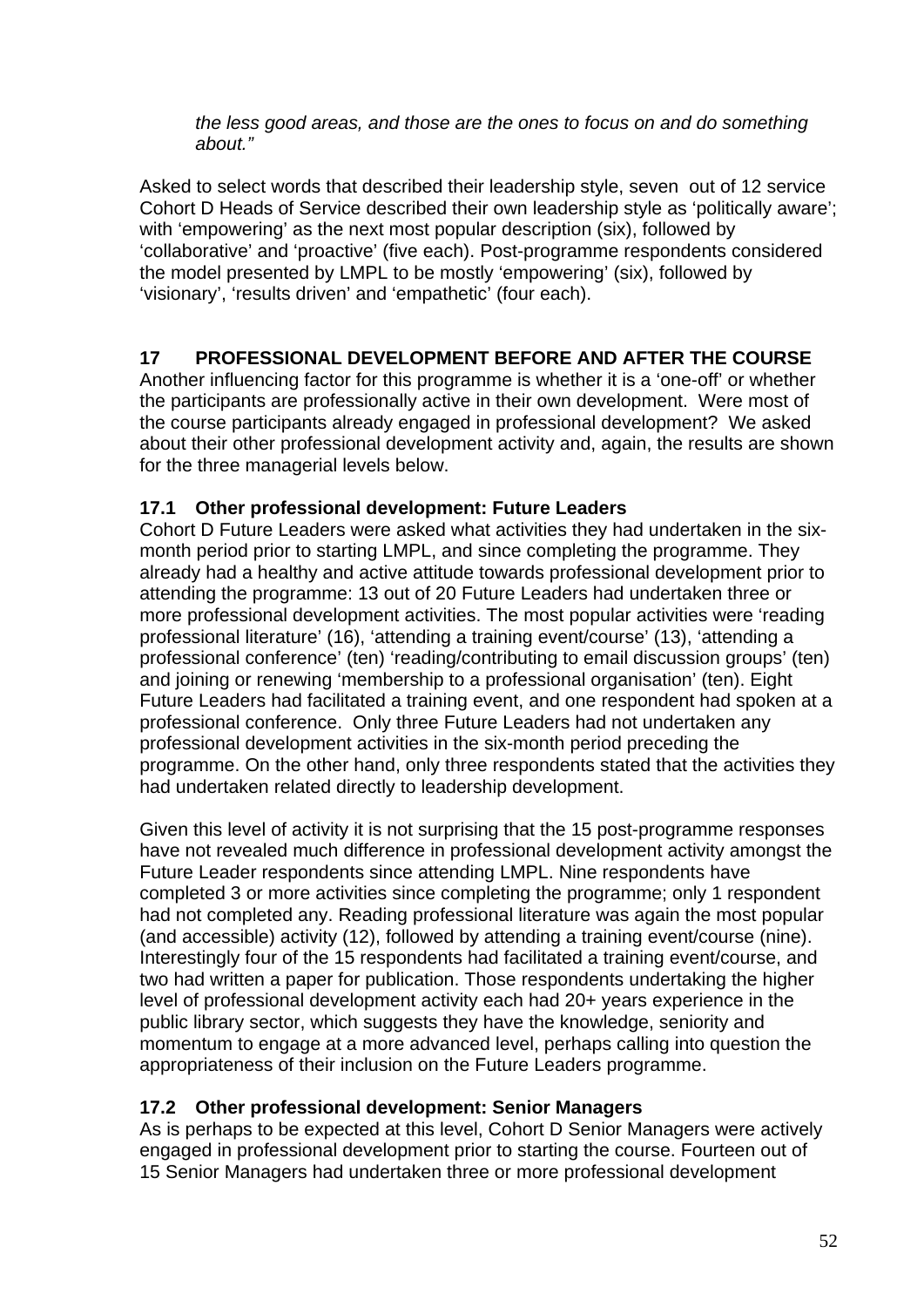*the less good areas, and those are the ones to focus on and do something about."*

Asked to select words that described their leadership style, seven out of 12 service Cohort D Heads of Service described their own leadership style as 'politically aware'; with 'empowering' as the next most popular description (six), followed by 'collaborative' and 'proactive' (five each). Post-programme respondents considered the model presented by LMPL to be mostly 'empowering' (six), followed by 'visionary', 'results driven' and 'empathetic' (four each).

## 17 PROFESSIONAL DEVELOPMENT BEFORE AND AFTER THE COURSE

Another influencing factor for this programme is whether it is a 'one-off' or whether the participants are professionally active in their own development. Were most of the course participants already engaged in professional development? We asked about their other professional development activity and, again, the results are shown for the three managerial levels below.

### 17.1 Other professional development: Future Leaders

Cohort D Future Leaders were asked what activities they had undertaken in the six-month period prior to starting LMPL, and since completing the programme. They already had a healthy and active attitude towards professional development prior to attending the programme: 13 out of 20 Future Leaders had undertaken three or more professional development activities. The most popular activities were 'reading professional literature' (16), 'attending a training event/course' (13), 'attending a professional conference' (ten) 'reading/contributing to email discussion groups' (ten) and joining or renewing 'membership to a professional organisation' (ten). Eight Future Leaders had facilitated a training event, and one respondent had spoken at a professional conference. Only three Future Leaders had not undertaken any professional development activities in the six-month period preceding the programme. On the other hand, only three respondents stated that the activities they had undertaken related directly to leadership development.

Given this level of activity it is not surprising that the 15 post-programme responses have not revealed much difference in professional development activity amongst the Future Leader respondents since attending LMPL. Nine respondents have completed 3 or more activities since completing the programme; only 1 respondent had not completed any. Reading professional literature was again the most popular (and accessible) activity (12), followed by attending a training event/course (nine). Interestingly four of the 15 respondents had facilitated a training event/course, and two had written a paper for publication. Those respondents undertaking the higher level of professional development activity each had 20+ years experience in the public library sector, which suggests they have the knowledge, seniority and momentum to engage at a more advanced level, perhaps calling into question the appropriateness of their inclusion on the Future Leaders programme.

### 17.2 Other professional development: Senior Managers

As is perhaps to be expected at this level, Cohort D Senior Managers were actively engaged in professional development prior to starting the course. Fourteen out of 15 Senior Managers had undertaken three or more professional development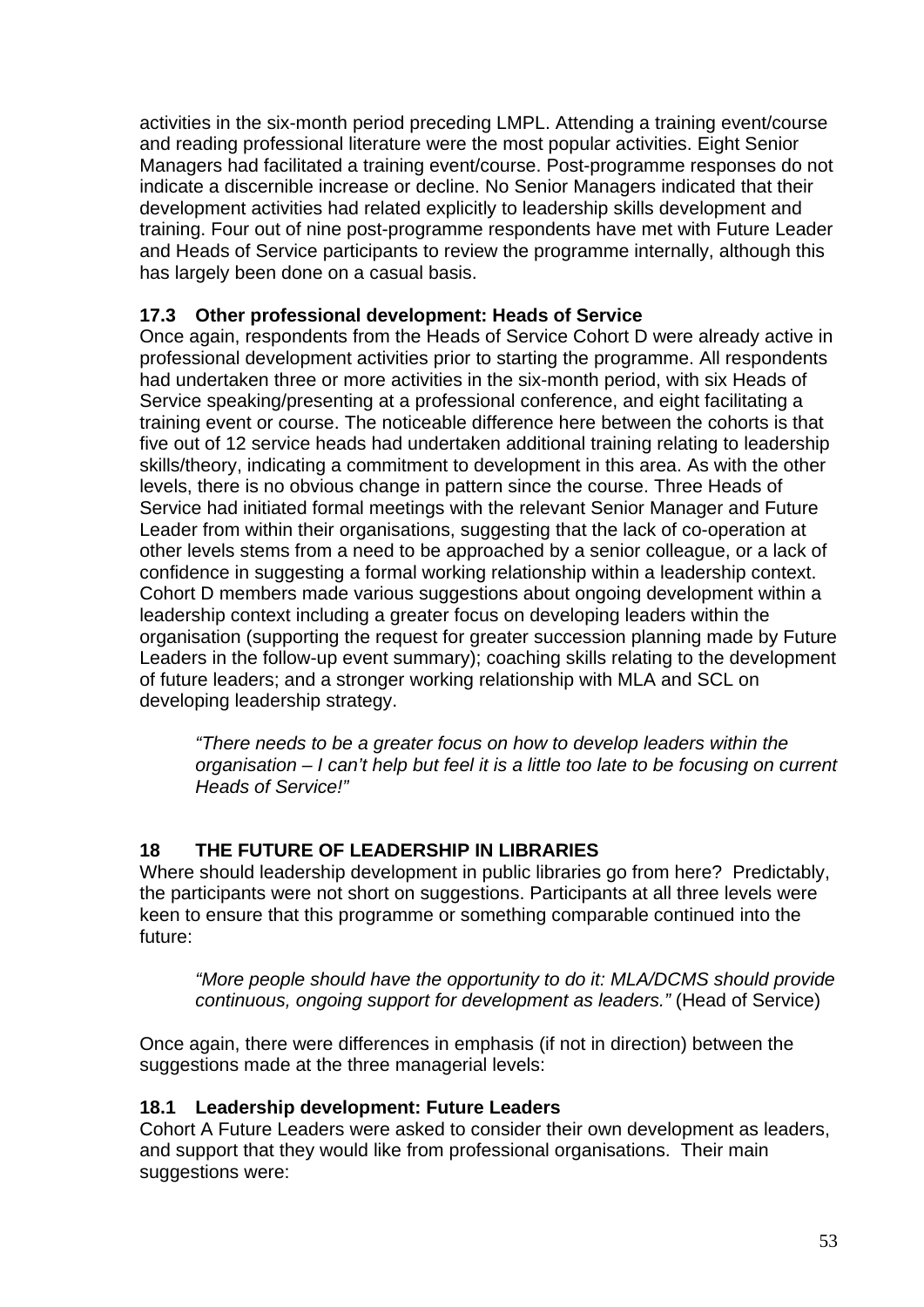activities in the six-month period preceding LMPL. Attending a training event/course and reading professional literature were the most popular activities. Eight Senior Managers had facilitated a training event/course. Post-programme responses do not indicate a discernible increase or decline. No Senior Managers indicated that their development activities had related explicitly to leadership skills development and training. Four out of nine post-programme respondents have met with Future Leader and Heads of Service participants to review the programme internally, although this has largely been done on a casual basis.

### 17.3 Other professional development: Heads of Service

Once again, respondents from the Heads of Service Cohort D were already active in professional development activities prior to starting the programme. All respondents had undertaken three or more activities in the six-month period, with six Heads of Service speaking/presenting at a professional conference, and eight facilitating a training event or course. The noticeable difference here between the cohorts is that five out of 12 service heads had undertaken additional training relating to leadership skills/theory, indicating a commitment to development in this area. As with the other levels, there is no obvious change in pattern since the course. Three Heads of Service had initiated formal meetings with the relevant Senior Manager and Future Leader from within their organisations, suggesting that the lack of co-operation at other levels stems from a need to be approached by a senior colleague, or a lack of confidence in suggesting a formal working relationship within a leadership context. Cohort D members made various suggestions about ongoing development within a leadership context including a greater focus on developing leaders within the organisation (supporting the request for greater succession planning made by Future Leaders in the follow-up event summary); coaching skills relating to the development of future leaders; and a stronger working relationship with MLA and SCL on developing leadership strategy.

> *"There needs to be a greater focus on how to develop leaders within the organisation – I can't help but feel it is a little too late to be focusing on current Heads of Service!"*

## 18 THE FUTURE OF LEADERSHIP IN LIBRARIES

Where should leadership development in public libraries go from here? Predictably, the participants were not short on suggestions. Participants at all three levels were keen to ensure that this programme or something comparable continued into the future:

> *"More people should have the opportunity to do it: MLA/DCMS should provide continuous, ongoing support for development as leaders."* (Head of Service)

Once again, there were differences in emphasis (if not in direction) between the suggestions made at the three managerial levels:

### 18.1 Leadership development: Future Leaders

Cohort A Future Leaders were asked to consider their own development as leaders, and support that they would like from professional organisations. Their main suggestions were: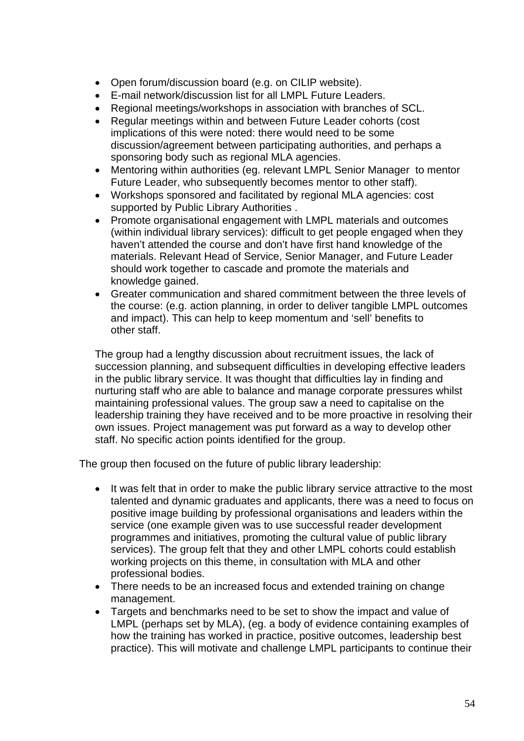- Open forum/discussion board (e.g. on CILIP website).
- E-mail network/discussion list for all LMPL Future Leaders.
- Regional meetings/workshops in association with branches of SCL.
- Regular meetings within and between Future Leader cohorts (cost implications of this were noted: there would need to be some discussion/agreement between participating authorities, and perhaps a sponsoring body such as regional MLA agencies.
- Mentoring within authorities (eg. relevant LMPL Senior Manager to mentor Future Leader, who subsequently becomes mentor to other staff).
- Workshops sponsored and facilitated by regional MLA agencies: cost supported by Public Library Authorities .
- Promote organisational engagement with LMPL materials and outcomes (within individual library services): difficult to get people engaged when they haven't attended the course and don't have first hand knowledge of the materials. Relevant Head of Service, Senior Manager, and Future Leader should work together to cascade and promote the materials and knowledge gained.
- Greater communication and shared commitment between the three levels of the course: (e.g. action planning, in order to deliver tangible LMPL outcomes and impact). This can help to keep momentum and 'sell' benefits to other staff.

The group had a lengthy discussion about recruitment issues, the lack of succession planning, and subsequent difficulties in developing effective leaders in the public library service. It was thought that difficulties lay in finding and nurturing staff who are able to balance and manage corporate pressures whilst maintaining professional values. The group saw a need to capitalise on the leadership training they have received and to be more proactive in resolving their own issues. Project management was put forward as a way to develop other staff. No specific action points identified for the group.

The group then focused on the future of public library leadership:

- It was felt that in order to make the public library service attractive to the most talented and dynamic graduates and applicants, there was a need to focus on positive image building by professional organisations and leaders within the service (one example given was to use successful reader development programmes and initiatives, promoting the cultural value of public library services). The group felt that they and other LMPL cohorts could establish working projects on this theme, in consultation with MLA and other professional bodies.
- There needs to be an increased focus and extended training on change management.
- Targets and benchmarks need to be set to show the impact and value of LMPL (perhaps set by MLA), (eg. a body of evidence containing examples of how the training has worked in practice, positive outcomes, leadership best practice). This will motivate and challenge LMPL participants to continue their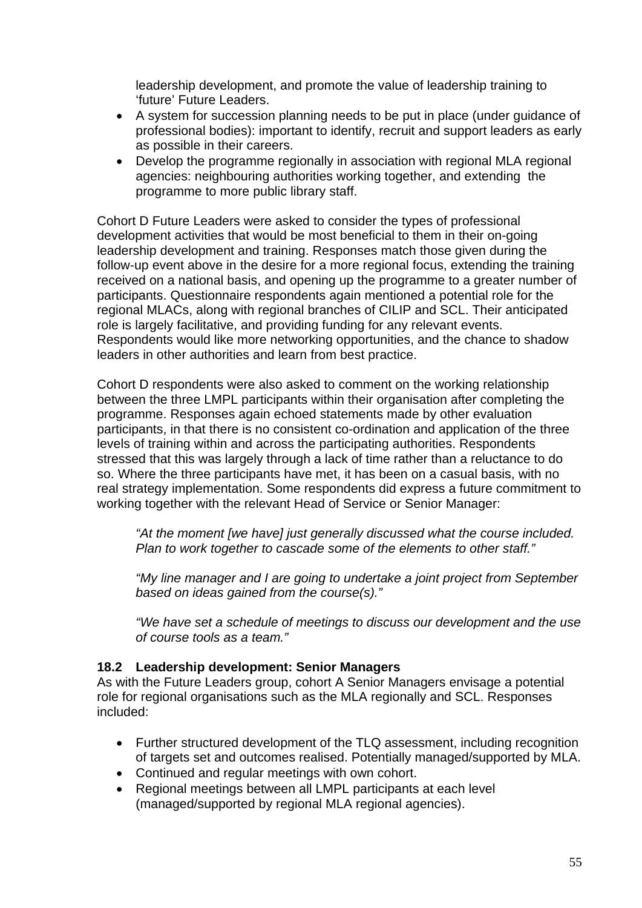leadership development, and promote the value of leadership training to 'future' Future Leaders.

- A system for succession planning needs to be put in place (under guidance of professional bodies): important to identify, recruit and support leaders as early as possible in their careers.
- Develop the programme regionally in association with regional MLA regional agencies: neighbouring authorities working together, and extending the programme to more public library staff.

Cohort D Future Leaders were asked to consider the types of professional development activities that would be most beneficial to them in their on-going leadership development and training. Responses match those given during the follow-up event above in the desire for a more regional focus, extending the training received on a national basis, and opening up the programme to a greater number of participants. Questionnaire respondents again mentioned a potential role for the regional MLACs, along with regional branches of CILIP and SCL. Their anticipated role is largely facilitative, and providing funding for any relevant events. Respondents would like more networking opportunities, and the chance to shadow leaders in other authorities and learn from best practice.

Cohort D respondents were also asked to comment on the working relationship between the three LMPL participants within their organisation after completing the programme. Responses again echoed statements made by other evaluation participants, in that there is no consistent co-ordination and application of the three levels of training within and across the participating authorities. Respondents stressed that this was largely through a lack of time rather than a reluctance to do so. Where the three participants have met, it has been on a casual basis, with no real strategy implementation. Some respondents did express a future commitment to working together with the relevant Head of Service or Senior Manager:

> *"At the moment [we have] just generally discussed what the course included. Plan to work together to cascade some of the elements to other staff."*
>
> *"My line manager and I are going to undertake a joint project from September based on ideas gained from the course(s)."*
>
> *"We have set a schedule of meetings to discuss our development and the use of course tools as a team."*

### 18.2 Leadership development: Senior Managers

As with the Future Leaders group, cohort A Senior Managers envisage a potential role for regional organisations such as the MLA regionally and SCL. Responses included:

- Further structured development of the TLQ assessment, including recognition of targets set and outcomes realised. Potentially managed/supported by MLA.
- Continued and regular meetings with own cohort.
- Regional meetings between all LMPL participants at each level (managed/supported by regional MLA regional agencies).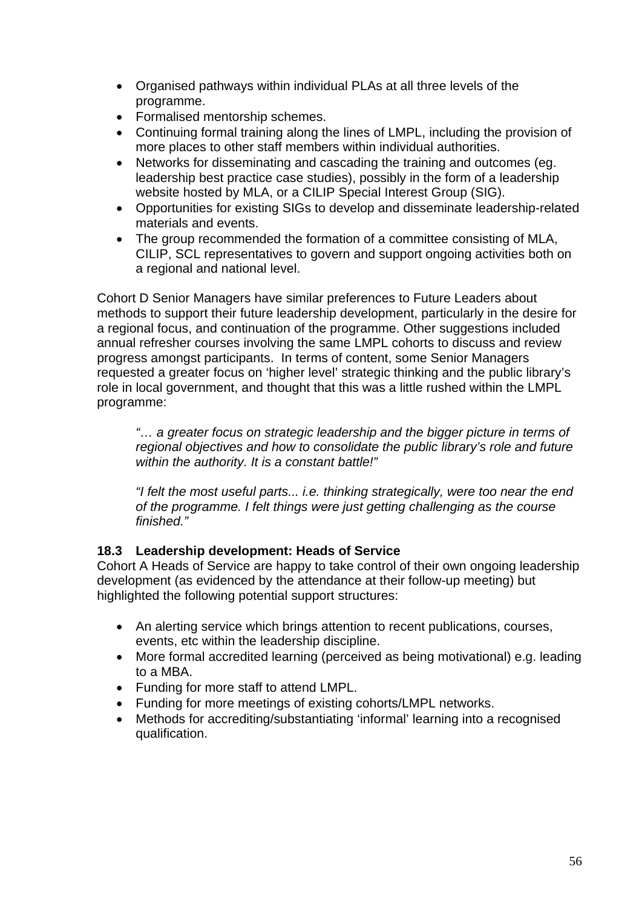- Organised pathways within individual PLAs at all three levels of the programme.
- Formalised mentorship schemes.
- Continuing formal training along the lines of LMPL, including the provision of more places to other staff members within individual authorities.
- Networks for disseminating and cascading the training and outcomes (eg. leadership best practice case studies), possibly in the form of a leadership website hosted by MLA, or a CILIP Special Interest Group (SIG).
- Opportunities for existing SIGs to develop and disseminate leadership-related materials and events.
- The group recommended the formation of a committee consisting of MLA, CILIP, SCL representatives to govern and support ongoing activities both on a regional and national level.

Cohort D Senior Managers have similar preferences to Future Leaders about methods to support their future leadership development, particularly in the desire for a regional focus, and continuation of the programme. Other suggestions included annual refresher courses involving the same LMPL cohorts to discuss and review progress amongst participants. In terms of content, some Senior Managers requested a greater focus on 'higher level' strategic thinking and the public library's role in local government, and thought that this was a little rushed within the LMPL programme:

> *"… a greater focus on strategic leadership and the bigger picture in terms of regional objectives and how to consolidate the public library's role and future within the authority. It is a constant battle!"*

> *"I felt the most useful parts... i.e. thinking strategically, were too near the end of the programme. I felt things were just getting challenging as the course finished."*

### 18.3 Leadership development: Heads of Service

Cohort A Heads of Service are happy to take control of their own ongoing leadership development (as evidenced by the attendance at their follow-up meeting) but highlighted the following potential support structures:

- An alerting service which brings attention to recent publications, courses, events, etc within the leadership discipline.
- More formal accredited learning (perceived as being motivational) e.g. leading to a MBA.
- Funding for more staff to attend LMPL.
- Funding for more meetings of existing cohorts/LMPL networks.
- Methods for accrediting/substantiating 'informal' learning into a recognised qualification.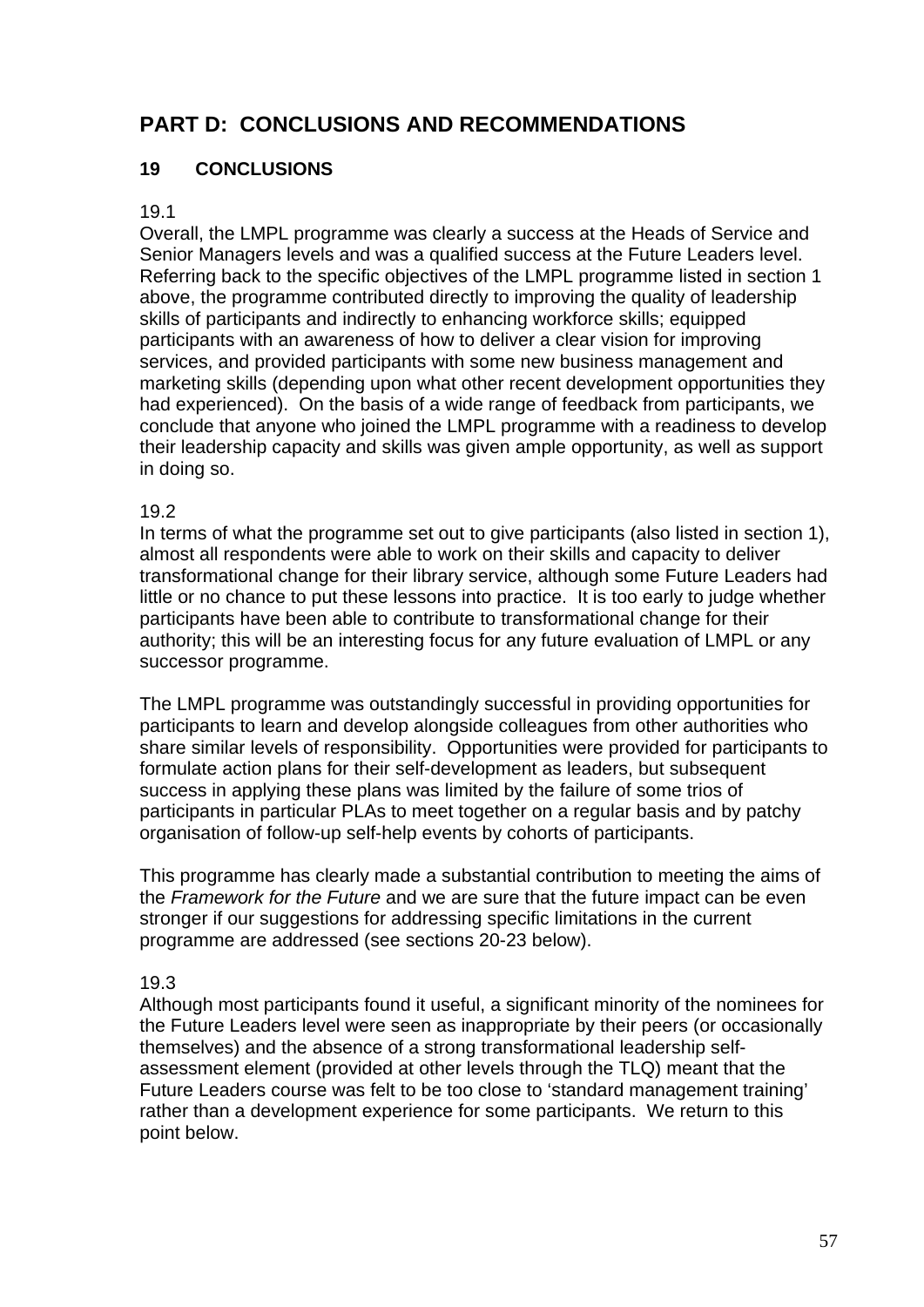# PART D: CONCLUSIONS AND RECOMMENDATIONS

## 19 CONCLUSIONS

19.1

Overall, the LMPL programme was clearly a success at the Heads of Service and Senior Managers levels and was a qualified success at the Future Leaders level. Referring back to the specific objectives of the LMPL programme listed in section 1 above, the programme contributed directly to improving the quality of leadership skills of participants and indirectly to enhancing workforce skills; equipped participants with an awareness of how to deliver a clear vision for improving services, and provided participants with some new business management and marketing skills (depending upon what other recent development opportunities they had experienced). On the basis of a wide range of feedback from participants, we conclude that anyone who joined the LMPL programme with a readiness to develop their leadership capacity and skills was given ample opportunity, as well as support in doing so.

19.2

In terms of what the programme set out to give participants (also listed in section 1), almost all respondents were able to work on their skills and capacity to deliver transformational change for their library service, although some Future Leaders had little or no chance to put these lessons into practice. It is too early to judge whether participants have been able to contribute to transformational change for their authority; this will be an interesting focus for any future evaluation of LMPL or any successor programme.

The LMPL programme was outstandingly successful in providing opportunities for participants to learn and develop alongside colleagues from other authorities who share similar levels of responsibility. Opportunities were provided for participants to formulate action plans for their self-development as leaders, but subsequent success in applying these plans was limited by the failure of some trios of participants in particular PLAs to meet together on a regular basis and by patchy organisation of follow-up self-help events by cohorts of participants.

This programme has clearly made a substantial contribution to meeting the aims of the *Framework for the Future* and we are sure that the future impact can be even stronger if our suggestions for addressing specific limitations in the current programme are addressed (see sections 20-23 below).

19.3

Although most participants found it useful, a significant minority of the nominees for the Future Leaders level were seen as inappropriate by their peers (or occasionally themselves) and the absence of a strong transformational leadership self-assessment element (provided at other levels through the TLQ) meant that the Future Leaders course was felt to be too close to 'standard management training' rather than a development experience for some participants. We return to this point below.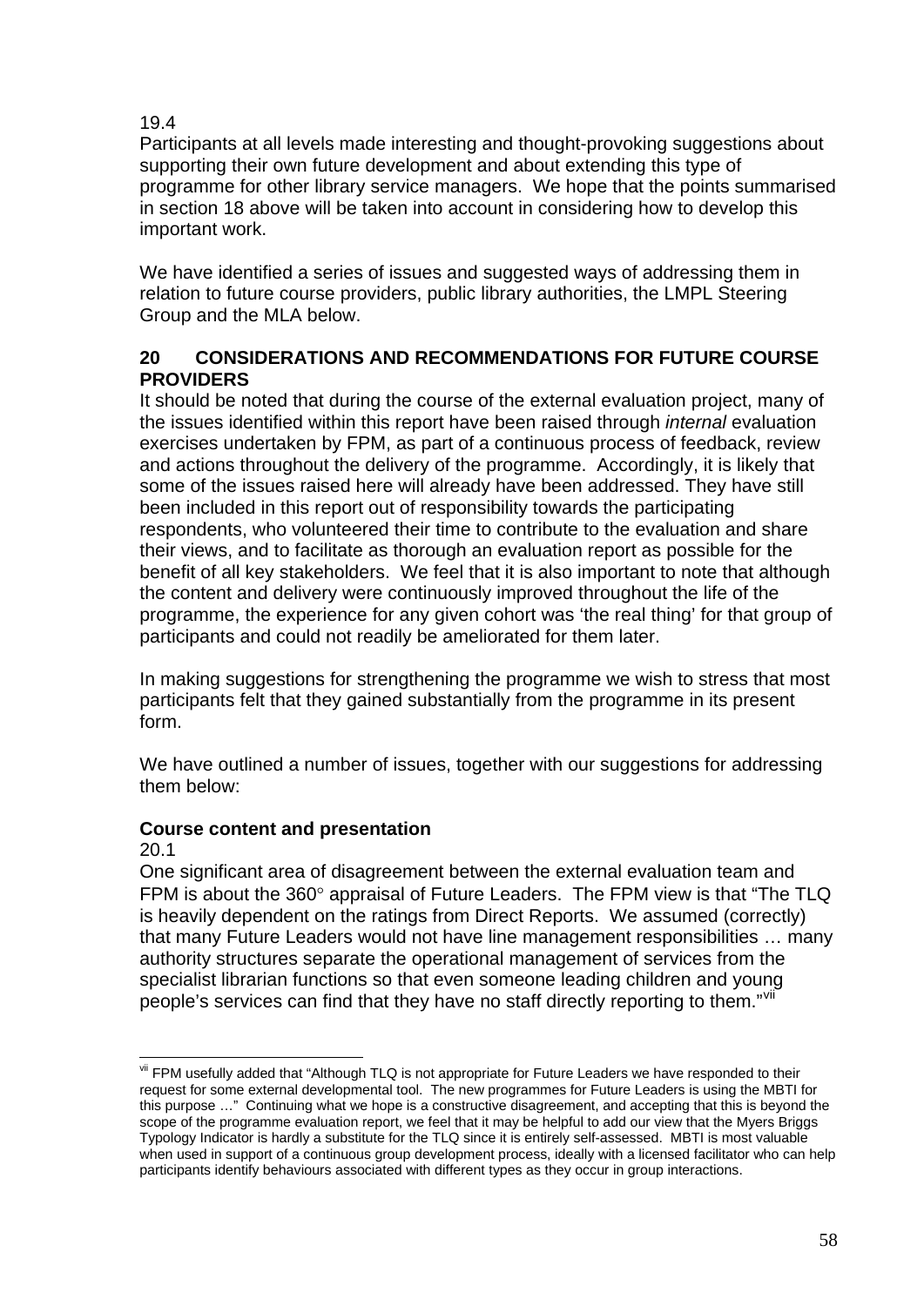19.4
Participants at all levels made interesting and thought-provoking suggestions about supporting their own future development and about extending this type of programme for other library service managers. We hope that the points summarised in section 18 above will be taken into account in considering how to develop this important work.

We have identified a series of issues and suggested ways of addressing them in relation to future course providers, public library authorities, the LMPL Steering Group and the MLA below.

## 20 CONSIDERATIONS AND RECOMMENDATIONS FOR FUTURE COURSE PROVIDERS

It should be noted that during the course of the external evaluation project, many of the issues identified within this report have been raised through *internal* evaluation exercises undertaken by FPM, as part of a continuous process of feedback, review and actions throughout the delivery of the programme. Accordingly, it is likely that some of the issues raised here will already have been addressed. They have still been included in this report out of responsibility towards the participating respondents, who volunteered their time to contribute to the evaluation and share their views, and to facilitate as thorough an evaluation report as possible for the benefit of all key stakeholders. We feel that it is also important to note that although the content and delivery were continuously improved throughout the life of the programme, the experience for any given cohort was 'the real thing' for that group of participants and could not readily be ameliorated for them later.

In making suggestions for strengthening the programme we wish to stress that most participants felt that they gained substantially from the programme in its present form.

We have outlined a number of issues, together with our suggestions for addressing them below:

### Course content and presentation

20.1
One significant area of disagreement between the external evaluation team and FPM is about the 360° appraisal of Future Leaders. The FPM view is that "The TLQ is heavily dependent on the ratings from Direct Reports. We assumed (correctly) that many Future Leaders would not have line management responsibilities … many authority structures separate the operational management of services from the specialist librarian functions so that even someone leading children and young people's services can find that they have no staff directly reporting to them."[vii]

---

[vii] FPM usefully added that "Although TLQ is not appropriate for Future Leaders we have responded to their request for some external developmental tool. The new programmes for Future Leaders is using the MBTI for this purpose …" Continuing what we hope is a constructive disagreement, and accepting that this is beyond the scope of the programme evaluation report, we feel that it may be helpful to add our view that the Myers Briggs Typology Indicator is hardly a substitute for the TLQ since it is entirely self-assessed. MBTI is most valuable when used in support of a continuous group development process, ideally with a licensed facilitator who can help participants identify behaviours associated with different types as they occur in group interactions.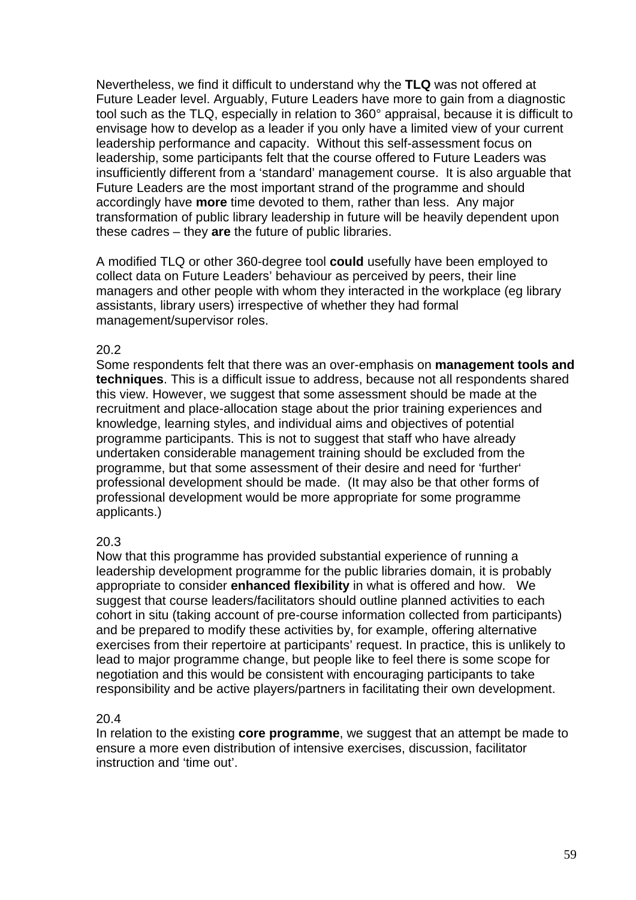Nevertheless, we find it difficult to understand why the **TLQ** was not offered at Future Leader level. Arguably, Future Leaders have more to gain from a diagnostic tool such as the TLQ, especially in relation to 360° appraisal, because it is difficult to envisage how to develop as a leader if you only have a limited view of your current leadership performance and capacity. Without this self-assessment focus on leadership, some participants felt that the course offered to Future Leaders was insufficiently different from a 'standard' management course. It is also arguable that Future Leaders are the most important strand of the programme and should accordingly have **more** time devoted to them, rather than less. Any major transformation of public library leadership in future will be heavily dependent upon these cadres – they **are** the future of public libraries.

A modified TLQ or other 360-degree tool **could** usefully have been employed to collect data on Future Leaders' behaviour as perceived by peers, their line managers and other people with whom they interacted in the workplace (eg library assistants, library users) irrespective of whether they had formal management/supervisor roles.

20.2

Some respondents felt that there was an over-emphasis on **management tools and techniques**. This is a difficult issue to address, because not all respondents shared this view. However, we suggest that some assessment should be made at the recruitment and place-allocation stage about the prior training experiences and knowledge, learning styles, and individual aims and objectives of potential programme participants. This is not to suggest that staff who have already undertaken considerable management training should be excluded from the programme, but that some assessment of their desire and need for 'further' professional development should be made. (It may also be that other forms of professional development would be more appropriate for some programme applicants.)

20.3

Now that this programme has provided substantial experience of running a leadership development programme for the public libraries domain, it is probably appropriate to consider **enhanced flexibility** in what is offered and how. We suggest that course leaders/facilitators should outline planned activities to each cohort in situ (taking account of pre-course information collected from participants) and be prepared to modify these activities by, for example, offering alternative exercises from their repertoire at participants' request. In practice, this is unlikely to lead to major programme change, but people like to feel there is some scope for negotiation and this would be consistent with encouraging participants to take responsibility and be active players/partners in facilitating their own development.

20.4

In relation to the existing **core programme**, we suggest that an attempt be made to ensure a more even distribution of intensive exercises, discussion, facilitator instruction and 'time out'.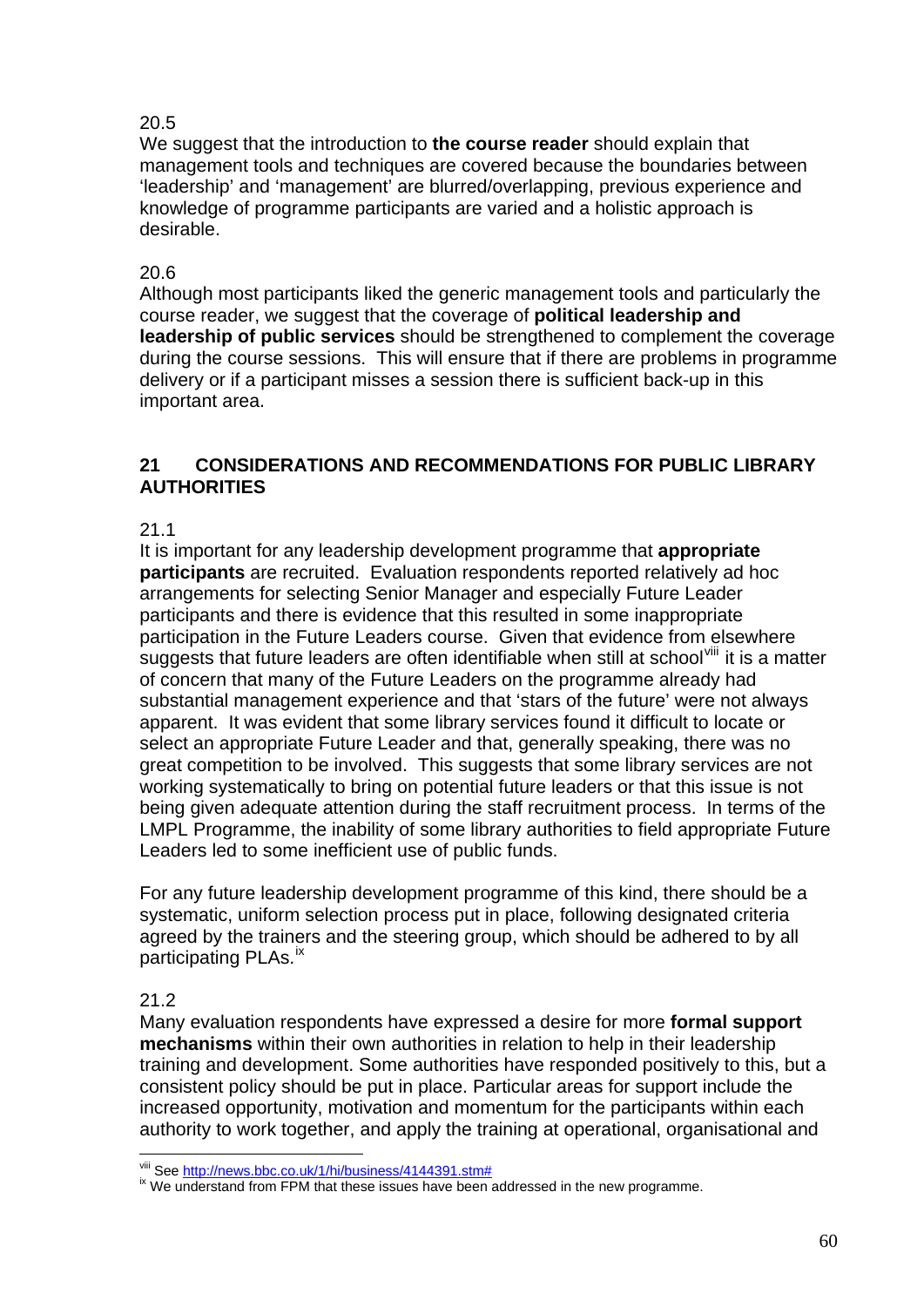20.5

We suggest that the introduction to **the course reader** should explain that management tools and techniques are covered because the boundaries between 'leadership' and 'management' are blurred/overlapping, previous experience and knowledge of programme participants are varied and a holistic approach is desirable.

20.6

Although most participants liked the generic management tools and particularly the course reader, we suggest that the coverage of **political leadership and leadership of public services** should be strengthened to complement the coverage during the course sessions. This will ensure that if there are problems in programme delivery or if a participant misses a session there is sufficient back-up in this important area.

## 21 CONSIDERATIONS AND RECOMMENDATIONS FOR PUBLIC LIBRARY AUTHORITIES

21.1

It is important for any leadership development programme that **appropriate participants** are recruited. Evaluation respondents reported relatively ad hoc arrangements for selecting Senior Manager and especially Future Leader participants and there is evidence that this resulted in some inappropriate participation in the Future Leaders course. Given that evidence from elsewhere suggests that future leaders are often identifiable when still at school[viii] it is a matter of concern that many of the Future Leaders on the programme already had substantial management experience and that 'stars of the future' were not always apparent. It was evident that some library services found it difficult to locate or select an appropriate Future Leader and that, generally speaking, there was no great competition to be involved. This suggests that some library services are not working systematically to bring on potential future leaders or that this issue is not being given adequate attention during the staff recruitment process. In terms of the LMPL Programme, the inability of some library authorities to field appropriate Future Leaders led to some inefficient use of public funds.

For any future leadership development programme of this kind, there should be a systematic, uniform selection process put in place, following designated criteria agreed by the trainers and the steering group, which should be adhered to by all participating PLAs.[ix]

21.2

Many evaluation respondents have expressed a desire for more **formal support mechanisms** within their own authorities in relation to help in their leadership training and development. Some authorities have responded positively to this, but a consistent policy should be put in place. Particular areas for support include the increased opportunity, motivation and momentum for the participants within each authority to work together, and apply the training at operational, organisational and

---

[viii] See http://news.bbc.co.uk/1/hi/business/4144391.stm#

[ix] We understand from FPM that these issues have been addressed in the new programme.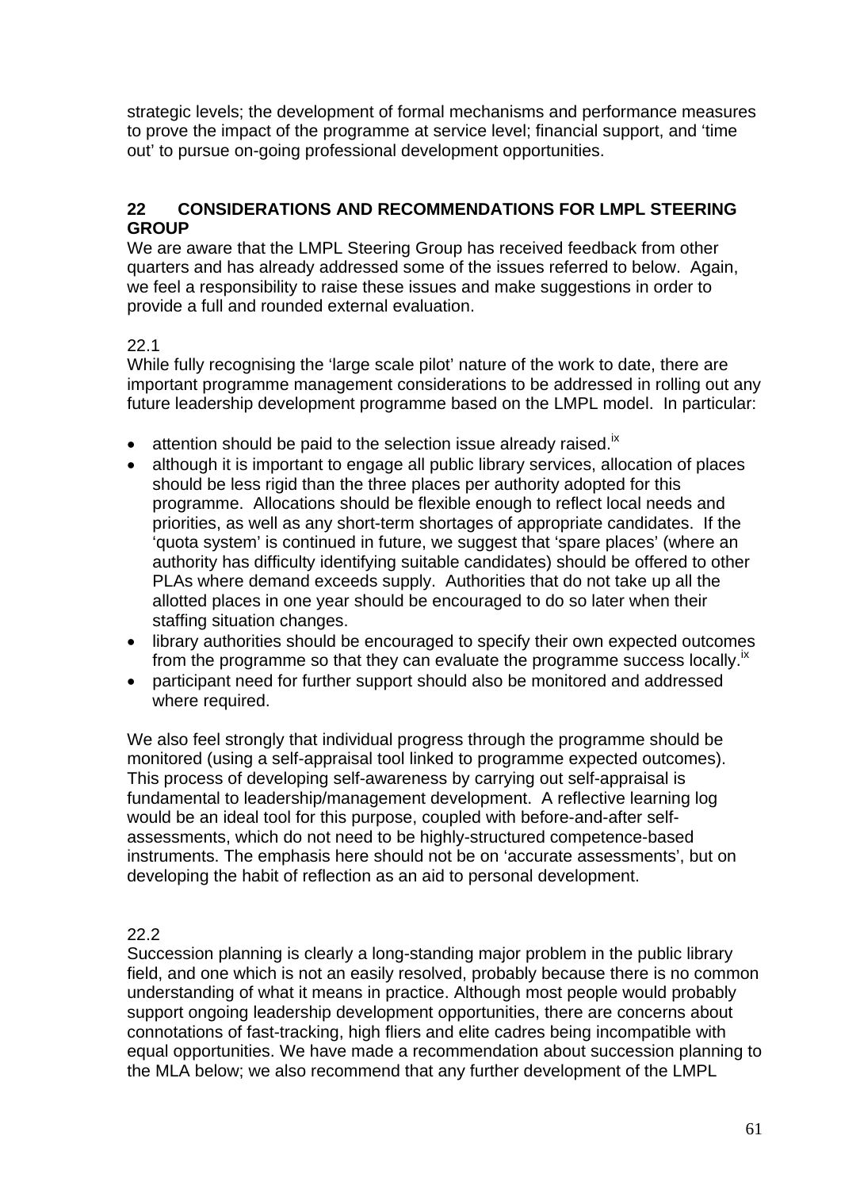strategic levels; the development of formal mechanisms and performance measures to prove the impact of the programme at service level; financial support, and 'time out' to pursue on-going professional development opportunities.

## 22 CONSIDERATIONS AND RECOMMENDATIONS FOR LMPL STEERING GROUP

We are aware that the LMPL Steering Group has received feedback from other quarters and has already addressed some of the issues referred to below. Again, we feel a responsibility to raise these issues and make suggestions in order to provide a full and rounded external evaluation.

22.1

While fully recognising the 'large scale pilot' nature of the work to date, there are important programme management considerations to be addressed in rolling out any future leadership development programme based on the LMPL model. In particular:

- attention should be paid to the selection issue already raised.[ix]
- although it is important to engage all public library services, allocation of places should be less rigid than the three places per authority adopted for this programme. Allocations should be flexible enough to reflect local needs and priorities, as well as any short-term shortages of appropriate candidates. If the 'quota system' is continued in future, we suggest that 'spare places' (where an authority has difficulty identifying suitable candidates) should be offered to other PLAs where demand exceeds supply. Authorities that do not take up all the allotted places in one year should be encouraged to do so later when their staffing situation changes.
- library authorities should be encouraged to specify their own expected outcomes from the programme so that they can evaluate the programme success locally.[ix]
- participant need for further support should also be monitored and addressed where required.

We also feel strongly that individual progress through the programme should be monitored (using a self-appraisal tool linked to programme expected outcomes). This process of developing self-awareness by carrying out self-appraisal is fundamental to leadership/management development. A reflective learning log would be an ideal tool for this purpose, coupled with before-and-after self-assessments, which do not need to be highly-structured competence-based instruments. The emphasis here should not be on 'accurate assessments', but on developing the habit of reflection as an aid to personal development.

22.2

Succession planning is clearly a long-standing major problem in the public library field, and one which is not an easily resolved, probably because there is no common understanding of what it means in practice. Although most people would probably support ongoing leadership development opportunities, there are concerns about connotations of fast-tracking, high fliers and elite cadres being incompatible with equal opportunities. We have made a recommendation about succession planning to the MLA below; we also recommend that any further development of the LMPL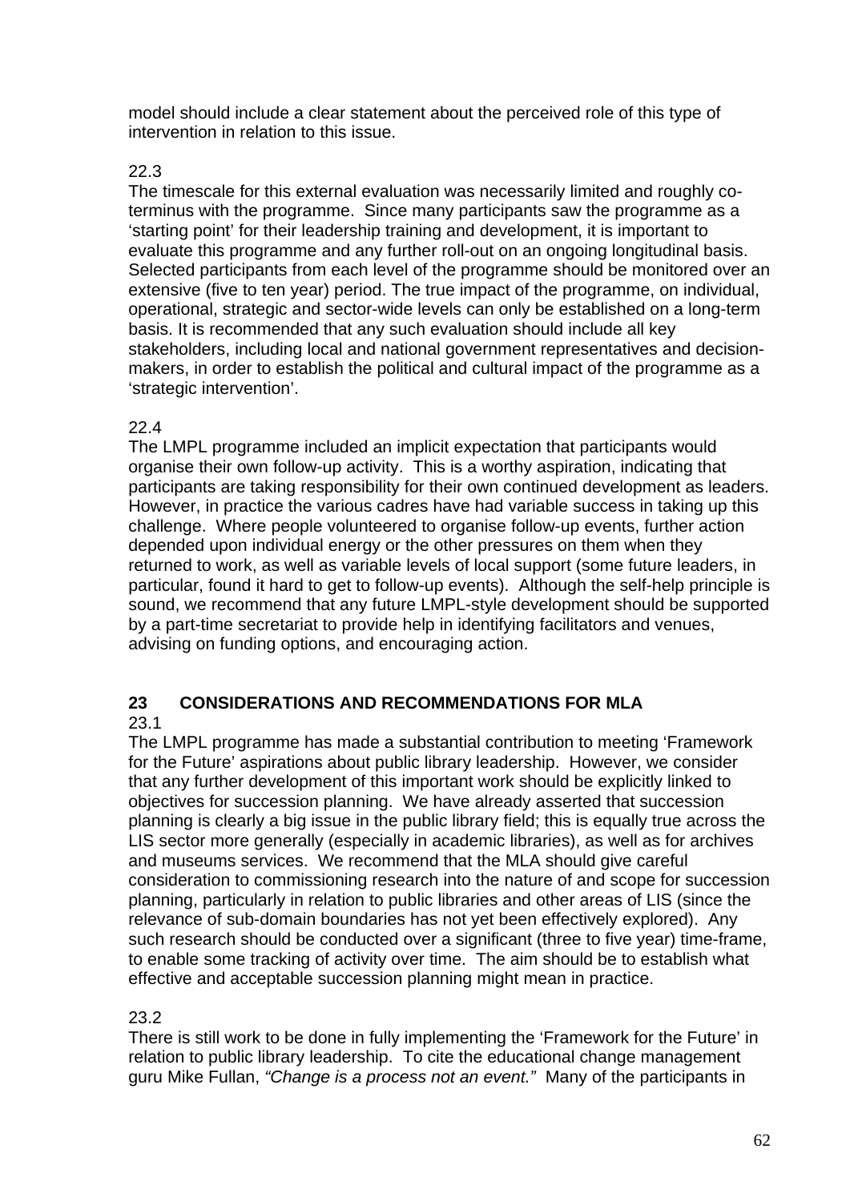model should include a clear statement about the perceived role of this type of intervention in relation to this issue.

22.3

The timescale for this external evaluation was necessarily limited and roughly co-terminus with the programme. Since many participants saw the programme as a 'starting point' for their leadership training and development, it is important to evaluate this programme and any further roll-out on an ongoing longitudinal basis. Selected participants from each level of the programme should be monitored over an extensive (five to ten year) period. The true impact of the programme, on individual, operational, strategic and sector-wide levels can only be established on a long-term basis. It is recommended that any such evaluation should include all key stakeholders, including local and national government representatives and decision-makers, in order to establish the political and cultural impact of the programme as a 'strategic intervention'.

22.4

The LMPL programme included an implicit expectation that participants would organise their own follow-up activity. This is a worthy aspiration, indicating that participants are taking responsibility for their own continued development as leaders. However, in practice the various cadres have had variable success in taking up this challenge. Where people volunteered to organise follow-up events, further action depended upon individual energy or the other pressures on them when they returned to work, as well as variable levels of local support (some future leaders, in particular, found it hard to get to follow-up events). Although the self-help principle is sound, we recommend that any future LMPL-style development should be supported by a part-time secretariat to provide help in identifying facilitators and venues, advising on funding options, and encouraging action.

## 23 CONSIDERATIONS AND RECOMMENDATIONS FOR MLA

23.1

The LMPL programme has made a substantial contribution to meeting 'Framework for the Future' aspirations about public library leadership. However, we consider that any further development of this important work should be explicitly linked to objectives for succession planning. We have already asserted that succession planning is clearly a big issue in the public library field; this is equally true across the LIS sector more generally (especially in academic libraries), as well as for archives and museums services. We recommend that the MLA should give careful consideration to commissioning research into the nature of and scope for succession planning, particularly in relation to public libraries and other areas of LIS (since the relevance of sub-domain boundaries has not yet been effectively explored). Any such research should be conducted over a significant (three to five year) time-frame, to enable some tracking of activity over time. The aim should be to establish what effective and acceptable succession planning might mean in practice.

23.2

There is still work to be done in fully implementing the 'Framework for the Future' in relation to public library leadership. To cite the educational change management guru Mike Fullan, *"Change is a process not an event."* Many of the participants in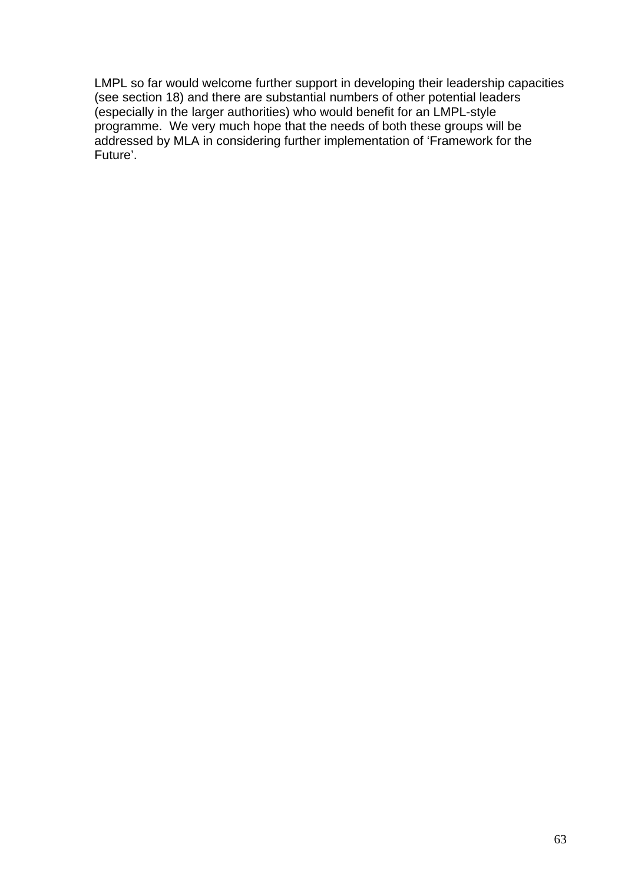LMPL so far would welcome further support in developing their leadership capacities (see section 18) and there are substantial numbers of other potential leaders (especially in the larger authorities) who would benefit for an LMPL-style programme. We very much hope that the needs of both these groups will be addressed by MLA in considering further implementation of 'Framework for the Future'.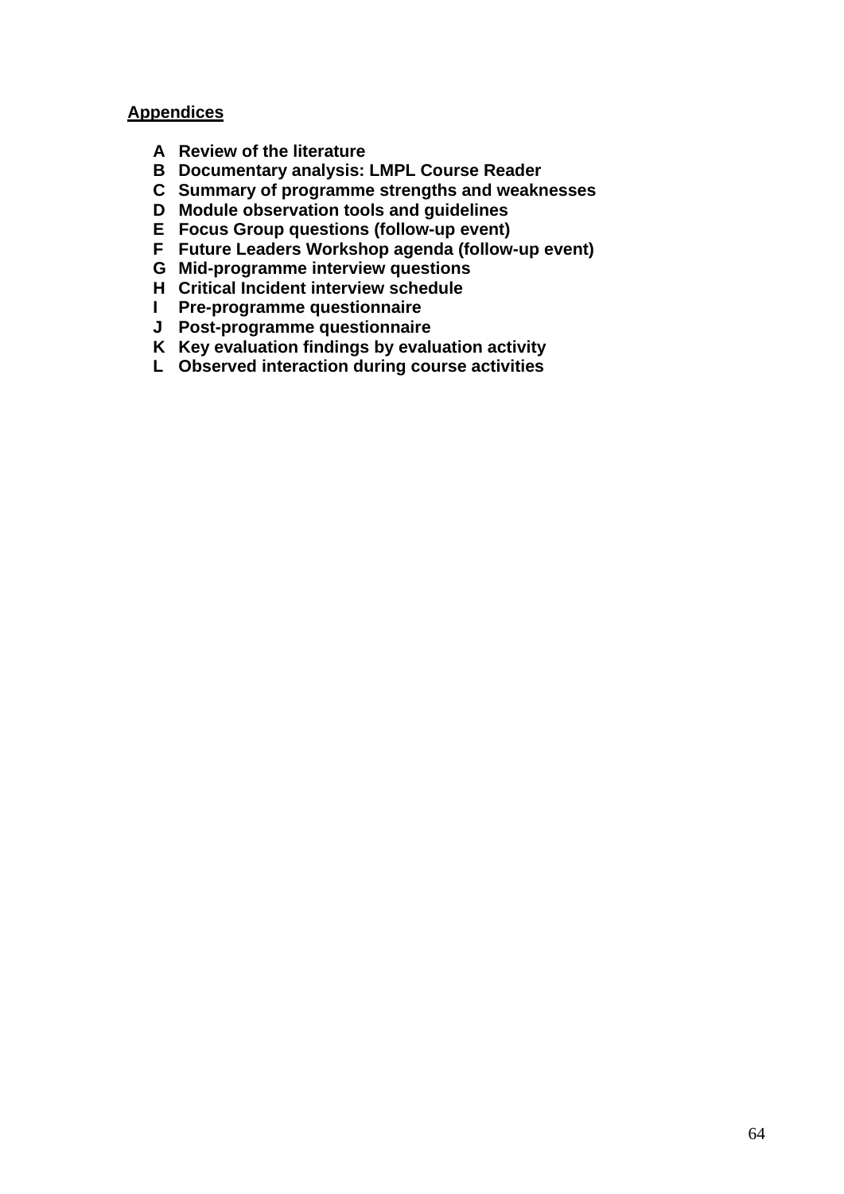## Appendices

**A Review of the literature**
**B Documentary analysis: LMPL Course Reader**
**C Summary of programme strengths and weaknesses**
**D Module observation tools and guidelines**
**E Focus Group questions (follow-up event)**
**F Future Leaders Workshop agenda (follow-up event)**
**G Mid-programme interview questions**
**H Critical Incident interview schedule**
**I Pre-programme questionnaire**
**J Post-programme questionnaire**
**K Key evaluation findings by evaluation activity**
**L Observed interaction during course activities**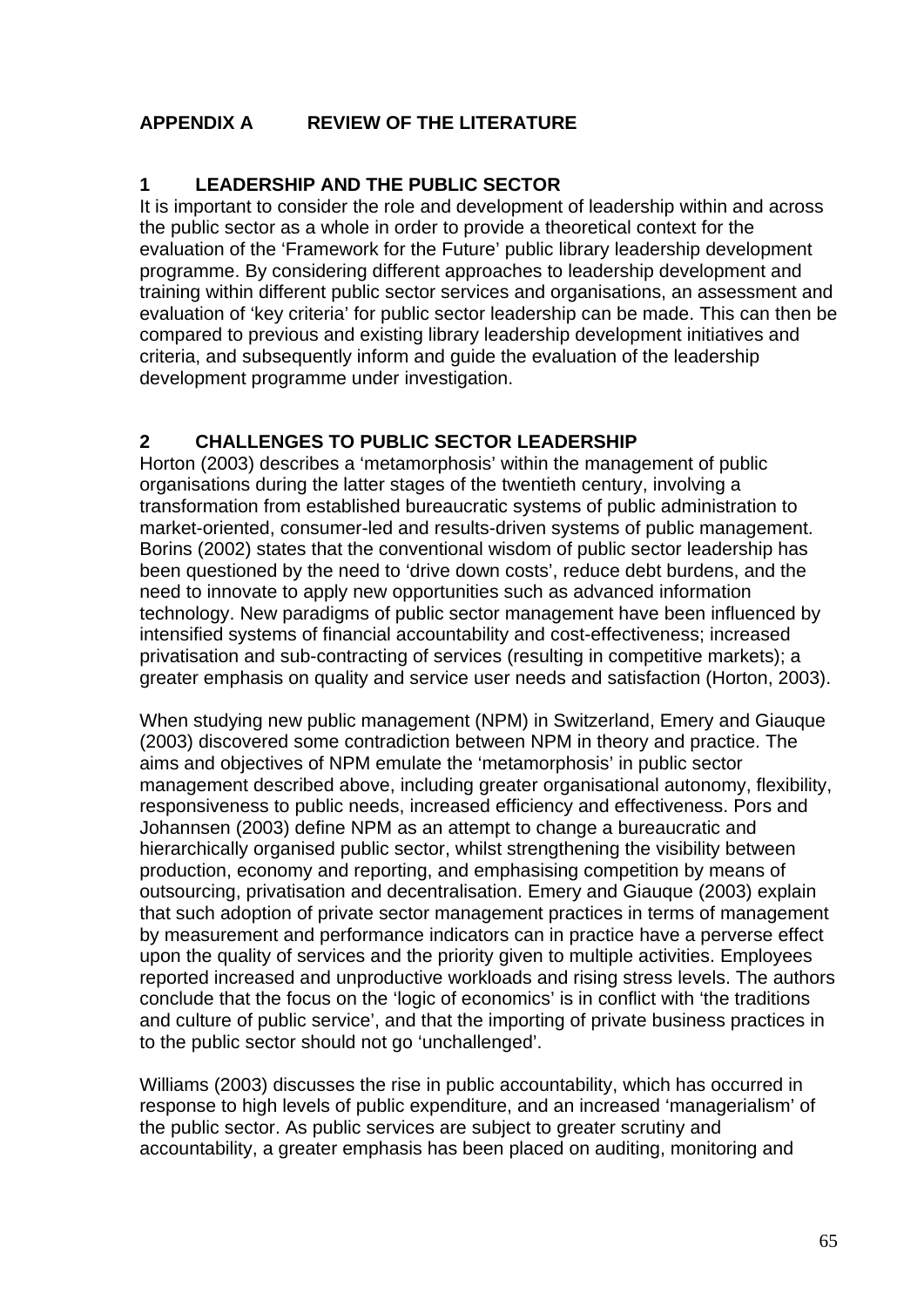# APPENDIX A REVIEW OF THE LITERATURE

## 1 LEADERSHIP AND THE PUBLIC SECTOR

It is important to consider the role and development of leadership within and across the public sector as a whole in order to provide a theoretical context for the evaluation of the 'Framework for the Future' public library leadership development programme. By considering different approaches to leadership development and training within different public sector services and organisations, an assessment and evaluation of 'key criteria' for public sector leadership can be made. This can then be compared to previous and existing library leadership development initiatives and criteria, and subsequently inform and guide the evaluation of the leadership development programme under investigation.

## 2 CHALLENGES TO PUBLIC SECTOR LEADERSHIP

Horton (2003) describes a 'metamorphosis' within the management of public organisations during the latter stages of the twentieth century, involving a transformation from established bureaucratic systems of public administration to market-oriented, consumer-led and results-driven systems of public management. Borins (2002) states that the conventional wisdom of public sector leadership has been questioned by the need to 'drive down costs', reduce debt burdens, and the need to innovate to apply new opportunities such as advanced information technology. New paradigms of public sector management have been influenced by intensified systems of financial accountability and cost-effectiveness; increased privatisation and sub-contracting of services (resulting in competitive markets); a greater emphasis on quality and service user needs and satisfaction (Horton, 2003).

When studying new public management (NPM) in Switzerland, Emery and Giauque (2003) discovered some contradiction between NPM in theory and practice. The aims and objectives of NPM emulate the 'metamorphosis' in public sector management described above, including greater organisational autonomy, flexibility, responsiveness to public needs, increased efficiency and effectiveness. Pors and Johannsen (2003) define NPM as an attempt to change a bureaucratic and hierarchically organised public sector, whilst strengthening the visibility between production, economy and reporting, and emphasising competition by means of outsourcing, privatisation and decentralisation. Emery and Giauque (2003) explain that such adoption of private sector management practices in terms of management by measurement and performance indicators can in practice have a perverse effect upon the quality of services and the priority given to multiple activities. Employees reported increased and unproductive workloads and rising stress levels. The authors conclude that the focus on the 'logic of economics' is in conflict with 'the traditions and culture of public service', and that the importing of private business practices in to the public sector should not go 'unchallenged'.

Williams (2003) discusses the rise in public accountability, which has occurred in response to high levels of public expenditure, and an increased 'managerialism' of the public sector. As public services are subject to greater scrutiny and accountability, a greater emphasis has been placed on auditing, monitoring and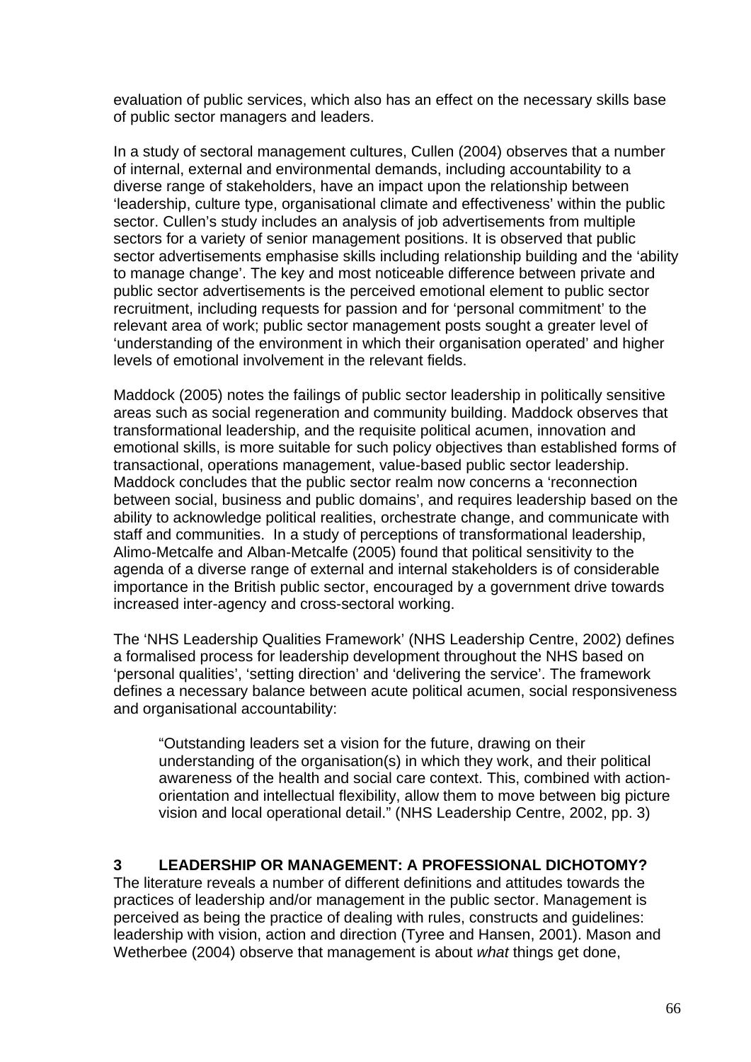evaluation of public services, which also has an effect on the necessary skills base of public sector managers and leaders.

In a study of sectoral management cultures, Cullen (2004) observes that a number of internal, external and environmental demands, including accountability to a diverse range of stakeholders, have an impact upon the relationship between 'leadership, culture type, organisational climate and effectiveness' within the public sector. Cullen's study includes an analysis of job advertisements from multiple sectors for a variety of senior management positions. It is observed that public sector advertisements emphasise skills including relationship building and the 'ability to manage change'. The key and most noticeable difference between private and public sector advertisements is the perceived emotional element to public sector recruitment, including requests for passion and for 'personal commitment' to the relevant area of work; public sector management posts sought a greater level of 'understanding of the environment in which their organisation operated' and higher levels of emotional involvement in the relevant fields.

Maddock (2005) notes the failings of public sector leadership in politically sensitive areas such as social regeneration and community building. Maddock observes that transformational leadership, and the requisite political acumen, innovation and emotional skills, is more suitable for such policy objectives than established forms of transactional, operations management, value-based public sector leadership. Maddock concludes that the public sector realm now concerns a 'reconnection between social, business and public domains', and requires leadership based on the ability to acknowledge political realities, orchestrate change, and communicate with staff and communities. In a study of perceptions of transformational leadership, Alimo-Metcalfe and Alban-Metcalfe (2005) found that political sensitivity to the agenda of a diverse range of external and internal stakeholders is of considerable importance in the British public sector, encouraged by a government drive towards increased inter-agency and cross-sectoral working.

The 'NHS Leadership Qualities Framework' (NHS Leadership Centre, 2002) defines a formalised process for leadership development throughout the NHS based on 'personal qualities', 'setting direction' and 'delivering the service'. The framework defines a necessary balance between acute political acumen, social responsiveness and organisational accountability:

> "Outstanding leaders set a vision for the future, drawing on their understanding of the organisation(s) in which they work, and their political awareness of the health and social care context. This, combined with action-orientation and intellectual flexibility, allow them to move between big picture vision and local operational detail." (NHS Leadership Centre, 2002, pp. 3)

## 3 LEADERSHIP OR MANAGEMENT: A PROFESSIONAL DICHOTOMY?

The literature reveals a number of different definitions and attitudes towards the practices of leadership and/or management in the public sector. Management is perceived as being the practice of dealing with rules, constructs and guidelines: leadership with vision, action and direction (Tyree and Hansen, 2001). Mason and Wetherbee (2004) observe that management is about *what* things get done,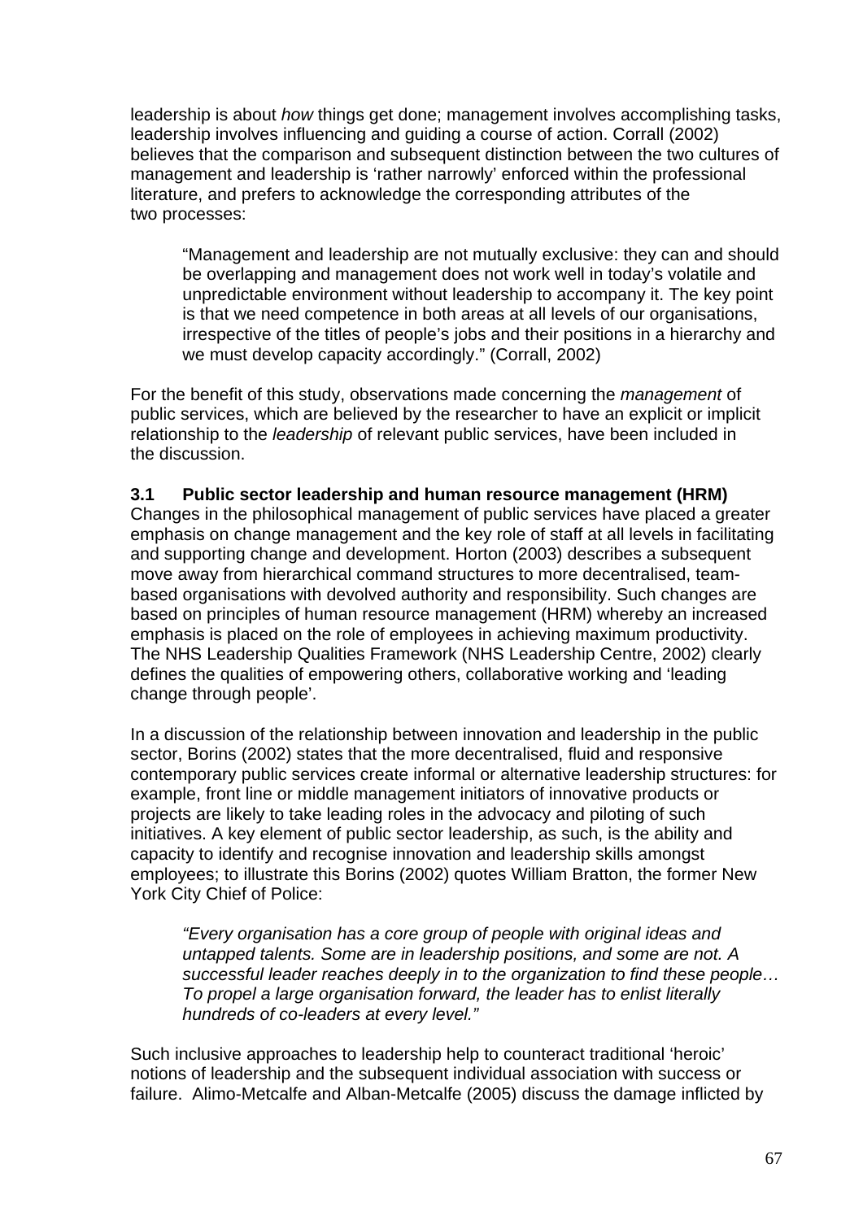leadership is about *how* things get done; management involves accomplishing tasks, leadership involves influencing and guiding a course of action. Corrall (2002) believes that the comparison and subsequent distinction between the two cultures of management and leadership is 'rather narrowly' enforced within the professional literature, and prefers to acknowledge the corresponding attributes of the two processes:

> "Management and leadership are not mutually exclusive: they can and should be overlapping and management does not work well in today's volatile and unpredictable environment without leadership to accompany it. The key point is that we need competence in both areas at all levels of our organisations, irrespective of the titles of people's jobs and their positions in a hierarchy and we must develop capacity accordingly." (Corrall, 2002)

For the benefit of this study, observations made concerning the *management* of public services, which are believed by the researcher to have an explicit or implicit relationship to the *leadership* of relevant public services, have been included in the discussion.

### 3.1 Public sector leadership and human resource management (HRM)

Changes in the philosophical management of public services have placed a greater emphasis on change management and the key role of staff at all levels in facilitating and supporting change and development. Horton (2003) describes a subsequent move away from hierarchical command structures to more decentralised, team-based organisations with devolved authority and responsibility. Such changes are based on principles of human resource management (HRM) whereby an increased emphasis is placed on the role of employees in achieving maximum productivity. The NHS Leadership Qualities Framework (NHS Leadership Centre, 2002) clearly defines the qualities of empowering others, collaborative working and 'leading change through people'.

In a discussion of the relationship between innovation and leadership in the public sector, Borins (2002) states that the more decentralised, fluid and responsive contemporary public services create informal or alternative leadership structures: for example, front line or middle management initiators of innovative products or projects are likely to take leading roles in the advocacy and piloting of such initiatives. A key element of public sector leadership, as such, is the ability and capacity to identify and recognise innovation and leadership skills amongst employees; to illustrate this Borins (2002) quotes William Bratton, the former New York City Chief of Police:

> *"Every organisation has a core group of people with original ideas and untapped talents. Some are in leadership positions, and some are not. A successful leader reaches deeply in to the organization to find these people… To propel a large organisation forward, the leader has to enlist literally hundreds of co-leaders at every level."*

Such inclusive approaches to leadership help to counteract traditional 'heroic' notions of leadership and the subsequent individual association with success or failure. Alimo-Metcalfe and Alban-Metcalfe (2005) discuss the damage inflicted by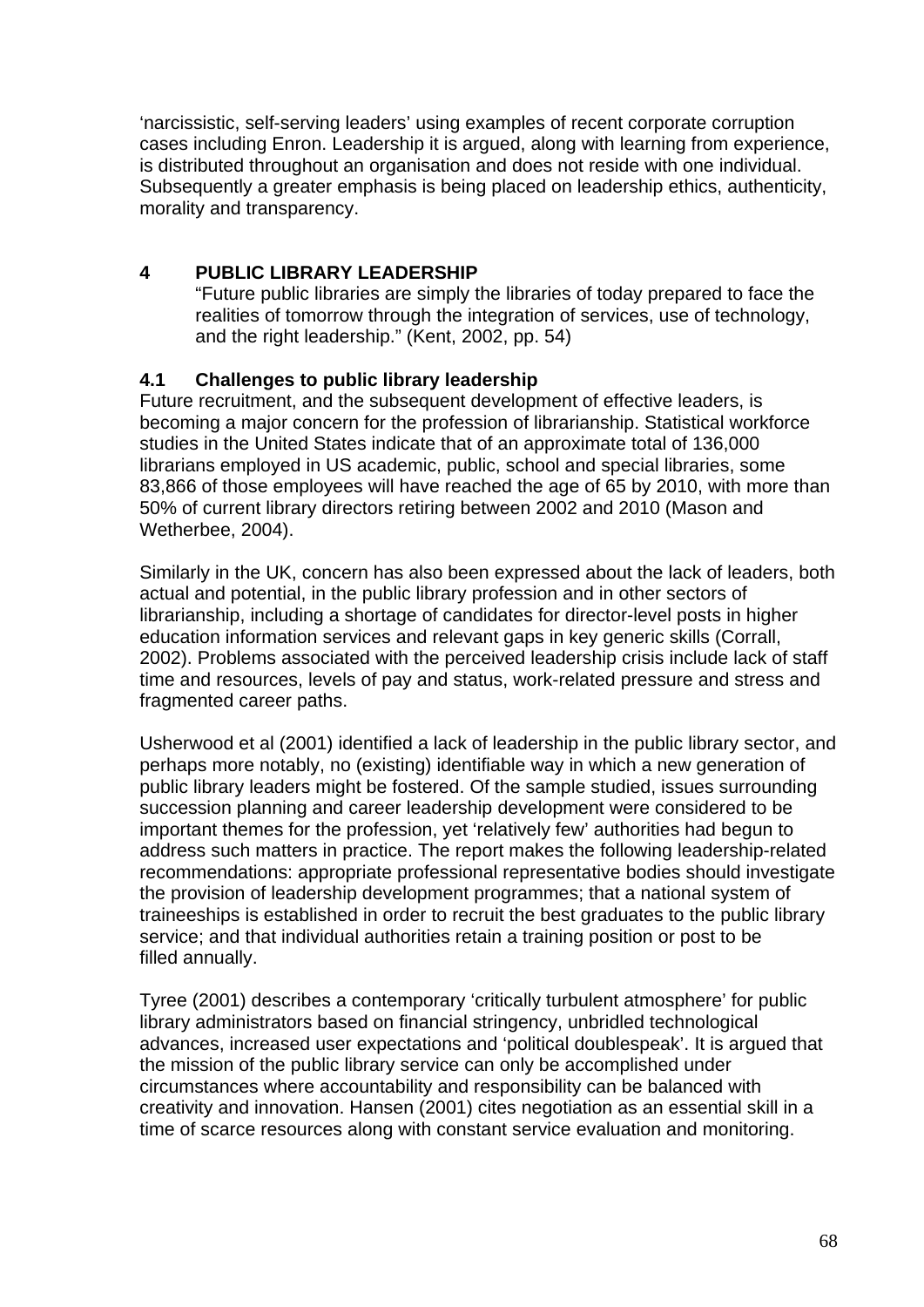'narcissistic, self-serving leaders' using examples of recent corporate corruption cases including Enron. Leadership it is argued, along with learning from experience, is distributed throughout an organisation and does not reside with one individual. Subsequently a greater emphasis is being placed on leadership ethics, authenticity, morality and transparency.

## 4 PUBLIC LIBRARY LEADERSHIP

"Future public libraries are simply the libraries of today prepared to face the realities of tomorrow through the integration of services, use of technology, and the right leadership." (Kent, 2002, pp. 54)

### 4.1 Challenges to public library leadership

Future recruitment, and the subsequent development of effective leaders, is becoming a major concern for the profession of librarianship. Statistical workforce studies in the United States indicate that of an approximate total of 136,000 librarians employed in US academic, public, school and special libraries, some 83,866 of those employees will have reached the age of 65 by 2010, with more than 50% of current library directors retiring between 2002 and 2010 (Mason and Wetherbee, 2004).

Similarly in the UK, concern has also been expressed about the lack of leaders, both actual and potential, in the public library profession and in other sectors of librarianship, including a shortage of candidates for director-level posts in higher education information services and relevant gaps in key generic skills (Corrall, 2002). Problems associated with the perceived leadership crisis include lack of staff time and resources, levels of pay and status, work-related pressure and stress and fragmented career paths.

Usherwood et al (2001) identified a lack of leadership in the public library sector, and perhaps more notably, no (existing) identifiable way in which a new generation of public library leaders might be fostered. Of the sample studied, issues surrounding succession planning and career leadership development were considered to be important themes for the profession, yet 'relatively few' authorities had begun to address such matters in practice. The report makes the following leadership-related recommendations: appropriate professional representative bodies should investigate the provision of leadership development programmes; that a national system of traineeships is established in order to recruit the best graduates to the public library service; and that individual authorities retain a training position or post to be filled annually.

Tyree (2001) describes a contemporary 'critically turbulent atmosphere' for public library administrators based on financial stringency, unbridled technological advances, increased user expectations and 'political doublespeak'. It is argued that the mission of the public library service can only be accomplished under circumstances where accountability and responsibility can be balanced with creativity and innovation. Hansen (2001) cites negotiation as an essential skill in a time of scarce resources along with constant service evaluation and monitoring.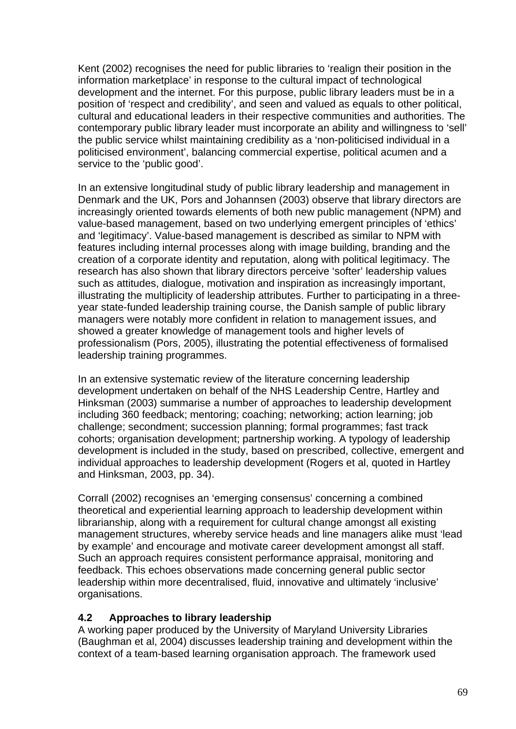Kent (2002) recognises the need for public libraries to 'realign their position in the information marketplace' in response to the cultural impact of technological development and the internet. For this purpose, public library leaders must be in a position of 'respect and credibility', and seen and valued as equals to other political, cultural and educational leaders in their respective communities and authorities. The contemporary public library leader must incorporate an ability and willingness to 'sell' the public service whilst maintaining credibility as a 'non-politicised individual in a politicised environment', balancing commercial expertise, political acumen and a service to the 'public good'.

In an extensive longitudinal study of public library leadership and management in Denmark and the UK, Pors and Johannsen (2003) observe that library directors are increasingly oriented towards elements of both new public management (NPM) and value-based management, based on two underlying emergent principles of 'ethics' and 'legitimacy'. Value-based management is described as similar to NPM with features including internal processes along with image building, branding and the creation of a corporate identity and reputation, along with political legitimacy. The research has also shown that library directors perceive 'softer' leadership values such as attitudes, dialogue, motivation and inspiration as increasingly important, illustrating the multiplicity of leadership attributes. Further to participating in a three-year state-funded leadership training course, the Danish sample of public library managers were notably more confident in relation to management issues, and showed a greater knowledge of management tools and higher levels of professionalism (Pors, 2005), illustrating the potential effectiveness of formalised leadership training programmes.

In an extensive systematic review of the literature concerning leadership development undertaken on behalf of the NHS Leadership Centre, Hartley and Hinksman (2003) summarise a number of approaches to leadership development including 360 feedback; mentoring; coaching; networking; action learning; job challenge; secondment; succession planning; formal programmes; fast track cohorts; organisation development; partnership working. A typology of leadership development is included in the study, based on prescribed, collective, emergent and individual approaches to leadership development (Rogers et al, quoted in Hartley and Hinksman, 2003, pp. 34).

Corrall (2002) recognises an 'emerging consensus' concerning a combined theoretical and experiential learning approach to leadership development within librarianship, along with a requirement for cultural change amongst all existing management structures, whereby service heads and line managers alike must 'lead by example' and encourage and motivate career development amongst all staff. Such an approach requires consistent performance appraisal, monitoring and feedback. This echoes observations made concerning general public sector leadership within more decentralised, fluid, innovative and ultimately 'inclusive' organisations.

## 4.2 Approaches to library leadership

A working paper produced by the University of Maryland University Libraries (Baughman et al, 2004) discusses leadership training and development within the context of a team-based learning organisation approach. The framework used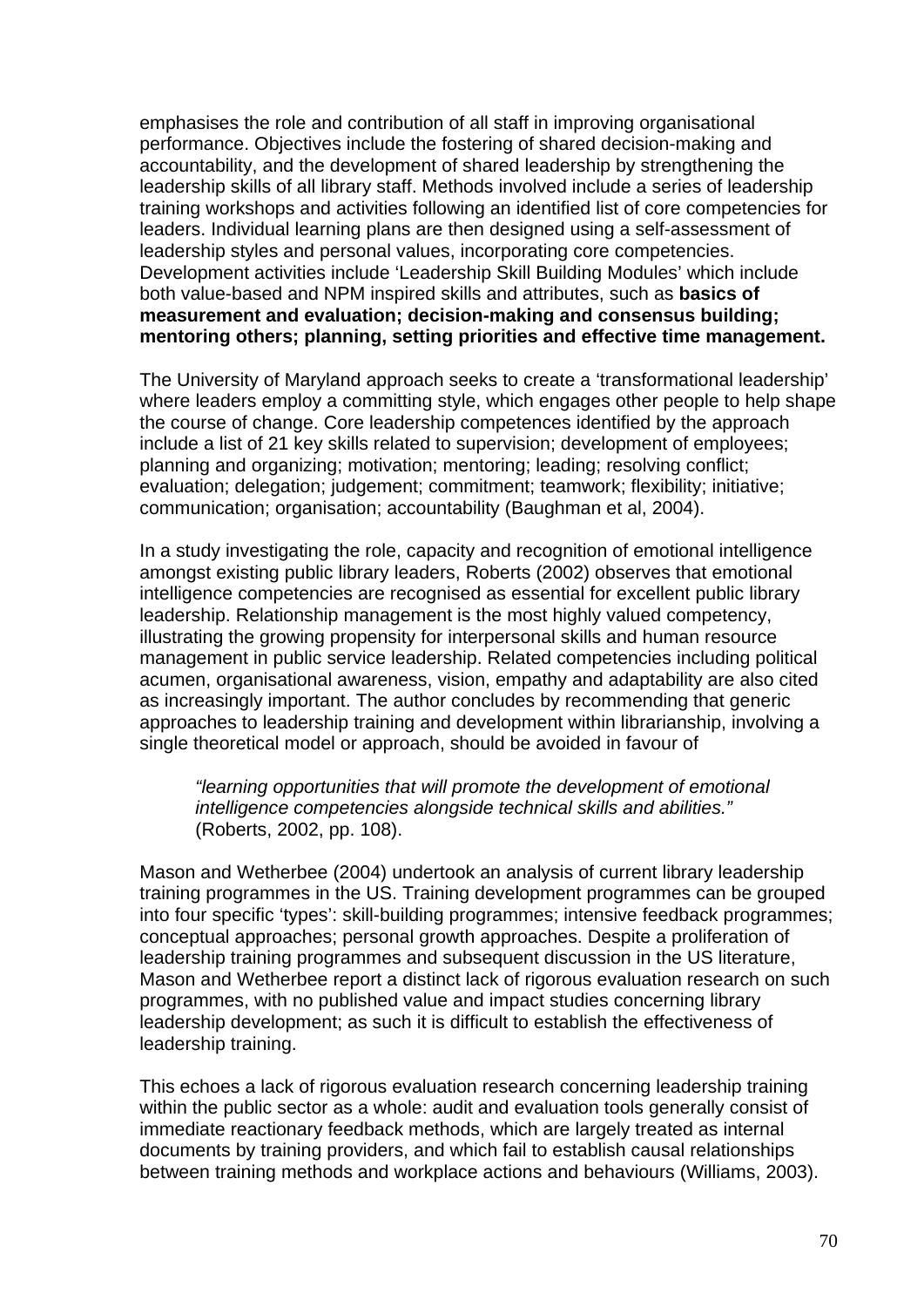emphasises the role and contribution of all staff in improving organisational performance. Objectives include the fostering of shared decision-making and accountability, and the development of shared leadership by strengthening the leadership skills of all library staff. Methods involved include a series of leadership training workshops and activities following an identified list of core competencies for leaders. Individual learning plans are then designed using a self-assessment of leadership styles and personal values, incorporating core competencies. Development activities include 'Leadership Skill Building Modules' which include both value-based and NPM inspired skills and attributes, such as **basics of measurement and evaluation; decision-making and consensus building; mentoring others; planning, setting priorities and effective time management.**

The University of Maryland approach seeks to create a 'transformational leadership' where leaders employ a committing style, which engages other people to help shape the course of change. Core leadership competences identified by the approach include a list of 21 key skills related to supervision; development of employees; planning and organizing; motivation; mentoring; leading; resolving conflict; evaluation; delegation; judgement; commitment; teamwork; flexibility; initiative; communication; organisation; accountability (Baughman et al, 2004).

In a study investigating the role, capacity and recognition of emotional intelligence amongst existing public library leaders, Roberts (2002) observes that emotional intelligence competencies are recognised as essential for excellent public library leadership. Relationship management is the most highly valued competency, illustrating the growing propensity for interpersonal skills and human resource management in public service leadership. Related competencies including political acumen, organisational awareness, vision, empathy and adaptability are also cited as increasingly important. The author concludes by recommending that generic approaches to leadership training and development within librarianship, involving a single theoretical model or approach, should be avoided in favour of

> *"learning opportunities that will promote the development of emotional intelligence competencies alongside technical skills and abilities."*
> (Roberts, 2002, pp. 108).

Mason and Wetherbee (2004) undertook an analysis of current library leadership training programmes in the US. Training development programmes can be grouped into four specific 'types': skill-building programmes; intensive feedback programmes; conceptual approaches; personal growth approaches. Despite a proliferation of leadership training programmes and subsequent discussion in the US literature, Mason and Wetherbee report a distinct lack of rigorous evaluation research on such programmes, with no published value and impact studies concerning library leadership development; as such it is difficult to establish the effectiveness of leadership training.

This echoes a lack of rigorous evaluation research concerning leadership training within the public sector as a whole: audit and evaluation tools generally consist of immediate reactionary feedback methods, which are largely treated as internal documents by training providers, and which fail to establish causal relationships between training methods and workplace actions and behaviours (Williams, 2003).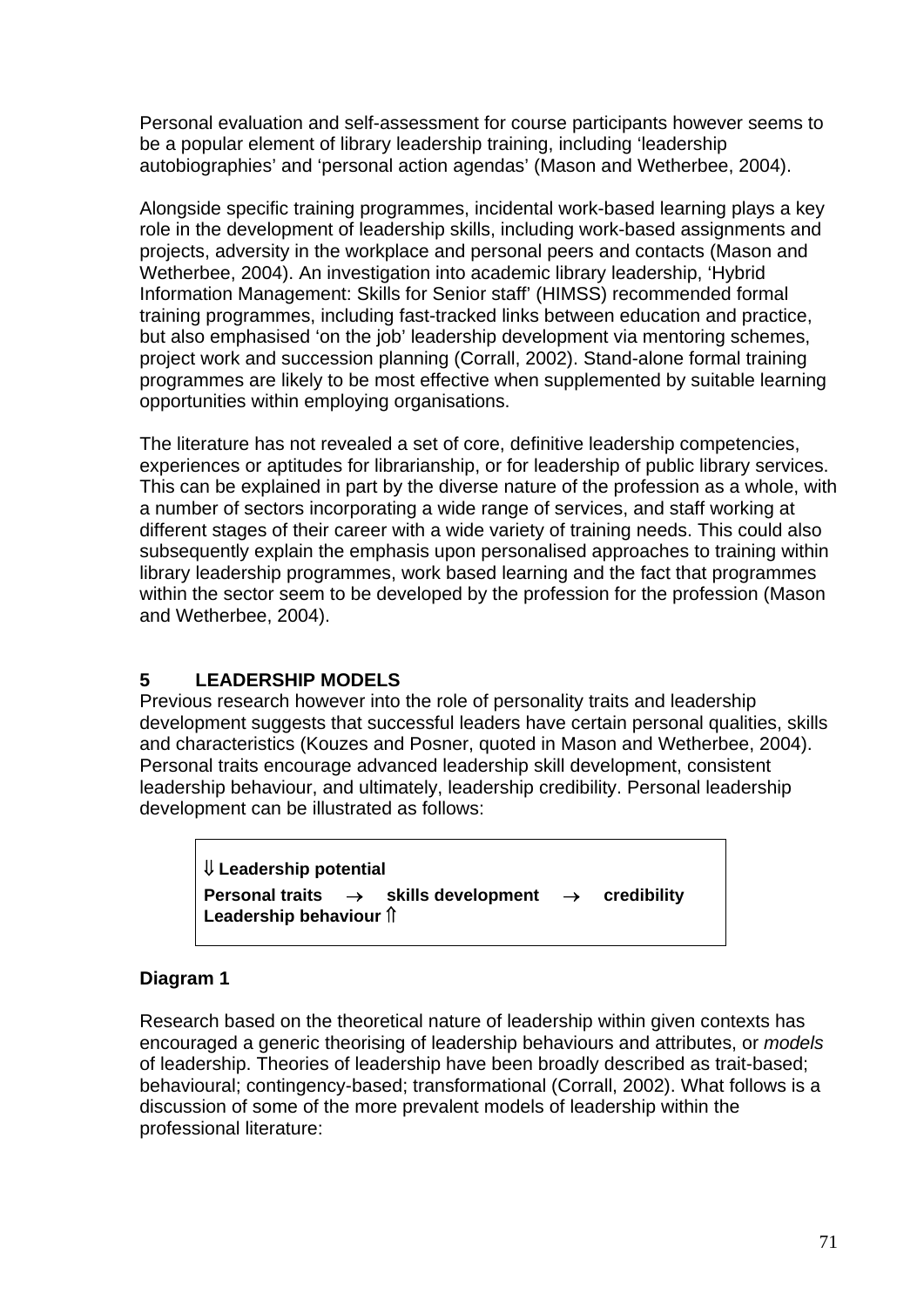Personal evaluation and self-assessment for course participants however seems to be a popular element of library leadership training, including 'leadership autobiographies' and 'personal action agendas' (Mason and Wetherbee, 2004).

Alongside specific training programmes, incidental work-based learning plays a key role in the development of leadership skills, including work-based assignments and projects, adversity in the workplace and personal peers and contacts (Mason and Wetherbee, 2004). An investigation into academic library leadership, 'Hybrid Information Management: Skills for Senior staff' (HIMSS) recommended formal training programmes, including fast-tracked links between education and practice, but also emphasised 'on the job' leadership development via mentoring schemes, project work and succession planning (Corrall, 2002). Stand-alone formal training programmes are likely to be most effective when supplemented by suitable learning opportunities within employing organisations.

The literature has not revealed a set of core, definitive leadership competencies, experiences or aptitudes for librarianship, or for leadership of public library services. This can be explained in part by the diverse nature of the profession as a whole, with a number of sectors incorporating a wide range of services, and staff working at different stages of their career with a wide variety of training needs. This could also subsequently explain the emphasis upon personalised approaches to training within library leadership programmes, work based learning and the fact that programmes within the sector seem to be developed by the profession for the profession (Mason and Wetherbee, 2004).

## 5 LEADERSHIP MODELS

Previous research however into the role of personality traits and leadership development suggests that successful leaders have certain personal qualities, skills and characteristics (Kouzes and Posner, quoted in Mason and Wetherbee, 2004). Personal traits encourage advanced leadership skill development, consistent leadership behaviour, and ultimately, leadership credibility. Personal leadership development can be illustrated as follows:

**⇓ Leadership potential**
**Personal traits → skills development → credibility**
**Leadership behaviour ⇑**

**Diagram 1**

Research based on the theoretical nature of leadership within given contexts has encouraged a generic theorising of leadership behaviours and attributes, or *models* of leadership. Theories of leadership have been broadly described as trait-based; behavioural; contingency-based; transformational (Corrall, 2002). What follows is a discussion of some of the more prevalent models of leadership within the professional literature: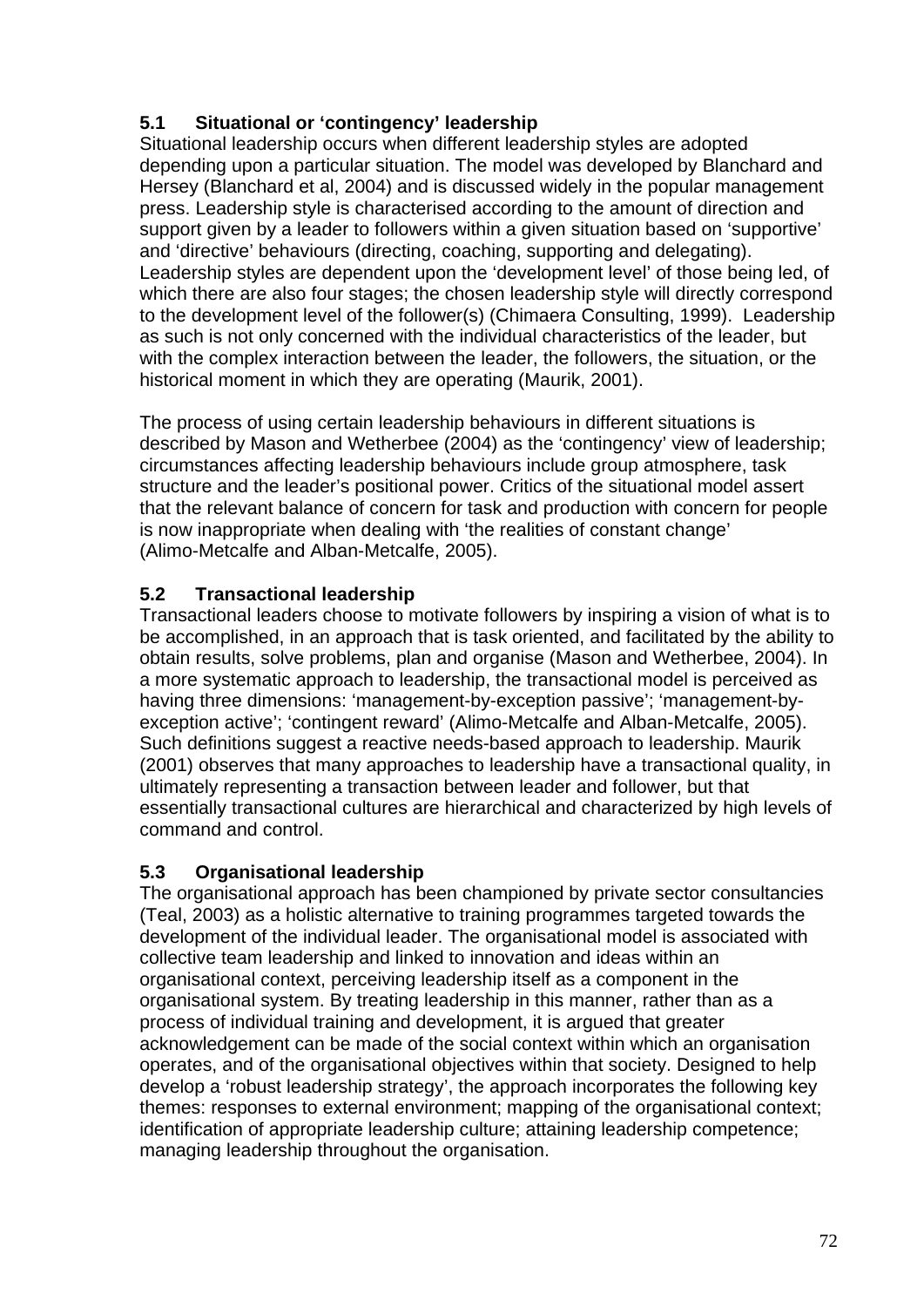### 5.1 Situational or 'contingency' leadership

Situational leadership occurs when different leadership styles are adopted depending upon a particular situation. The model was developed by Blanchard and Hersey (Blanchard et al, 2004) and is discussed widely in the popular management press. Leadership style is characterised according to the amount of direction and support given by a leader to followers within a given situation based on 'supportive' and 'directive' behaviours (directing, coaching, supporting and delegating). Leadership styles are dependent upon the 'development level' of those being led, of which there are also four stages; the chosen leadership style will directly correspond to the development level of the follower(s) (Chimaera Consulting, 1999). Leadership as such is not only concerned with the individual characteristics of the leader, but with the complex interaction between the leader, the followers, the situation, or the historical moment in which they are operating (Maurik, 2001).

The process of using certain leadership behaviours in different situations is described by Mason and Wetherbee (2004) as the 'contingency' view of leadership; circumstances affecting leadership behaviours include group atmosphere, task structure and the leader's positional power. Critics of the situational model assert that the relevant balance of concern for task and production with concern for people is now inappropriate when dealing with 'the realities of constant change' (Alimo-Metcalfe and Alban-Metcalfe, 2005).

### 5.2 Transactional leadership

Transactional leaders choose to motivate followers by inspiring a vision of what is to be accomplished, in an approach that is task oriented, and facilitated by the ability to obtain results, solve problems, plan and organise (Mason and Wetherbee, 2004). In a more systematic approach to leadership, the transactional model is perceived as having three dimensions: 'management-by-exception passive'; 'management-by-exception active'; 'contingent reward' (Alimo-Metcalfe and Alban-Metcalfe, 2005). Such definitions suggest a reactive needs-based approach to leadership. Maurik (2001) observes that many approaches to leadership have a transactional quality, in ultimately representing a transaction between leader and follower, but that essentially transactional cultures are hierarchical and characterized by high levels of command and control.

### 5.3 Organisational leadership

The organisational approach has been championed by private sector consultancies (Teal, 2003) as a holistic alternative to training programmes targeted towards the development of the individual leader. The organisational model is associated with collective team leadership and linked to innovation and ideas within an organisational context, perceiving leadership itself as a component in the organisational system. By treating leadership in this manner, rather than as a process of individual training and development, it is argued that greater acknowledgement can be made of the social context within which an organisation operates, and of the organisational objectives within that society. Designed to help develop a 'robust leadership strategy', the approach incorporates the following key themes: responses to external environment; mapping of the organisational context; identification of appropriate leadership culture; attaining leadership competence; managing leadership throughout the organisation.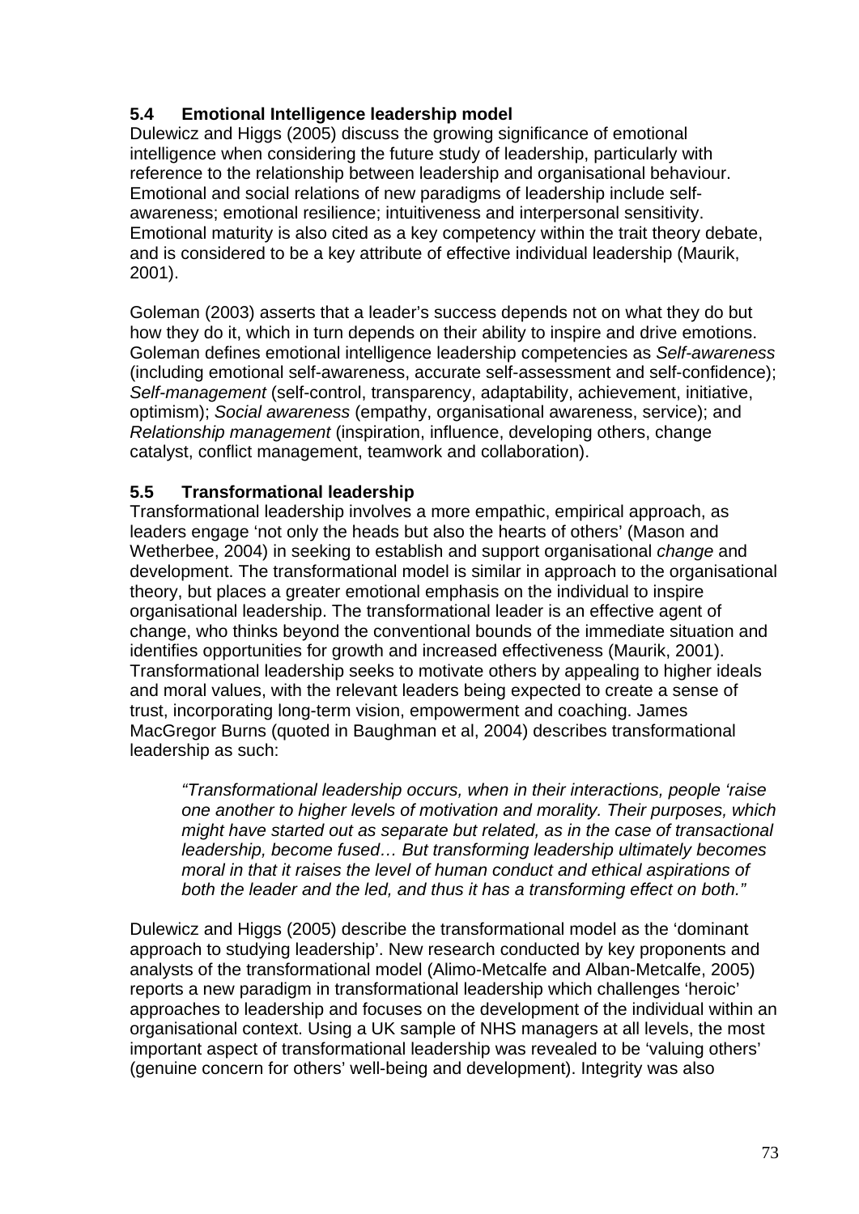### 5.4 Emotional Intelligence leadership model

Dulewicz and Higgs (2005) discuss the growing significance of emotional intelligence when considering the future study of leadership, particularly with reference to the relationship between leadership and organisational behaviour. Emotional and social relations of new paradigms of leadership include self-awareness; emotional resilience; intuitiveness and interpersonal sensitivity. Emotional maturity is also cited as a key competency within the trait theory debate, and is considered to be a key attribute of effective individual leadership (Maurik, 2001).

Goleman (2003) asserts that a leader's success depends not on what they do but how they do it, which in turn depends on their ability to inspire and drive emotions. Goleman defines emotional intelligence leadership competencies as *Self-awareness* (including emotional self-awareness, accurate self-assessment and self-confidence); *Self-management* (self-control, transparency, adaptability, achievement, initiative, optimism); *Social awareness* (empathy, organisational awareness, service); and *Relationship management* (inspiration, influence, developing others, change catalyst, conflict management, teamwork and collaboration).

### 5.5 Transformational leadership

Transformational leadership involves a more empathic, empirical approach, as leaders engage 'not only the heads but also the hearts of others' (Mason and Wetherbee, 2004) in seeking to establish and support organisational *change* and development. The transformational model is similar in approach to the organisational theory, but places a greater emotional emphasis on the individual to inspire organisational leadership. The transformational leader is an effective agent of change, who thinks beyond the conventional bounds of the immediate situation and identifies opportunities for growth and increased effectiveness (Maurik, 2001). Transformational leadership seeks to motivate others by appealing to higher ideals and moral values, with the relevant leaders being expected to create a sense of trust, incorporating long-term vision, empowerment and coaching. James MacGregor Burns (quoted in Baughman et al, 2004) describes transformational leadership as such:

> *"Transformational leadership occurs, when in their interactions, people 'raise one another to higher levels of motivation and morality. Their purposes, which might have started out as separate but related, as in the case of transactional leadership, become fused… But transforming leadership ultimately becomes moral in that it raises the level of human conduct and ethical aspirations of both the leader and the led, and thus it has a transforming effect on both."*

Dulewicz and Higgs (2005) describe the transformational model as the 'dominant approach to studying leadership'. New research conducted by key proponents and analysts of the transformational model (Alimo-Metcalfe and Alban-Metcalfe, 2005) reports a new paradigm in transformational leadership which challenges 'heroic' approaches to leadership and focuses on the development of the individual within an organisational context. Using a UK sample of NHS managers at all levels, the most important aspect of transformational leadership was revealed to be 'valuing others' (genuine concern for others' well-being and development). Integrity was also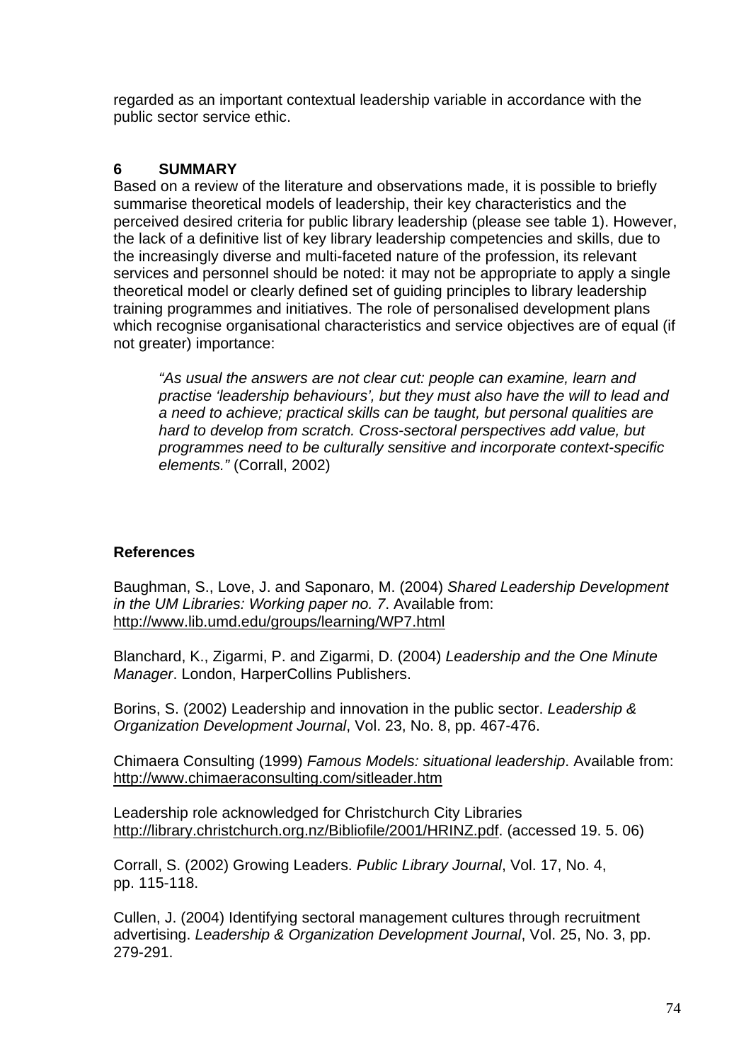regarded as an important contextual leadership variable in accordance with the public sector service ethic.

## 6 SUMMARY

Based on a review of the literature and observations made, it is possible to briefly summarise theoretical models of leadership, their key characteristics and the perceived desired criteria for public library leadership (please see table 1). However, the lack of a definitive list of key library leadership competencies and skills, due to the increasingly diverse and multi-faceted nature of the profession, its relevant services and personnel should be noted: it may not be appropriate to apply a single theoretical model or clearly defined set of guiding principles to library leadership training programmes and initiatives. The role of personalised development plans which recognise organisational characteristics and service objectives are of equal (if not greater) importance:

> *"As usual the answers are not clear cut: people can examine, learn and practise 'leadership behaviours', but they must also have the will to lead and a need to achieve; practical skills can be taught, but personal qualities are hard to develop from scratch. Cross-sectoral perspectives add value, but programmes need to be culturally sensitive and incorporate context-specific elements."* (Corrall, 2002)

### References

Baughman, S., Love, J. and Saponaro, M. (2004) *Shared Leadership Development in the UM Libraries: Working paper no. 7*. Available from: http://www.lib.umd.edu/groups/learning/WP7.html

Blanchard, K., Zigarmi, P. and Zigarmi, D. (2004) *Leadership and the One Minute Manager*. London, HarperCollins Publishers.

Borins, S. (2002) Leadership and innovation in the public sector. *Leadership & Organization Development Journal*, Vol. 23, No. 8, pp. 467-476.

Chimaera Consulting (1999) *Famous Models: situational leadership*. Available from: http://www.chimaeraconsulting.com/sitleader.htm

Leadership role acknowledged for Christchurch City Libraries http://library.christchurch.org.nz/Bibliofile/2001/HRINZ.pdf. (accessed 19. 5. 06)

Corrall, S. (2002) Growing Leaders. *Public Library Journal*, Vol. 17, No. 4, pp. 115-118.

Cullen, J. (2004) Identifying sectoral management cultures through recruitment advertising. *Leadership & Organization Development Journal*, Vol. 25, No. 3, pp. 279-291.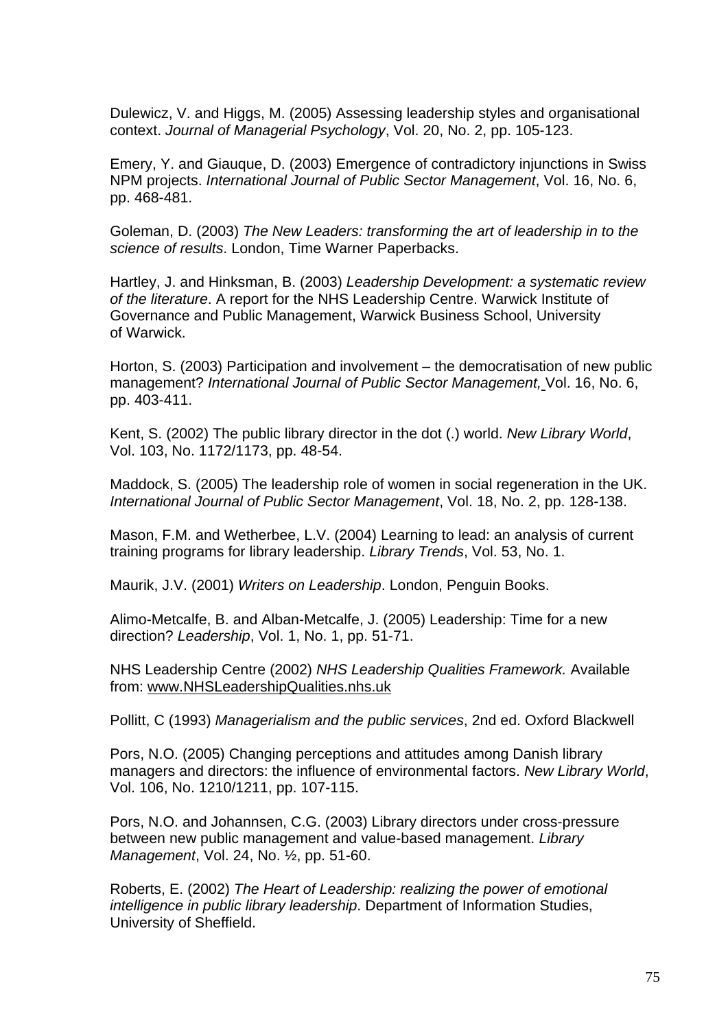Dulewicz, V. and Higgs, M. (2005) Assessing leadership styles and organisational context. *Journal of Managerial Psychology*, Vol. 20, No. 2, pp. 105-123.

Emery, Y. and Giauque, D. (2003) Emergence of contradictory injunctions in Swiss NPM projects. *International Journal of Public Sector Management*, Vol. 16, No. 6, pp. 468-481.

Goleman, D. (2003) *The New Leaders: transforming the art of leadership in to the science of results*. London, Time Warner Paperbacks.

Hartley, J. and Hinksman, B. (2003) *Leadership Development: a systematic review of the literature*. A report for the NHS Leadership Centre. Warwick Institute of Governance and Public Management, Warwick Business School, University of Warwick.

Horton, S. (2003) Participation and involvement – the democratisation of new public management? *International Journal of Public Sector Management,* Vol. 16, No. 6, pp. 403-411.

Kent, S. (2002) The public library director in the dot (.) world. *New Library World*, Vol. 103, No. 1172/1173, pp. 48-54.

Maddock, S. (2005) The leadership role of women in social regeneration in the UK. *International Journal of Public Sector Management*, Vol. 18, No. 2, pp. 128-138.

Mason, F.M. and Wetherbee, L.V. (2004) Learning to lead: an analysis of current training programs for library leadership. *Library Trends*, Vol. 53, No. 1.

Maurik, J.V. (2001) *Writers on Leadership*. London, Penguin Books.

Alimo-Metcalfe, B. and Alban-Metcalfe, J. (2005) Leadership: Time for a new direction? *Leadership*, Vol. 1, No. 1, pp. 51-71.

NHS Leadership Centre (2002) *NHS Leadership Qualities Framework.* Available from: www.NHSLeadershipQualities.nhs.uk

Pollitt, C (1993) *Managerialism and the public services*, 2nd ed. Oxford Blackwell

Pors, N.O. (2005) Changing perceptions and attitudes among Danish library managers and directors: the influence of environmental factors. *New Library World*, Vol. 106, No. 1210/1211, pp. 107-115.

Pors, N.O. and Johannsen, C.G. (2003) Library directors under cross-pressure between new public management and value-based management. *Library Management*, Vol. 24, No. ½, pp. 51-60.

Roberts, E. (2002) *The Heart of Leadership: realizing the power of emotional intelligence in public library leadership*. Department of Information Studies, University of Sheffield.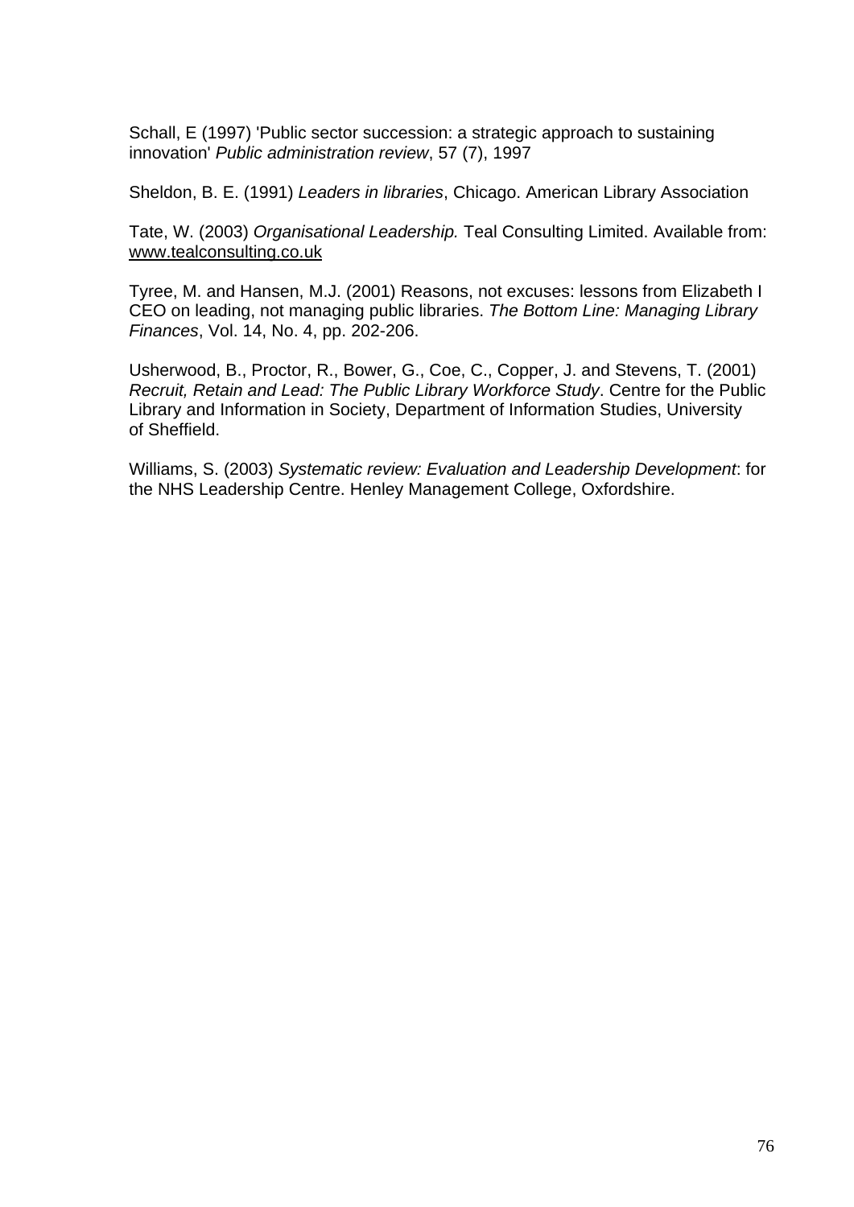Schall, E (1997) 'Public sector succession: a strategic approach to sustaining innovation' *Public administration review*, 57 (7), 1997

Sheldon, B. E. (1991) *Leaders in libraries*, Chicago. American Library Association

Tate, W. (2003) *Organisational Leadership.* Teal Consulting Limited. Available from: www.tealconsulting.co.uk

Tyree, M. and Hansen, M.J. (2001) Reasons, not excuses: lessons from Elizabeth I CEO on leading, not managing public libraries. *The Bottom Line: Managing Library Finances*, Vol. 14, No. 4, pp. 202-206.

Usherwood, B., Proctor, R., Bower, G., Coe, C., Copper, J. and Stevens, T. (2001) *Recruit, Retain and Lead: The Public Library Workforce Study*. Centre for the Public Library and Information in Society, Department of Information Studies, University of Sheffield.

Williams, S. (2003) *Systematic review: Evaluation and Leadership Development*: for the NHS Leadership Centre. Henley Management College, Oxfordshire.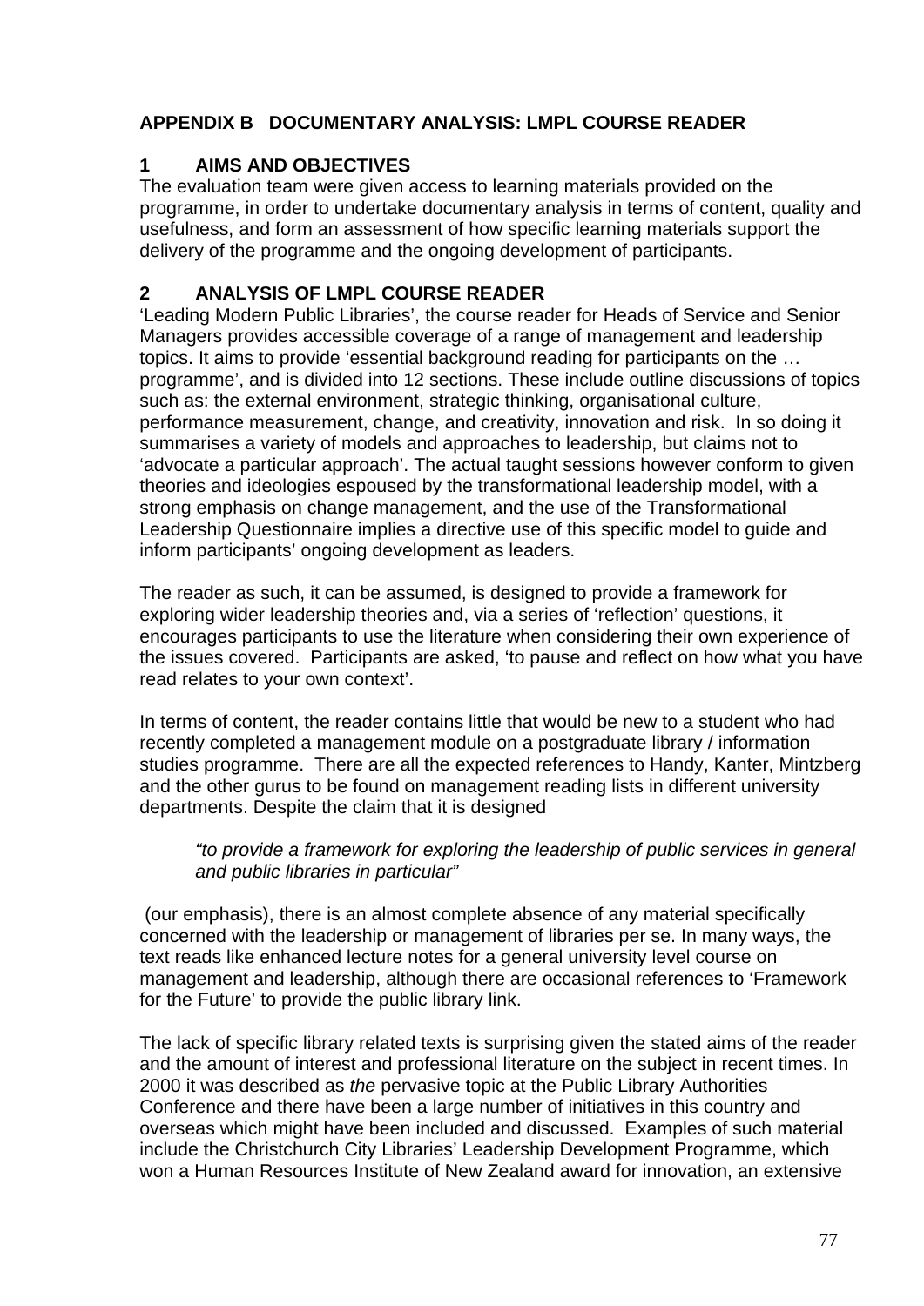## APPENDIX B DOCUMENTARY ANALYSIS: LMPL COURSE READER

### 1 AIMS AND OBJECTIVES

The evaluation team were given access to learning materials provided on the programme, in order to undertake documentary analysis in terms of content, quality and usefulness, and form an assessment of how specific learning materials support the delivery of the programme and the ongoing development of participants.

### 2 ANALYSIS OF LMPL COURSE READER

'Leading Modern Public Libraries', the course reader for Heads of Service and Senior Managers provides accessible coverage of a range of management and leadership topics. It aims to provide 'essential background reading for participants on the … programme', and is divided into 12 sections. These include outline discussions of topics such as: the external environment, strategic thinking, organisational culture, performance measurement, change, and creativity, innovation and risk. In so doing it summarises a variety of models and approaches to leadership, but claims not to 'advocate a particular approach'. The actual taught sessions however conform to given theories and ideologies espoused by the transformational leadership model, with a strong emphasis on change management, and the use of the Transformational Leadership Questionnaire implies a directive use of this specific model to guide and inform participants' ongoing development as leaders.

The reader as such, it can be assumed, is designed to provide a framework for exploring wider leadership theories and, via a series of 'reflection' questions, it encourages participants to use the literature when considering their own experience of the issues covered. Participants are asked, 'to pause and reflect on how what you have read relates to your own context'.

In terms of content, the reader contains little that would be new to a student who had recently completed a management module on a postgraduate library / information studies programme. There are all the expected references to Handy, Kanter, Mintzberg and the other gurus to be found on management reading lists in different university departments. Despite the claim that it is designed

> *"to provide a framework for exploring the leadership of public services in general and public libraries in particular"*

(our emphasis), there is an almost complete absence of any material specifically concerned with the leadership or management of libraries per se. In many ways, the text reads like enhanced lecture notes for a general university level course on management and leadership, although there are occasional references to 'Framework for the Future' to provide the public library link.

The lack of specific library related texts is surprising given the stated aims of the reader and the amount of interest and professional literature on the subject in recent times. In 2000 it was described as *the* pervasive topic at the Public Library Authorities Conference and there have been a large number of initiatives in this country and overseas which might have been included and discussed. Examples of such material include the Christchurch City Libraries' Leadership Development Programme, which won a Human Resources Institute of New Zealand award for innovation, an extensive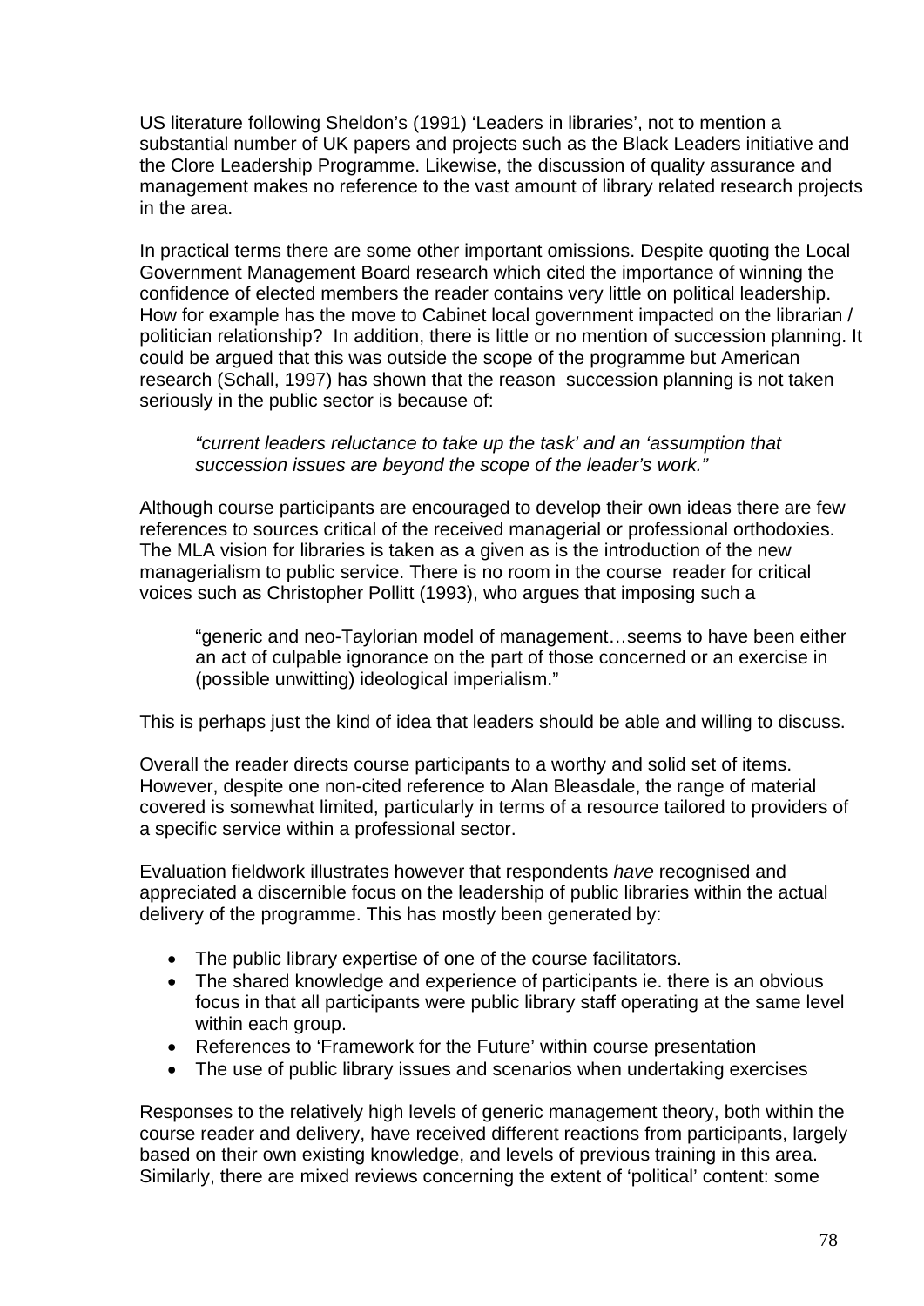US literature following Sheldon's (1991) 'Leaders in libraries', not to mention a substantial number of UK papers and projects such as the Black Leaders initiative and the Clore Leadership Programme. Likewise, the discussion of quality assurance and management makes no reference to the vast amount of library related research projects in the area.

In practical terms there are some other important omissions. Despite quoting the Local Government Management Board research which cited the importance of winning the confidence of elected members the reader contains very little on political leadership. How for example has the move to Cabinet local government impacted on the librarian / politician relationship? In addition, there is little or no mention of succession planning. It could be argued that this was outside the scope of the programme but American research (Schall, 1997) has shown that the reason succession planning is not taken seriously in the public sector is because of:

> *"current leaders reluctance to take up the task' and an 'assumption that succession issues are beyond the scope of the leader's work."*

Although course participants are encouraged to develop their own ideas there are few references to sources critical of the received managerial or professional orthodoxies. The MLA vision for libraries is taken as a given as is the introduction of the new managerialism to public service. There is no room in the course reader for critical voices such as Christopher Pollitt (1993), who argues that imposing such a

> "generic and neo-Taylorian model of management…seems to have been either an act of culpable ignorance on the part of those concerned or an exercise in (possible unwitting) ideological imperialism."

This is perhaps just the kind of idea that leaders should be able and willing to discuss.

Overall the reader directs course participants to a worthy and solid set of items. However, despite one non-cited reference to Alan Bleasdale, the range of material covered is somewhat limited, particularly in terms of a resource tailored to providers of a specific service within a professional sector.

Evaluation fieldwork illustrates however that respondents *have* recognised and appreciated a discernible focus on the leadership of public libraries within the actual delivery of the programme. This has mostly been generated by:

- The public library expertise of one of the course facilitators.
- The shared knowledge and experience of participants ie. there is an obvious focus in that all participants were public library staff operating at the same level within each group.
- References to 'Framework for the Future' within course presentation
- The use of public library issues and scenarios when undertaking exercises

Responses to the relatively high levels of generic management theory, both within the course reader and delivery, have received different reactions from participants, largely based on their own existing knowledge, and levels of previous training in this area. Similarly, there are mixed reviews concerning the extent of 'political' content: some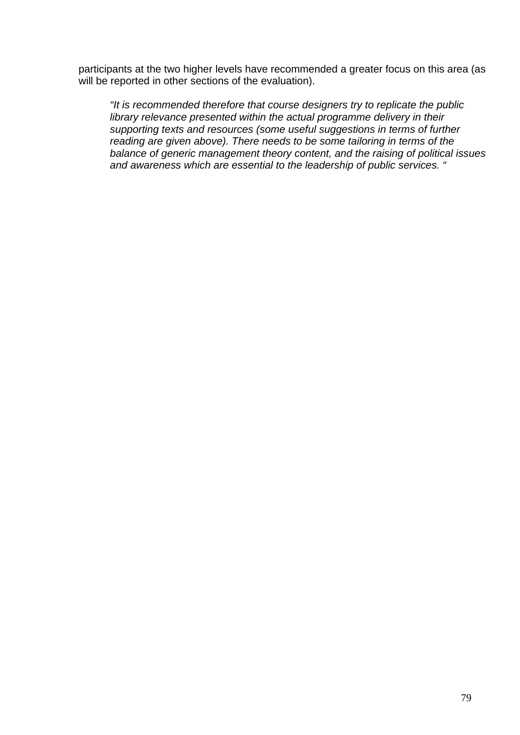participants at the two higher levels have recommended a greater focus on this area (as will be reported in other sections of the evaluation).

> *"It is recommended therefore that course designers try to replicate the public library relevance presented within the actual programme delivery in their supporting texts and resources (some useful suggestions in terms of further reading are given above). There needs to be some tailoring in terms of the balance of generic management theory content, and the raising of political issues and awareness which are essential to the leadership of public services. "*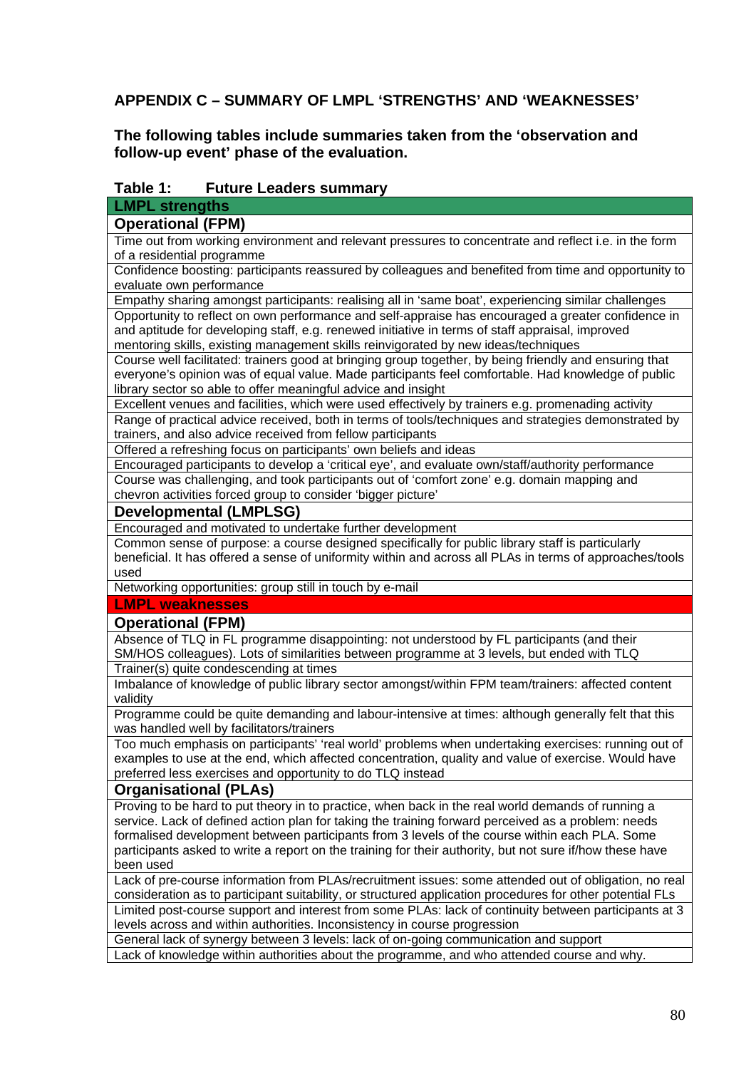## APPENDIX C – SUMMARY OF LMPL 'STRENGTHS' AND 'WEAKNESSES'

**The following tables include summaries taken from the 'observation and follow-up event' phase of the evaluation.**

**Table 1: Future Leaders summary**

| **LMPL strengths** |
|---|
| **Operational (FPM)** |
| Time out from working environment and relevant pressures to concentrate and reflect i.e. in the form of a residential programme |
| Confidence boosting: participants reassured by colleagues and benefited from time and opportunity to evaluate own performance |
| Empathy sharing amongst participants: realising all in 'same boat', experiencing similar challenges |
| Opportunity to reflect on own performance and self-appraise has encouraged a greater confidence in and aptitude for developing staff, e.g. renewed initiative in terms of staff appraisal, improved mentoring skills, existing management skills reinvigorated by new ideas/techniques |
| Course well facilitated: trainers good at bringing group together, by being friendly and ensuring that everyone's opinion was of equal value. Made participants feel comfortable. Had knowledge of public library sector so able to offer meaningful advice and insight |
| Excellent venues and facilities, which were used effectively by trainers e.g. promenading activity |
| Range of practical advice received, both in terms of tools/techniques and strategies demonstrated by trainers, and also advice received from fellow participants |
| Offered a refreshing focus on participants' own beliefs and ideas |
| Encouraged participants to develop a 'critical eye', and evaluate own/staff/authority performance |
| Course was challenging, and took participants out of 'comfort zone' e.g. domain mapping and chevron activities forced group to consider 'bigger picture' |
| **Developmental (LMPLSG)** |
| Encouraged and motivated to undertake further development |
| Common sense of purpose: a course designed specifically for public library staff is particularly beneficial. It has offered a sense of uniformity within and across all PLAs in terms of approaches/tools used |
| Networking opportunities: group still in touch by e-mail |
| **LMPL weaknesses** |
| **Operational (FPM)** |
| Absence of TLQ in FL programme disappointing: not understood by FL participants (and their SM/HOS colleagues). Lots of similarities between programme at 3 levels, but ended with TLQ |
| Trainer(s) quite condescending at times |
| Imbalance of knowledge of public library sector amongst/within FPM team/trainers: affected content validity |
| Programme could be quite demanding and labour-intensive at times: although generally felt that this was handled well by facilitators/trainers |
| Too much emphasis on participants' 'real world' problems when undertaking exercises: running out of examples to use at the end, which affected concentration, quality and value of exercise. Would have preferred less exercises and opportunity to do TLQ instead |
| **Organisational (PLAs)** |
| Proving to be hard to put theory in to practice, when back in the real world demands of running a service. Lack of defined action plan for taking the training forward perceived as a problem: needs formalised development between participants from 3 levels of the course within each PLA. Some participants asked to write a report on the training for their authority, but not sure if/how these have been used |
| Lack of pre-course information from PLAs/recruitment issues: some attended out of obligation, no real consideration as to participant suitability, or structured application procedures for other potential FLs |
| Limited post-course support and interest from some PLAs: lack of continuity between participants at 3 levels across and within authorities. Inconsistency in course progression |
| General lack of synergy between 3 levels: lack of on-going communication and support |
| Lack of knowledge within authorities about the programme, and who attended course and why. |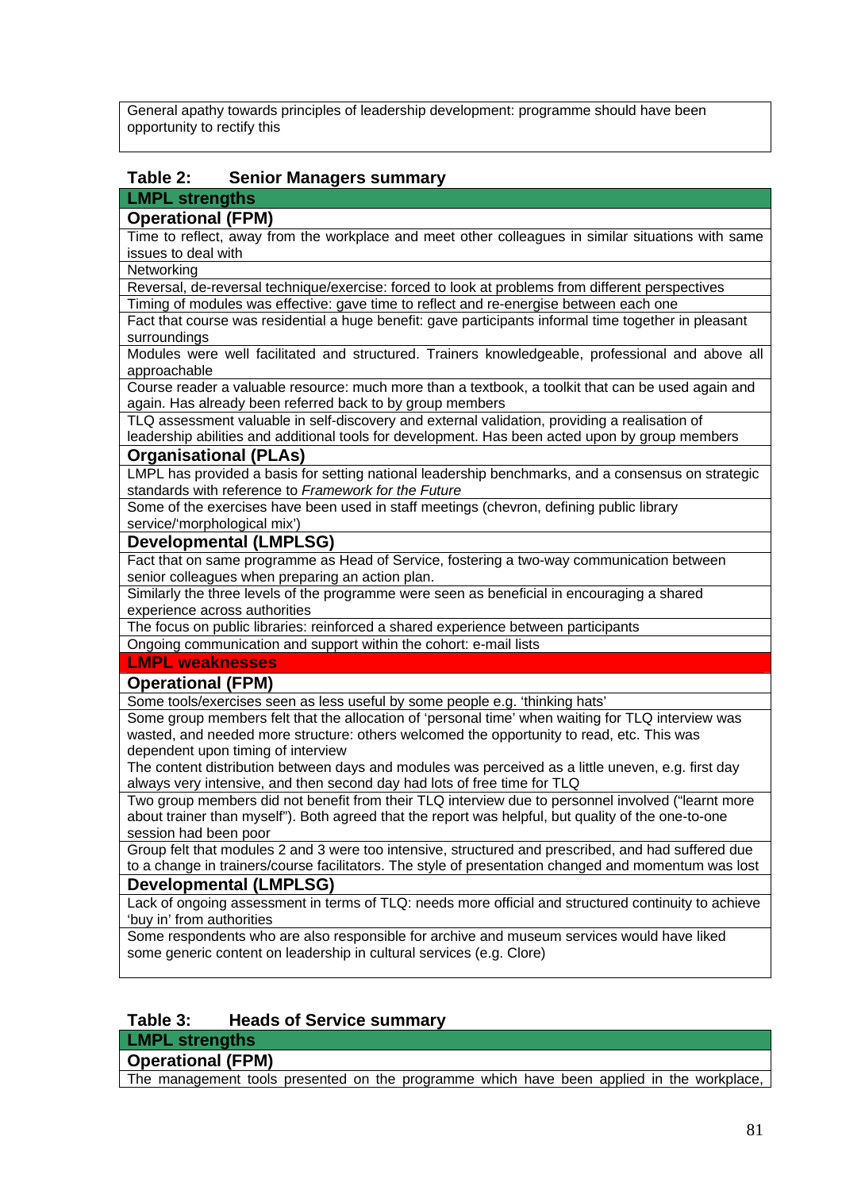| General apathy towards principles of leadership development: programme should have been opportunity to rectify this |
|---|

**Table 2: Senior Managers summary**

| **LMPL strengths** |
|---|
| **Operational (FPM)** |
| Time to reflect, away from the workplace and meet other colleagues in similar situations with same issues to deal with |
| Networking |
| Reversal, de-reversal technique/exercise: forced to look at problems from different perspectives |
| Timing of modules was effective: gave time to reflect and re-energise between each one |
| Fact that course was residential a huge benefit: gave participants informal time together in pleasant surroundings |
| Modules were well facilitated and structured. Trainers knowledgeable, professional and above all approachable |
| Course reader a valuable resource: much more than a textbook, a toolkit that can be used again and again. Has already been referred back to by group members |
| TLQ assessment valuable in self-discovery and external validation, providing a realisation of leadership abilities and additional tools for development. Has been acted upon by group members |
| **Organisational (PLAs)** |
| LMPL has provided a basis for setting national leadership benchmarks, and a consensus on strategic standards with reference to *Framework for the Future* |
| Some of the exercises have been used in staff meetings (chevron, defining public library service/'morphological mix') |
| **Developmental (LMPLSG)** |
| Fact that on same programme as Head of Service, fostering a two-way communication between senior colleagues when preparing an action plan. |
| Similarly the three levels of the programme were seen as beneficial in encouraging a shared experience across authorities |
| The focus on public libraries: reinforced a shared experience between participants |
| Ongoing communication and support within the cohort: e-mail lists |
| **LMPL weaknesses** |
| **Operational (FPM)** |
| Some tools/exercises seen as less useful by some people e.g. 'thinking hats' |
| Some group members felt that the allocation of 'personal time' when waiting for TLQ interview was wasted, and needed more structure: others welcomed the opportunity to read, etc. This was dependent upon timing of interview<br>The content distribution between days and modules was perceived as a little uneven, e.g. first day always very intensive, and then second day had lots of free time for TLQ |
| Two group members did not benefit from their TLQ interview due to personnel involved ("learnt more about trainer than myself"). Both agreed that the report was helpful, but quality of the one-to-one session had been poor |
| Group felt that modules 2 and 3 were too intensive, structured and prescribed, and had suffered due to a change in trainers/course facilitators. The style of presentation changed and momentum was lost |
| **Developmental (LMPLSG)** |
| Lack of ongoing assessment in terms of TLQ: needs more official and structured continuity to achieve 'buy in' from authorities |
| Some respondents who are also responsible for archive and museum services would have liked some generic content on leadership in cultural services (e.g. Clore) |

**Table 3: Heads of Service summary**

| **LMPL strengths** |
|---|
| **Operational (FPM)** |
| The management tools presented on the programme which have been applied in the workplace, |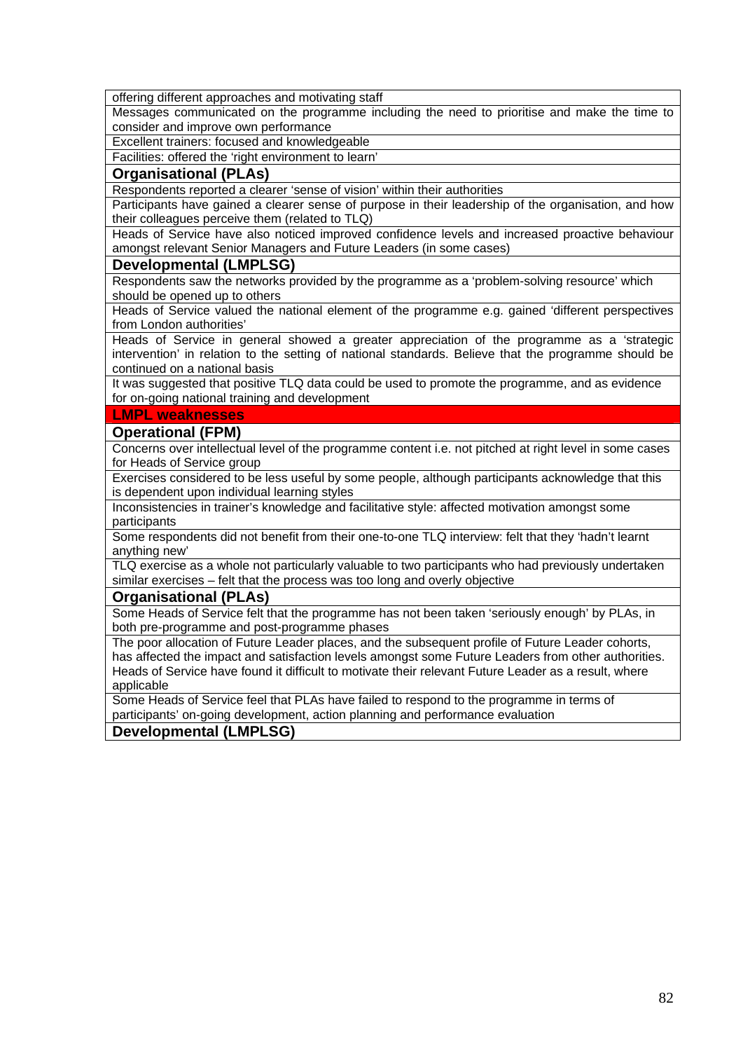| offering different approaches and motivating staff |
|---|
| Messages communicated on the programme including the need to prioritise and make the time to consider and improve own performance |
| Excellent trainers: focused and knowledgeable |
| Facilities: offered the 'right environment to learn' |
| **Organisational (PLAs)** |
| Respondents reported a clearer 'sense of vision' within their authorities |
| Participants have gained a clearer sense of purpose in their leadership of the organisation, and how their colleagues perceive them (related to TLQ) |
| Heads of Service have also noticed improved confidence levels and increased proactive behaviour amongst relevant Senior Managers and Future Leaders (in some cases) |
| **Developmental (LMPLSG)** |
| Respondents saw the networks provided by the programme as a 'problem-solving resource' which should be opened up to others |
| Heads of Service valued the national element of the programme e.g. gained 'different perspectives from London authorities' |
| Heads of Service in general showed a greater appreciation of the programme as a 'strategic intervention' in relation to the setting of national standards. Believe that the programme should be continued on a national basis |
| It was suggested that positive TLQ data could be used to promote the programme, and as evidence for on-going national training and development |
| **LMPL weaknesses** |
| **Operational (FPM)** |
| Concerns over intellectual level of the programme content i.e. not pitched at right level in some cases for Heads of Service group |
| Exercises considered to be less useful by some people, although participants acknowledge that this is dependent upon individual learning styles |
| Inconsistencies in trainer's knowledge and facilitative style: affected motivation amongst some participants |
| Some respondents did not benefit from their one-to-one TLQ interview: felt that they 'hadn't learnt anything new' |
| TLQ exercise as a whole not particularly valuable to two participants who had previously undertaken similar exercises – felt that the process was too long and overly objective |
| **Organisational (PLAs)** |
| Some Heads of Service felt that the programme has not been taken 'seriously enough' by PLAs, in both pre-programme and post-programme phases |
| The poor allocation of Future Leader places, and the subsequent profile of Future Leader cohorts, has affected the impact and satisfaction levels amongst some Future Leaders from other authorities. Heads of Service have found it difficult to motivate their relevant Future Leader as a result, where applicable |
| Some Heads of Service feel that PLAs have failed to respond to the programme in terms of participants' on-going development, action planning and performance evaluation |
| **Developmental (LMPLSG)** |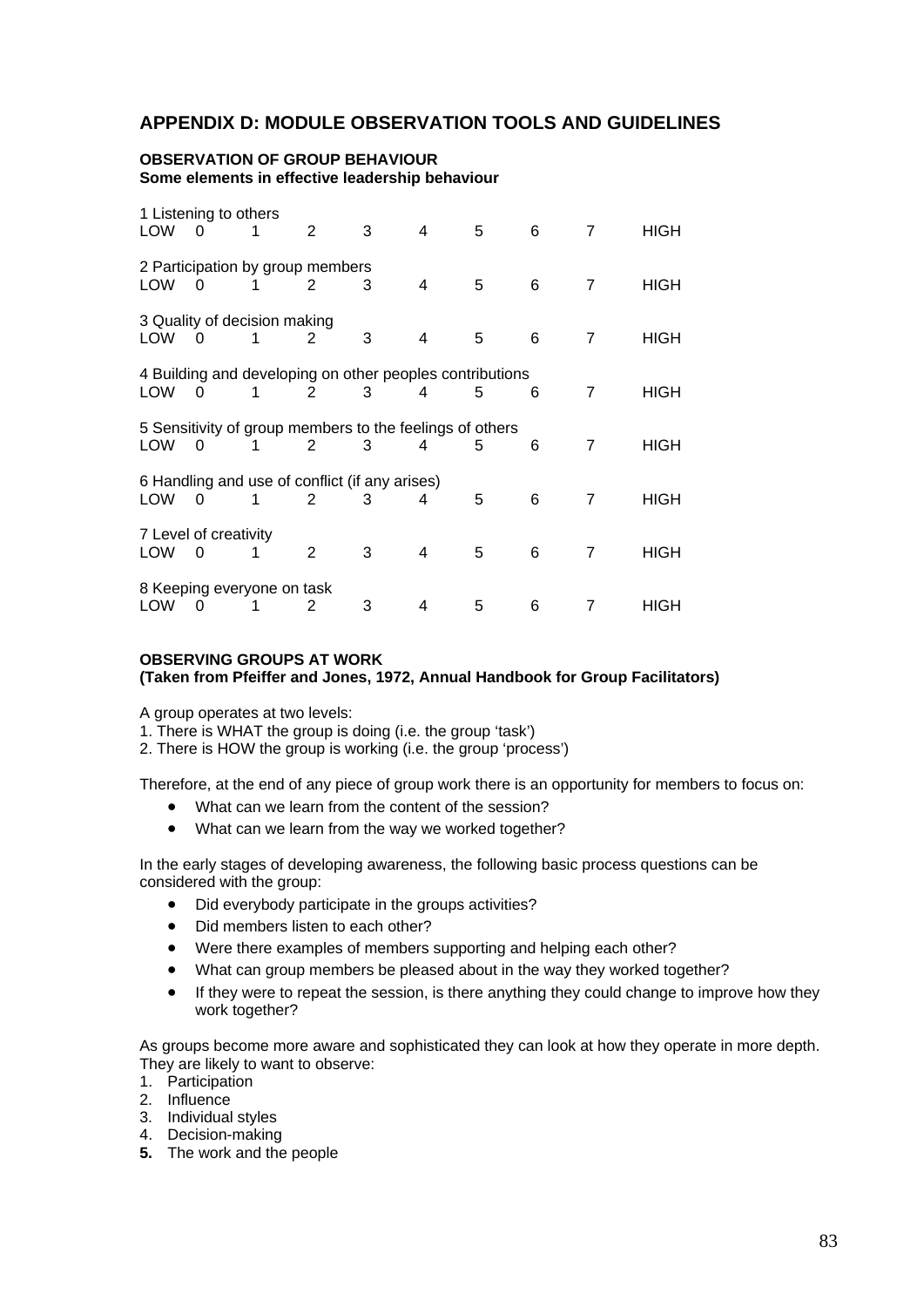## APPENDIX D: MODULE OBSERVATION TOOLS AND GUIDELINES

**OBSERVATION OF GROUP BEHAVIOUR**
**Some elements in effective leadership behaviour**

1 Listening to others
LOW 0 1 2 3 4 5 6 7 HIGH

2 Participation by group members
LOW 0 1 2 3 4 5 6 7 HIGH

3 Quality of decision making
LOW 0 1 2 3 4 5 6 7 HIGH

4 Building and developing on other peoples contributions
LOW 0 1 2 3 4 5 6 7 HIGH

5 Sensitivity of group members to the feelings of others
LOW 0 1 2 3 4 5 6 7 HIGH

6 Handling and use of conflict (if any arises)
LOW 0 1 2 3 4 5 6 7 HIGH

7 Level of creativity
LOW 0 1 2 3 4 5 6 7 HIGH

8 Keeping everyone on task
LOW 0 1 2 3 4 5 6 7 HIGH

**OBSERVING GROUPS AT WORK**
**(Taken from Pfeiffer and Jones, 1972, Annual Handbook for Group Facilitators)**

A group operates at two levels:
1. There is WHAT the group is doing (i.e. the group 'task')
2. There is HOW the group is working (i.e. the group 'process')

Therefore, at the end of any piece of group work there is an opportunity for members to focus on:

- What can we learn from the content of the session?
- What can we learn from the way we worked together?

In the early stages of developing awareness, the following basic process questions can be considered with the group:

- Did everybody participate in the groups activities?
- Did members listen to each other?
- Were there examples of members supporting and helping each other?
- What can group members be pleased about in the way they worked together?
- If they were to repeat the session, is there anything they could change to improve how they work together?

As groups become more aware and sophisticated they can look at how they operate in more depth. They are likely to want to observe:

1. Participation
2. Influence
3. Individual styles
4. Decision-making
5. The work and the people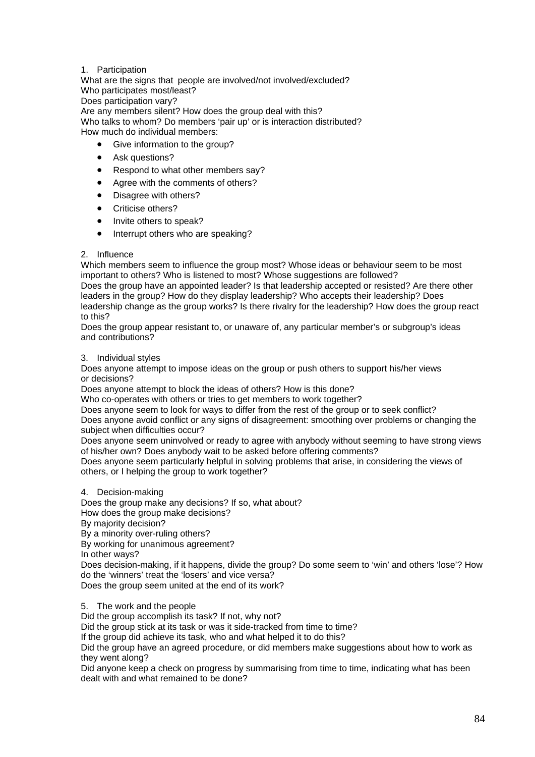1. Participation

What are the signs that people are involved/not involved/excluded?
Who participates most/least?
Does participation vary?
Are any members silent? How does the group deal with this?
Who talks to whom? Do members 'pair up' or is interaction distributed?
How much do individual members:

- Give information to the group?
- Ask questions?
- Respond to what other members say?
- Agree with the comments of others?
- Disagree with others?
- Criticise others?
- Invite others to speak?
- Interrupt others who are speaking?

2. Influence

Which members seem to influence the group most? Whose ideas or behaviour seem to be most important to others? Who is listened to most? Whose suggestions are followed?
Does the group have an appointed leader? Is that leadership accepted or resisted? Are there other leaders in the group? How do they display leadership? Who accepts their leadership? Does leadership change as the group works? Is there rivalry for the leadership? How does the group react to this?
Does the group appear resistant to, or unaware of, any particular member's or subgroup's ideas and contributions?

3. Individual styles

Does anyone attempt to impose ideas on the group or push others to support his/her views or decisions?
Does anyone attempt to block the ideas of others? How is this done?
Who co-operates with others or tries to get members to work together?
Does anyone seem to look for ways to differ from the rest of the group or to seek conflict?
Does anyone avoid conflict or any signs of disagreement: smoothing over problems or changing the subject when difficulties occur?
Does anyone seem uninvolved or ready to agree with anybody without seeming to have strong views of his/her own? Does anybody wait to be asked before offering comments?
Does anyone seem particularly helpful in solving problems that arise, in considering the views of others, or I helping the group to work together?

4. Decision-making

Does the group make any decisions? If so, what about?
How does the group make decisions?
By majority decision?
By a minority over-ruling others?
By working for unanimous agreement?
In other ways?
Does decision-making, if it happens, divide the group? Do some seem to 'win' and others 'lose'? How do the 'winners' treat the 'losers' and vice versa?
Does the group seem united at the end of its work?

5. The work and the people

Did the group accomplish its task? If not, why not?
Did the group stick at its task or was it side-tracked from time to time?
If the group did achieve its task, who and what helped it to do this?
Did the group have an agreed procedure, or did members make suggestions about how to work as they went along?
Did anyone keep a check on progress by summarising from time to time, indicating what has been dealt with and what remained to be done?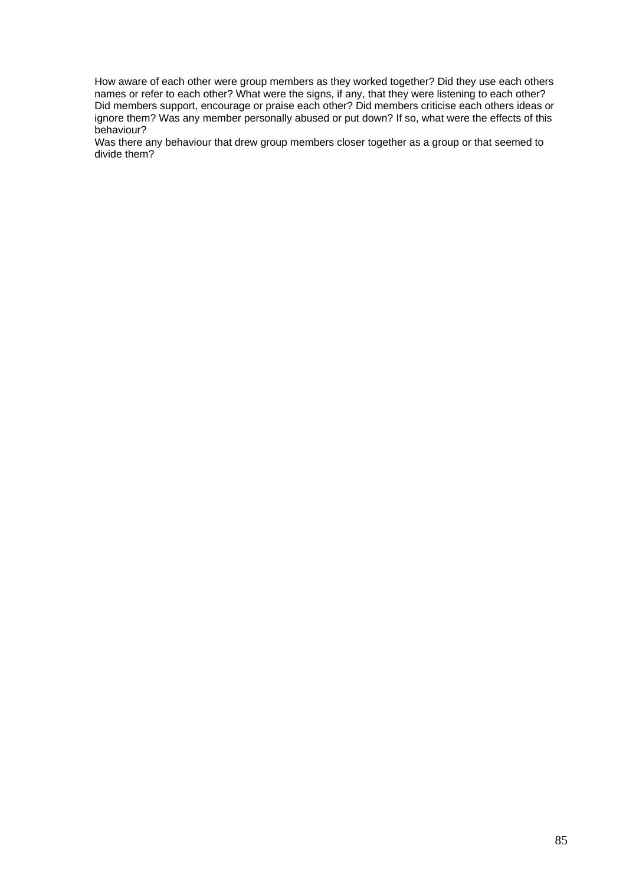How aware of each other were group members as they worked together? Did they use each others names or refer to each other? What were the signs, if any, that they were listening to each other? Did members support, encourage or praise each other? Did members criticise each others ideas or ignore them? Was any member personally abused or put down? If so, what were the effects of this behaviour?

Was there any behaviour that drew group members closer together as a group or that seemed to divide them?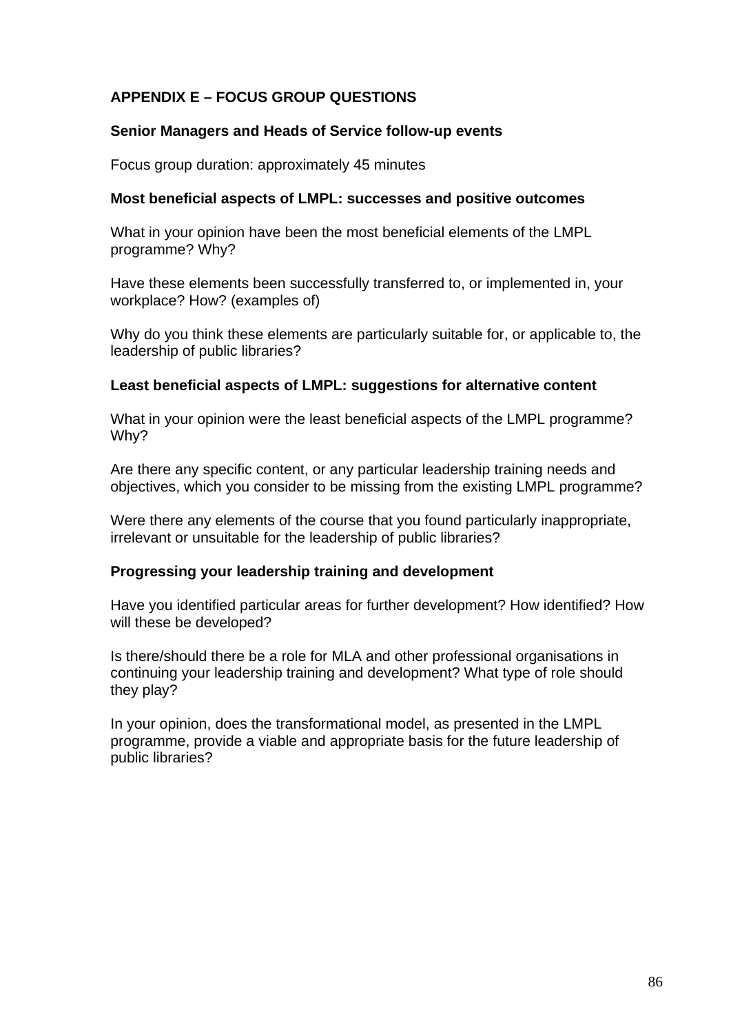## APPENDIX E – FOCUS GROUP QUESTIONS

### Senior Managers and Heads of Service follow-up events

Focus group duration: approximately 45 minutes

### Most beneficial aspects of LMPL: successes and positive outcomes

What in your opinion have been the most beneficial elements of the LMPL programme? Why?

Have these elements been successfully transferred to, or implemented in, your workplace? How? (examples of)

Why do you think these elements are particularly suitable for, or applicable to, the leadership of public libraries?

### Least beneficial aspects of LMPL: suggestions for alternative content

What in your opinion were the least beneficial aspects of the LMPL programme? Why?

Are there any specific content, or any particular leadership training needs and objectives, which you consider to be missing from the existing LMPL programme?

Were there any elements of the course that you found particularly inappropriate, irrelevant or unsuitable for the leadership of public libraries?

### Progressing your leadership training and development

Have you identified particular areas for further development? How identified? How will these be developed?

Is there/should there be a role for MLA and other professional organisations in continuing your leadership training and development? What type of role should they play?

In your opinion, does the transformational model, as presented in the LMPL programme, provide a viable and appropriate basis for the future leadership of public libraries?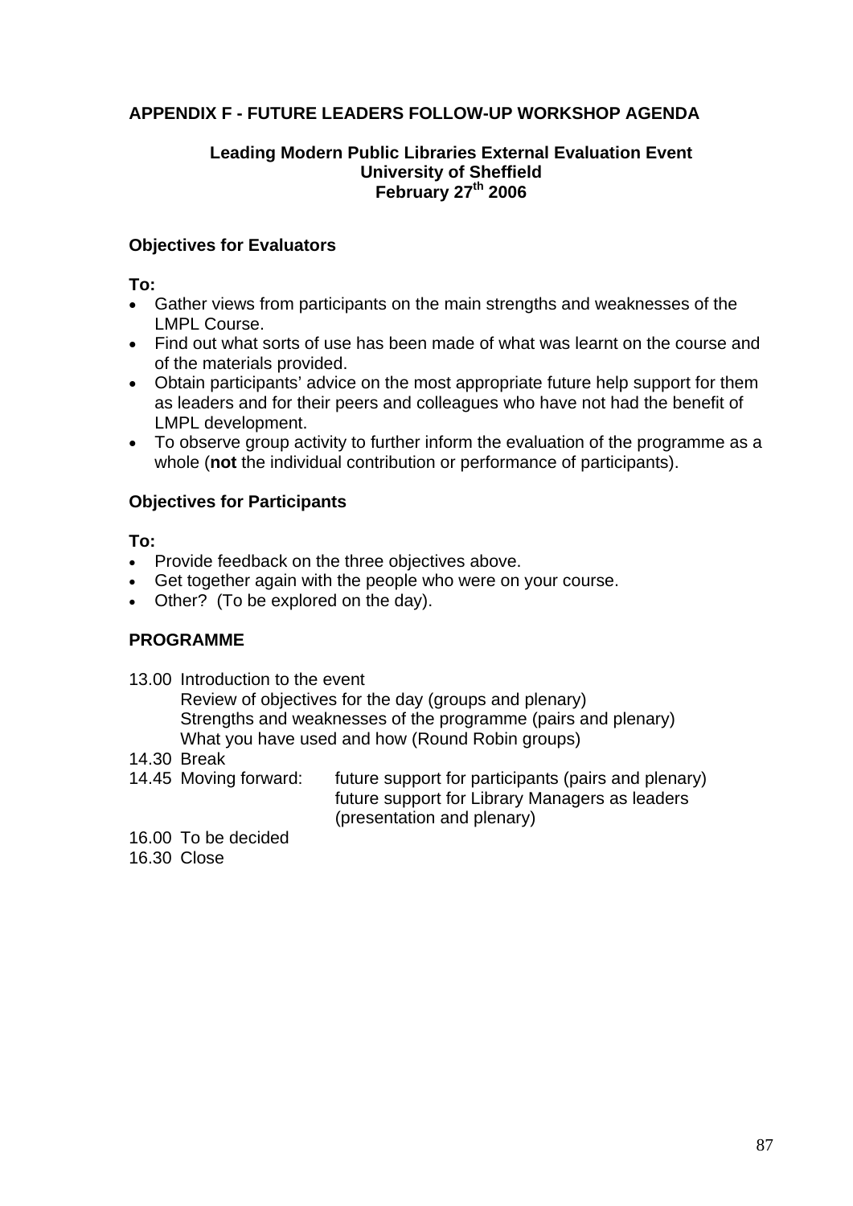## APPENDIX F - FUTURE LEADERS FOLLOW-UP WORKSHOP AGENDA

**Leading Modern Public Libraries External Evaluation Event**
**University of Sheffield**
**February 27th 2006**

### Objectives for Evaluators

**To:**

- Gather views from participants on the main strengths and weaknesses of the LMPL Course.
- Find out what sorts of use has been made of what was learnt on the course and of the materials provided.
- Obtain participants' advice on the most appropriate future help support for them as leaders and for their peers and colleagues who have not had the benefit of LMPL development.
- To observe group activity to further inform the evaluation of the programme as a whole (**not** the individual contribution or performance of participants).

### Objectives for Participants

**To:**

- Provide feedback on the three objectives above.
- Get together again with the people who were on your course.
- Other? (To be explored on the day).

### PROGRAMME

13.00 Introduction to the event
Review of objectives for the day (groups and plenary)
Strengths and weaknesses of the programme (pairs and plenary)
What you have used and how (Round Robin groups)

14.30 Break

14.45 Moving forward: future support for participants (pairs and plenary)
future support for Library Managers as leaders (presentation and plenary)

16.00 To be decided

16.30 Close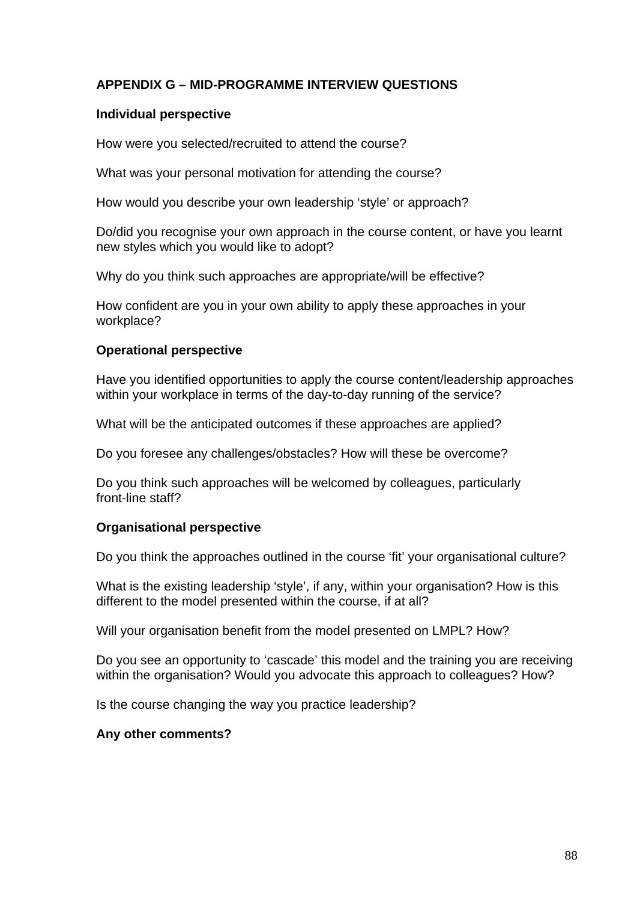## APPENDIX G – MID-PROGRAMME INTERVIEW QUESTIONS

### Individual perspective

How were you selected/recruited to attend the course?

What was your personal motivation for attending the course?

How would you describe your own leadership ‘style’ or approach?

Do/did you recognise your own approach in the course content, or have you learnt new styles which you would like to adopt?

Why do you think such approaches are appropriate/will be effective?

How confident are you in your own ability to apply these approaches in your workplace?

### Operational perspective

Have you identified opportunities to apply the course content/leadership approaches within your workplace in terms of the day-to-day running of the service?

What will be the anticipated outcomes if these approaches are applied?

Do you foresee any challenges/obstacles? How will these be overcome?

Do you think such approaches will be welcomed by colleagues, particularly front-line staff?

### Organisational perspective

Do you think the approaches outlined in the course ‘fit’ your organisational culture?

What is the existing leadership ‘style’, if any, within your organisation? How is this different to the model presented within the course, if at all?

Will your organisation benefit from the model presented on LMPL? How?

Do you see an opportunity to ‘cascade’ this model and the training you are receiving within the organisation? Would you advocate this approach to colleagues? How?

Is the course changing the way you practice leadership?

### Any other comments?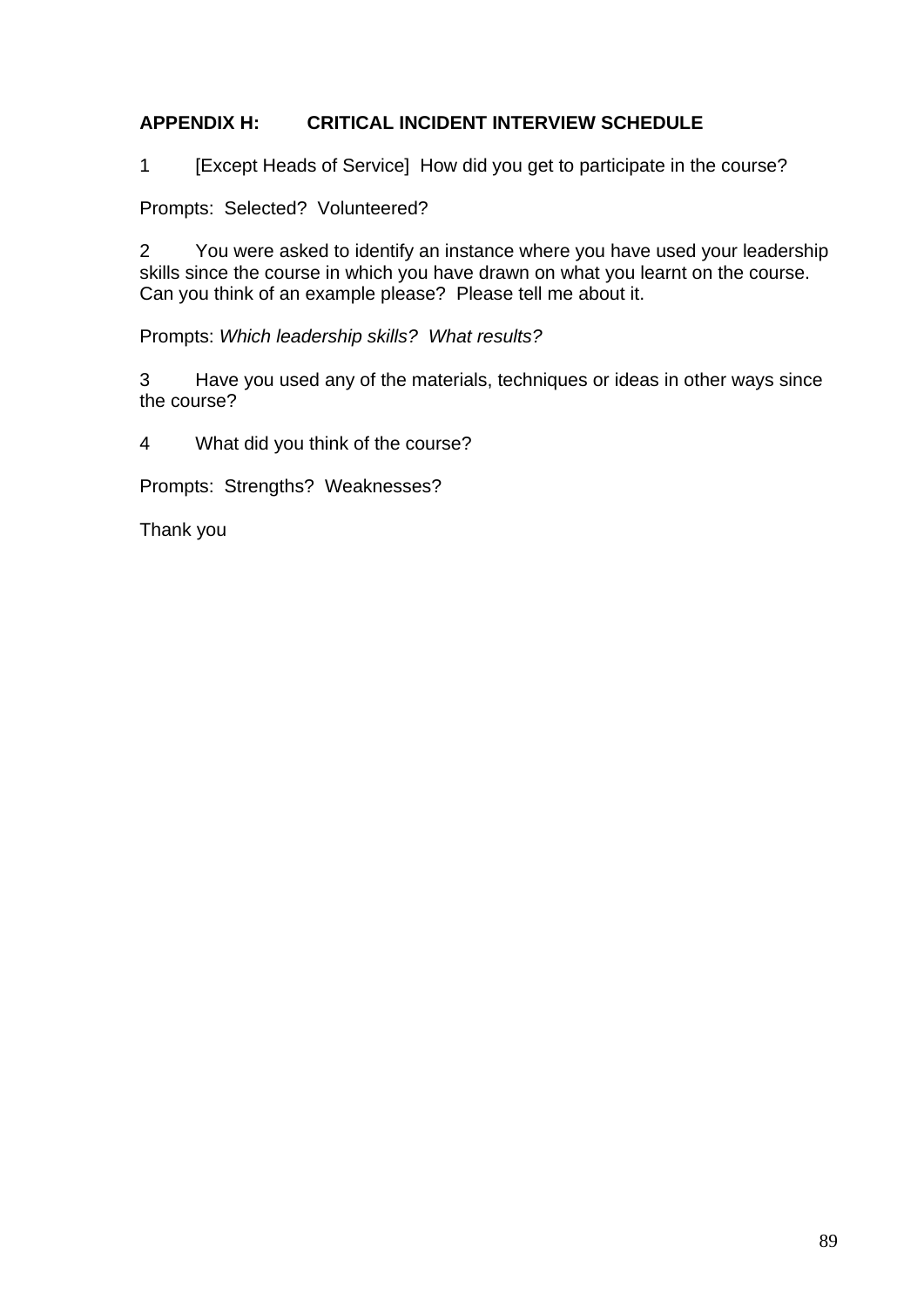## APPENDIX H: CRITICAL INCIDENT INTERVIEW SCHEDULE

1 [Except Heads of Service] How did you get to participate in the course?

Prompts: Selected? Volunteered?

2 You were asked to identify an instance where you have used your leadership skills since the course in which you have drawn on what you learnt on the course. Can you think of an example please? Please tell me about it.

Prompts: *Which leadership skills? What results?*

3 Have you used any of the materials, techniques or ideas in other ways since the course?

4 What did you think of the course?

Prompts: Strengths? Weaknesses?

Thank you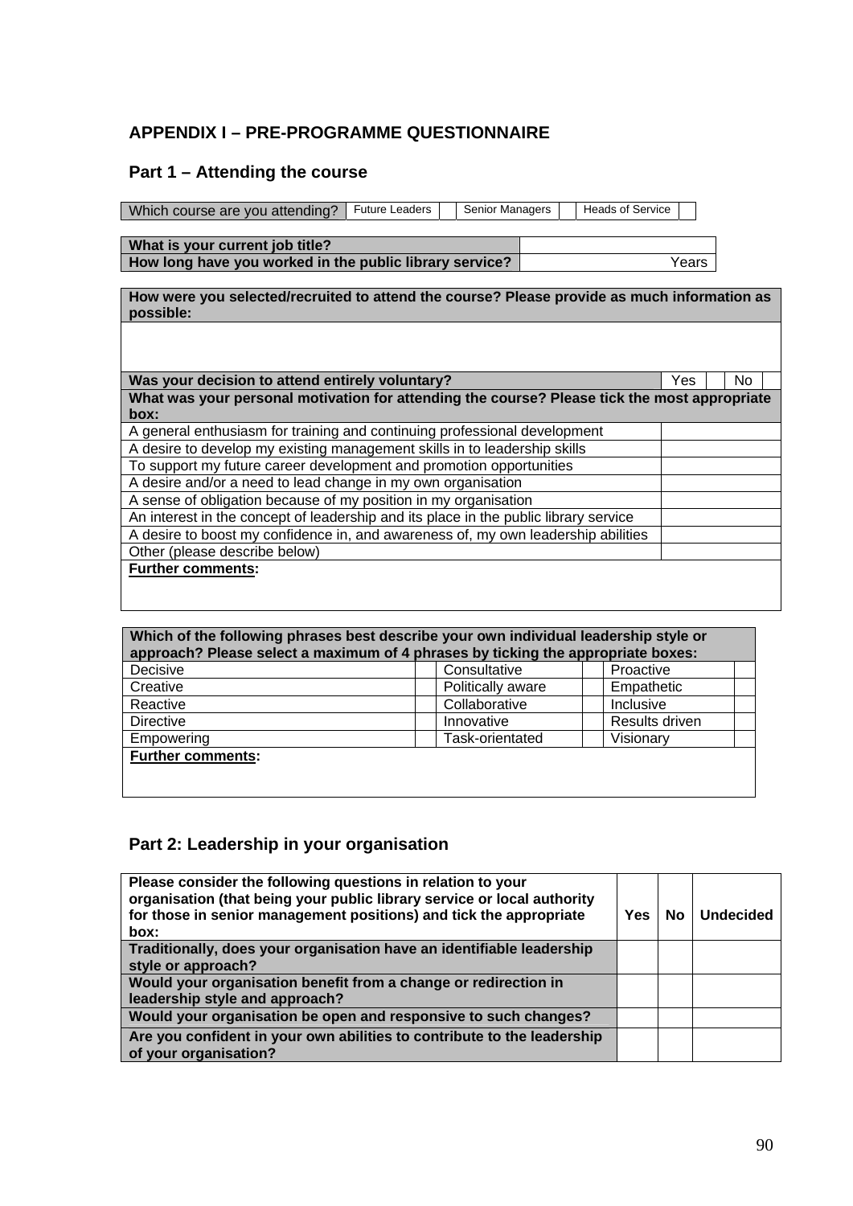## APPENDIX I – PRE-PROGRAMME QUESTIONNAIRE

### Part 1 – Attending the course

| Which course are you attending? | Future Leaders | | Senior Managers | | Heads of Service | |
|---|---|---|---|---|---|---|

| **What is your current job title?** | |
|---|---|
| **How long have you worked in the public library service?** | Years |

| **How were you selected/recruited to attend the course? Please provide as much information as possible:** | | | | |
|---|---|---|---|---|
| | | | | |
| **Was your decision to attend entirely voluntary?** | Yes | | No | |
| **What was your personal motivation for attending the course? Please tick the most appropriate box:** | | | | |
| A general enthusiasm for training and continuing professional development | | | | |
| A desire to develop my existing management skills in to leadership skills | | | | |
| To support my future career development and promotion opportunities | | | | |
| A desire and/or a need to lead change in my own organisation | | | | |
| A sense of obligation because of my position in my organisation | | | | |
| An interest in the concept of leadership and its place in the public library service | | | | |
| A desire to boost my confidence in, and awareness of, my own leadership abilities | | | | |
| Other (please describe below) | | | | |
| **Further comments:** | | | | |

| **Which of the following phrases best describe your own individual leadership style or approach? Please select a maximum of 4 phrases by ticking the appropriate boxes:** | | | | | |
|---|---|---|---|---|---|
| Decisive | | Consultative | | Proactive | |
| Creative | | Politically aware | | Empathetic | |
| Reactive | | Collaborative | | Inclusive | |
| Directive | | Innovative | | Results driven | |
| Empowering | | Task-orientated | | Visionary | |
| **Further comments:** | | | | | |

### Part 2: Leadership in your organisation

| **Please consider the following questions in relation to your organisation (that being your public library service or local authority for those in senior management positions) and tick the appropriate box:** | **Yes** | **No** | **Undecided** |
|---|---|---|---|
| **Traditionally, does your organisation have an identifiable leadership style or approach?** | | | |
| **Would your organisation benefit from a change or redirection in leadership style and approach?** | | | |
| **Would your organisation be open and responsive to such changes?** | | | |
| **Are you confident in your own abilities to contribute to the leadership of your organisation?** | | | |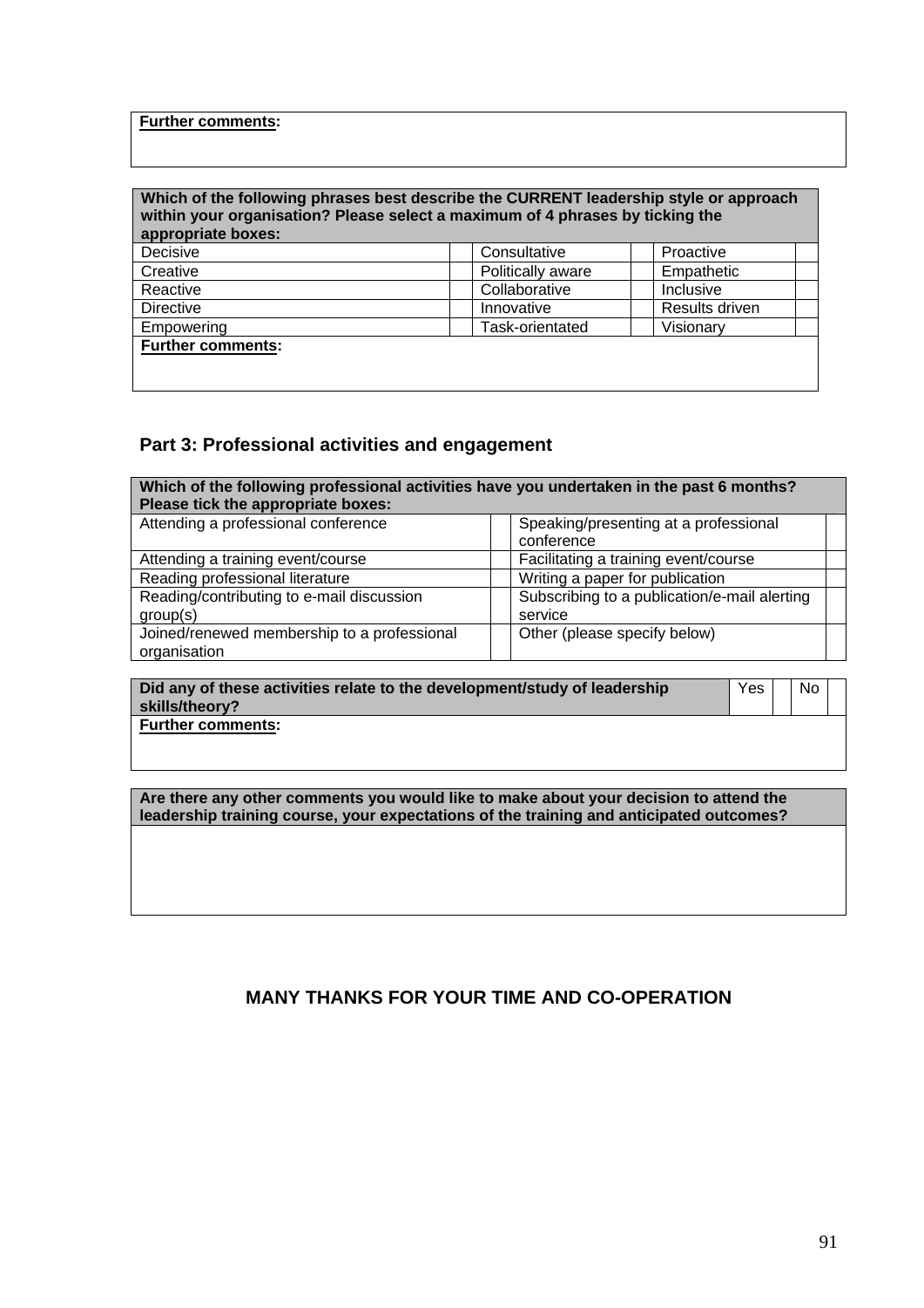**Further comments:**

| Which of the following phrases best describe the CURRENT leadership style or approach within your organisation? Please select a maximum of 4 phrases by ticking the appropriate boxes: | | | | | |
|---|---|---|---|---|---|
| Decisive | | Consultative | | Proactive | |
| Creative | | Politically aware | | Empathetic | |
| Reactive | | Collaborative | | Inclusive | |
| Directive | | Innovative | | Results driven | |
| Empowering | | Task-orientated | | Visionary | |

**Further comments:**

## Part 3: Professional activities and engagement

| Which of the following professional activities have you undertaken in the past 6 months? Please tick the appropriate boxes: | | | |
|---|---|---|---|
| Attending a professional conference | | Speaking/presenting at a professional conference | |
| Attending a training event/course | | Facilitating a training event/course | |
| Reading professional literature | | Writing a paper for publication | |
| Reading/contributing to e-mail discussion group(s) | | Subscribing to a publication/e-mail alerting service | |
| Joined/renewed membership to a professional organisation | | Other (please specify below) | |

| Did any of these activities relate to the development/study of leadership skills/theory? | Yes | | No | |
|---|---|---|---|---|

**Further comments:**

**Are there any other comments you would like to make about your decision to attend the leadership training course, your expectations of the training and anticipated outcomes?**

**MANY THANKS FOR YOUR TIME AND CO-OPERATION**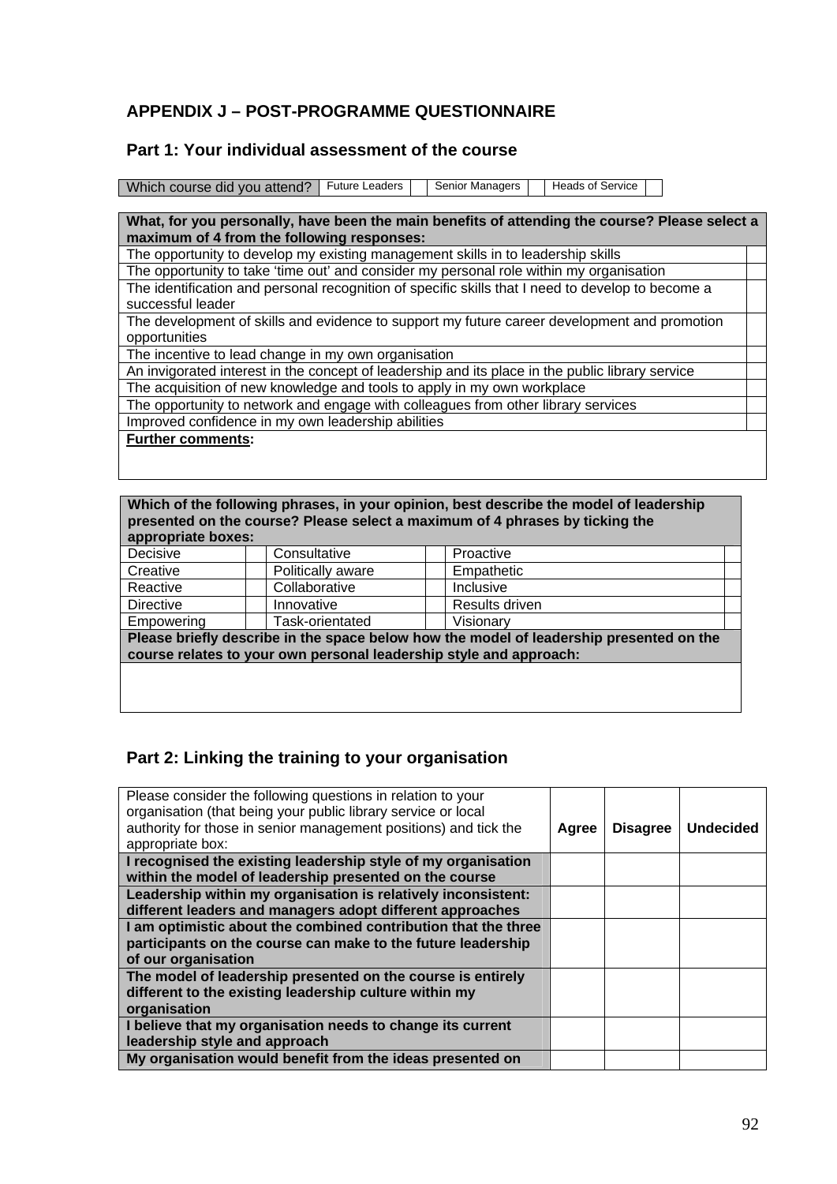## APPENDIX J – POST-PROGRAMME QUESTIONNAIRE

### Part 1: Your individual assessment of the course

| Which course did you attend? | Future Leaders | | Senior Managers | | Heads of Service | |
|---|---|---|---|---|---|---|

| **What, for you personally, have been the main benefits of attending the course? Please select a maximum of 4 from the following responses:** | |
|---|---|
| The opportunity to develop my existing management skills in to leadership skills | |
| The opportunity to take 'time out' and consider my personal role within my organisation | |
| The identification and personal recognition of specific skills that I need to develop to become a successful leader | |
| The development of skills and evidence to support my future career development and promotion opportunities | |
| The incentive to lead change in my own organisation | |
| An invigorated interest in the concept of leadership and its place in the public library service | |
| The acquisition of new knowledge and tools to apply in my own workplace | |
| The opportunity to network and engage with colleagues from other library services | |
| Improved confidence in my own leadership abilities | |
| **Further comments:** | |

| **Which of the following phrases, in your opinion, best describe the model of leadership presented on the course? Please select a maximum of 4 phrases by ticking the appropriate boxes:** | | | | | |
|---|---|---|---|---|---|
| Decisive | | Consultative | | Proactive | |
| Creative | | Politically aware | | Empathetic | |
| Reactive | | Collaborative | | Inclusive | |
| Directive | | Innovative | | Results driven | |
| Empowering | | Task-orientated | | Visionary | |
| **Please briefly describe in the space below how the model of leadership presented on the course relates to your own personal leadership style and approach:** | | | | | |
| | | | | | |

### Part 2: Linking the training to your organisation

| Please consider the following questions in relation to your organisation (that being your public library service or local authority for those in senior management positions) and tick the appropriate box: | **Agree** | **Disagree** | **Undecided** |
|---|---|---|---|
| **I recognised the existing leadership style of my organisation within the model of leadership presented on the course** | | | |
| **Leadership within my organisation is relatively inconsistent: different leaders and managers adopt different approaches** | | | |
| **I am optimistic about the combined contribution that the three participants on the course can make to the future leadership of our organisation** | | | |
| **The model of leadership presented on the course is entirely different to the existing leadership culture within my organisation** | | | |
| **I believe that my organisation needs to change its current leadership style and approach** | | | |
| **My organisation would benefit from the ideas presented on** | | | |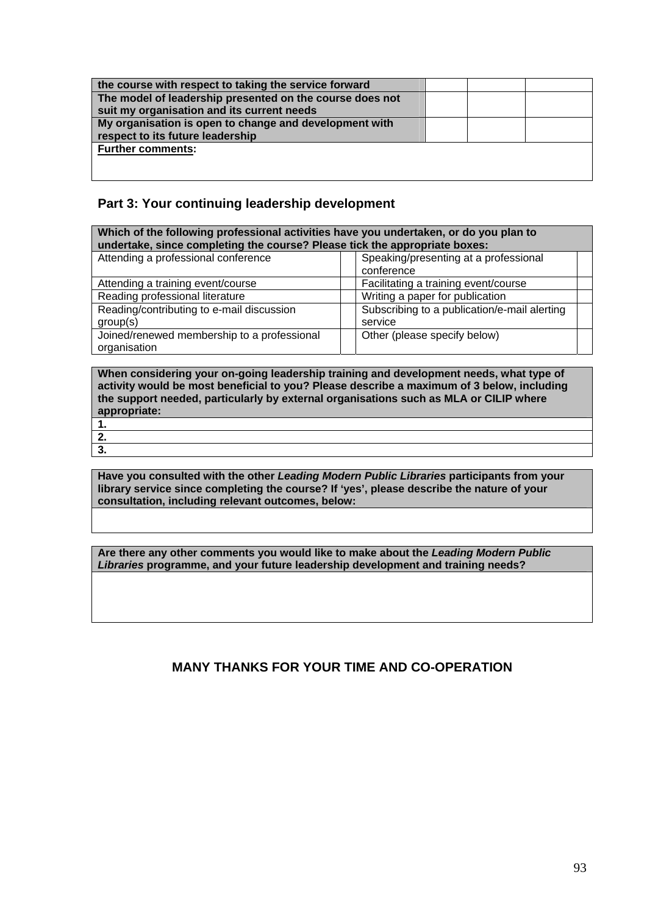| the course with respect to taking the service forward | | | |
|---|---|---|---|
| **The model of leadership presented on the course does not suit my organisation and its current needs** | | | |
| **My organisation is open to change and development with respect to its future leadership** | | | |
| **Further comments:** | | | |

## Part 3: Your continuing leadership development

| Which of the following professional activities have you undertaken, or do you plan to undertake, since completing the course? Please tick the appropriate boxes: | | | |
|---|---|---|---|
| Attending a professional conference | | Speaking/presenting at a professional conference | |
| Attending a training event/course | | Facilitating a training event/course | |
| Reading professional literature | | Writing a paper for publication | |
| Reading/contributing to e-mail discussion group(s) | | Subscribing to a publication/e-mail alerting service | |
| Joined/renewed membership to a professional organisation | | Other (please specify below) | |

| When considering your on-going leadership training and development needs, what type of activity would be most beneficial to you? Please describe a maximum of 3 below, including the support needed, particularly by external organisations such as MLA or CILIP where appropriate: |
|---|
| **1.** |
| **2.** |
| **3.** |

| Have you consulted with the other *Leading Modern Public Libraries* participants from your library service since completing the course? If 'yes', please describe the nature of your consultation, including relevant outcomes, below: |
|---|
| |

| Are there any other comments you would like to make about the *Leading Modern Public Libraries* programme, and your future leadership development and training needs? |
|---|
| |

**MANY THANKS FOR YOUR TIME AND CO-OPERATION**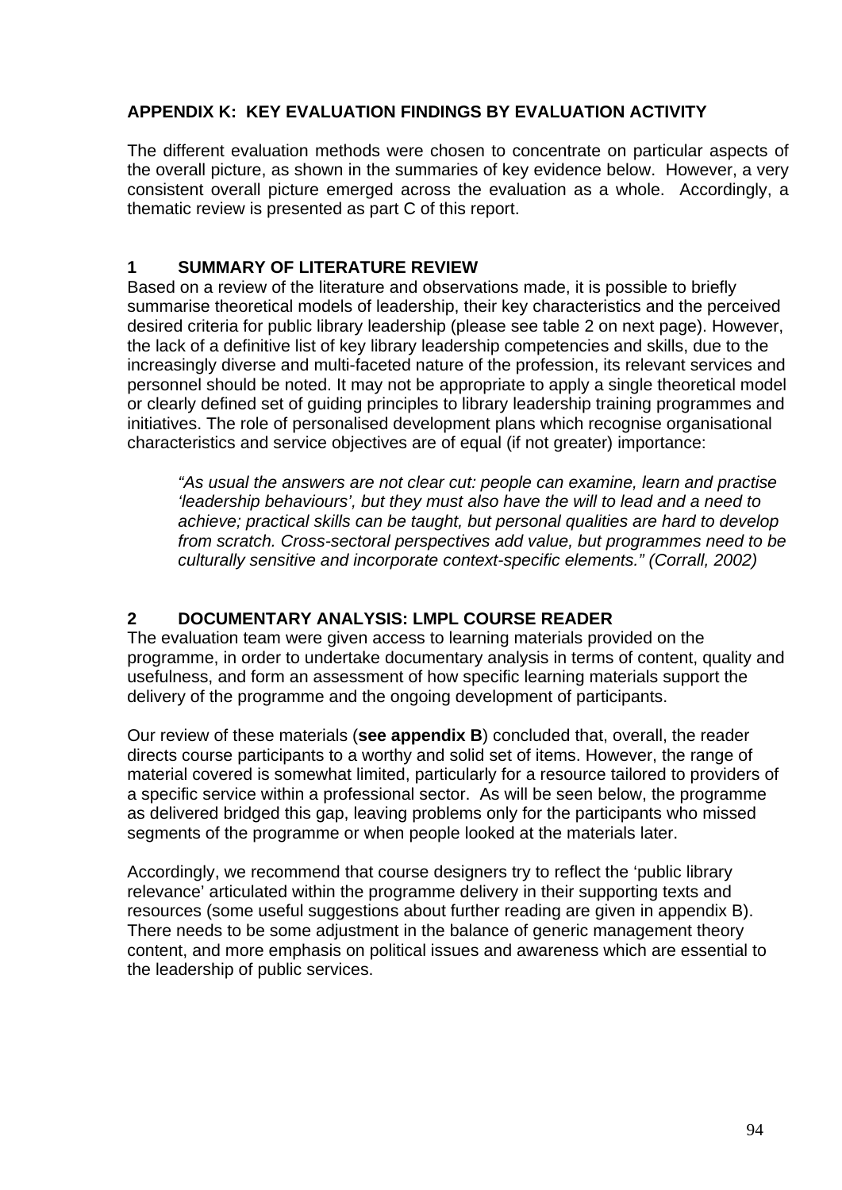## APPENDIX K: KEY EVALUATION FINDINGS BY EVALUATION ACTIVITY

The different evaluation methods were chosen to concentrate on particular aspects of the overall picture, as shown in the summaries of key evidence below. However, a very consistent overall picture emerged across the evaluation as a whole. Accordingly, a thematic review is presented as part C of this report.

### 1 SUMMARY OF LITERATURE REVIEW

Based on a review of the literature and observations made, it is possible to briefly summarise theoretical models of leadership, their key characteristics and the perceived desired criteria for public library leadership (please see table 2 on next page). However, the lack of a definitive list of key library leadership competencies and skills, due to the increasingly diverse and multi-faceted nature of the profession, its relevant services and personnel should be noted. It may not be appropriate to apply a single theoretical model or clearly defined set of guiding principles to library leadership training programmes and initiatives. The role of personalised development plans which recognise organisational characteristics and service objectives are of equal (if not greater) importance:

> *"As usual the answers are not clear cut: people can examine, learn and practise 'leadership behaviours', but they must also have the will to lead and a need to achieve; practical skills can be taught, but personal qualities are hard to develop from scratch. Cross-sectoral perspectives add value, but programmes need to be culturally sensitive and incorporate context-specific elements." (Corrall, 2002)*

### 2 DOCUMENTARY ANALYSIS: LMPL COURSE READER

The evaluation team were given access to learning materials provided on the programme, in order to undertake documentary analysis in terms of content, quality and usefulness, and form an assessment of how specific learning materials support the delivery of the programme and the ongoing development of participants.

Our review of these materials (**see appendix B**) concluded that, overall, the reader directs course participants to a worthy and solid set of items. However, the range of material covered is somewhat limited, particularly for a resource tailored to providers of a specific service within a professional sector. As will be seen below, the programme as delivered bridged this gap, leaving problems only for the participants who missed segments of the programme or when people looked at the materials later.

Accordingly, we recommend that course designers try to reflect the 'public library relevance' articulated within the programme delivery in their supporting texts and resources (some useful suggestions about further reading are given in appendix B). There needs to be some adjustment in the balance of generic management theory content, and more emphasis on political issues and awareness which are essential to the leadership of public services.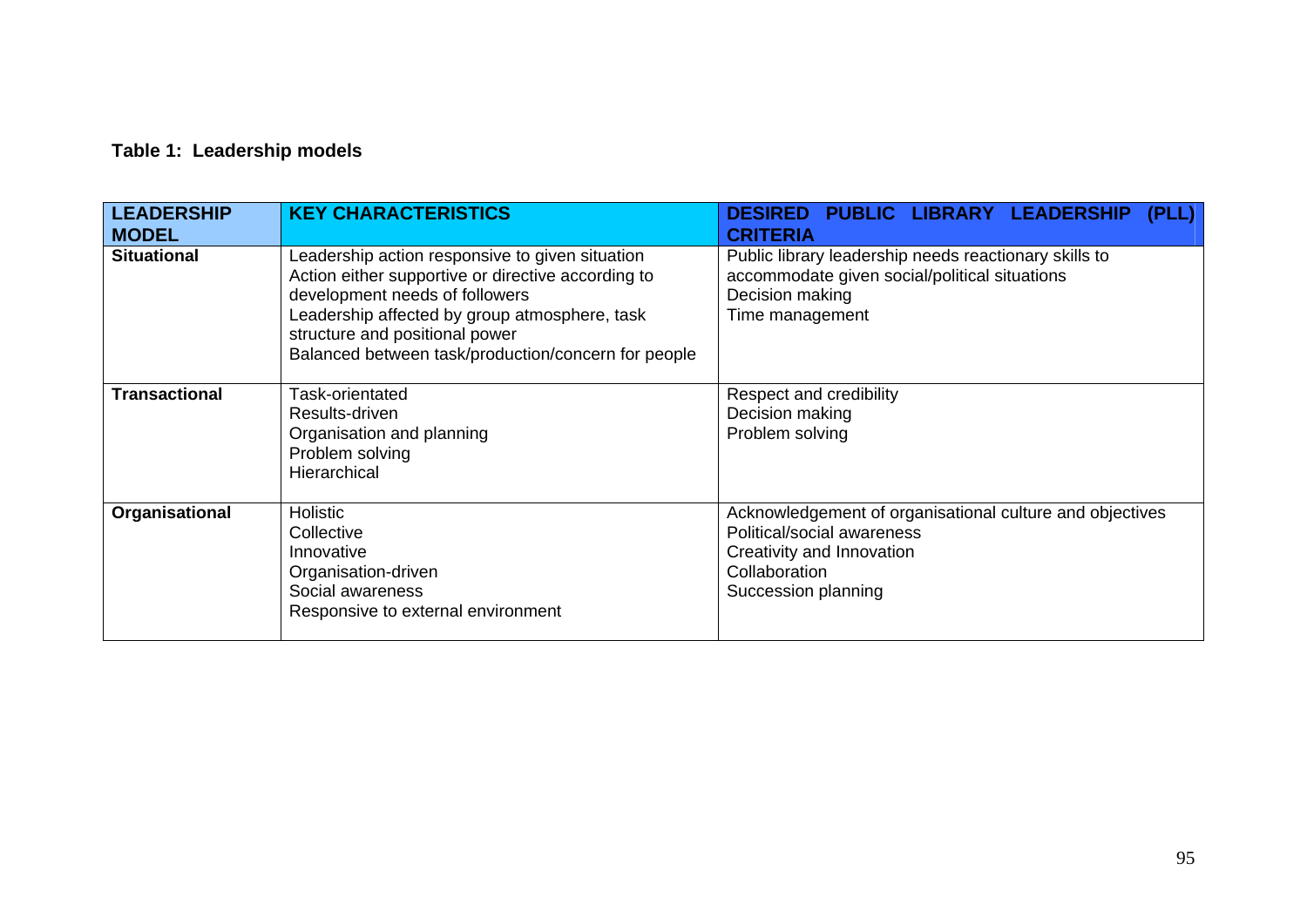**Table 1: Leadership models**

| LEADERSHIP MODEL | KEY CHARACTERISTICS | DESIRED PUBLIC LIBRARY LEADERSHIP (PLL) CRITERIA |
|---|---|---|
| **Situational** | Leadership action responsive to given situation<br>Action either supportive or directive according to development needs of followers<br>Leadership affected by group atmosphere, task structure and positional power<br>Balanced between task/production/concern for people | Public library leadership needs reactionary skills to accommodate given social/political situations<br>Decision making<br>Time management |
| **Transactional** | Task-orientated<br>Results-driven<br>Organisation and planning<br>Problem solving<br>Hierarchical | Respect and credibility<br>Decision making<br>Problem solving |
| **Organisational** | Holistic<br>Collective<br>Innovative<br>Organisation-driven<br>Social awareness<br>Responsive to external environment | Acknowledgement of organisational culture and objectives<br>Political/social awareness<br>Creativity and Innovation<br>Collaboration<br>Succession planning |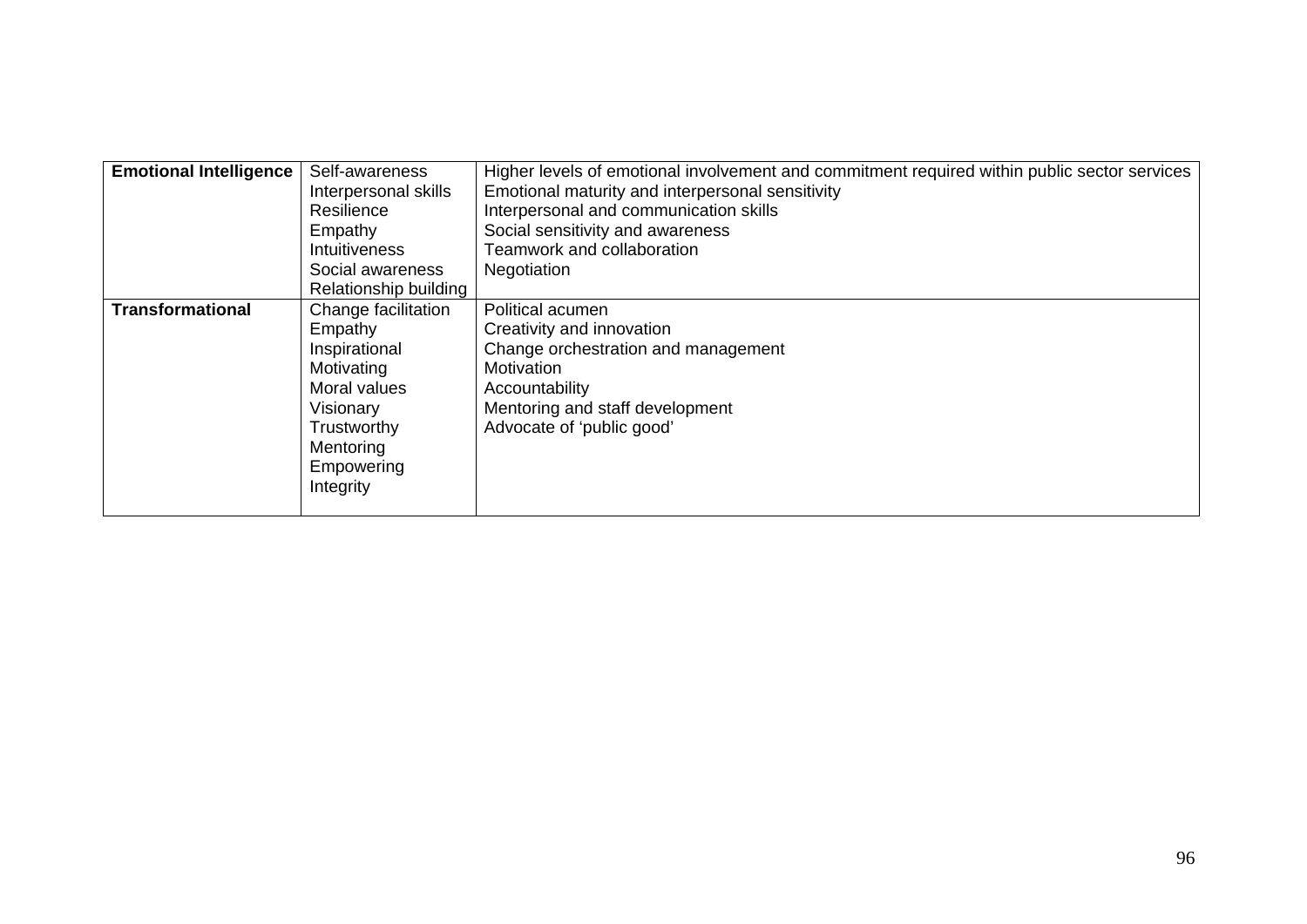| | | |
|---|---|---|
| **Emotional Intelligence** | Self-awareness<br>Interpersonal skills<br>Resilience<br>Empathy<br>Intuitiveness<br>Social awareness<br>Relationship building | Higher levels of emotional involvement and commitment required within public sector services<br>Emotional maturity and interpersonal sensitivity<br>Interpersonal and communication skills<br>Social sensitivity and awareness<br>Teamwork and collaboration<br>Negotiation |
| **Transformational** | Change facilitation<br>Empathy<br>Inspirational<br>Motivating<br>Moral values<br>Visionary<br>Trustworthy<br>Mentoring<br>Empowering<br>Integrity | Political acumen<br>Creativity and innovation<br>Change orchestration and management<br>Motivation<br>Accountability<br>Mentoring and staff development<br>Advocate of 'public good' |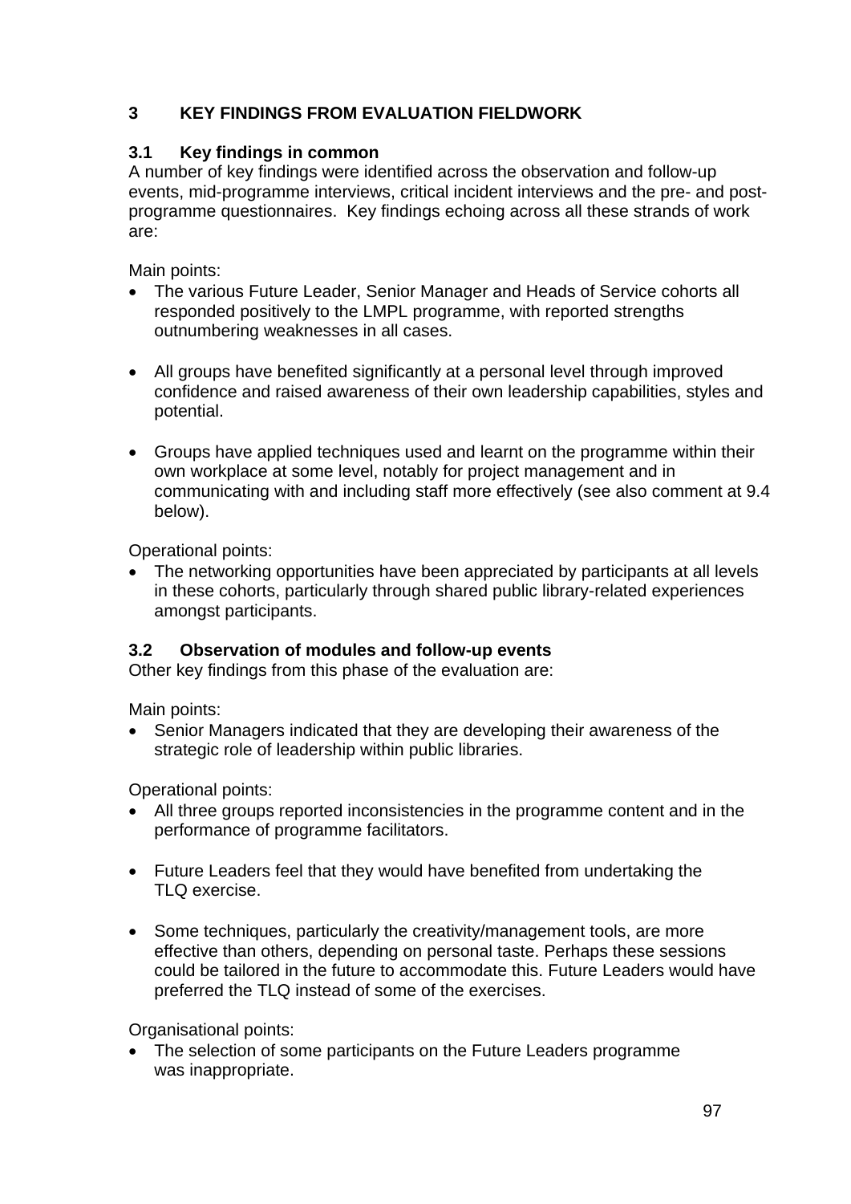## 3 KEY FINDINGS FROM EVALUATION FIELDWORK

### 3.1 Key findings in common

A number of key findings were identified across the observation and follow-up events, mid-programme interviews, critical incident interviews and the pre- and post-programme questionnaires. Key findings echoing across all these strands of work are:

Main points:

- The various Future Leader, Senior Manager and Heads of Service cohorts all responded positively to the LMPL programme, with reported strengths outnumbering weaknesses in all cases.
- All groups have benefited significantly at a personal level through improved confidence and raised awareness of their own leadership capabilities, styles and potential.
- Groups have applied techniques used and learnt on the programme within their own workplace at some level, notably for project management and in communicating with and including staff more effectively (see also comment at 9.4 below).

Operational points:

- The networking opportunities have been appreciated by participants at all levels in these cohorts, particularly through shared public library-related experiences amongst participants.

### 3.2 Observation of modules and follow-up events

Other key findings from this phase of the evaluation are:

Main points:

- Senior Managers indicated that they are developing their awareness of the strategic role of leadership within public libraries.

Operational points:

- All three groups reported inconsistencies in the programme content and in the performance of programme facilitators.
- Future Leaders feel that they would have benefited from undertaking the TLQ exercise.
- Some techniques, particularly the creativity/management tools, are more effective than others, depending on personal taste. Perhaps these sessions could be tailored in the future to accommodate this. Future Leaders would have preferred the TLQ instead of some of the exercises.

Organisational points:

- The selection of some participants on the Future Leaders programme was inappropriate.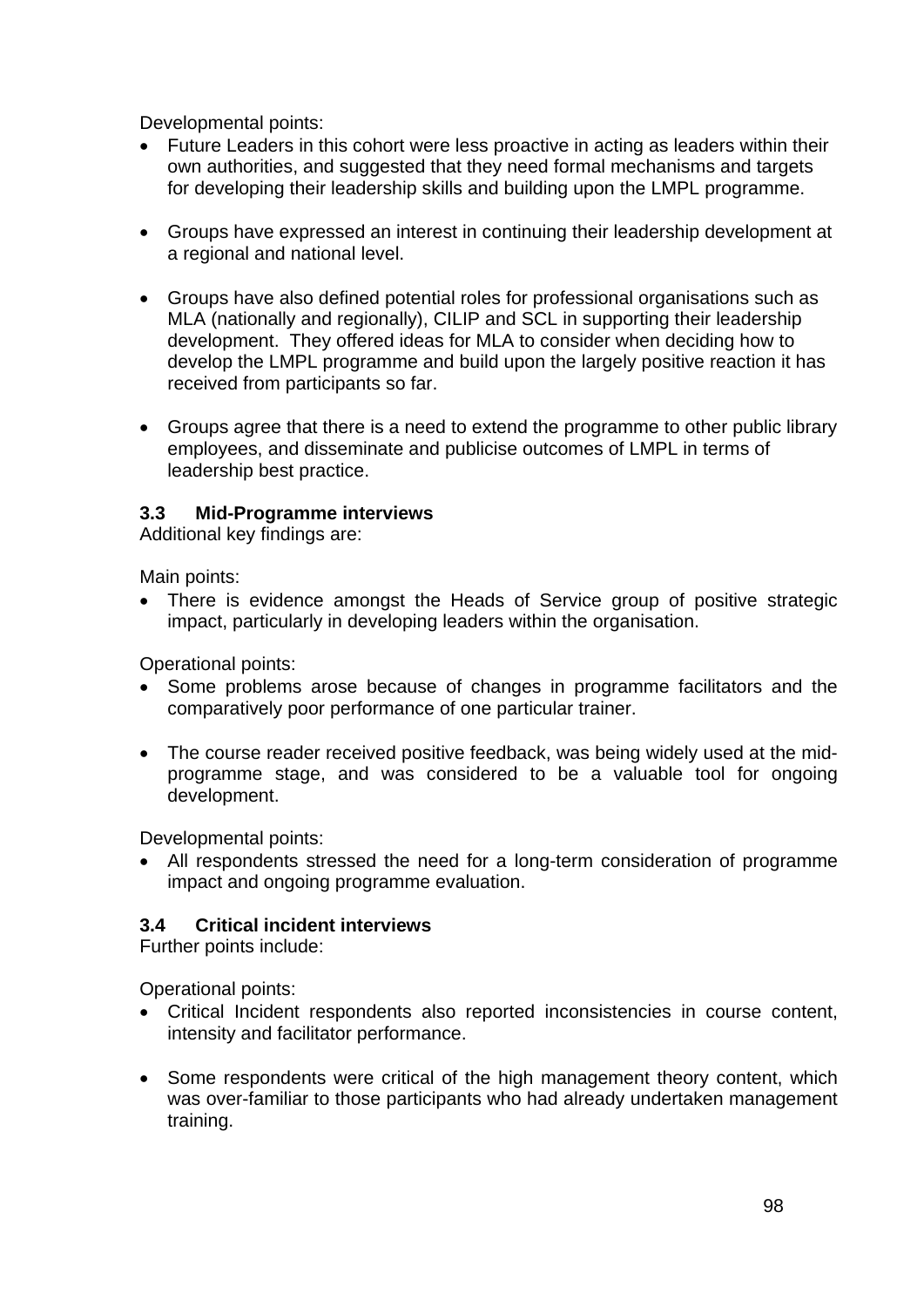Developmental points:

- Future Leaders in this cohort were less proactive in acting as leaders within their own authorities, and suggested that they need formal mechanisms and targets for developing their leadership skills and building upon the LMPL programme.

- Groups have expressed an interest in continuing their leadership development at a regional and national level.

- Groups have also defined potential roles for professional organisations such as MLA (nationally and regionally), CILIP and SCL in supporting their leadership development. They offered ideas for MLA to consider when deciding how to develop the LMPL programme and build upon the largely positive reaction it has received from participants so far.

- Groups agree that there is a need to extend the programme to other public library employees, and disseminate and publicise outcomes of LMPL in terms of leadership best practice.

### 3.3 Mid-Programme interviews

Additional key findings are:

Main points:

- There is evidence amongst the Heads of Service group of positive strategic impact, particularly in developing leaders within the organisation.

Operational points:

- Some problems arose because of changes in programme facilitators and the comparatively poor performance of one particular trainer.

- The course reader received positive feedback, was being widely used at the mid-programme stage, and was considered to be a valuable tool for ongoing development.

Developmental points:

- All respondents stressed the need for a long-term consideration of programme impact and ongoing programme evaluation.

### 3.4 Critical incident interviews

Further points include:

Operational points:

- Critical Incident respondents also reported inconsistencies in course content, intensity and facilitator performance.

- Some respondents were critical of the high management theory content, which was over-familiar to those participants who had already undertaken management training.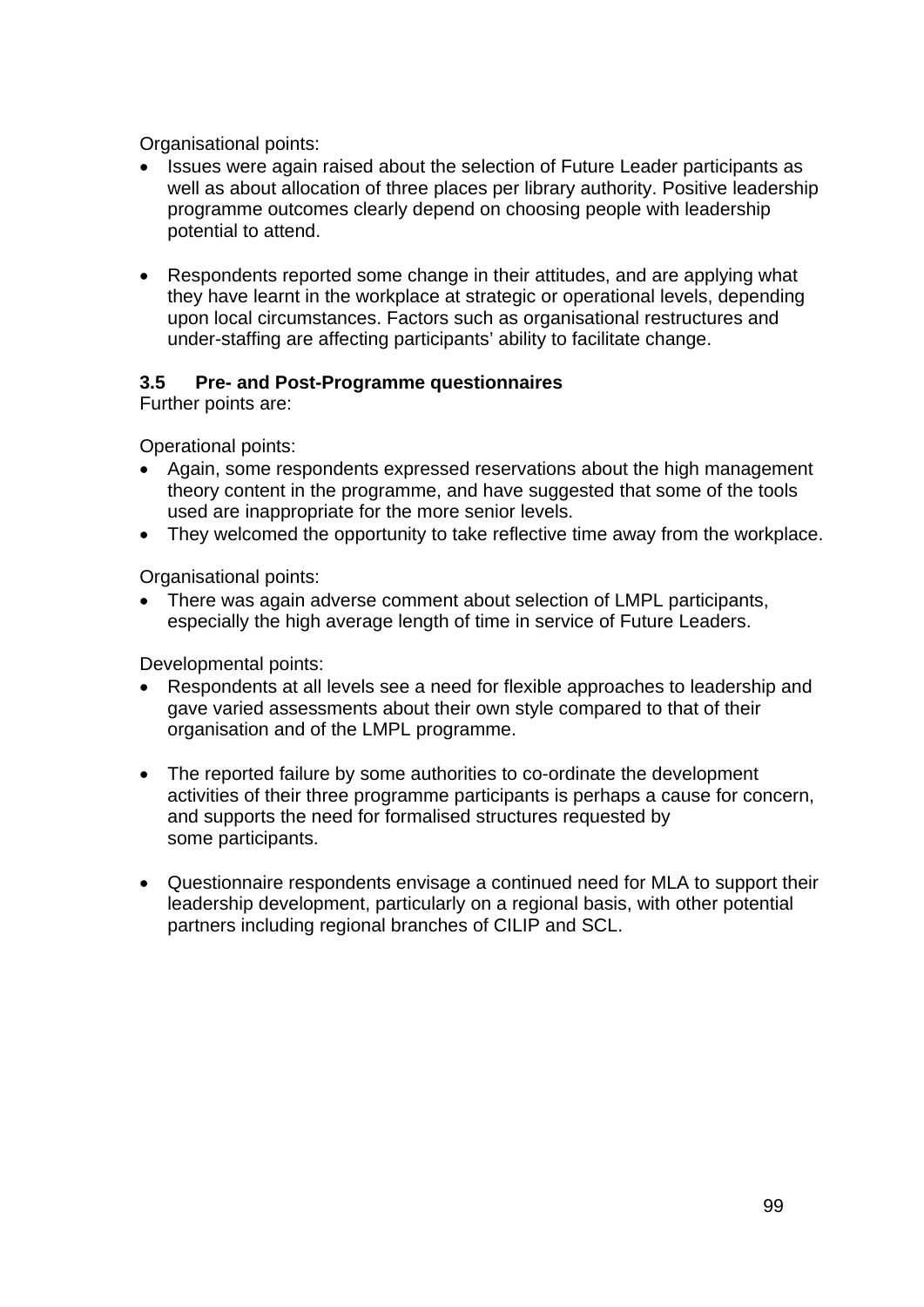Organisational points:

- Issues were again raised about the selection of Future Leader participants as well as about allocation of three places per library authority. Positive leadership programme outcomes clearly depend on choosing people with leadership potential to attend.

- Respondents reported some change in their attitudes, and are applying what they have learnt in the workplace at strategic or operational levels, depending upon local circumstances. Factors such as organisational restructures and under-staffing are affecting participants' ability to facilitate change.

### 3.5 Pre- and Post-Programme questionnaires

Further points are:

Operational points:

- Again, some respondents expressed reservations about the high management theory content in the programme, and have suggested that some of the tools used are inappropriate for the more senior levels.
- They welcomed the opportunity to take reflective time away from the workplace.

Organisational points:

- There was again adverse comment about selection of LMPL participants, especially the high average length of time in service of Future Leaders.

Developmental points:

- Respondents at all levels see a need for flexible approaches to leadership and gave varied assessments about their own style compared to that of their organisation and of the LMPL programme.

- The reported failure by some authorities to co-ordinate the development activities of their three programme participants is perhaps a cause for concern, and supports the need for formalised structures requested by some participants.

- Questionnaire respondents envisage a continued need for MLA to support their leadership development, particularly on a regional basis, with other potential partners including regional branches of CILIP and SCL.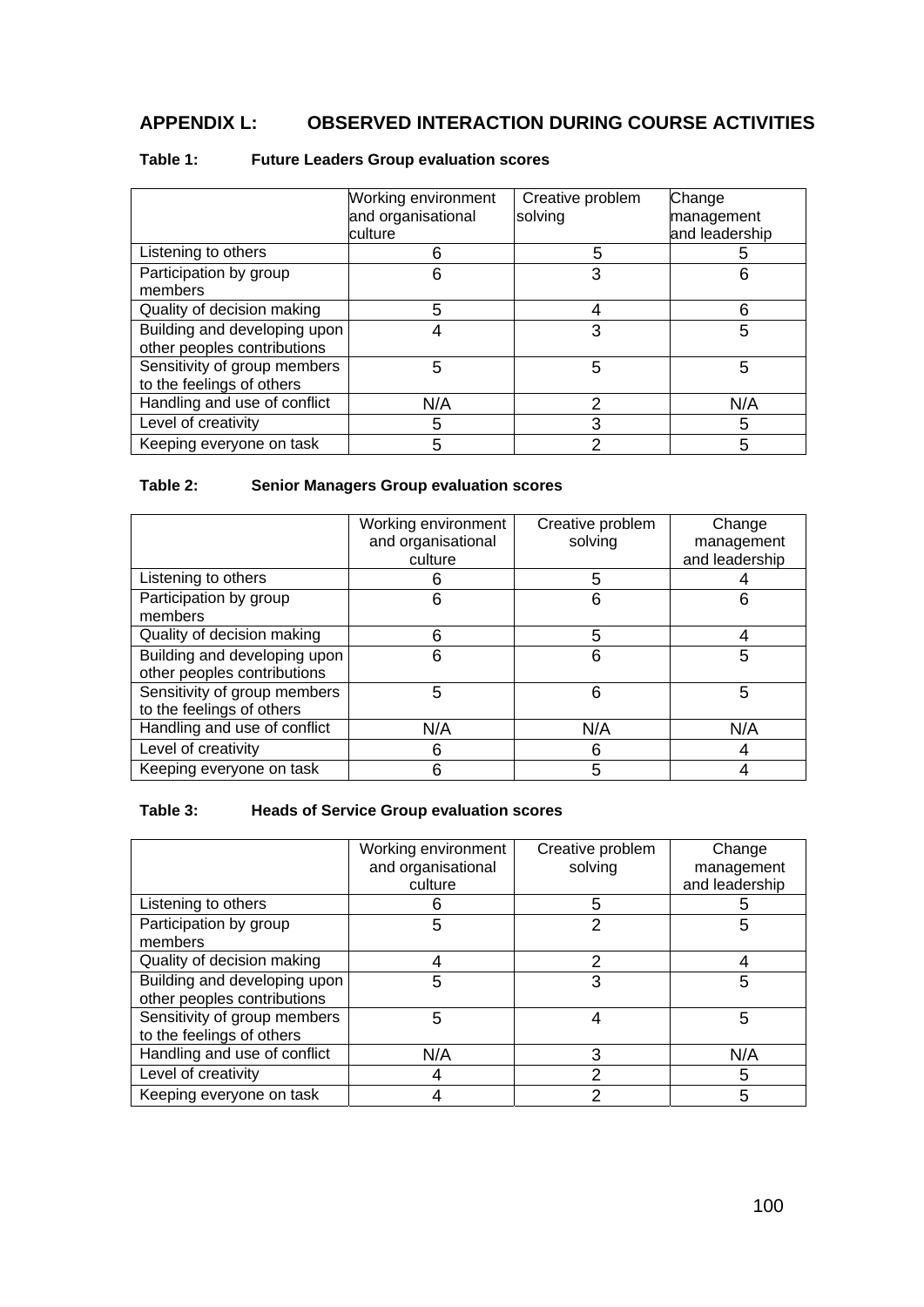## APPENDIX L: OBSERVED INTERACTION DURING COURSE ACTIVITIES

**Table 1: Future Leaders Group evaluation scores**

| | Working environment and organisational culture | Creative problem solving | Change management and leadership |
|---|---|---|---|
| Listening to others | 6 | 5 | 5 |
| Participation by group members | 6 | 3 | 6 |
| Quality of decision making | 5 | 4 | 6 |
| Building and developing upon other peoples contributions | 4 | 3 | 5 |
| Sensitivity of group members to the feelings of others | 5 | 5 | 5 |
| Handling and use of conflict | N/A | 2 | N/A |
| Level of creativity | 5 | 3 | 5 |
| Keeping everyone on task | 5 | 2 | 5 |

**Table 2: Senior Managers Group evaluation scores**

| | Working environment and organisational culture | Creative problem solving | Change management and leadership |
|---|---|---|---|
| Listening to others | 6 | 5 | 4 |
| Participation by group members | 6 | 6 | 6 |
| Quality of decision making | 6 | 5 | 4 |
| Building and developing upon other peoples contributions | 6 | 6 | 5 |
| Sensitivity of group members to the feelings of others | 5 | 6 | 5 |
| Handling and use of conflict | N/A | N/A | N/A |
| Level of creativity | 6 | 6 | 4 |
| Keeping everyone on task | 6 | 5 | 4 |

**Table 3: Heads of Service Group evaluation scores**

| | Working environment and organisational culture | Creative problem solving | Change management and leadership |
|---|---|---|---|
| Listening to others | 6 | 5 | 5 |
| Participation by group members | 5 | 2 | 5 |
| Quality of decision making | 4 | 2 | 4 |
| Building and developing upon other peoples contributions | 5 | 3 | 5 |
| Sensitivity of group members to the feelings of others | 5 | 4 | 5 |
| Handling and use of conflict | N/A | 3 | N/A |
| Level of creativity | 4 | 2 | 5 |
| Keeping everyone on task | 4 | 2 | 5 |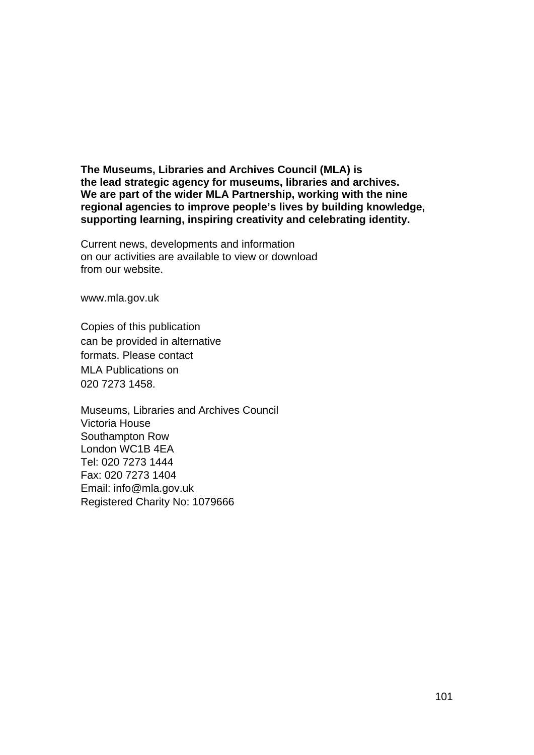**The Museums, Libraries and Archives Council (MLA) is the lead strategic agency for museums, libraries and archives. We are part of the wider MLA Partnership, working with the nine regional agencies to improve people's lives by building knowledge, supporting learning, inspiring creativity and celebrating identity.**

Current news, developments and information on our activities are available to view or download from our website.

www.mla.gov.uk

Copies of this publication can be provided in alternative formats. Please contact MLA Publications on 020 7273 1458.

Museums, Libraries and Archives Council
Victoria House
Southampton Row
London WC1B 4EA
Tel: 020 7273 1444
Fax: 020 7273 1404
Email: info@mla.gov.uk
Registered Charity No: 1079666